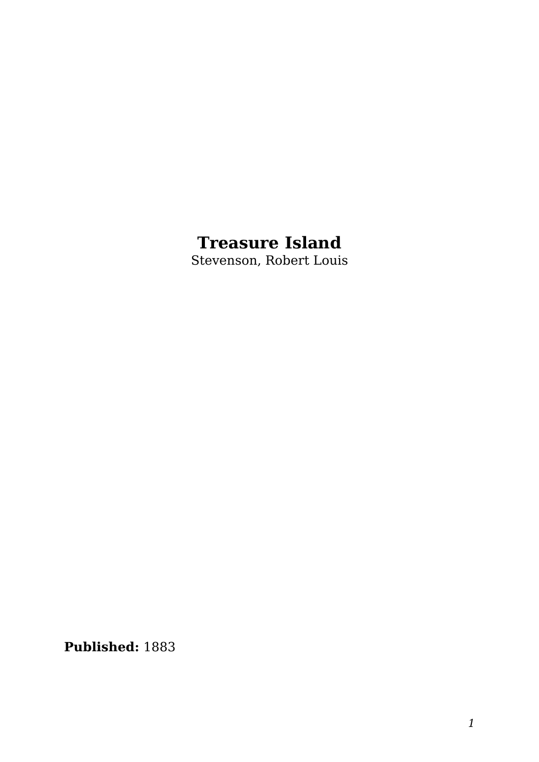# Treasure Island

Stevenson, Robert Louis

**Published:** 1883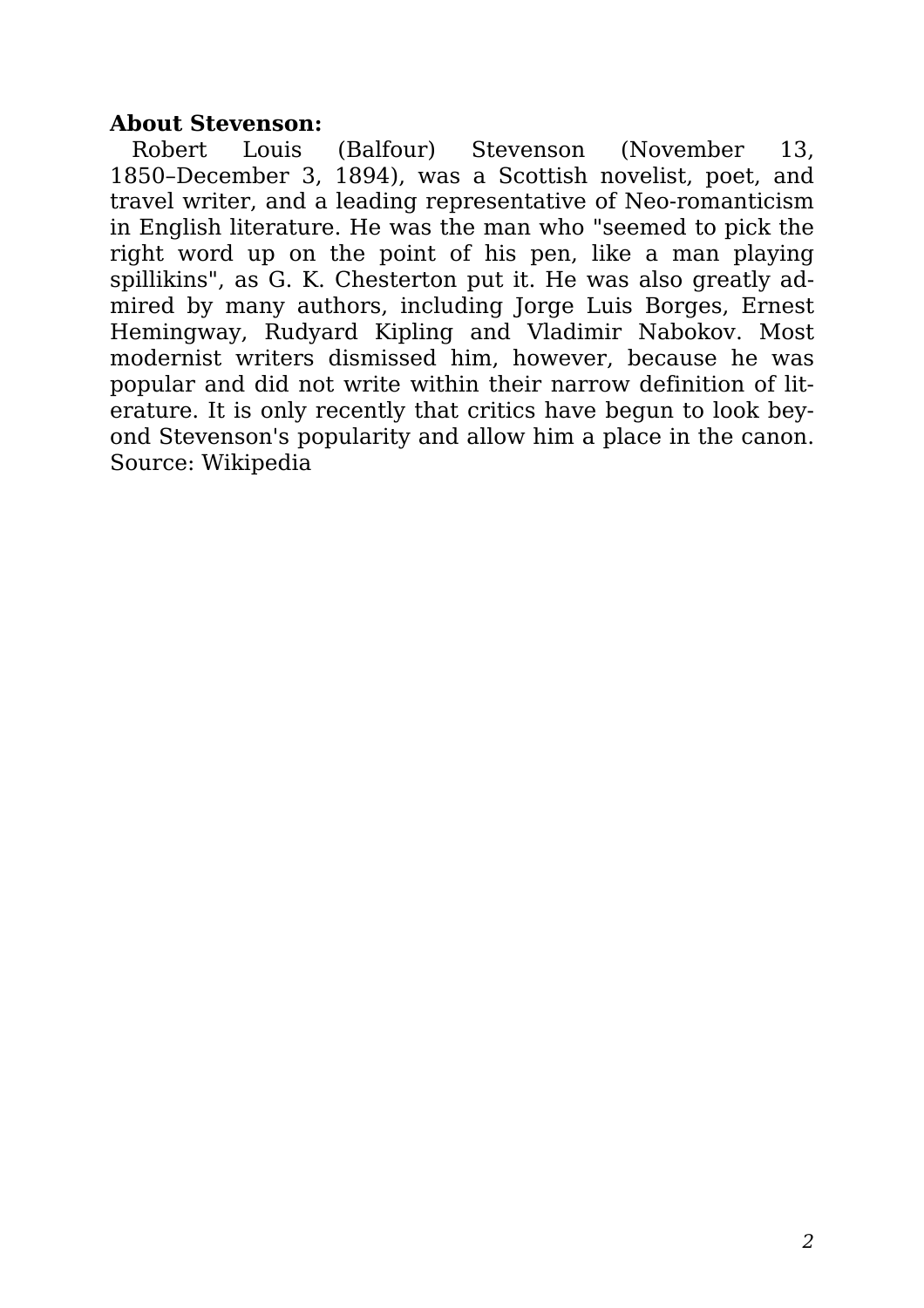**About Stevenson:**

Robert Louis (Balfour) Stevenson (November 13, 1850–December 3, 1894), was a Scottish novelist, poet, and travel writer, and a leading representative of Neo-romanticism in English literature. He was the man who "seemed to pick the right word up on the point of his pen, like a man playing spillikins", as G. K. Chesterton put it. He was also greatly admired by many authors, including Jorge Luis Borges, Ernest Hemingway, Rudyard Kipling and Vladimir Nabokov. Most modernist writers dismissed him, however, because he was popular and did not write within their narrow definition of literature. It is only recently that critics have begun to look beyond Stevenson's popularity and allow him a place in the canon. Source: Wikipedia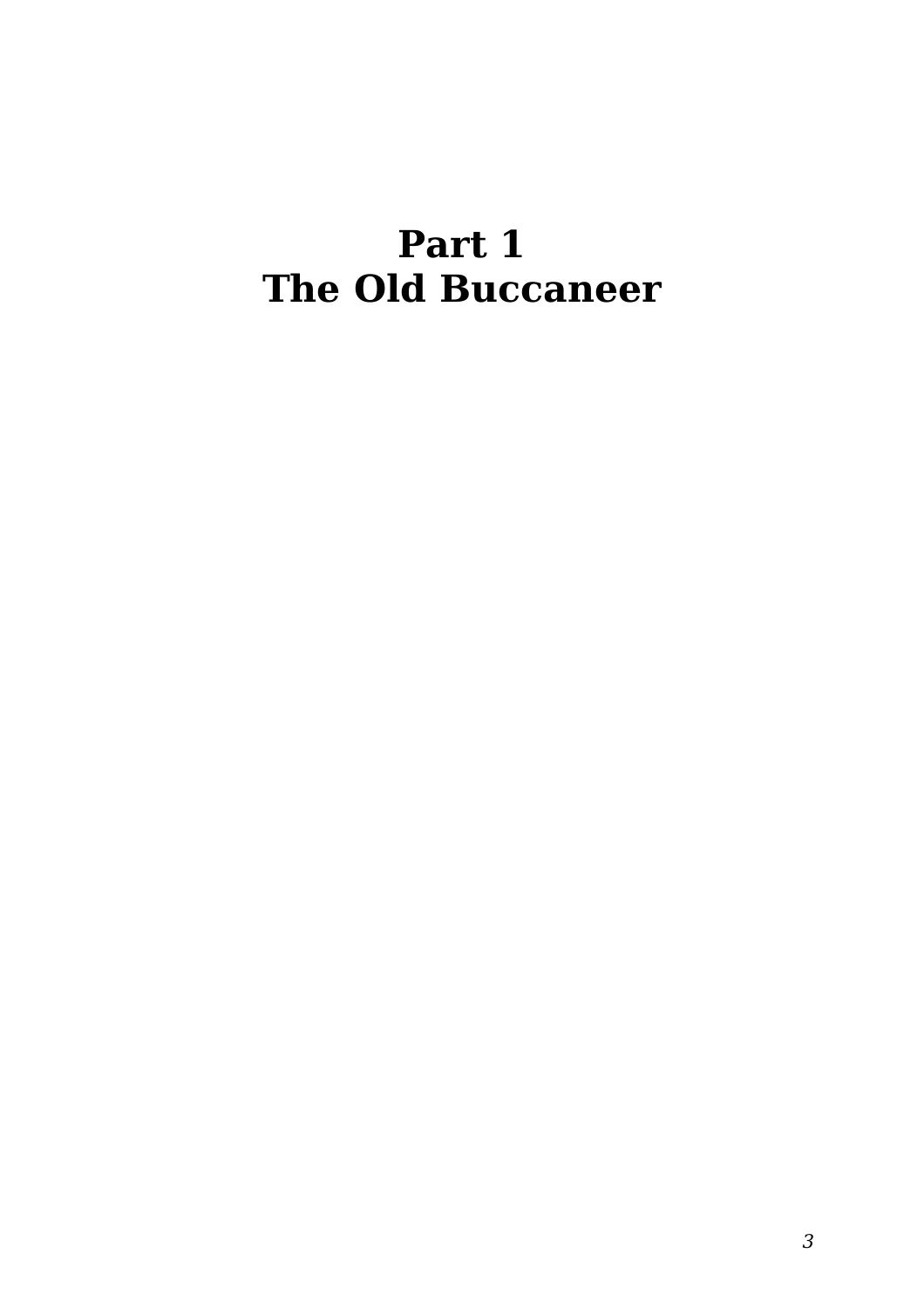# Part 1
# The Old Buccaneer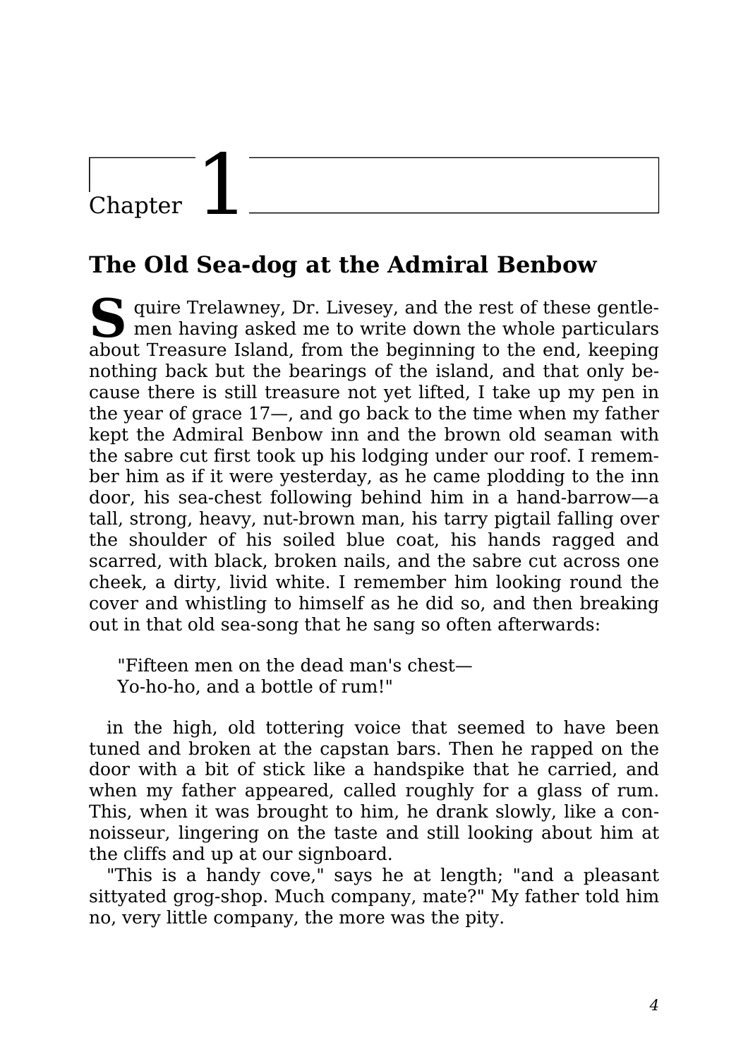# Chapter 1

## The Old Sea-dog at the Admiral Benbow

Squire Trelawney, Dr. Livesey, and the rest of these gentlemen having asked me to write down the whole particulars about Treasure Island, from the beginning to the end, keeping nothing back but the bearings of the island, and that only because there is still treasure not yet lifted, I take up my pen in the year of grace 17—, and go back to the time when my father kept the Admiral Benbow inn and the brown old seaman with the sabre cut first took up his lodging under our roof. I remember him as if it were yesterday, as he came plodding to the inn door, his sea-chest following behind him in a hand-barrow—a tall, strong, heavy, nut-brown man, his tarry pigtail falling over the shoulder of his soiled blue coat, his hands ragged and scarred, with black, broken nails, and the sabre cut across one cheek, a dirty, livid white. I remember him looking round the cover and whistling to himself as he did so, and then breaking out in that old sea-song that he sang so often afterwards:

> "Fifteen men on the dead man's chest—
> Yo-ho-ho, and a bottle of rum!"

in the high, old tottering voice that seemed to have been tuned and broken at the capstan bars. Then he rapped on the door with a bit of stick like a handspike that he carried, and when my father appeared, called roughly for a glass of rum. This, when it was brought to him, he drank slowly, like a connoisseur, lingering on the taste and still looking about him at the cliffs and up at our signboard.

"This is a handy cove," says he at length; "and a pleasant sittyated grog-shop. Much company, mate?" My father told him no, very little company, the more was the pity.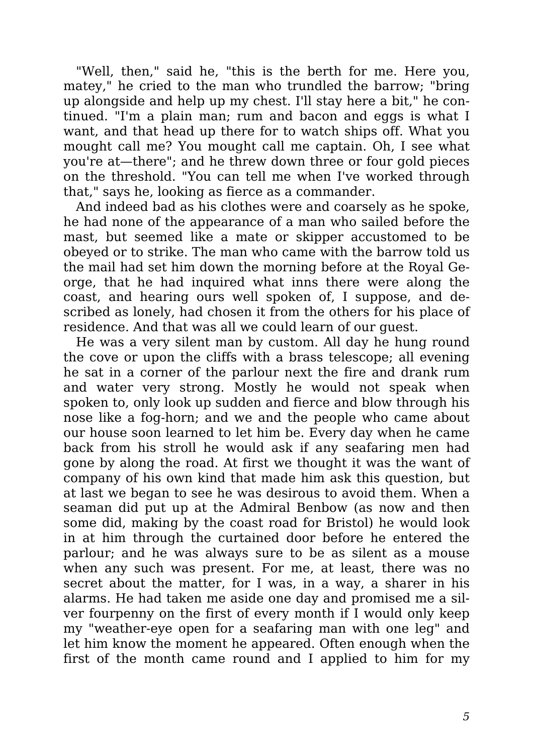"Well, then," said he, "this is the berth for me. Here you, matey," he cried to the man who trundled the barrow; "bring up alongside and help up my chest. I'll stay here a bit," he continued. "I'm a plain man; rum and bacon and eggs is what I want, and that head up there for to watch ships off. What you mought call me? You mought call me captain. Oh, I see what you're at—there"; and he threw down three or four gold pieces on the threshold. "You can tell me when I've worked through that," says he, looking as fierce as a commander.

And indeed bad as his clothes were and coarsely as he spoke, he had none of the appearance of a man who sailed before the mast, but seemed like a mate or skipper accustomed to be obeyed or to strike. The man who came with the barrow told us the mail had set him down the morning before at the Royal George, that he had inquired what inns there were along the coast, and hearing ours well spoken of, I suppose, and described as lonely, had chosen it from the others for his place of residence. And that was all we could learn of our guest.

He was a very silent man by custom. All day he hung round the cove or upon the cliffs with a brass telescope; all evening he sat in a corner of the parlour next the fire and drank rum and water very strong. Mostly he would not speak when spoken to, only look up sudden and fierce and blow through his nose like a fog-horn; and we and the people who came about our house soon learned to let him be. Every day when he came back from his stroll he would ask if any seafaring men had gone by along the road. At first we thought it was the want of company of his own kind that made him ask this question, but at last we began to see he was desirous to avoid them. When a seaman did put up at the Admiral Benbow (as now and then some did, making by the coast road for Bristol) he would look in at him through the curtained door before he entered the parlour; and he was always sure to be as silent as a mouse when any such was present. For me, at least, there was no secret about the matter, for I was, in a way, a sharer in his alarms. He had taken me aside one day and promised me a silver fourpenny on the first of every month if I would only keep my "weather-eye open for a seafaring man with one leg" and let him know the moment he appeared. Often enough when the first of the month came round and I applied to him for my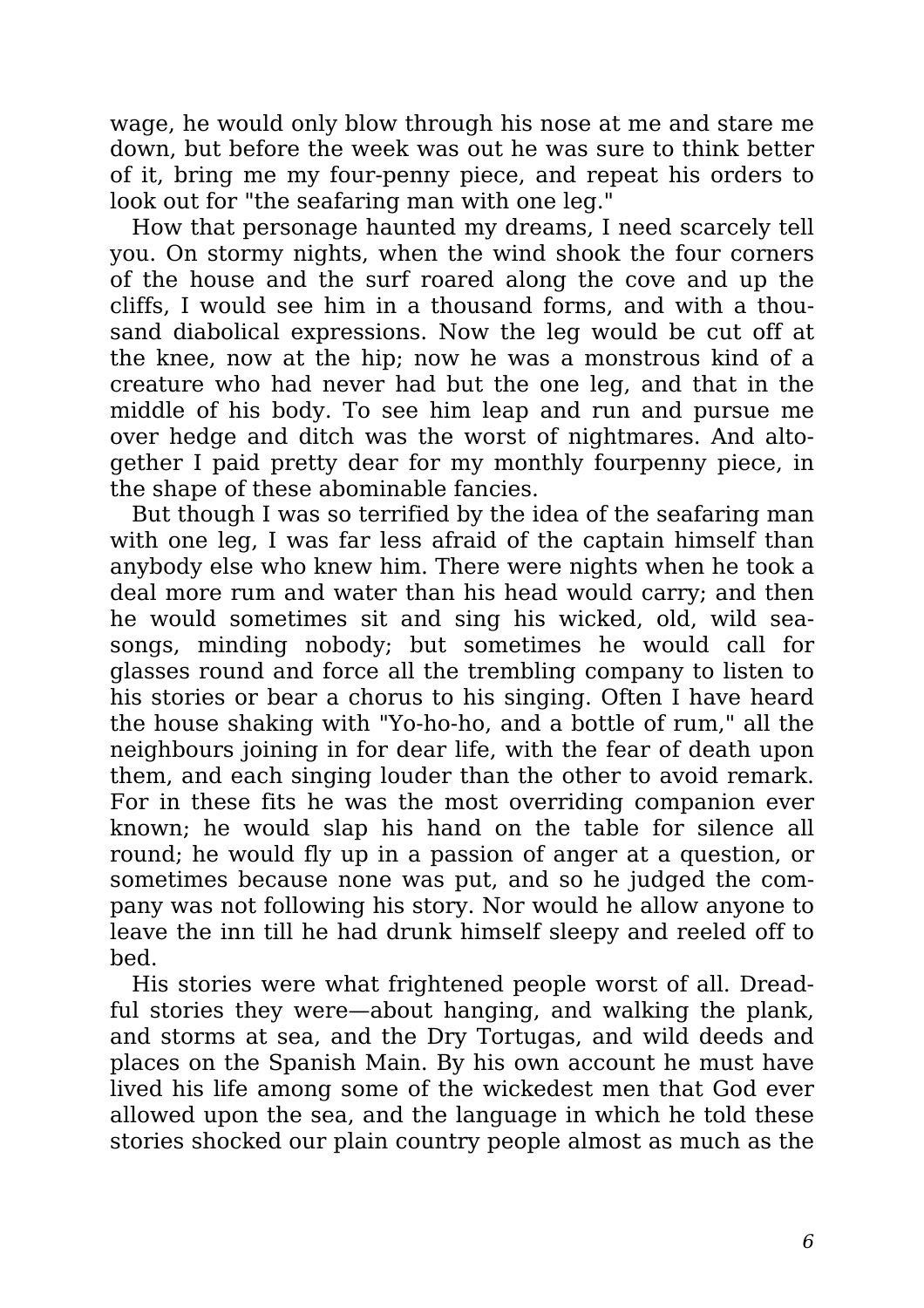wage, he would only blow through his nose at me and stare me down, but before the week was out he was sure to think better of it, bring me my four-penny piece, and repeat his orders to look out for "the seafaring man with one leg."

How that personage haunted my dreams, I need scarcely tell you. On stormy nights, when the wind shook the four corners of the house and the surf roared along the cove and up the cliffs, I would see him in a thousand forms, and with a thousand diabolical expressions. Now the leg would be cut off at the knee, now at the hip; now he was a monstrous kind of a creature who had never had but the one leg, and that in the middle of his body. To see him leap and run and pursue me over hedge and ditch was the worst of nightmares. And altogether I paid pretty dear for my monthly fourpenny piece, in the shape of these abominable fancies.

But though I was so terrified by the idea of the seafaring man with one leg, I was far less afraid of the captain himself than anybody else who knew him. There were nights when he took a deal more rum and water than his head would carry; and then he would sometimes sit and sing his wicked, old, wild sea-songs, minding nobody; but sometimes he would call for glasses round and force all the trembling company to listen to his stories or bear a chorus to his singing. Often I have heard the house shaking with "Yo-ho-ho, and a bottle of rum," all the neighbours joining in for dear life, with the fear of death upon them, and each singing louder than the other to avoid remark. For in these fits he was the most overriding companion ever known; he would slap his hand on the table for silence all round; he would fly up in a passion of anger at a question, or sometimes because none was put, and so he judged the company was not following his story. Nor would he allow anyone to leave the inn till he had drunk himself sleepy and reeled off to bed.

His stories were what frightened people worst of all. Dreadful stories they were—about hanging, and walking the plank, and storms at sea, and the Dry Tortugas, and wild deeds and places on the Spanish Main. By his own account he must have lived his life among some of the wickedest men that God ever allowed upon the sea, and the language in which he told these stories shocked our plain country people almost as much as the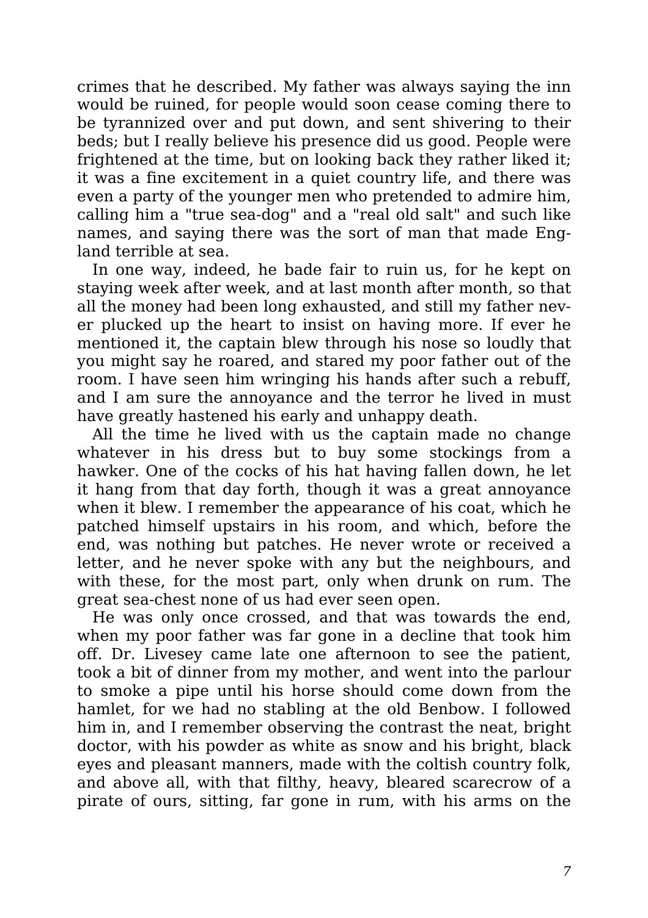crimes that he described. My father was always saying the inn would be ruined, for people would soon cease coming there to be tyrannized over and put down, and sent shivering to their beds; but I really believe his presence did us good. People were frightened at the time, but on looking back they rather liked it; it was a fine excitement in a quiet country life, and there was even a party of the younger men who pretended to admire him, calling him a "true sea-dog" and a "real old salt" and such like names, and saying there was the sort of man that made England terrible at sea.

In one way, indeed, he bade fair to ruin us, for he kept on staying week after week, and at last month after month, so that all the money had been long exhausted, and still my father never plucked up the heart to insist on having more. If ever he mentioned it, the captain blew through his nose so loudly that you might say he roared, and stared my poor father out of the room. I have seen him wringing his hands after such a rebuff, and I am sure the annoyance and the terror he lived in must have greatly hastened his early and unhappy death.

All the time he lived with us the captain made no change whatever in his dress but to buy some stockings from a hawker. One of the cocks of his hat having fallen down, he let it hang from that day forth, though it was a great annoyance when it blew. I remember the appearance of his coat, which he patched himself upstairs in his room, and which, before the end, was nothing but patches. He never wrote or received a letter, and he never spoke with any but the neighbours, and with these, for the most part, only when drunk on rum. The great sea-chest none of us had ever seen open.

He was only once crossed, and that was towards the end, when my poor father was far gone in a decline that took him off. Dr. Livesey came late one afternoon to see the patient, took a bit of dinner from my mother, and went into the parlour to smoke a pipe until his horse should come down from the hamlet, for we had no stabling at the old Benbow. I followed him in, and I remember observing the contrast the neat, bright doctor, with his powder as white as snow and his bright, black eyes and pleasant manners, made with the coltish country folk, and above all, with that filthy, heavy, bleared scarecrow of a pirate of ours, sitting, far gone in rum, with his arms on the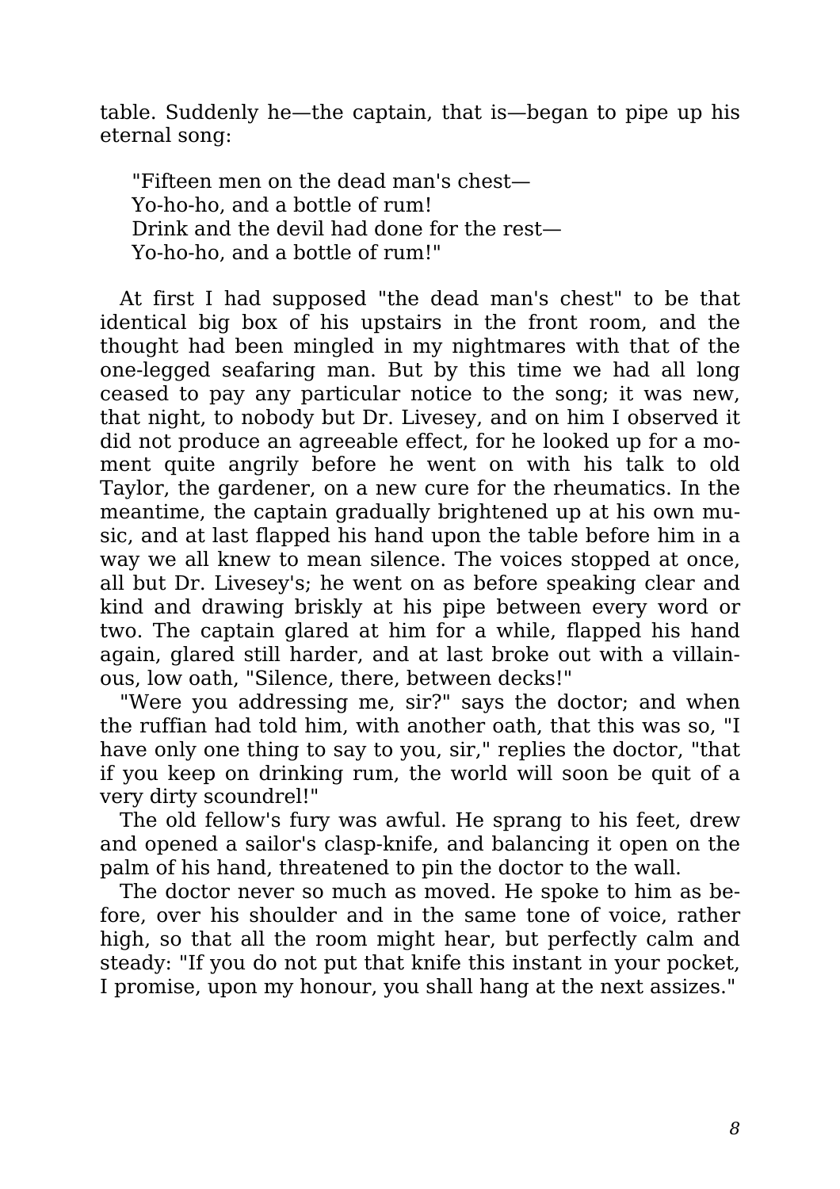table. Suddenly he—the captain, that is—began to pipe up his eternal song:

> "Fifteen men on the dead man's chest—
> Yo-ho-ho, and a bottle of rum!
> Drink and the devil had done for the rest—
> Yo-ho-ho, and a bottle of rum!"

At first I had supposed "the dead man's chest" to be that identical big box of his upstairs in the front room, and the thought had been mingled in my nightmares with that of the one-legged seafaring man. But by this time we had all long ceased to pay any particular notice to the song; it was new, that night, to nobody but Dr. Livesey, and on him I observed it did not produce an agreeable effect, for he looked up for a moment quite angrily before he went on with his talk to old Taylor, the gardener, on a new cure for the rheumatics. In the meantime, the captain gradually brightened up at his own music, and at last flapped his hand upon the table before him in a way we all knew to mean silence. The voices stopped at once, all but Dr. Livesey's; he went on as before speaking clear and kind and drawing briskly at his pipe between every word or two. The captain glared at him for a while, flapped his hand again, glared still harder, and at last broke out with a villainous, low oath, "Silence, there, between decks!"

"Were you addressing me, sir?" says the doctor; and when the ruffian had told him, with another oath, that this was so, "I have only one thing to say to you, sir," replies the doctor, "that if you keep on drinking rum, the world will soon be quit of a very dirty scoundrel!"

The old fellow's fury was awful. He sprang to his feet, drew and opened a sailor's clasp-knife, and balancing it open on the palm of his hand, threatened to pin the doctor to the wall.

The doctor never so much as moved. He spoke to him as before, over his shoulder and in the same tone of voice, rather high, so that all the room might hear, but perfectly calm and steady: "If you do not put that knife this instant in your pocket, I promise, upon my honour, you shall hang at the next assizes."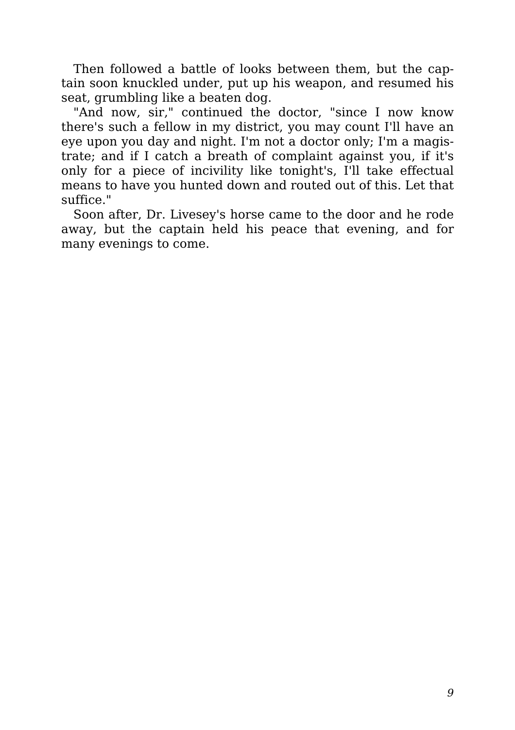Then followed a battle of looks between them, but the captain soon knuckled under, put up his weapon, and resumed his seat, grumbling like a beaten dog.

"And now, sir," continued the doctor, "since I now know there's such a fellow in my district, you may count I'll have an eye upon you day and night. I'm not a doctor only; I'm a magistrate; and if I catch a breath of complaint against you, if it's only for a piece of incivility like tonight's, I'll take effectual means to have you hunted down and routed out of this. Let that suffice."

Soon after, Dr. Livesey's horse came to the door and he rode away, but the captain held his peace that evening, and for many evenings to come.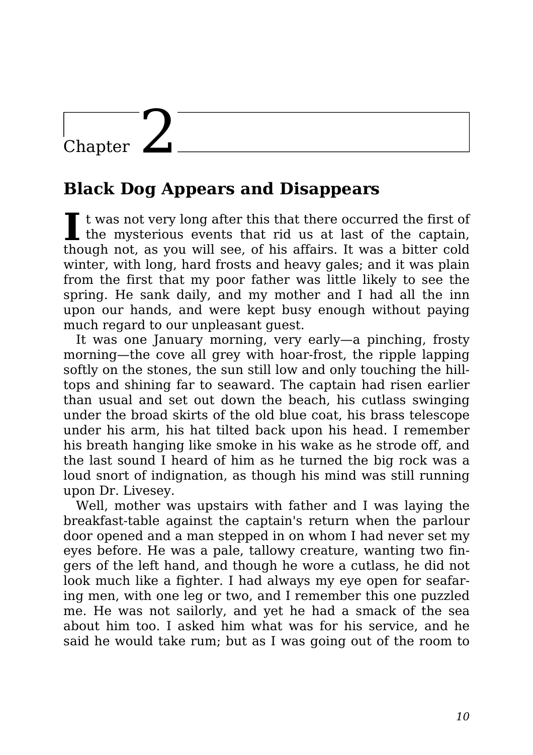# Chapter 2

## Black Dog Appears and Disappears

It was not very long after this that there occurred the first of the mysterious events that rid us at last of the captain, though not, as you will see, of his affairs. It was a bitter cold winter, with long, hard frosts and heavy gales; and it was plain from the first that my poor father was little likely to see the spring. He sank daily, and my mother and I had all the inn upon our hands, and were kept busy enough without paying much regard to our unpleasant guest.

It was one January morning, very early—a pinching, frosty morning—the cove all grey with hoar-frost, the ripple lapping softly on the stones, the sun still low and only touching the hill-tops and shining far to seaward. The captain had risen earlier than usual and set out down the beach, his cutlass swinging under the broad skirts of the old blue coat, his brass telescope under his arm, his hat tilted back upon his head. I remember his breath hanging like smoke in his wake as he strode off, and the last sound I heard of him as he turned the big rock was a loud snort of indignation, as though his mind was still running upon Dr. Livesey.

Well, mother was upstairs with father and I was laying the breakfast-table against the captain's return when the parlour door opened and a man stepped in on whom I had never set my eyes before. He was a pale, tallowy creature, wanting two fingers of the left hand, and though he wore a cutlass, he did not look much like a fighter. I had always my eye open for seafaring men, with one leg or two, and I remember this one puzzled me. He was not sailorly, and yet he had a smack of the sea about him too. I asked him what was for his service, and he said he would take rum; but as I was going out of the room to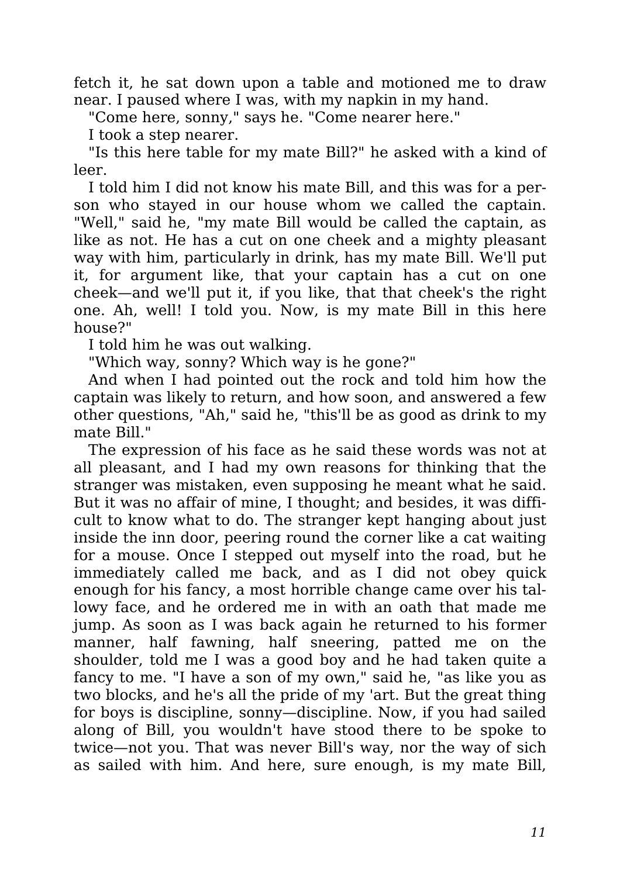fetch it, he sat down upon a table and motioned me to draw near. I paused where I was, with my napkin in my hand.

"Come here, sonny," says he. "Come nearer here."

I took a step nearer.

"Is this here table for my mate Bill?" he asked with a kind of leer.

I told him I did not know his mate Bill, and this was for a person who stayed in our house whom we called the captain. "Well," said he, "my mate Bill would be called the captain, as like as not. He has a cut on one cheek and a mighty pleasant way with him, particularly in drink, has my mate Bill. We'll put it, for argument like, that your captain has a cut on one cheek—and we'll put it, if you like, that that cheek's the right one. Ah, well! I told you. Now, is my mate Bill in this here house?"

I told him he was out walking.

"Which way, sonny? Which way is he gone?"

And when I had pointed out the rock and told him how the captain was likely to return, and how soon, and answered a few other questions, "Ah," said he, "this'll be as good as drink to my mate Bill."

The expression of his face as he said these words was not at all pleasant, and I had my own reasons for thinking that the stranger was mistaken, even supposing he meant what he said. But it was no affair of mine, I thought; and besides, it was difficult to know what to do. The stranger kept hanging about just inside the inn door, peering round the corner like a cat waiting for a mouse. Once I stepped out myself into the road, but he immediately called me back, and as I did not obey quick enough for his fancy, a most horrible change came over his tallowy face, and he ordered me in with an oath that made me jump. As soon as I was back again he returned to his former manner, half fawning, half sneering, patted me on the shoulder, told me I was a good boy and he had taken quite a fancy to me. "I have a son of my own," said he, "as like you as two blocks, and he's all the pride of my 'art. But the great thing for boys is discipline, sonny—discipline. Now, if you had sailed along of Bill, you wouldn't have stood there to be spoke to twice—not you. That was never Bill's way, nor the way of sich as sailed with him. And here, sure enough, is my mate Bill,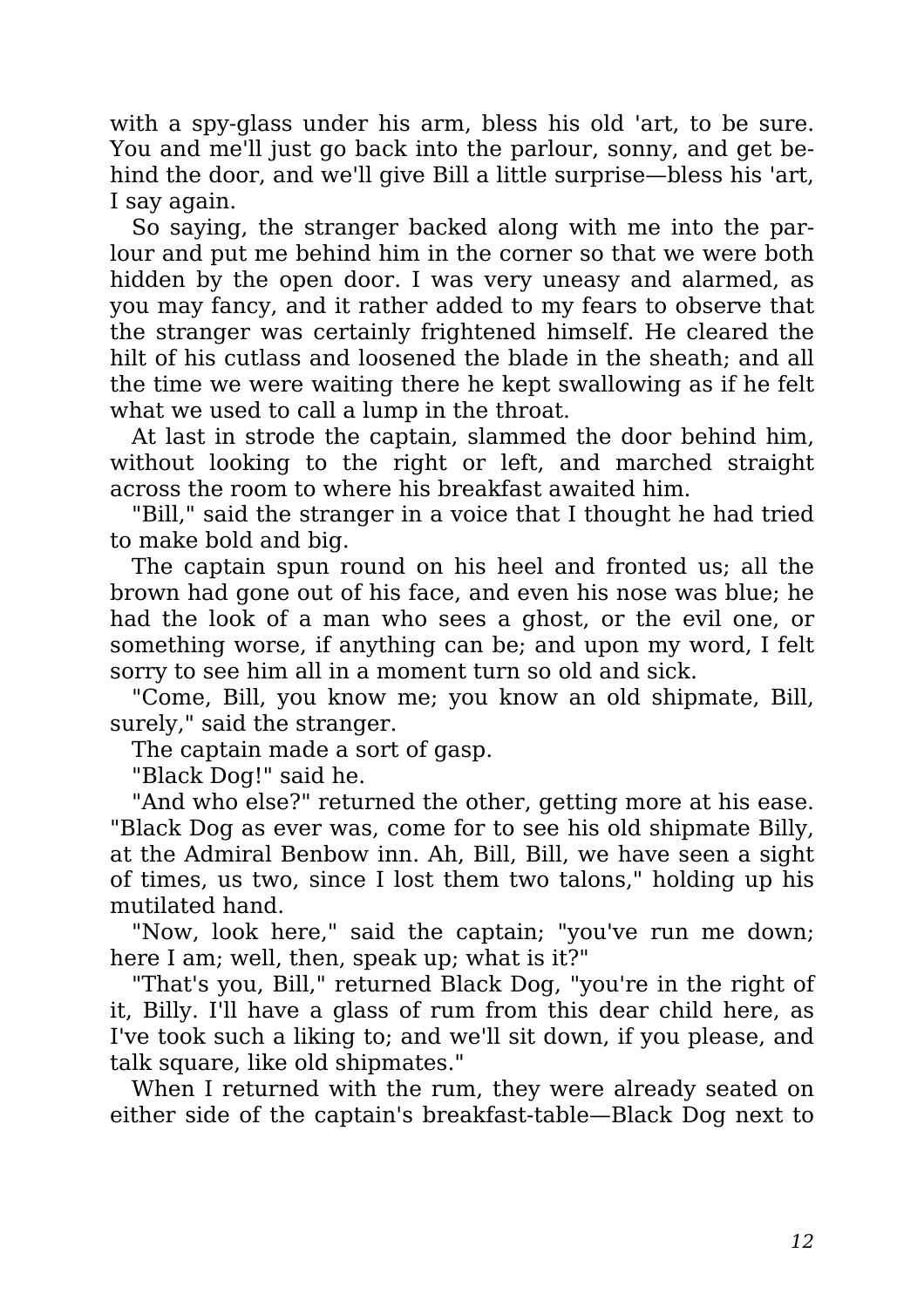with a spy-glass under his arm, bless his old 'art, to be sure. You and me'll just go back into the parlour, sonny, and get behind the door, and we'll give Bill a little surprise—bless his 'art, I say again.

So saying, the stranger backed along with me into the parlour and put me behind him in the corner so that we were both hidden by the open door. I was very uneasy and alarmed, as you may fancy, and it rather added to my fears to observe that the stranger was certainly frightened himself. He cleared the hilt of his cutlass and loosened the blade in the sheath; and all the time we were waiting there he kept swallowing as if he felt what we used to call a lump in the throat.

At last in strode the captain, slammed the door behind him, without looking to the right or left, and marched straight across the room to where his breakfast awaited him.

"Bill," said the stranger in a voice that I thought he had tried to make bold and big.

The captain spun round on his heel and fronted us; all the brown had gone out of his face, and even his nose was blue; he had the look of a man who sees a ghost, or the evil one, or something worse, if anything can be; and upon my word, I felt sorry to see him all in a moment turn so old and sick.

"Come, Bill, you know me; you know an old shipmate, Bill, surely," said the stranger.

The captain made a sort of gasp.

"Black Dog!" said he.

"And who else?" returned the other, getting more at his ease. "Black Dog as ever was, come for to see his old shipmate Billy, at the Admiral Benbow inn. Ah, Bill, Bill, we have seen a sight of times, us two, since I lost them two talons," holding up his mutilated hand.

"Now, look here," said the captain; "you've run me down; here I am; well, then, speak up; what is it?"

"That's you, Bill," returned Black Dog, "you're in the right of it, Billy. I'll have a glass of rum from this dear child here, as I've took such a liking to; and we'll sit down, if you please, and talk square, like old shipmates."

When I returned with the rum, they were already seated on either side of the captain's breakfast-table—Black Dog next to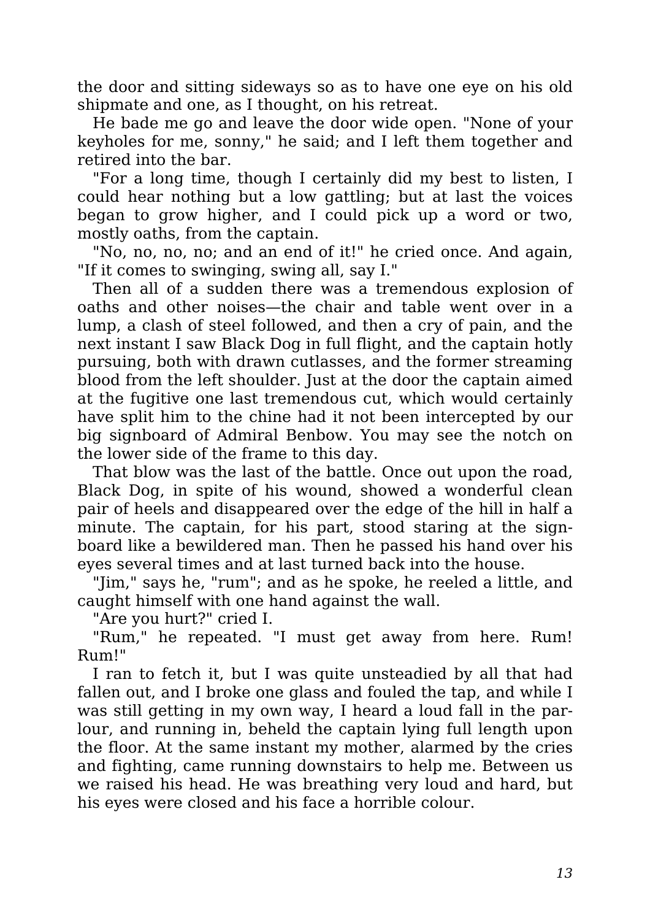the door and sitting sideways so as to have one eye on his old shipmate and one, as I thought, on his retreat.

He bade me go and leave the door wide open. "None of your keyholes for me, sonny," he said; and I left them together and retired into the bar.

"For a long time, though I certainly did my best to listen, I could hear nothing but a low gattling; but at last the voices began to grow higher, and I could pick up a word or two, mostly oaths, from the captain.

"No, no, no, no; and an end of it!" he cried once. And again, "If it comes to swinging, swing all, say I."

Then all of a sudden there was a tremendous explosion of oaths and other noises—the chair and table went over in a lump, a clash of steel followed, and then a cry of pain, and the next instant I saw Black Dog in full flight, and the captain hotly pursuing, both with drawn cutlasses, and the former streaming blood from the left shoulder. Just at the door the captain aimed at the fugitive one last tremendous cut, which would certainly have split him to the chine had it not been intercepted by our big signboard of Admiral Benbow. You may see the notch on the lower side of the frame to this day.

That blow was the last of the battle. Once out upon the road, Black Dog, in spite of his wound, showed a wonderful clean pair of heels and disappeared over the edge of the hill in half a minute. The captain, for his part, stood staring at the signboard like a bewildered man. Then he passed his hand over his eyes several times and at last turned back into the house.

"Jim," says he, "rum"; and as he spoke, he reeled a little, and caught himself with one hand against the wall.

"Are you hurt?" cried I.

"Rum," he repeated. "I must get away from here. Rum! Rum!"

I ran to fetch it, but I was quite unsteadied by all that had fallen out, and I broke one glass and fouled the tap, and while I was still getting in my own way, I heard a loud fall in the parlour, and running in, beheld the captain lying full length upon the floor. At the same instant my mother, alarmed by the cries and fighting, came running downstairs to help me. Between us we raised his head. He was breathing very loud and hard, but his eyes were closed and his face a horrible colour.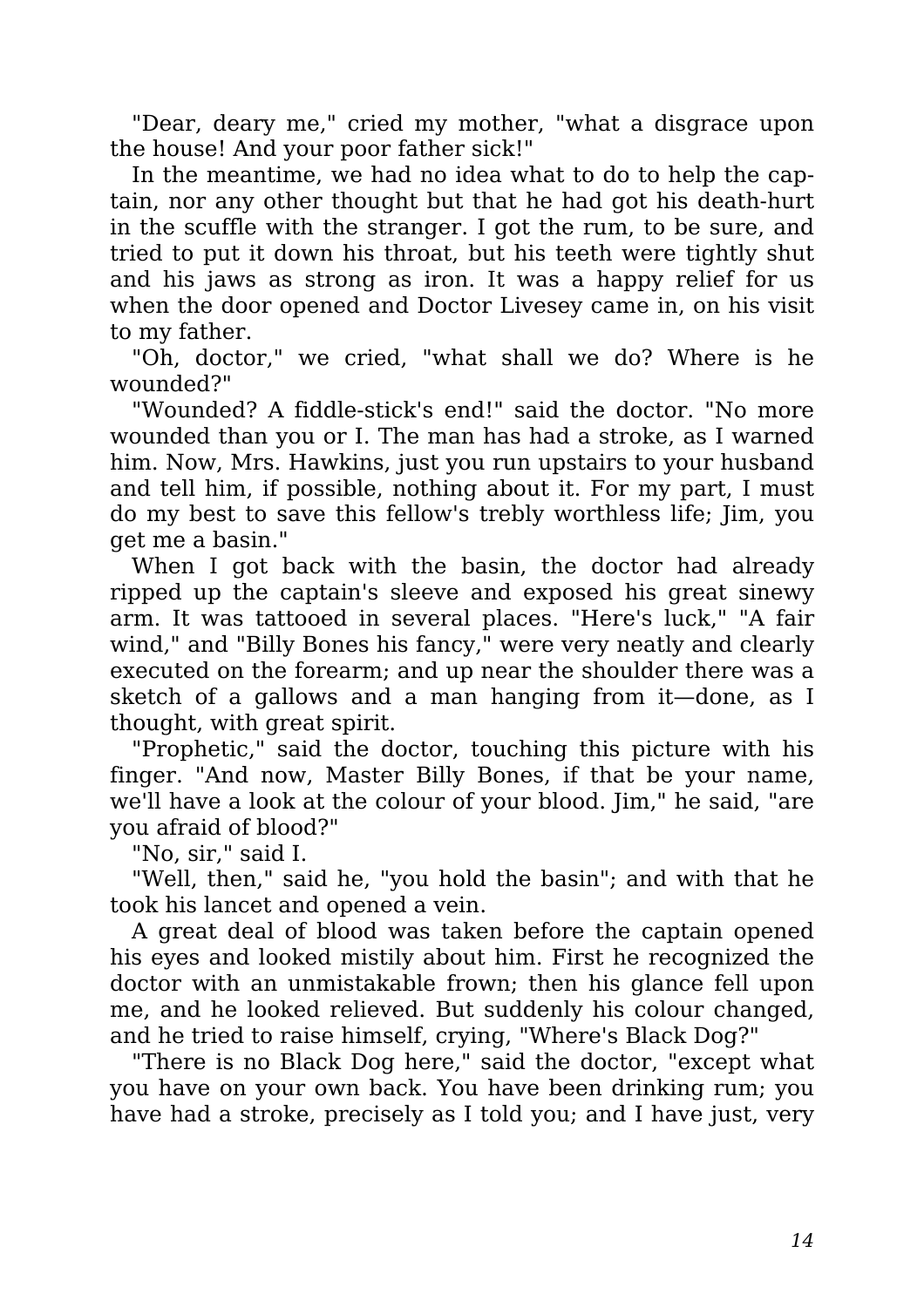"Dear, deary me," cried my mother, "what a disgrace upon the house! And your poor father sick!"

In the meantime, we had no idea what to do to help the captain, nor any other thought but that he had got his death-hurt in the scuffle with the stranger. I got the rum, to be sure, and tried to put it down his throat, but his teeth were tightly shut and his jaws as strong as iron. It was a happy relief for us when the door opened and Doctor Livesey came in, on his visit to my father.

"Oh, doctor," we cried, "what shall we do? Where is he wounded?"

"Wounded? A fiddle-stick's end!" said the doctor. "No more wounded than you or I. The man has had a stroke, as I warned him. Now, Mrs. Hawkins, just you run upstairs to your husband and tell him, if possible, nothing about it. For my part, I must do my best to save this fellow's trebly worthless life; Jim, you get me a basin."

When I got back with the basin, the doctor had already ripped up the captain's sleeve and exposed his great sinewy arm. It was tattooed in several places. "Here's luck," "A fair wind," and "Billy Bones his fancy," were very neatly and clearly executed on the forearm; and up near the shoulder there was a sketch of a gallows and a man hanging from it—done, as I thought, with great spirit.

"Prophetic," said the doctor, touching this picture with his finger. "And now, Master Billy Bones, if that be your name, we'll have a look at the colour of your blood. Jim," he said, "are you afraid of blood?"

"No, sir," said I.

"Well, then," said he, "you hold the basin"; and with that he took his lancet and opened a vein.

A great deal of blood was taken before the captain opened his eyes and looked mistily about him. First he recognized the doctor with an unmistakable frown; then his glance fell upon me, and he looked relieved. But suddenly his colour changed, and he tried to raise himself, crying, "Where's Black Dog?"

"There is no Black Dog here," said the doctor, "except what you have on your own back. You have been drinking rum; you have had a stroke, precisely as I told you; and I have just, very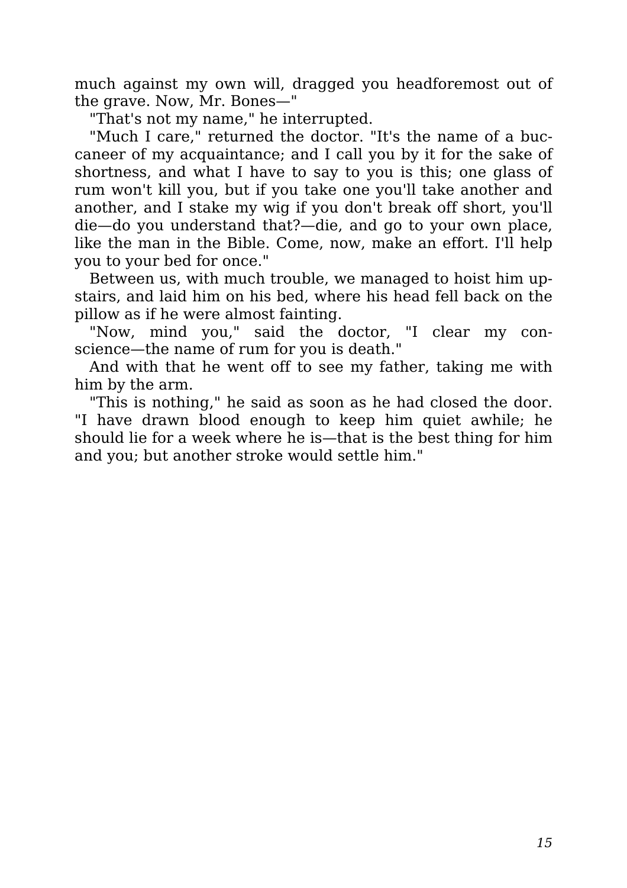much against my own will, dragged you headforemost out of the grave. Now, Mr. Bones—"

"That's not my name," he interrupted.

"Much I care," returned the doctor. "It's the name of a buccaneer of my acquaintance; and I call you by it for the sake of shortness, and what I have to say to you is this; one glass of rum won't kill you, but if you take one you'll take another and another, and I stake my wig if you don't break off short, you'll die—do you understand that?—die, and go to your own place, like the man in the Bible. Come, now, make an effort. I'll help you to your bed for once."

Between us, with much trouble, we managed to hoist him upstairs, and laid him on his bed, where his head fell back on the pillow as if he were almost fainting.

"Now, mind you," said the doctor, "I clear my conscience—the name of rum for you is death."

And with that he went off to see my father, taking me with him by the arm.

"This is nothing," he said as soon as he had closed the door. "I have drawn blood enough to keep him quiet awhile; he should lie for a week where he is—that is the best thing for him and you; but another stroke would settle him."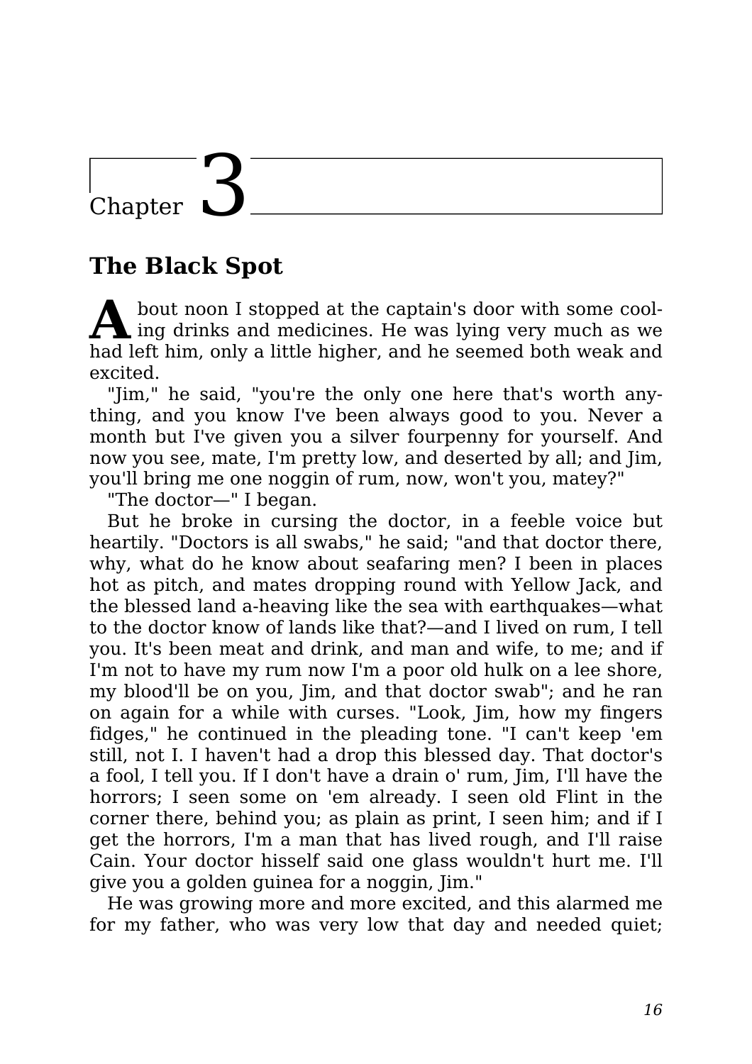# Chapter 3

## The Black Spot

About noon I stopped at the captain's door with some cooling drinks and medicines. He was lying very much as we had left him, only a little higher, and he seemed both weak and excited.

"Jim," he said, "you're the only one here that's worth anything, and you know I've been always good to you. Never a month but I've given you a silver fourpenny for yourself. And now you see, mate, I'm pretty low, and deserted by all; and Jim, you'll bring me one noggin of rum, now, won't you, matey?"

"The doctor—" I began.

But he broke in cursing the doctor, in a feeble voice but heartily. "Doctors is all swabs," he said; "and that doctor there, why, what do he know about seafaring men? I been in places hot as pitch, and mates dropping round with Yellow Jack, and the blessed land a-heaving like the sea with earthquakes—what to the doctor know of lands like that?—and I lived on rum, I tell you. It's been meat and drink, and man and wife, to me; and if I'm not to have my rum now I'm a poor old hulk on a lee shore, my blood'll be on you, Jim, and that doctor swab"; and he ran on again for a while with curses. "Look, Jim, how my fingers fidges," he continued in the pleading tone. "I can't keep 'em still, not I. I haven't had a drop this blessed day. That doctor's a fool, I tell you. If I don't have a drain o' rum, Jim, I'll have the horrors; I seen some on 'em already. I seen old Flint in the corner there, behind you; as plain as print, I seen him; and if I get the horrors, I'm a man that has lived rough, and I'll raise Cain. Your doctor hisself said one glass wouldn't hurt me. I'll give you a golden guinea for a noggin, Jim."

He was growing more and more excited, and this alarmed me for my father, who was very low that day and needed quiet;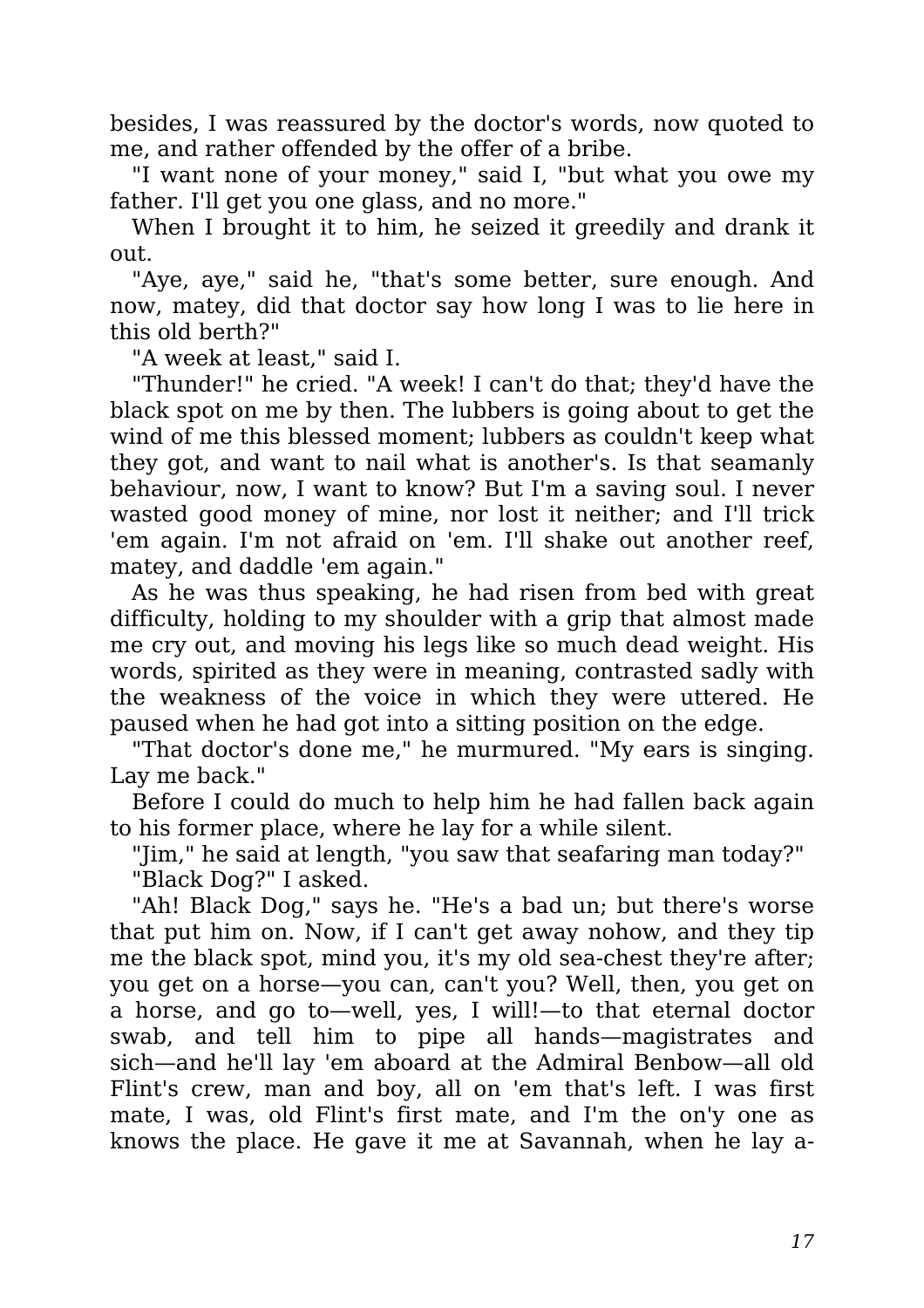besides, I was reassured by the doctor's words, now quoted to me, and rather offended by the offer of a bribe.

"I want none of your money," said I, "but what you owe my father. I'll get you one glass, and no more."

When I brought it to him, he seized it greedily and drank it out.

"Aye, aye," said he, "that's some better, sure enough. And now, matey, did that doctor say how long I was to lie here in this old berth?"

"A week at least," said I.

"Thunder!" he cried. "A week! I can't do that; they'd have the black spot on me by then. The lubbers is going about to get the wind of me this blessed moment; lubbers as couldn't keep what they got, and want to nail what is another's. Is that seamanly behaviour, now, I want to know? But I'm a saving soul. I never wasted good money of mine, nor lost it neither; and I'll trick 'em again. I'm not afraid on 'em. I'll shake out another reef, matey, and daddle 'em again."

As he was thus speaking, he had risen from bed with great difficulty, holding to my shoulder with a grip that almost made me cry out, and moving his legs like so much dead weight. His words, spirited as they were in meaning, contrasted sadly with the weakness of the voice in which they were uttered. He paused when he had got into a sitting position on the edge.

"That doctor's done me," he murmured. "My ears is singing. Lay me back."

Before I could do much to help him he had fallen back again to his former place, where he lay for a while silent.

"Jim," he said at length, "you saw that seafaring man today?"

"Black Dog?" I asked.

"Ah! Black Dog," says he. "He's a bad un; but there's worse that put him on. Now, if I can't get away nohow, and they tip me the black spot, mind you, it's my old sea-chest they're after; you get on a horse—you can, can't you? Well, then, you get on a horse, and go to—well, yes, I will!—to that eternal doctor swab, and tell him to pipe all hands—magistrates and sich—and he'll lay 'em aboard at the Admiral Benbow—all old Flint's crew, man and boy, all on 'em that's left. I was first mate, I was, old Flint's first mate, and I'm the on'y one as knows the place. He gave it me at Savannah, when he lay a-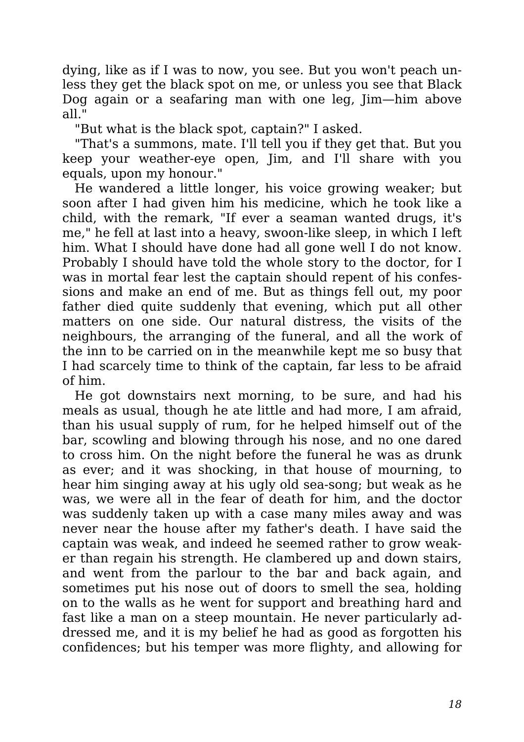dying, like as if I was to now, you see. But you won't peach unless they get the black spot on me, or unless you see that Black Dog again or a seafaring man with one leg, Jim—him above all."

"But what is the black spot, captain?" I asked.

"That's a summons, mate. I'll tell you if they get that. But you keep your weather-eye open, Jim, and I'll share with you equals, upon my honour."

He wandered a little longer, his voice growing weaker; but soon after I had given him his medicine, which he took like a child, with the remark, "If ever a seaman wanted drugs, it's me," he fell at last into a heavy, swoon-like sleep, in which I left him. What I should have done had all gone well I do not know. Probably I should have told the whole story to the doctor, for I was in mortal fear lest the captain should repent of his confessions and make an end of me. But as things fell out, my poor father died quite suddenly that evening, which put all other matters on one side. Our natural distress, the visits of the neighbours, the arranging of the funeral, and all the work of the inn to be carried on in the meanwhile kept me so busy that I had scarcely time to think of the captain, far less to be afraid of him.

He got downstairs next morning, to be sure, and had his meals as usual, though he ate little and had more, I am afraid, than his usual supply of rum, for he helped himself out of the bar, scowling and blowing through his nose, and no one dared to cross him. On the night before the funeral he was as drunk as ever; and it was shocking, in that house of mourning, to hear him singing away at his ugly old sea-song; but weak as he was, we were all in the fear of death for him, and the doctor was suddenly taken up with a case many miles away and was never near the house after my father's death. I have said the captain was weak, and indeed he seemed rather to grow weaker than regain his strength. He clambered up and down stairs, and went from the parlour to the bar and back again, and sometimes put his nose out of doors to smell the sea, holding on to the walls as he went for support and breathing hard and fast like a man on a steep mountain. He never particularly addressed me, and it is my belief he had as good as forgotten his confidences; but his temper was more flighty, and allowing for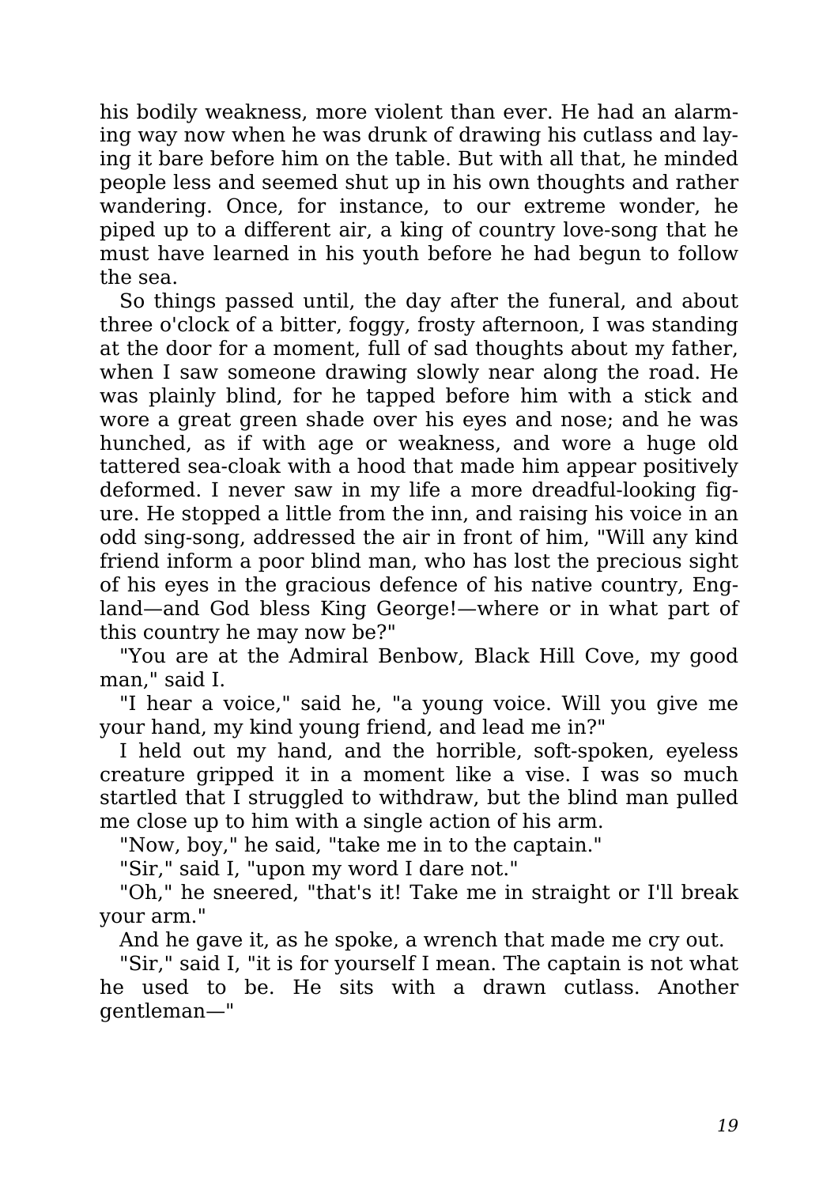his bodily weakness, more violent than ever. He had an alarming way now when he was drunk of drawing his cutlass and laying it bare before him on the table. But with all that, he minded people less and seemed shut up in his own thoughts and rather wandering. Once, for instance, to our extreme wonder, he piped up to a different air, a king of country love-song that he must have learned in his youth before he had begun to follow the sea.

So things passed until, the day after the funeral, and about three o'clock of a bitter, foggy, frosty afternoon, I was standing at the door for a moment, full of sad thoughts about my father, when I saw someone drawing slowly near along the road. He was plainly blind, for he tapped before him with a stick and wore a great green shade over his eyes and nose; and he was hunched, as if with age or weakness, and wore a huge old tattered sea-cloak with a hood that made him appear positively deformed. I never saw in my life a more dreadful-looking figure. He stopped a little from the inn, and raising his voice in an odd sing-song, addressed the air in front of him, "Will any kind friend inform a poor blind man, who has lost the precious sight of his eyes in the gracious defence of his native country, England—and God bless King George!—where or in what part of this country he may now be?"

"You are at the Admiral Benbow, Black Hill Cove, my good man," said I.

"I hear a voice," said he, "a young voice. Will you give me your hand, my kind young friend, and lead me in?"

I held out my hand, and the horrible, soft-spoken, eyeless creature gripped it in a moment like a vise. I was so much startled that I struggled to withdraw, but the blind man pulled me close up to him with a single action of his arm.

"Now, boy," he said, "take me in to the captain."

"Sir," said I, "upon my word I dare not."

"Oh," he sneered, "that's it! Take me in straight or I'll break your arm."

And he gave it, as he spoke, a wrench that made me cry out.

"Sir," said I, "it is for yourself I mean. The captain is not what he used to be. He sits with a drawn cutlass. Another gentleman—"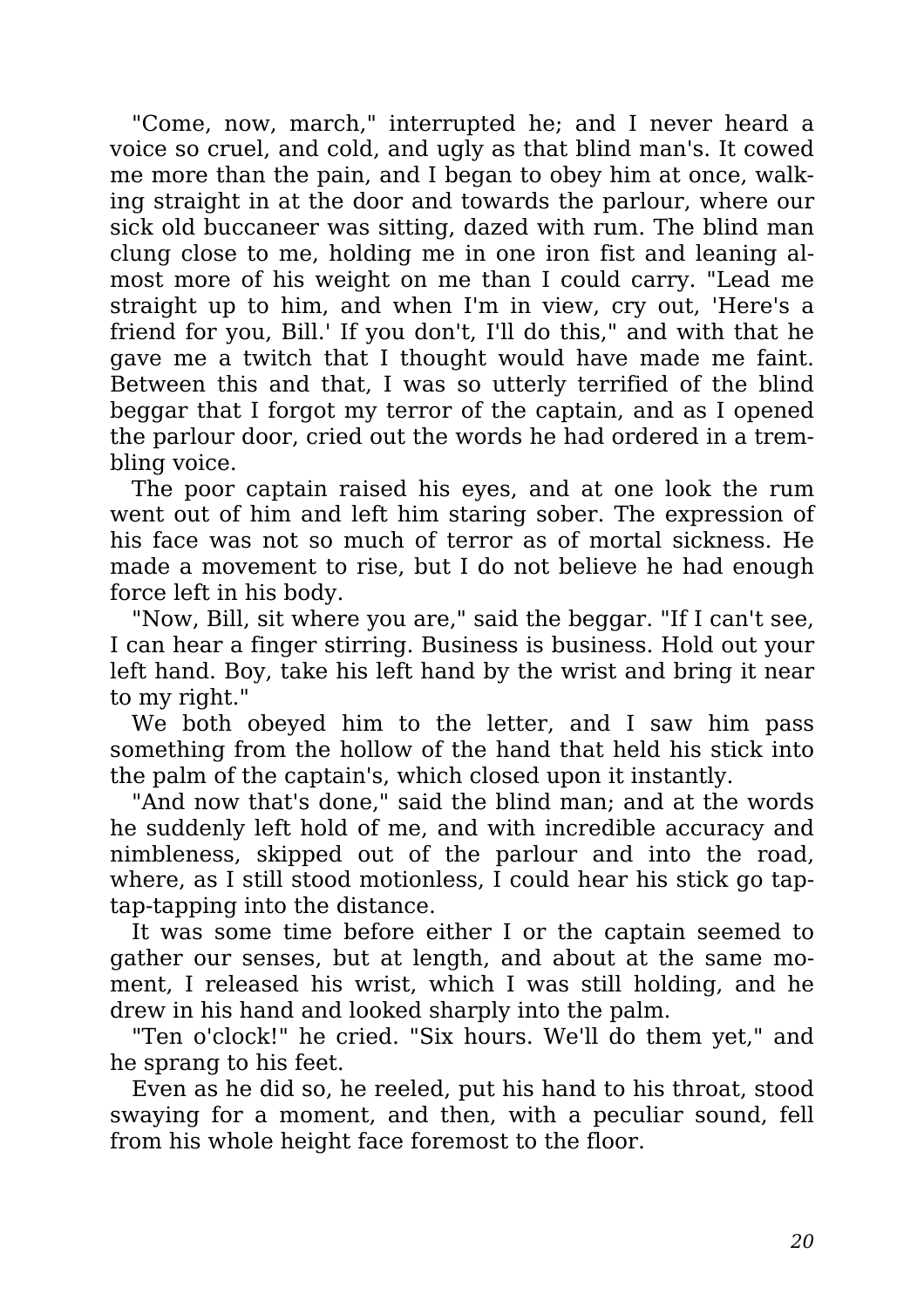"Come, now, march," interrupted he; and I never heard a voice so cruel, and cold, and ugly as that blind man's. It cowed me more than the pain, and I began to obey him at once, walking straight in at the door and towards the parlour, where our sick old buccaneer was sitting, dazed with rum. The blind man clung close to me, holding me in one iron fist and leaning almost more of his weight on me than I could carry. "Lead me straight up to him, and when I'm in view, cry out, 'Here's a friend for you, Bill.' If you don't, I'll do this," and with that he gave me a twitch that I thought would have made me faint. Between this and that, I was so utterly terrified of the blind beggar that I forgot my terror of the captain, and as I opened the parlour door, cried out the words he had ordered in a trembling voice.

The poor captain raised his eyes, and at one look the rum went out of him and left him staring sober. The expression of his face was not so much of terror as of mortal sickness. He made a movement to rise, but I do not believe he had enough force left in his body.

"Now, Bill, sit where you are," said the beggar. "If I can't see, I can hear a finger stirring. Business is business. Hold out your left hand. Boy, take his left hand by the wrist and bring it near to my right."

We both obeyed him to the letter, and I saw him pass something from the hollow of the hand that held his stick into the palm of the captain's, which closed upon it instantly.

"And now that's done," said the blind man; and at the words he suddenly left hold of me, and with incredible accuracy and nimbleness, skipped out of the parlour and into the road, where, as I still stood motionless, I could hear his stick go tap-tap-tapping into the distance.

It was some time before either I or the captain seemed to gather our senses, but at length, and about at the same moment, I released his wrist, which I was still holding, and he drew in his hand and looked sharply into the palm.

"Ten o'clock!" he cried. "Six hours. We'll do them yet," and he sprang to his feet.

Even as he did so, he reeled, put his hand to his throat, stood swaying for a moment, and then, with a peculiar sound, fell from his whole height face foremost to the floor.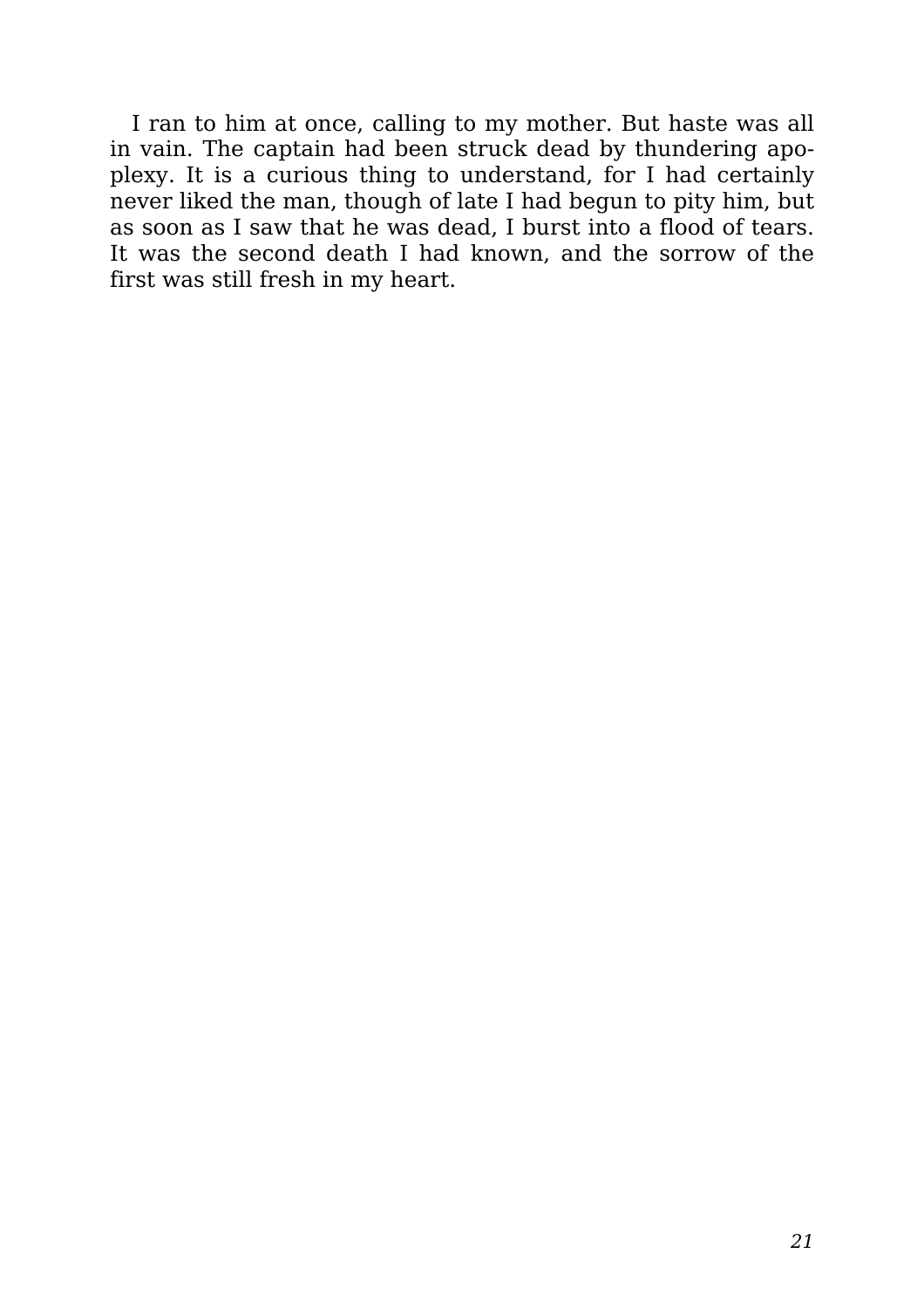I ran to him at once, calling to my mother. But haste was all in vain. The captain had been struck dead by thundering apoplexy. It is a curious thing to understand, for I had certainly never liked the man, though of late I had begun to pity him, but as soon as I saw that he was dead, I burst into a flood of tears. It was the second death I had known, and the sorrow of the first was still fresh in my heart.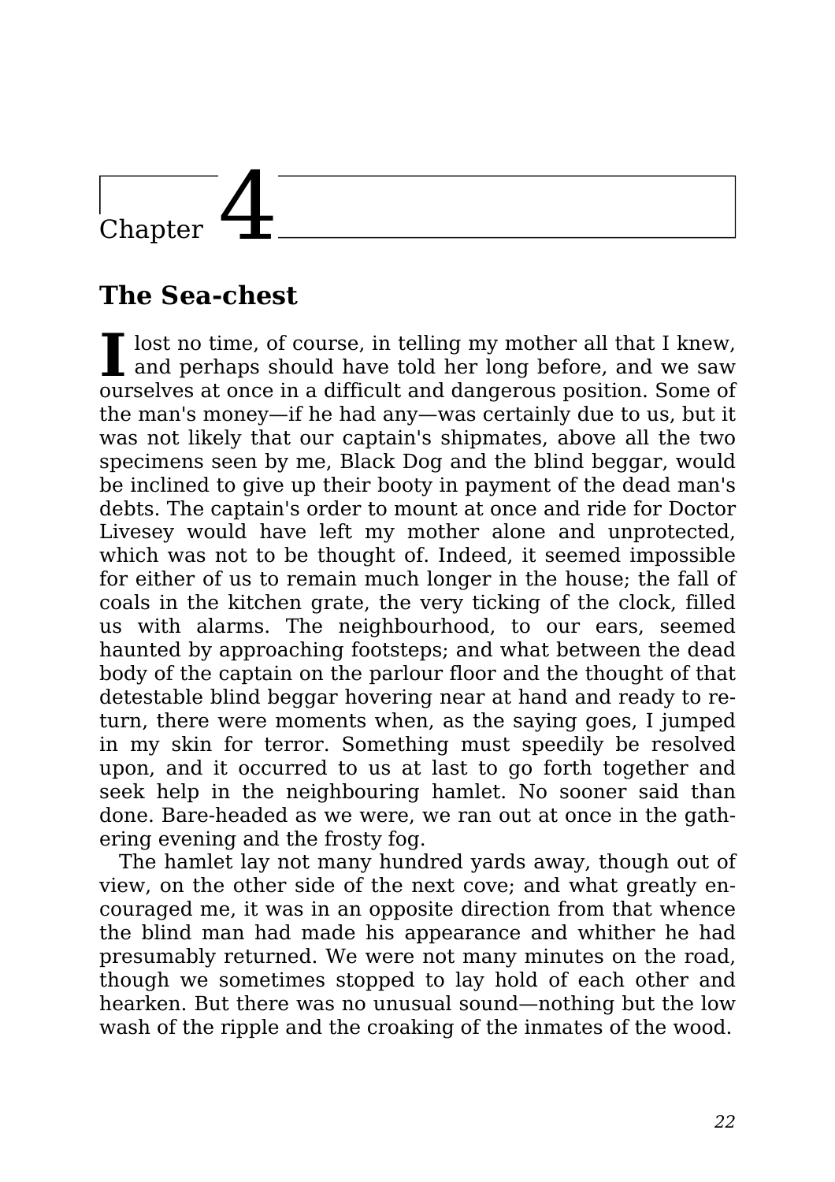# Chapter 4

## The Sea-chest

I lost no time, of course, in telling my mother all that I knew, and perhaps should have told her long before, and we saw ourselves at once in a difficult and dangerous position. Some of the man's money—if he had any—was certainly due to us, but it was not likely that our captain's shipmates, above all the two specimens seen by me, Black Dog and the blind beggar, would be inclined to give up their booty in payment of the dead man's debts. The captain's order to mount at once and ride for Doctor Livesey would have left my mother alone and unprotected, which was not to be thought of. Indeed, it seemed impossible for either of us to remain much longer in the house; the fall of coals in the kitchen grate, the very ticking of the clock, filled us with alarms. The neighbourhood, to our ears, seemed haunted by approaching footsteps; and what between the dead body of the captain on the parlour floor and the thought of that detestable blind beggar hovering near at hand and ready to return, there were moments when, as the saying goes, I jumped in my skin for terror. Something must speedily be resolved upon, and it occurred to us at last to go forth together and seek help in the neighbouring hamlet. No sooner said than done. Bare-headed as we were, we ran out at once in the gathering evening and the frosty fog.

The hamlet lay not many hundred yards away, though out of view, on the other side of the next cove; and what greatly encouraged me, it was in an opposite direction from that whence the blind man had made his appearance and whither he had presumably returned. We were not many minutes on the road, though we sometimes stopped to lay hold of each other and hearken. But there was no unusual sound—nothing but the low wash of the ripple and the croaking of the inmates of the wood.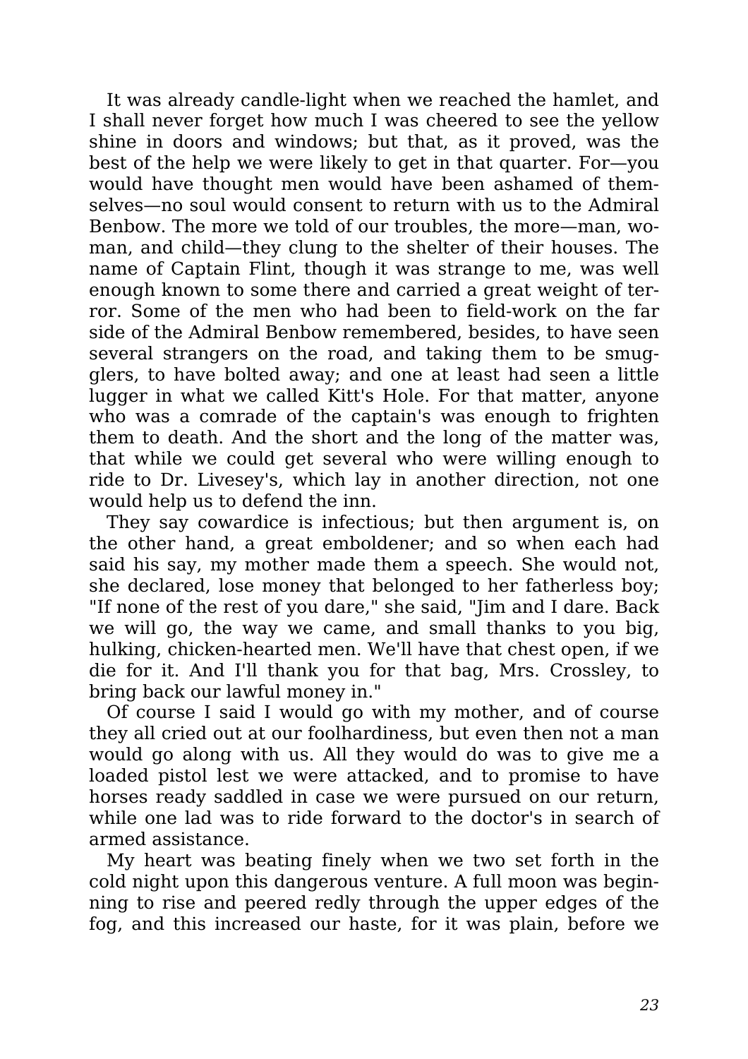It was already candle-light when we reached the hamlet, and I shall never forget how much I was cheered to see the yellow shine in doors and windows; but that, as it proved, was the best of the help we were likely to get in that quarter. For—you would have thought men would have been ashamed of themselves—no soul would consent to return with us to the Admiral Benbow. The more we told of our troubles, the more—man, woman, and child—they clung to the shelter of their houses. The name of Captain Flint, though it was strange to me, was well enough known to some there and carried a great weight of terror. Some of the men who had been to field-work on the far side of the Admiral Benbow remembered, besides, to have seen several strangers on the road, and taking them to be smugglers, to have bolted away; and one at least had seen a little lugger in what we called Kitt's Hole. For that matter, anyone who was a comrade of the captain's was enough to frighten them to death. And the short and the long of the matter was, that while we could get several who were willing enough to ride to Dr. Livesey's, which lay in another direction, not one would help us to defend the inn.

They say cowardice is infectious; but then argument is, on the other hand, a great emboldener; and so when each had said his say, my mother made them a speech. She would not, she declared, lose money that belonged to her fatherless boy; "If none of the rest of you dare," she said, "Jim and I dare. Back we will go, the way we came, and small thanks to you big, hulking, chicken-hearted men. We'll have that chest open, if we die for it. And I'll thank you for that bag, Mrs. Crossley, to bring back our lawful money in."

Of course I said I would go with my mother, and of course they all cried out at our foolhardiness, but even then not a man would go along with us. All they would do was to give me a loaded pistol lest we were attacked, and to promise to have horses ready saddled in case we were pursued on our return, while one lad was to ride forward to the doctor's in search of armed assistance.

My heart was beating finely when we two set forth in the cold night upon this dangerous venture. A full moon was beginning to rise and peered redly through the upper edges of the fog, and this increased our haste, for it was plain, before we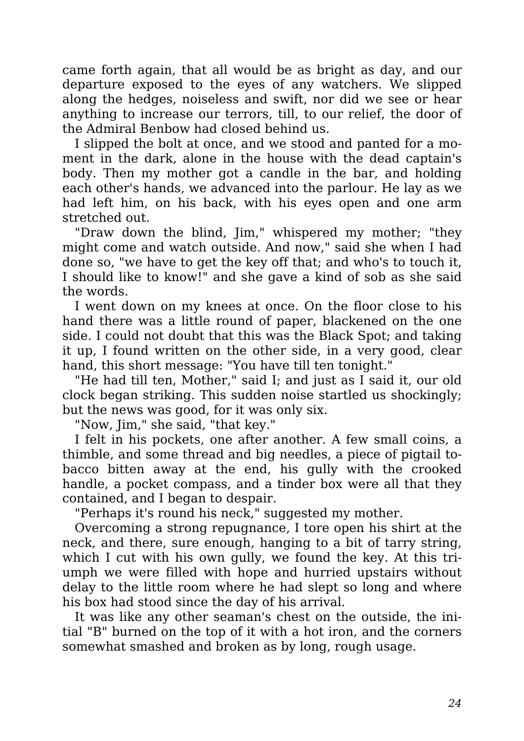came forth again, that all would be as bright as day, and our departure exposed to the eyes of any watchers. We slipped along the hedges, noiseless and swift, nor did we see or hear anything to increase our terrors, till, to our relief, the door of the Admiral Benbow had closed behind us.

I slipped the bolt at once, and we stood and panted for a moment in the dark, alone in the house with the dead captain's body. Then my mother got a candle in the bar, and holding each other's hands, we advanced into the parlour. He lay as we had left him, on his back, with his eyes open and one arm stretched out.

"Draw down the blind, Jim," whispered my mother; "they might come and watch outside. And now," said she when I had done so, "we have to get the key off that; and who's to touch it, I should like to know!" and she gave a kind of sob as she said the words.

I went down on my knees at once. On the floor close to his hand there was a little round of paper, blackened on the one side. I could not doubt that this was the Black Spot; and taking it up, I found written on the other side, in a very good, clear hand, this short message: "You have till ten tonight."

"He had till ten, Mother," said I; and just as I said it, our old clock began striking. This sudden noise startled us shockingly; but the news was good, for it was only six.

"Now, Jim," she said, "that key."

I felt in his pockets, one after another. A few small coins, a thimble, and some thread and big needles, a piece of pigtail tobacco bitten away at the end, his gully with the crooked handle, a pocket compass, and a tinder box were all that they contained, and I began to despair.

"Perhaps it's round his neck," suggested my mother.

Overcoming a strong repugnance, I tore open his shirt at the neck, and there, sure enough, hanging to a bit of tarry string, which I cut with his own gully, we found the key. At this triumph we were filled with hope and hurried upstairs without delay to the little room where he had slept so long and where his box had stood since the day of his arrival.

It was like any other seaman's chest on the outside, the initial "B" burned on the top of it with a hot iron, and the corners somewhat smashed and broken as by long, rough usage.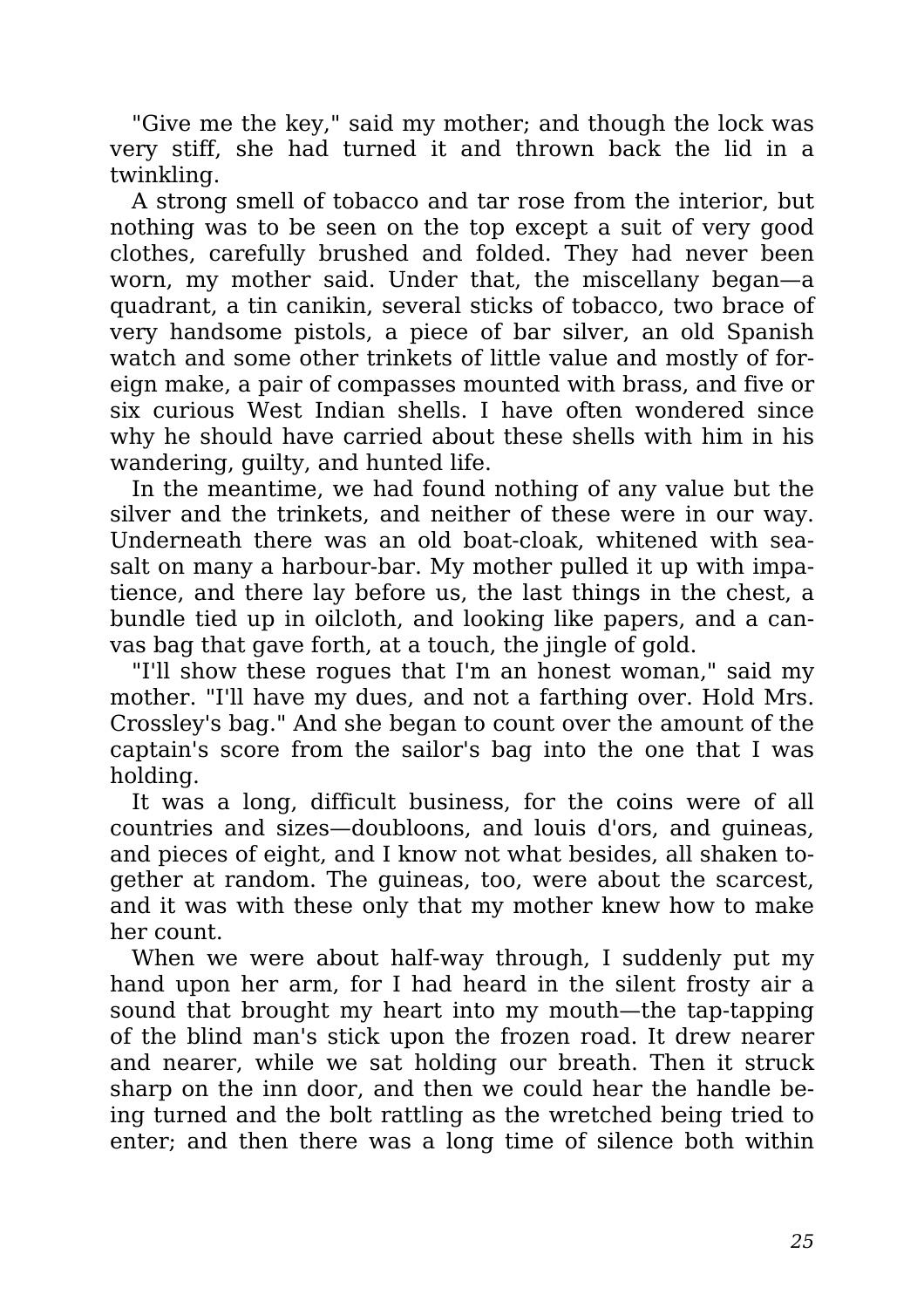"Give me the key," said my mother; and though the lock was very stiff, she had turned it and thrown back the lid in a twinkling.

A strong smell of tobacco and tar rose from the interior, but nothing was to be seen on the top except a suit of very good clothes, carefully brushed and folded. They had never been worn, my mother said. Under that, the miscellany began—a quadrant, a tin canikin, several sticks of tobacco, two brace of very handsome pistols, a piece of bar silver, an old Spanish watch and some other trinkets of little value and mostly of foreign make, a pair of compasses mounted with brass, and five or six curious West Indian shells. I have often wondered since why he should have carried about these shells with him in his wandering, guilty, and hunted life.

In the meantime, we had found nothing of any value but the silver and the trinkets, and neither of these were in our way. Underneath there was an old boat-cloak, whitened with sea-salt on many a harbour-bar. My mother pulled it up with impatience, and there lay before us, the last things in the chest, a bundle tied up in oilcloth, and looking like papers, and a canvas bag that gave forth, at a touch, the jingle of gold.

"I'll show these rogues that I'm an honest woman," said my mother. "I'll have my dues, and not a farthing over. Hold Mrs. Crossley's bag." And she began to count over the amount of the captain's score from the sailor's bag into the one that I was holding.

It was a long, difficult business, for the coins were of all countries and sizes—doubloons, and louis d'ors, and guineas, and pieces of eight, and I know not what besides, all shaken together at random. The guineas, too, were about the scarcest, and it was with these only that my mother knew how to make her count.

When we were about half-way through, I suddenly put my hand upon her arm, for I had heard in the silent frosty air a sound that brought my heart into my mouth—the tap-tapping of the blind man's stick upon the frozen road. It drew nearer and nearer, while we sat holding our breath. Then it struck sharp on the inn door, and then we could hear the handle being turned and the bolt rattling as the wretched being tried to enter; and then there was a long time of silence both within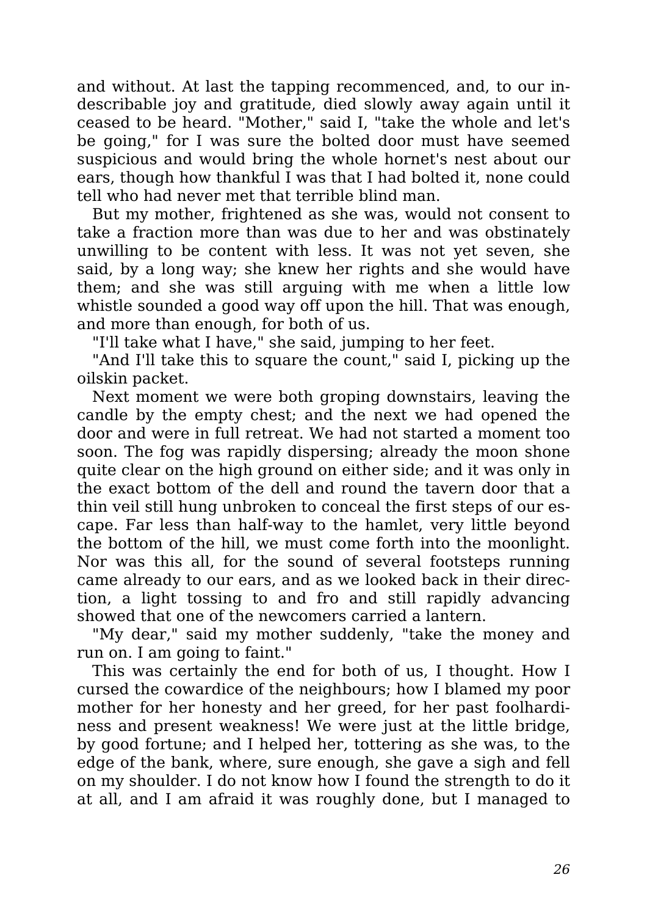and without. At last the tapping recommenced, and, to our indescribable joy and gratitude, died slowly away again until it ceased to be heard. "Mother," said I, "take the whole and let's be going," for I was sure the bolted door must have seemed suspicious and would bring the whole hornet's nest about our ears, though how thankful I was that I had bolted it, none could tell who had never met that terrible blind man.

But my mother, frightened as she was, would not consent to take a fraction more than was due to her and was obstinately unwilling to be content with less. It was not yet seven, she said, by a long way; she knew her rights and she would have them; and she was still arguing with me when a little low whistle sounded a good way off upon the hill. That was enough, and more than enough, for both of us.

"I'll take what I have," she said, jumping to her feet.

"And I'll take this to square the count," said I, picking up the oilskin packet.

Next moment we were both groping downstairs, leaving the candle by the empty chest; and the next we had opened the door and were in full retreat. We had not started a moment too soon. The fog was rapidly dispersing; already the moon shone quite clear on the high ground on either side; and it was only in the exact bottom of the dell and round the tavern door that a thin veil still hung unbroken to conceal the first steps of our escape. Far less than half-way to the hamlet, very little beyond the bottom of the hill, we must come forth into the moonlight. Nor was this all, for the sound of several footsteps running came already to our ears, and as we looked back in their direction, a light tossing to and fro and still rapidly advancing showed that one of the newcomers carried a lantern.

"My dear," said my mother suddenly, "take the money and run on. I am going to faint."

This was certainly the end for both of us, I thought. How I cursed the cowardice of the neighbours; how I blamed my poor mother for her honesty and her greed, for her past foolhardiness and present weakness! We were just at the little bridge, by good fortune; and I helped her, tottering as she was, to the edge of the bank, where, sure enough, she gave a sigh and fell on my shoulder. I do not know how I found the strength to do it at all, and I am afraid it was roughly done, but I managed to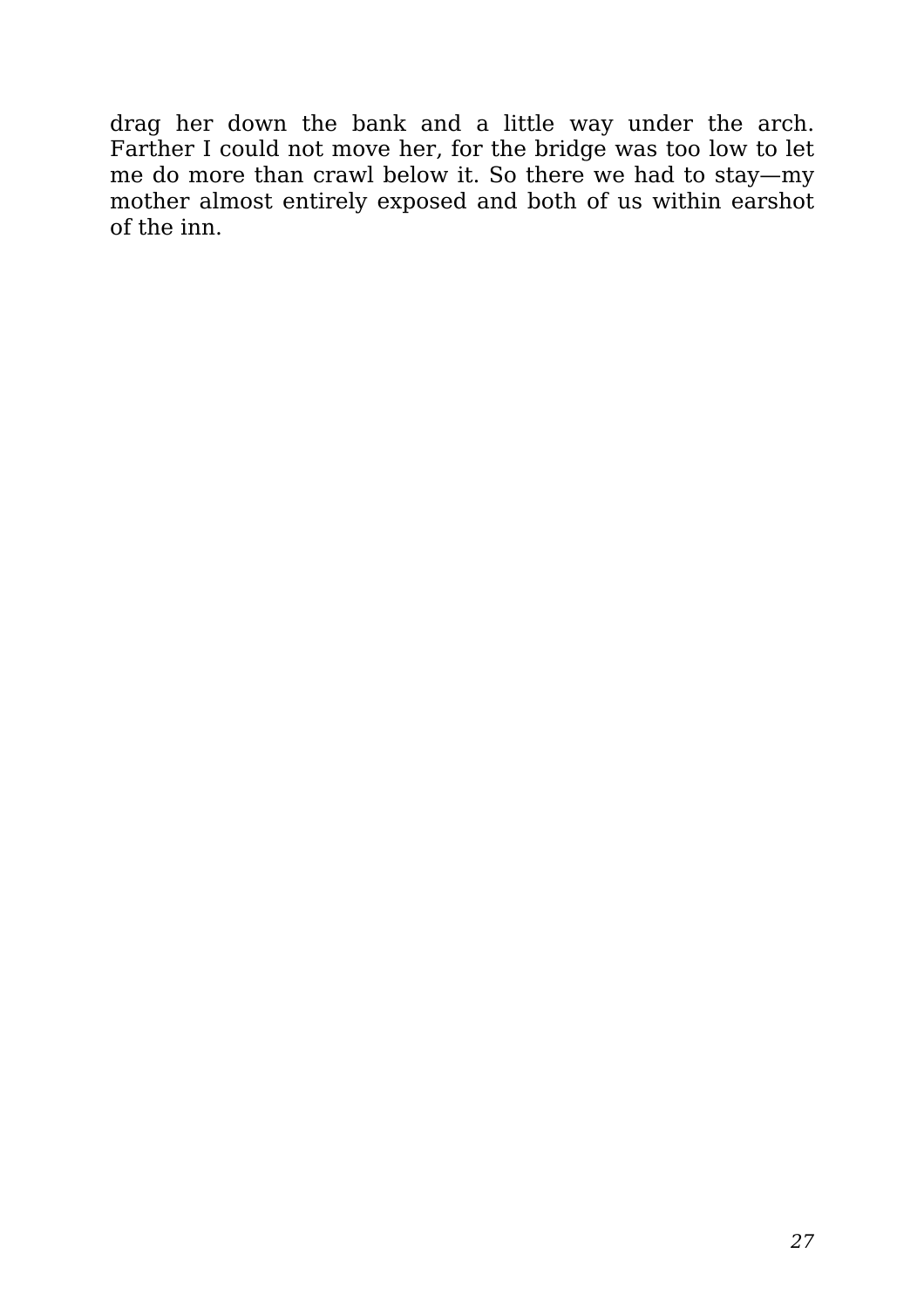drag her down the bank and a little way under the arch. Farther I could not move her, for the bridge was too low to let me do more than crawl below it. So there we had to stay—my mother almost entirely exposed and both of us within earshot of the inn.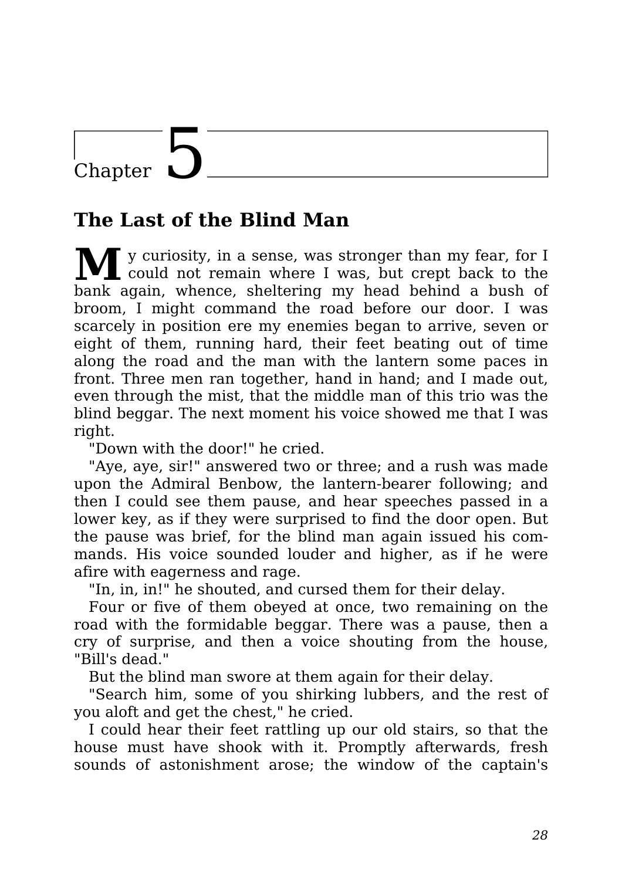# Chapter 5

## The Last of the Blind Man

My curiosity, in a sense, was stronger than my fear, for I could not remain where I was, but crept back to the bank again, whence, sheltering my head behind a bush of broom, I might command the road before our door. I was scarcely in position ere my enemies began to arrive, seven or eight of them, running hard, their feet beating out of time along the road and the man with the lantern some paces in front. Three men ran together, hand in hand; and I made out, even through the mist, that the middle man of this trio was the blind beggar. The next moment his voice showed me that I was right.

"Down with the door!" he cried.

"Aye, aye, sir!" answered two or three; and a rush was made upon the Admiral Benbow, the lantern-bearer following; and then I could see them pause, and hear speeches passed in a lower key, as if they were surprised to find the door open. But the pause was brief, for the blind man again issued his commands. His voice sounded louder and higher, as if he were afire with eagerness and rage.

"In, in, in!" he shouted, and cursed them for their delay.

Four or five of them obeyed at once, two remaining on the road with the formidable beggar. There was a pause, then a cry of surprise, and then a voice shouting from the house, "Bill's dead."

But the blind man swore at them again for their delay.

"Search him, some of you shirking lubbers, and the rest of you aloft and get the chest," he cried.

I could hear their feet rattling up our old stairs, so that the house must have shook with it. Promptly afterwards, fresh sounds of astonishment arose; the window of the captain's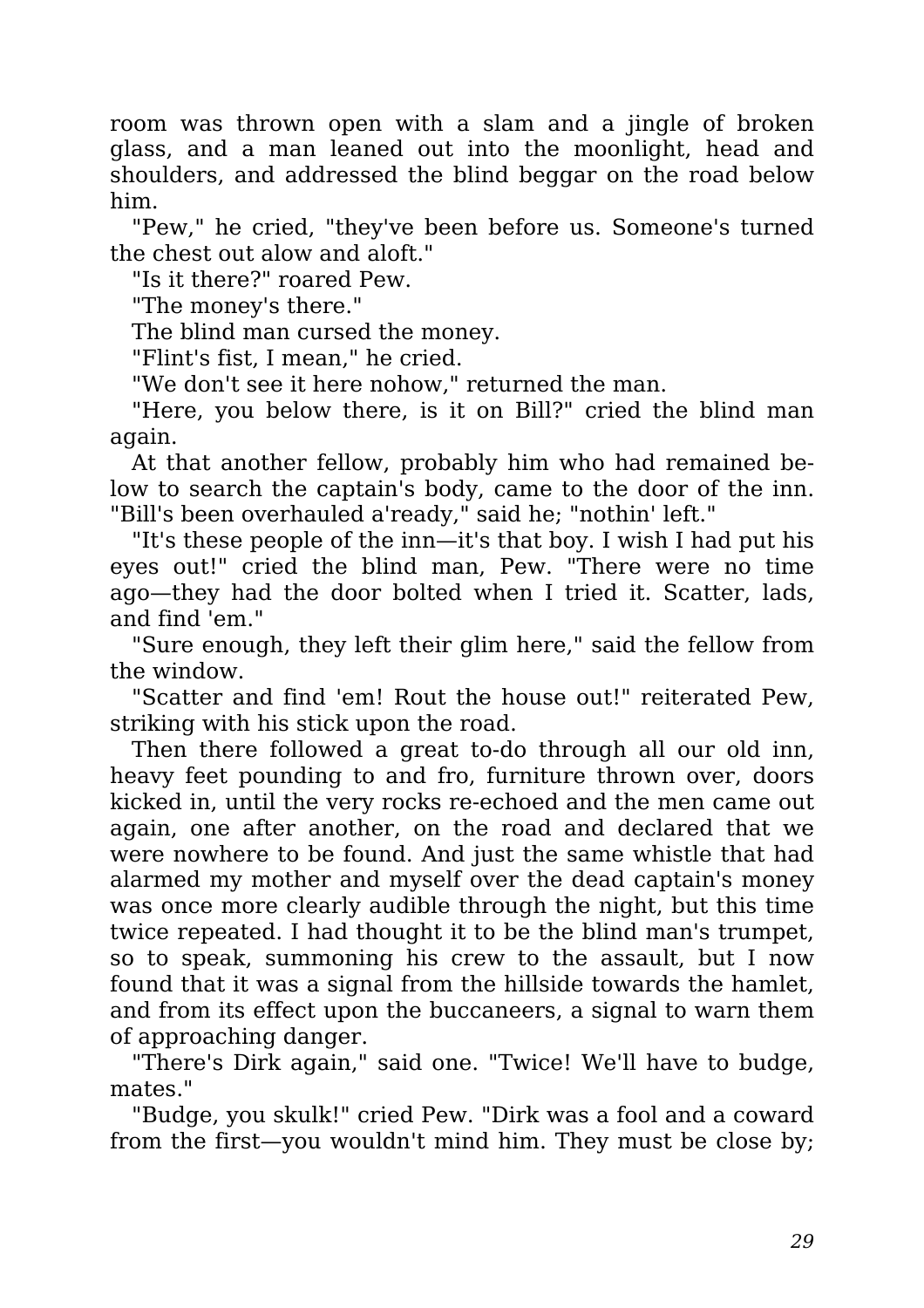room was thrown open with a slam and a jingle of broken glass, and a man leaned out into the moonlight, head and shoulders, and addressed the blind beggar on the road below him.

"Pew," he cried, "they've been before us. Someone's turned the chest out alow and aloft."

"Is it there?" roared Pew.

"The money's there."

The blind man cursed the money.

"Flint's fist, I mean," he cried.

"We don't see it here nohow," returned the man.

"Here, you below there, is it on Bill?" cried the blind man again.

At that another fellow, probably him who had remained below to search the captain's body, came to the door of the inn. "Bill's been overhauled a'ready," said he; "nothin' left."

"It's these people of the inn—it's that boy. I wish I had put his eyes out!" cried the blind man, Pew. "There were no time ago—they had the door bolted when I tried it. Scatter, lads, and find 'em."

"Sure enough, they left their glim here," said the fellow from the window.

"Scatter and find 'em! Rout the house out!" reiterated Pew, striking with his stick upon the road.

Then there followed a great to-do through all our old inn, heavy feet pounding to and fro, furniture thrown over, doors kicked in, until the very rocks re-echoed and the men came out again, one after another, on the road and declared that we were nowhere to be found. And just the same whistle that had alarmed my mother and myself over the dead captain's money was once more clearly audible through the night, but this time twice repeated. I had thought it to be the blind man's trumpet, so to speak, summoning his crew to the assault, but I now found that it was a signal from the hillside towards the hamlet, and from its effect upon the buccaneers, a signal to warn them of approaching danger.

"There's Dirk again," said one. "Twice! We'll have to budge, mates."

"Budge, you skulk!" cried Pew. "Dirk was a fool and a coward from the first—you wouldn't mind him. They must be close by;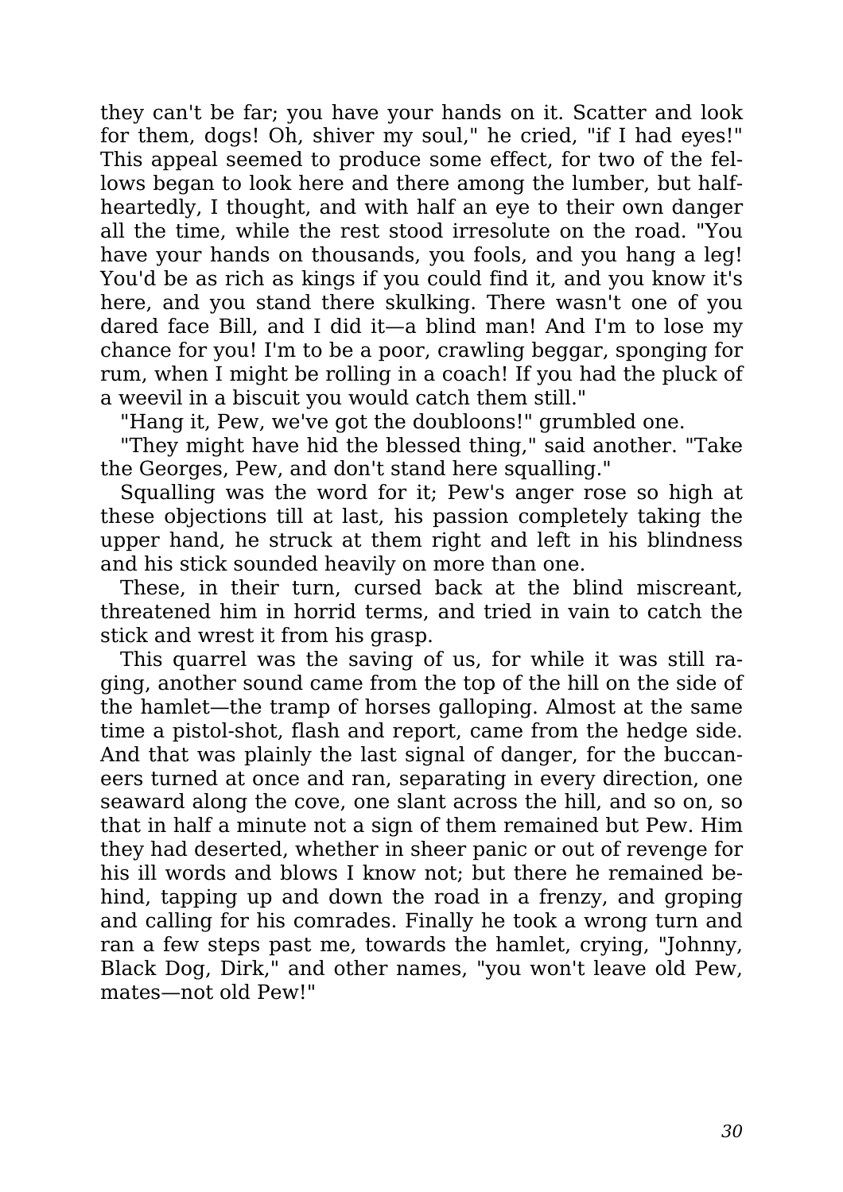they can't be far; you have your hands on it. Scatter and look for them, dogs! Oh, shiver my soul," he cried, "if I had eyes!" This appeal seemed to produce some effect, for two of the fellows began to look here and there among the lumber, but half-heartedly, I thought, and with half an eye to their own danger all the time, while the rest stood irresolute on the road. "You have your hands on thousands, you fools, and you hang a leg! You'd be as rich as kings if you could find it, and you know it's here, and you stand there skulking. There wasn't one of you dared face Bill, and I did it—a blind man! And I'm to lose my chance for you! I'm to be a poor, crawling beggar, sponging for rum, when I might be rolling in a coach! If you had the pluck of a weevil in a biscuit you would catch them still."

"Hang it, Pew, we've got the doubloons!" grumbled one.

"They might have hid the blessed thing," said another. "Take the Georges, Pew, and don't stand here squalling."

Squalling was the word for it; Pew's anger rose so high at these objections till at last, his passion completely taking the upper hand, he struck at them right and left in his blindness and his stick sounded heavily on more than one.

These, in their turn, cursed back at the blind miscreant, threatened him in horrid terms, and tried in vain to catch the stick and wrest it from his grasp.

This quarrel was the saving of us, for while it was still raging, another sound came from the top of the hill on the side of the hamlet—the tramp of horses galloping. Almost at the same time a pistol-shot, flash and report, came from the hedge side. And that was plainly the last signal of danger, for the buccaneers turned at once and ran, separating in every direction, one seaward along the cove, one slant across the hill, and so on, so that in half a minute not a sign of them remained but Pew. Him they had deserted, whether in sheer panic or out of revenge for his ill words and blows I know not; but there he remained behind, tapping up and down the road in a frenzy, and groping and calling for his comrades. Finally he took a wrong turn and ran a few steps past me, towards the hamlet, crying, "Johnny, Black Dog, Dirk," and other names, "you won't leave old Pew, mates—not old Pew!"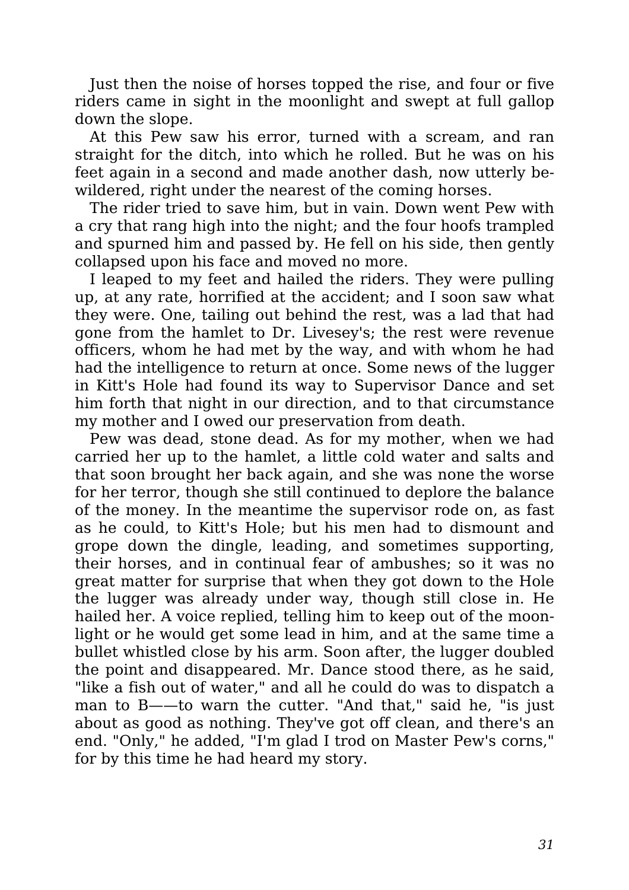Just then the noise of horses topped the rise, and four or five riders came in sight in the moonlight and swept at full gallop down the slope.

At this Pew saw his error, turned with a scream, and ran straight for the ditch, into which he rolled. But he was on his feet again in a second and made another dash, now utterly bewildered, right under the nearest of the coming horses.

The rider tried to save him, but in vain. Down went Pew with a cry that rang high into the night; and the four hoofs trampled and spurned him and passed by. He fell on his side, then gently collapsed upon his face and moved no more.

I leaped to my feet and hailed the riders. They were pulling up, at any rate, horrified at the accident; and I soon saw what they were. One, tailing out behind the rest, was a lad that had gone from the hamlet to Dr. Livesey's; the rest were revenue officers, whom he had met by the way, and with whom he had had the intelligence to return at once. Some news of the lugger in Kitt's Hole had found its way to Supervisor Dance and set him forth that night in our direction, and to that circumstance my mother and I owed our preservation from death.

Pew was dead, stone dead. As for my mother, when we had carried her up to the hamlet, a little cold water and salts and that soon brought her back again, and she was none the worse for her terror, though she still continued to deplore the balance of the money. In the meantime the supervisor rode on, as fast as he could, to Kitt's Hole; but his men had to dismount and grope down the dingle, leading, and sometimes supporting, their horses, and in continual fear of ambushes; so it was no great matter for surprise that when they got down to the Hole the lugger was already under way, though still close in. He hailed her. A voice replied, telling him to keep out of the moonlight or he would get some lead in him, and at the same time a bullet whistled close by his arm. Soon after, the lugger doubled the point and disappeared. Mr. Dance stood there, as he said, "like a fish out of water," and all he could do was to dispatch a man to B——to warn the cutter. "And that," said he, "is just about as good as nothing. They've got off clean, and there's an end. "Only," he added, "I'm glad I trod on Master Pew's corns," for by this time he had heard my story.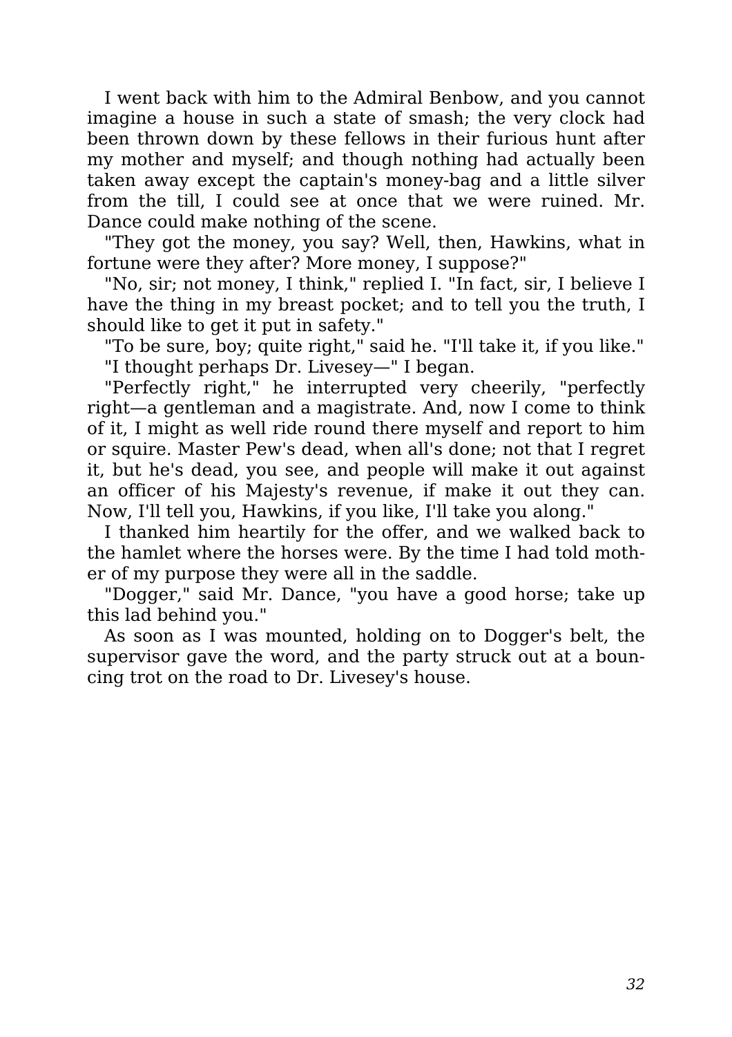I went back with him to the Admiral Benbow, and you cannot imagine a house in such a state of smash; the very clock had been thrown down by these fellows in their furious hunt after my mother and myself; and though nothing had actually been taken away except the captain's money-bag and a little silver from the till, I could see at once that we were ruined. Mr. Dance could make nothing of the scene.

"They got the money, you say? Well, then, Hawkins, what in fortune were they after? More money, I suppose?"

"No, sir; not money, I think," replied I. "In fact, sir, I believe I have the thing in my breast pocket; and to tell you the truth, I should like to get it put in safety."

"To be sure, boy; quite right," said he. "I'll take it, if you like."

"I thought perhaps Dr. Livesey—" I began.

"Perfectly right," he interrupted very cheerily, "perfectly right—a gentleman and a magistrate. And, now I come to think of it, I might as well ride round there myself and report to him or squire. Master Pew's dead, when all's done; not that I regret it, but he's dead, you see, and people will make it out against an officer of his Majesty's revenue, if make it out they can. Now, I'll tell you, Hawkins, if you like, I'll take you along."

I thanked him heartily for the offer, and we walked back to the hamlet where the horses were. By the time I had told mother of my purpose they were all in the saddle.

"Dogger," said Mr. Dance, "you have a good horse; take up this lad behind you."

As soon as I was mounted, holding on to Dogger's belt, the supervisor gave the word, and the party struck out at a bouncing trot on the road to Dr. Livesey's house.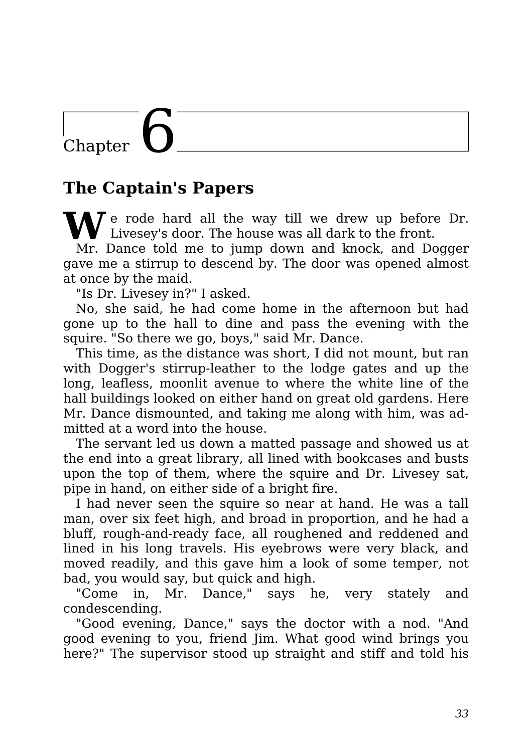# Chapter 6

## The Captain's Papers

We rode hard all the way till we drew up before Dr. Livesey's door. The house was all dark to the front.

Mr. Dance told me to jump down and knock, and Dogger gave me a stirrup to descend by. The door was opened almost at once by the maid.

"Is Dr. Livesey in?" I asked.

No, she said, he had come home in the afternoon but had gone up to the hall to dine and pass the evening with the squire. "So there we go, boys," said Mr. Dance.

This time, as the distance was short, I did not mount, but ran with Dogger's stirrup-leather to the lodge gates and up the long, leafless, moonlit avenue to where the white line of the hall buildings looked on either hand on great old gardens. Here Mr. Dance dismounted, and taking me along with him, was admitted at a word into the house.

The servant led us down a matted passage and showed us at the end into a great library, all lined with bookcases and busts upon the top of them, where the squire and Dr. Livesey sat, pipe in hand, on either side of a bright fire.

I had never seen the squire so near at hand. He was a tall man, over six feet high, and broad in proportion, and he had a bluff, rough-and-ready face, all roughened and reddened and lined in his long travels. His eyebrows were very black, and moved readily, and this gave him a look of some temper, not bad, you would say, but quick and high.

"Come in, Mr. Dance," says he, very stately and condescending.

"Good evening, Dance," says the doctor with a nod. "And good evening to you, friend Jim. What good wind brings you here?" The supervisor stood up straight and stiff and told his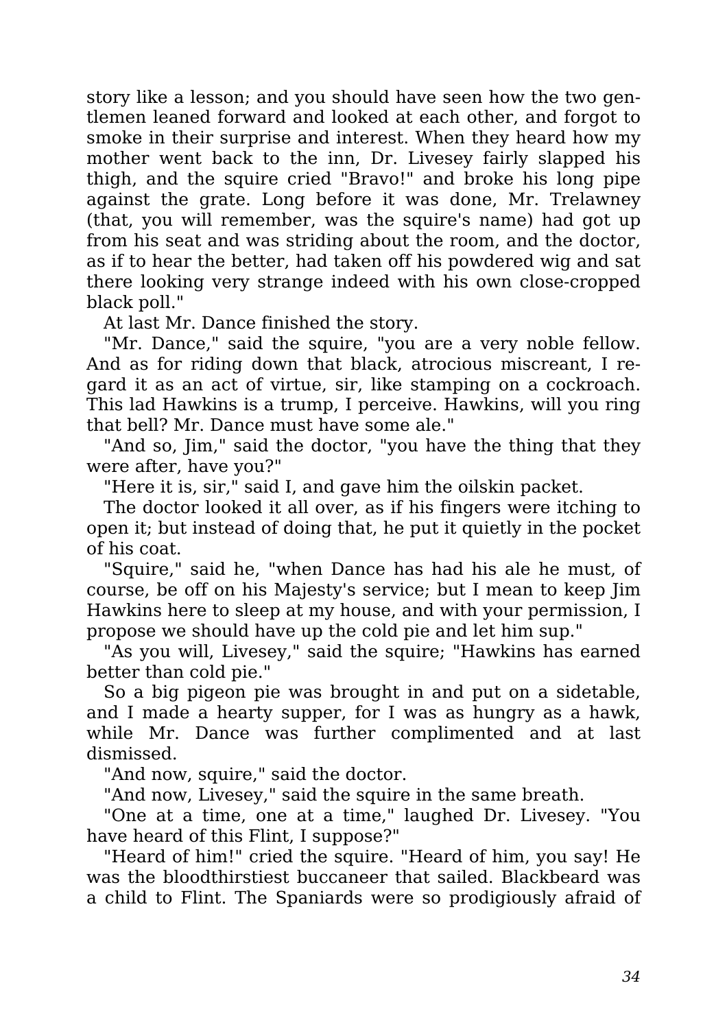story like a lesson; and you should have seen how the two gentlemen leaned forward and looked at each other, and forgot to smoke in their surprise and interest. When they heard how my mother went back to the inn, Dr. Livesey fairly slapped his thigh, and the squire cried "Bravo!" and broke his long pipe against the grate. Long before it was done, Mr. Trelawney (that, you will remember, was the squire's name) had got up from his seat and was striding about the room, and the doctor, as if to hear the better, had taken off his powdered wig and sat there looking very strange indeed with his own close-cropped black poll."

At last Mr. Dance finished the story.

"Mr. Dance," said the squire, "you are a very noble fellow. And as for riding down that black, atrocious miscreant, I regard it as an act of virtue, sir, like stamping on a cockroach. This lad Hawkins is a trump, I perceive. Hawkins, will you ring that bell? Mr. Dance must have some ale."

"And so, Jim," said the doctor, "you have the thing that they were after, have you?"

"Here it is, sir," said I, and gave him the oilskin packet.

The doctor looked it all over, as if his fingers were itching to open it; but instead of doing that, he put it quietly in the pocket of his coat.

"Squire," said he, "when Dance has had his ale he must, of course, be off on his Majesty's service; but I mean to keep Jim Hawkins here to sleep at my house, and with your permission, I propose we should have up the cold pie and let him sup."

"As you will, Livesey," said the squire; "Hawkins has earned better than cold pie."

So a big pigeon pie was brought in and put on a sidetable, and I made a hearty supper, for I was as hungry as a hawk, while Mr. Dance was further complimented and at last dismissed.

"And now, squire," said the doctor.

"And now, Livesey," said the squire in the same breath.

"One at a time, one at a time," laughed Dr. Livesey. "You have heard of this Flint, I suppose?"

"Heard of him!" cried the squire. "Heard of him, you say! He was the bloodthirstiest buccaneer that sailed. Blackbeard was a child to Flint. The Spaniards were so prodigiously afraid of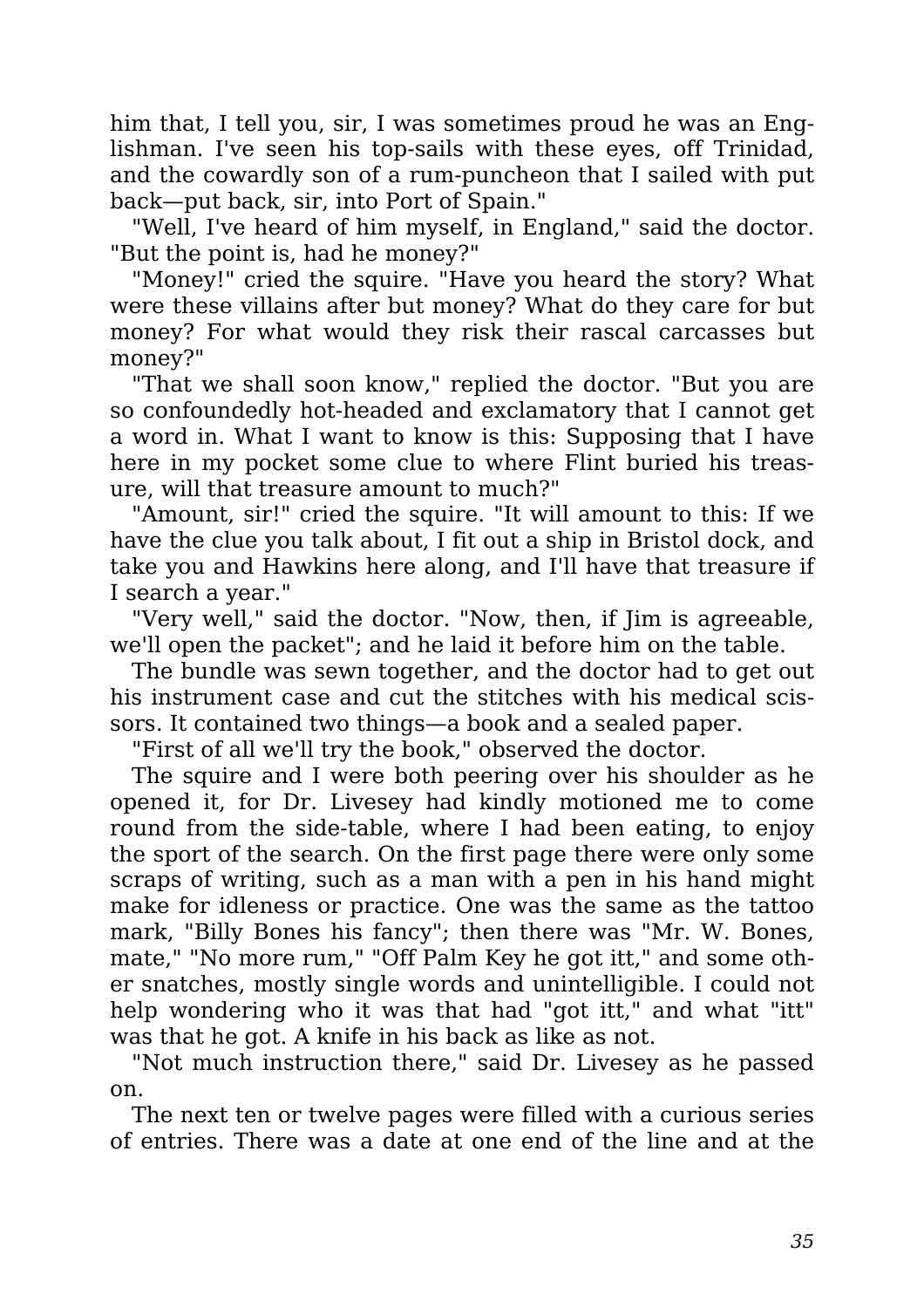him that, I tell you, sir, I was sometimes proud he was an Englishman. I've seen his top-sails with these eyes, off Trinidad, and the cowardly son of a rum-puncheon that I sailed with put back—put back, sir, into Port of Spain."

"Well, I've heard of him myself, in England," said the doctor. "But the point is, had he money?"

"Money!" cried the squire. "Have you heard the story? What were these villains after but money? What do they care for but money? For what would they risk their rascal carcasses but money?"

"That we shall soon know," replied the doctor. "But you are so confoundedly hot-headed and exclamatory that I cannot get a word in. What I want to know is this: Supposing that I have here in my pocket some clue to where Flint buried his treasure, will that treasure amount to much?"

"Amount, sir!" cried the squire. "It will amount to this: If we have the clue you talk about, I fit out a ship in Bristol dock, and take you and Hawkins here along, and I'll have that treasure if I search a year."

"Very well," said the doctor. "Now, then, if Jim is agreeable, we'll open the packet"; and he laid it before him on the table.

The bundle was sewn together, and the doctor had to get out his instrument case and cut the stitches with his medical scissors. It contained two things—a book and a sealed paper.

"First of all we'll try the book," observed the doctor.

The squire and I were both peering over his shoulder as he opened it, for Dr. Livesey had kindly motioned me to come round from the side-table, where I had been eating, to enjoy the sport of the search. On the first page there were only some scraps of writing, such as a man with a pen in his hand might make for idleness or practice. One was the same as the tattoo mark, "Billy Bones his fancy"; then there was "Mr. W. Bones, mate," "No more rum," "Off Palm Key he got itt," and some other snatches, mostly single words and unintelligible. I could not help wondering who it was that had "got itt," and what "itt" was that he got. A knife in his back as like as not.

"Not much instruction there," said Dr. Livesey as he passed on.

The next ten or twelve pages were filled with a curious series of entries. There was a date at one end of the line and at the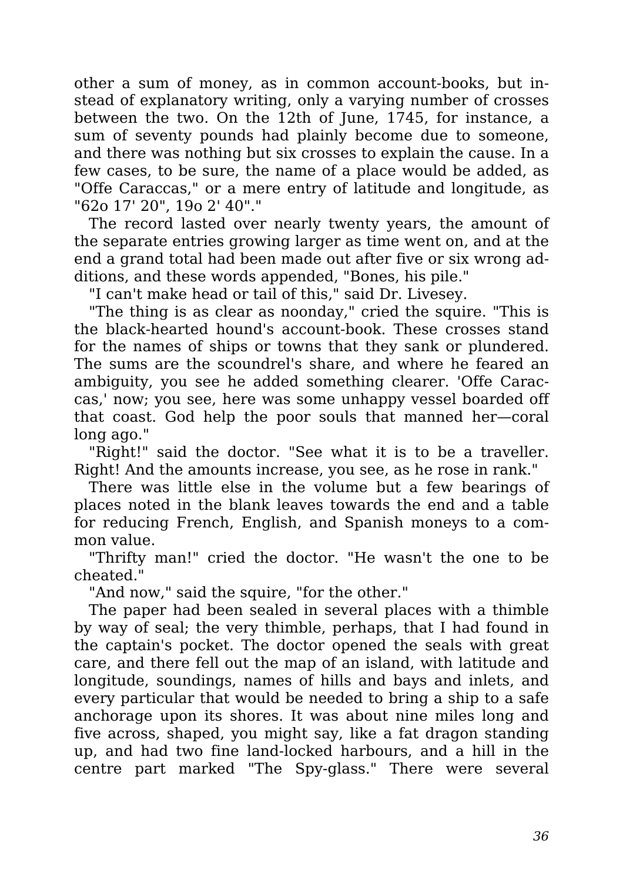other a sum of money, as in common account-books, but instead of explanatory writing, only a varying number of crosses between the two. On the 12th of June, 1745, for instance, a sum of seventy pounds had plainly become due to someone, and there was nothing but six crosses to explain the cause. In a few cases, to be sure, the name of a place would be added, as "Offe Caraccas," or a mere entry of latitude and longitude, as "62o 17' 20", 19o 2' 40"."

The record lasted over nearly twenty years, the amount of the separate entries growing larger as time went on, and at the end a grand total had been made out after five or six wrong additions, and these words appended, "Bones, his pile."

"I can't make head or tail of this," said Dr. Livesey.

"The thing is as clear as noonday," cried the squire. "This is the black-hearted hound's account-book. These crosses stand for the names of ships or towns that they sank or plundered. The sums are the scoundrel's share, and where he feared an ambiguity, you see he added something clearer. 'Offe Caraccas,' now; you see, here was some unhappy vessel boarded off that coast. God help the poor souls that manned her—coral long ago."

"Right!" said the doctor. "See what it is to be a traveller. Right! And the amounts increase, you see, as he rose in rank."

There was little else in the volume but a few bearings of places noted in the blank leaves towards the end and a table for reducing French, English, and Spanish moneys to a common value.

"Thrifty man!" cried the doctor. "He wasn't the one to be cheated."

"And now," said the squire, "for the other."

The paper had been sealed in several places with a thimble by way of seal; the very thimble, perhaps, that I had found in the captain's pocket. The doctor opened the seals with great care, and there fell out the map of an island, with latitude and longitude, soundings, names of hills and bays and inlets, and every particular that would be needed to bring a ship to a safe anchorage upon its shores. It was about nine miles long and five across, shaped, you might say, like a fat dragon standing up, and had two fine land-locked harbours, and a hill in the centre part marked "The Spy-glass." There were several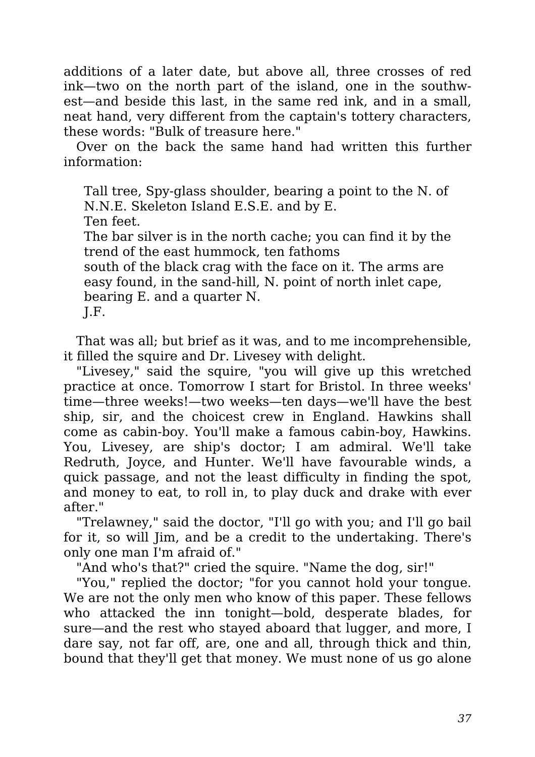additions of a later date, but above all, three crosses of red ink—two on the north part of the island, one in the southwest—and beside this last, in the same red ink, and in a small, neat hand, very different from the captain's tottery characters, these words: "Bulk of treasure here."

Over on the back the same hand had written this further information:

> Tall tree, Spy-glass shoulder, bearing a point to the N. of N.N.E. Skeleton Island E.S.E. and by E.
> Ten feet.
> The bar silver is in the north cache; you can find it by the trend of the east hummock, ten fathoms
> south of the black crag with the face on it. The arms are easy found, in the sand-hill, N. point of north inlet cape, bearing E. and a quarter N.
> J.F.

That was all; but brief as it was, and to me incomprehensible, it filled the squire and Dr. Livesey with delight.

"Livesey," said the squire, "you will give up this wretched practice at once. Tomorrow I start for Bristol. In three weeks' time—three weeks!—two weeks—ten days—we'll have the best ship, sir, and the choicest crew in England. Hawkins shall come as cabin-boy. You'll make a famous cabin-boy, Hawkins. You, Livesey, are ship's doctor; I am admiral. We'll take Redruth, Joyce, and Hunter. We'll have favourable winds, a quick passage, and not the least difficulty in finding the spot, and money to eat, to roll in, to play duck and drake with ever after."

"Trelawney," said the doctor, "I'll go with you; and I'll go bail for it, so will Jim, and be a credit to the undertaking. There's only one man I'm afraid of."

"And who's that?" cried the squire. "Name the dog, sir!"

"You," replied the doctor; "for you cannot hold your tongue. We are not the only men who know of this paper. These fellows who attacked the inn tonight—bold, desperate blades, for sure—and the rest who stayed aboard that lugger, and more, I dare say, not far off, are, one and all, through thick and thin, bound that they'll get that money. We must none of us go alone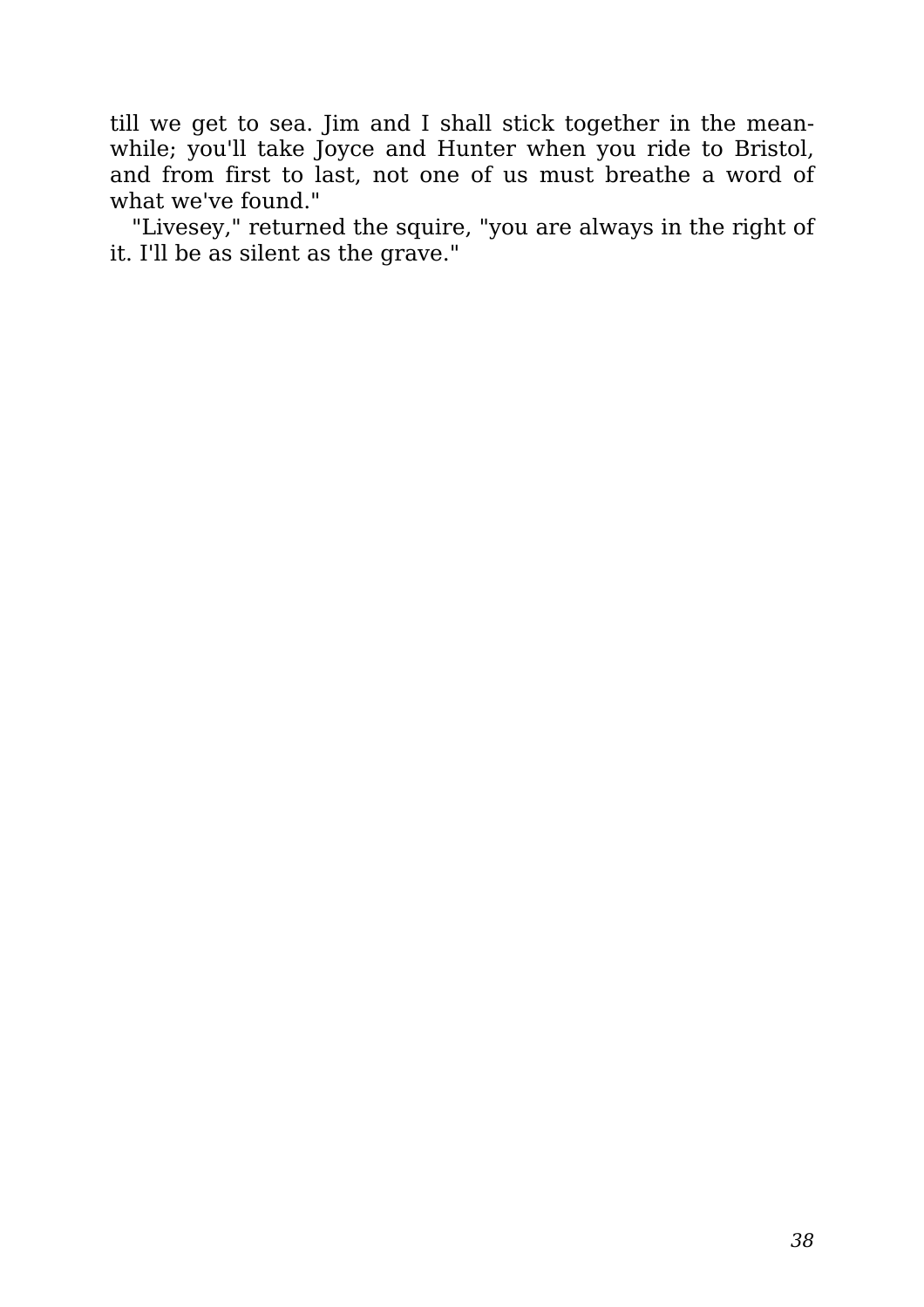till we get to sea. Jim and I shall stick together in the meanwhile; you'll take Joyce and Hunter when you ride to Bristol, and from first to last, not one of us must breathe a word of what we've found."

"Livesey," returned the squire, "you are always in the right of it. I'll be as silent as the grave."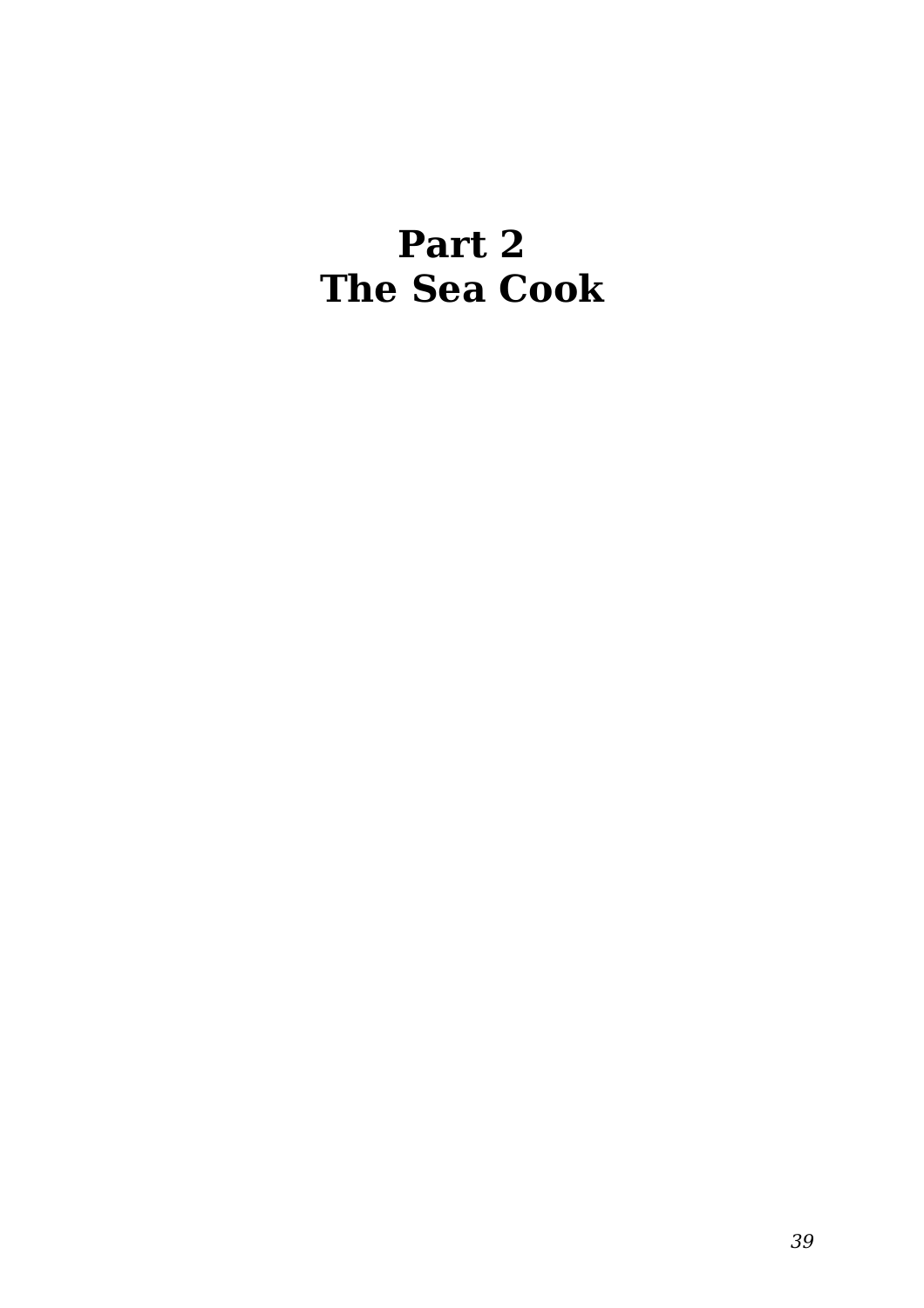# Part 2
# The Sea Cook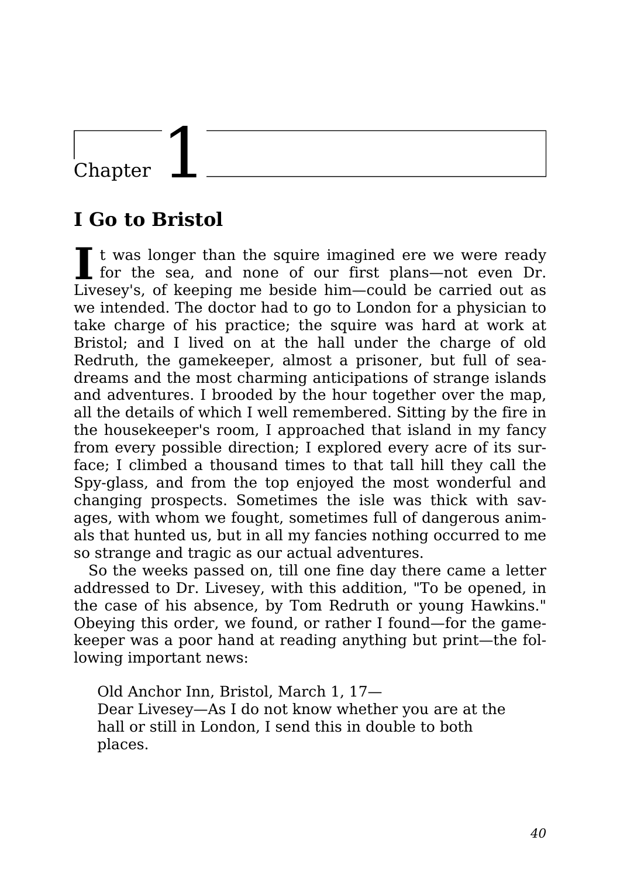# Chapter 1

## I Go to Bristol

It was longer than the squire imagined ere we were ready for the sea, and none of our first plans—not even Dr. Livesey's, of keeping me beside him—could be carried out as we intended. The doctor had to go to London for a physician to take charge of his practice; the squire was hard at work at Bristol; and I lived on at the hall under the charge of old Redruth, the gamekeeper, almost a prisoner, but full of sea-dreams and the most charming anticipations of strange islands and adventures. I brooded by the hour together over the map, all the details of which I well remembered. Sitting by the fire in the housekeeper's room, I approached that island in my fancy from every possible direction; I explored every acre of its surface; I climbed a thousand times to that tall hill they call the Spy-glass, and from the top enjoyed the most wonderful and changing prospects. Sometimes the isle was thick with savages, with whom we fought, sometimes full of dangerous animals that hunted us, but in all my fancies nothing occurred to me so strange and tragic as our actual adventures.

So the weeks passed on, till one fine day there came a letter addressed to Dr. Livesey, with this addition, "To be opened, in the case of his absence, by Tom Redruth or young Hawkins." Obeying this order, we found, or rather I found—for the gamekeeper was a poor hand at reading anything but print—the following important news:

> Old Anchor Inn, Bristol, March 1, 17—
> Dear Livesey—As I do not know whether you are at the hall or still in London, I send this in double to both places.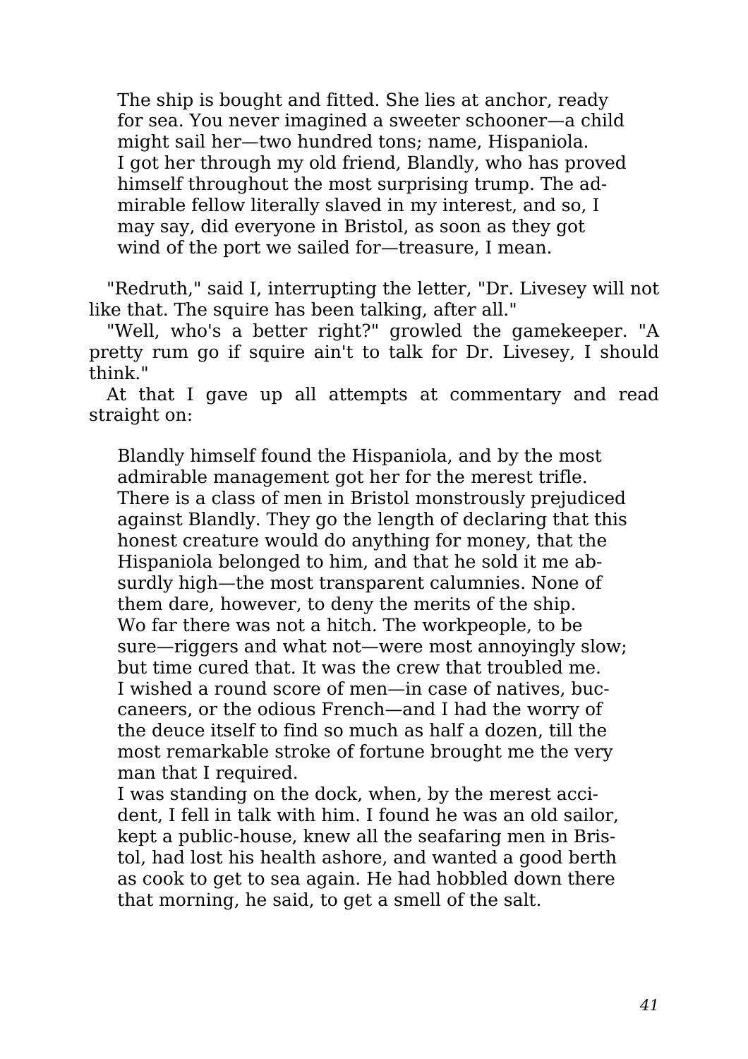> The ship is bought and fitted. She lies at anchor, ready for sea. You never imagined a sweeter schooner—a child might sail her—two hundred tons; name, Hispaniola. I got her through my old friend, Blandly, who has proved himself throughout the most surprising trump. The admirable fellow literally slaved in my interest, and so, I may say, did everyone in Bristol, as soon as they got wind of the port we sailed for—treasure, I mean.

"Redruth," said I, interrupting the letter, "Dr. Livesey will not like that. The squire has been talking, after all."

"Well, who's a better right?" growled the gamekeeper. "A pretty rum go if squire ain't to talk for Dr. Livesey, I should think."

At that I gave up all attempts at commentary and read straight on:

> Blandly himself found the Hispaniola, and by the most admirable management got her for the merest trifle. There is a class of men in Bristol monstrously prejudiced against Blandly. They go the length of declaring that this honest creature would do anything for money, that the Hispaniola belonged to him, and that he sold it me absurdly high—the most transparent calumnies. None of them dare, however, to deny the merits of the ship.
>
> Wo far there was not a hitch. The workpeople, to be sure—riggers and what not—were most annoyingly slow; but time cured that. It was the crew that troubled me. I wished a round score of men—in case of natives, buccaneers, or the odious French—and I had the worry of the deuce itself to find so much as half a dozen, till the most remarkable stroke of fortune brought me the very man that I required.
>
> I was standing on the dock, when, by the merest accident, I fell in talk with him. I found he was an old sailor, kept a public-house, knew all the seafaring men in Bristol, had lost his health ashore, and wanted a good berth as cook to get to sea again. He had hobbled down there that morning, he said, to get a smell of the salt.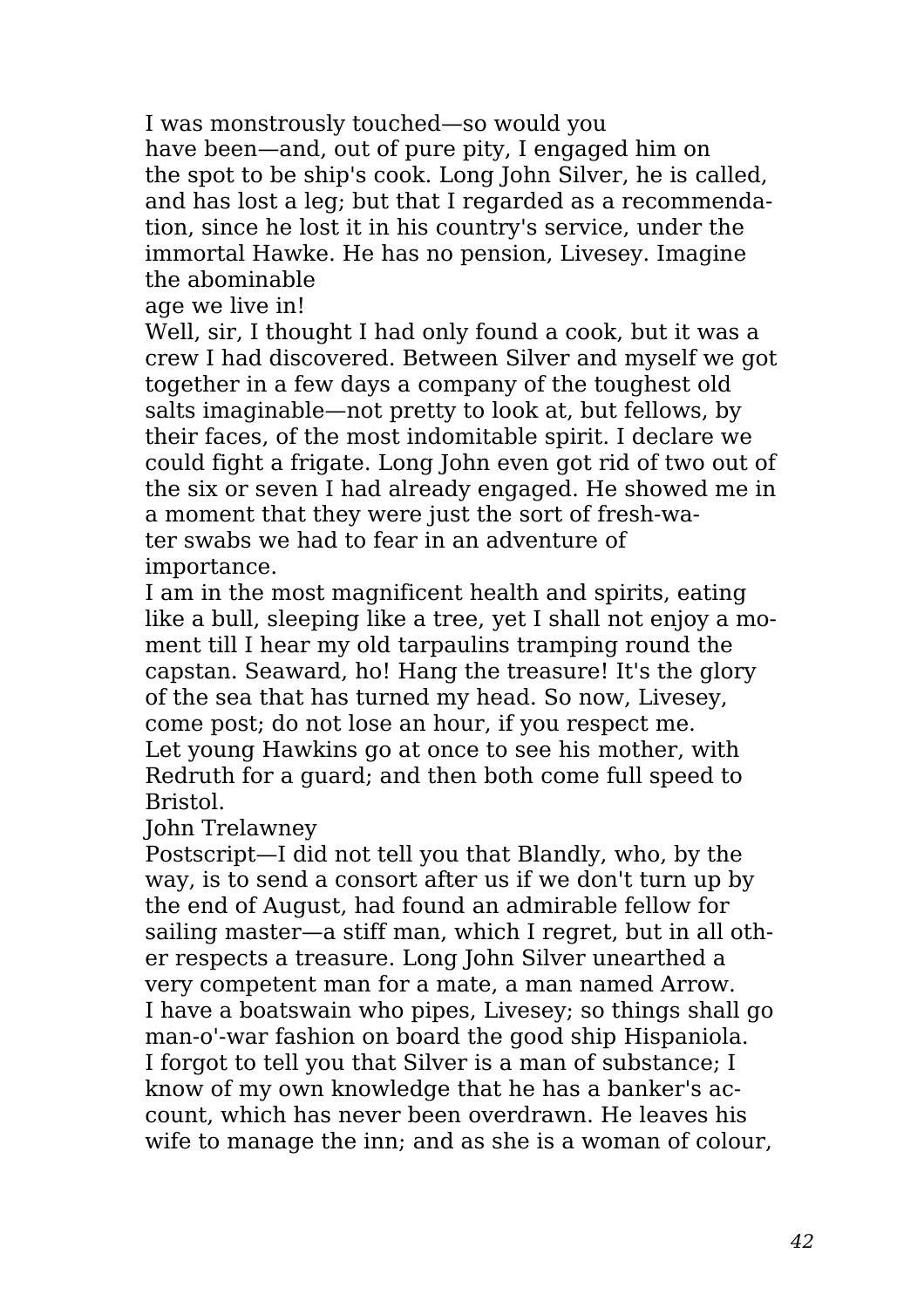I was monstrously touched—so would you have been—and, out of pure pity, I engaged him on the spot to be ship's cook. Long John Silver, he is called, and has lost a leg; but that I regarded as a recommendation, since he lost it in his country's service, under the immortal Hawke. He has no pension, Livesey. Imagine the abominable age we live in!

Well, sir, I thought I had only found a cook, but it was a crew I had discovered. Between Silver and myself we got together in a few days a company of the toughest old salts imaginable—not pretty to look at, but fellows, by their faces, of the most indomitable spirit. I declare we could fight a frigate. Long John even got rid of two out of the six or seven I had already engaged. He showed me in a moment that they were just the sort of fresh-water swabs we had to fear in an adventure of importance.

I am in the most magnificent health and spirits, eating like a bull, sleeping like a tree, yet I shall not enjoy a moment till I hear my old tarpaulins tramping round the capstan. Seaward, ho! Hang the treasure! It's the glory of the sea that has turned my head. So now, Livesey, come post; do not lose an hour, if you respect me.

Let young Hawkins go at once to see his mother, with Redruth for a guard; and then both come full speed to Bristol.

John Trelawney

Postscript—I did not tell you that Blandly, who, by the way, is to send a consort after us if we don't turn up by the end of August, had found an admirable fellow for sailing master—a stiff man, which I regret, but in all other respects a treasure. Long John Silver unearthed a very competent man for a mate, a man named Arrow. I have a boatswain who pipes, Livesey; so things shall go man-o'-war fashion on board the good ship Hispaniola.

I forgot to tell you that Silver is a man of substance; I know of my own knowledge that he has a banker's account, which has never been overdrawn. He leaves his wife to manage the inn; and as she is a woman of colour,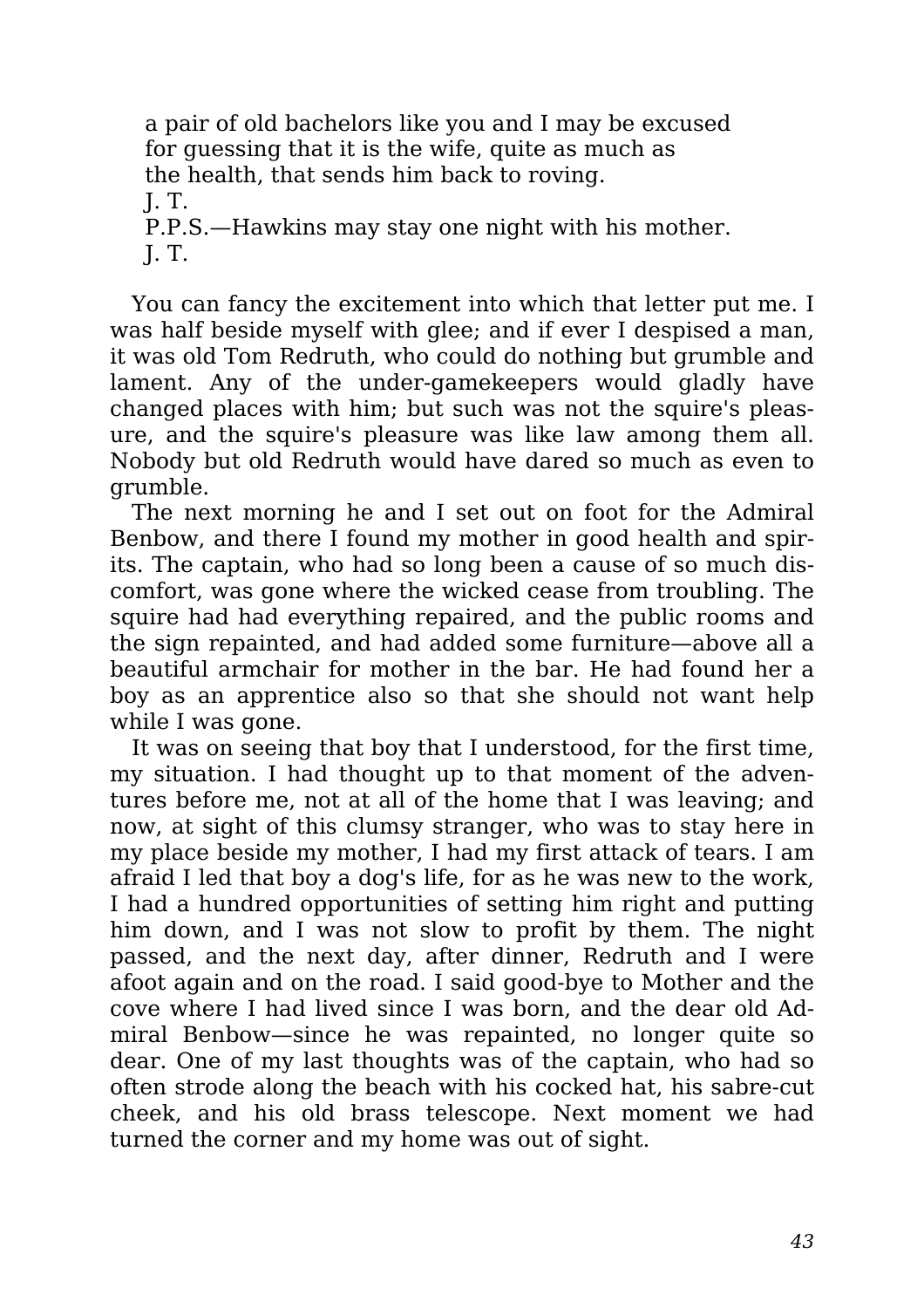a pair of old bachelors like you and I may be excused for guessing that it is the wife, quite as much as the health, that sends him back to roving.

J. T.

P.P.S.—Hawkins may stay one night with his mother.

J. T.

You can fancy the excitement into which that letter put me. I was half beside myself with glee; and if ever I despised a man, it was old Tom Redruth, who could do nothing but grumble and lament. Any of the under-gamekeepers would gladly have changed places with him; but such was not the squire's pleasure, and the squire's pleasure was like law among them all. Nobody but old Redruth would have dared so much as even to grumble.

The next morning he and I set out on foot for the Admiral Benbow, and there I found my mother in good health and spirits. The captain, who had so long been a cause of so much discomfort, was gone where the wicked cease from troubling. The squire had had everything repaired, and the public rooms and the sign repainted, and had added some furniture—above all a beautiful armchair for mother in the bar. He had found her a boy as an apprentice also so that she should not want help while I was gone.

It was on seeing that boy that I understood, for the first time, my situation. I had thought up to that moment of the adventures before me, not at all of the home that I was leaving; and now, at sight of this clumsy stranger, who was to stay here in my place beside my mother, I had my first attack of tears. I am afraid I led that boy a dog's life, for as he was new to the work, I had a hundred opportunities of setting him right and putting him down, and I was not slow to profit by them. The night passed, and the next day, after dinner, Redruth and I were afoot again and on the road. I said good-bye to Mother and the cove where I had lived since I was born, and the dear old Admiral Benbow—since he was repainted, no longer quite so dear. One of my last thoughts was of the captain, who had so often strode along the beach with his cocked hat, his sabre-cut cheek, and his old brass telescope. Next moment we had turned the corner and my home was out of sight.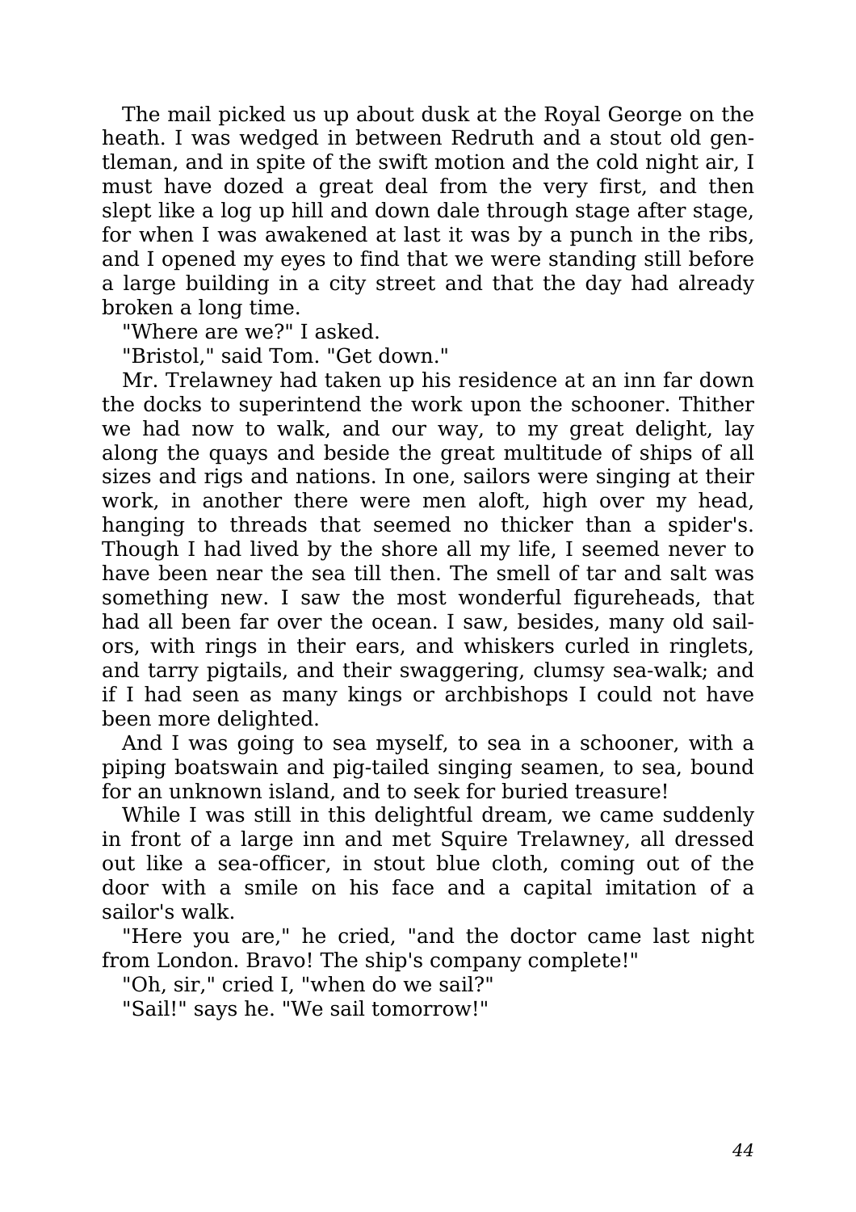The mail picked us up about dusk at the Royal George on the heath. I was wedged in between Redruth and a stout old gentleman, and in spite of the swift motion and the cold night air, I must have dozed a great deal from the very first, and then slept like a log up hill and down dale through stage after stage, for when I was awakened at last it was by a punch in the ribs, and I opened my eyes to find that we were standing still before a large building in a city street and that the day had already broken a long time.

"Where are we?" I asked.

"Bristol," said Tom. "Get down."

Mr. Trelawney had taken up his residence at an inn far down the docks to superintend the work upon the schooner. Thither we had now to walk, and our way, to my great delight, lay along the quays and beside the great multitude of ships of all sizes and rigs and nations. In one, sailors were singing at their work, in another there were men aloft, high over my head, hanging to threads that seemed no thicker than a spider's. Though I had lived by the shore all my life, I seemed never to have been near the sea till then. The smell of tar and salt was something new. I saw the most wonderful figureheads, that had all been far over the ocean. I saw, besides, many old sailors, with rings in their ears, and whiskers curled in ringlets, and tarry pigtails, and their swaggering, clumsy sea-walk; and if I had seen as many kings or archbishops I could not have been more delighted.

And I was going to sea myself, to sea in a schooner, with a piping boatswain and pig-tailed singing seamen, to sea, bound for an unknown island, and to seek for buried treasure!

While I was still in this delightful dream, we came suddenly in front of a large inn and met Squire Trelawney, all dressed out like a sea-officer, in stout blue cloth, coming out of the door with a smile on his face and a capital imitation of a sailor's walk.

"Here you are," he cried, "and the doctor came last night from London. Bravo! The ship's company complete!"

"Oh, sir," cried I, "when do we sail?"

"Sail!" says he. "We sail tomorrow!"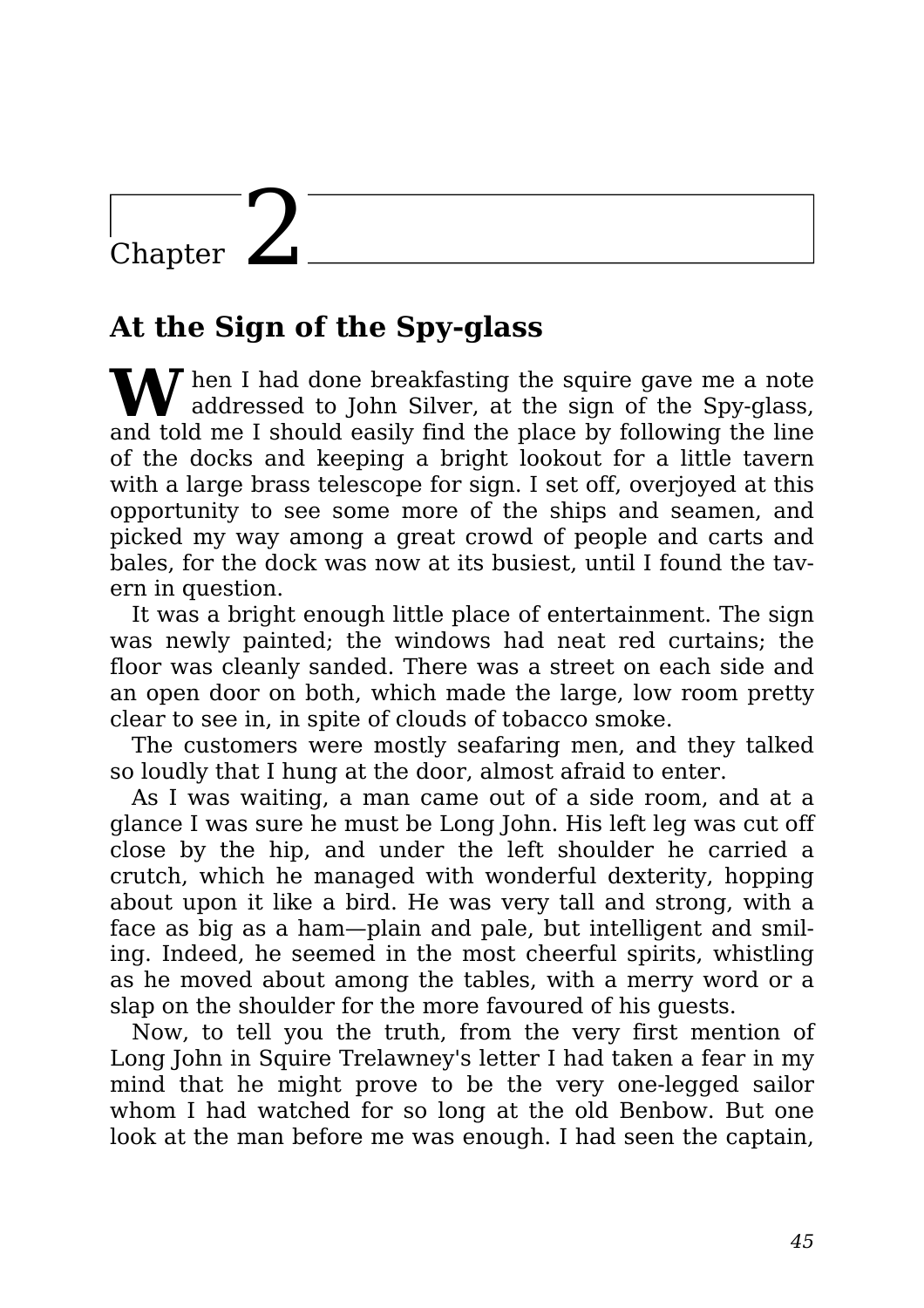# Chapter 2

## At the Sign of the Spy-glass

When I had done breakfasting the squire gave me a note addressed to John Silver, at the sign of the Spy-glass, and told me I should easily find the place by following the line of the docks and keeping a bright lookout for a little tavern with a large brass telescope for sign. I set off, overjoyed at this opportunity to see some more of the ships and seamen, and picked my way among a great crowd of people and carts and bales, for the dock was now at its busiest, until I found the tavern in question.

It was a bright enough little place of entertainment. The sign was newly painted; the windows had neat red curtains; the floor was cleanly sanded. There was a street on each side and an open door on both, which made the large, low room pretty clear to see in, in spite of clouds of tobacco smoke.

The customers were mostly seafaring men, and they talked so loudly that I hung at the door, almost afraid to enter.

As I was waiting, a man came out of a side room, and at a glance I was sure he must be Long John. His left leg was cut off close by the hip, and under the left shoulder he carried a crutch, which he managed with wonderful dexterity, hopping about upon it like a bird. He was very tall and strong, with a face as big as a ham—plain and pale, but intelligent and smiling. Indeed, he seemed in the most cheerful spirits, whistling as he moved about among the tables, with a merry word or a slap on the shoulder for the more favoured of his guests.

Now, to tell you the truth, from the very first mention of Long John in Squire Trelawney's letter I had taken a fear in my mind that he might prove to be the very one-legged sailor whom I had watched for so long at the old Benbow. But one look at the man before me was enough. I had seen the captain,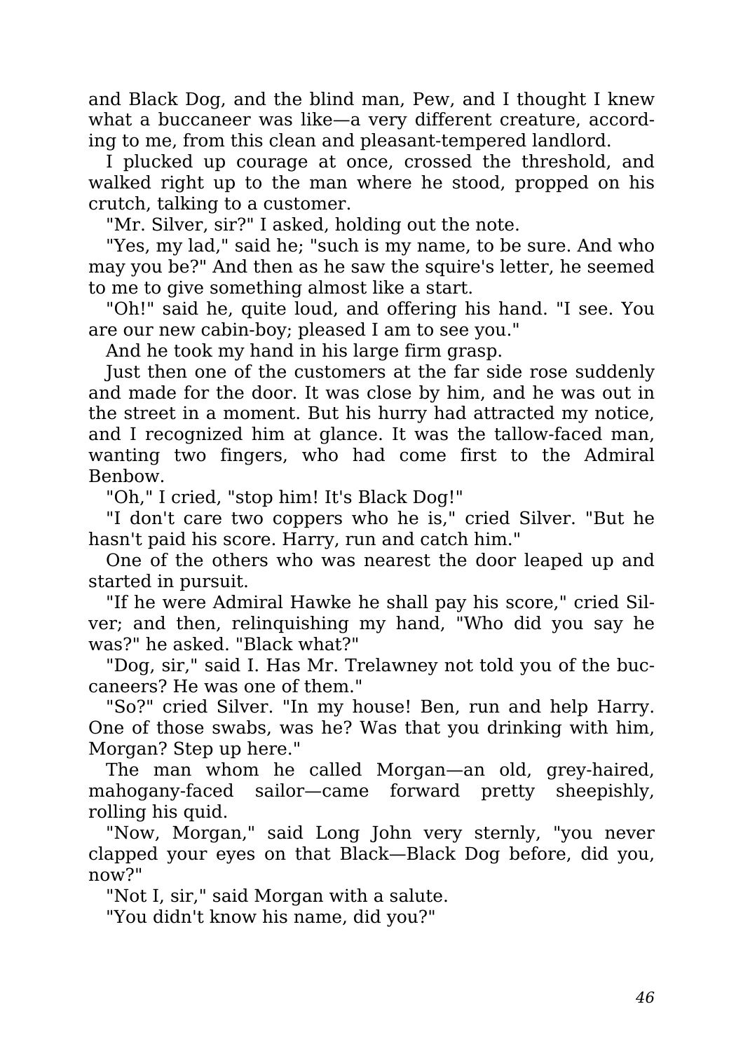and Black Dog, and the blind man, Pew, and I thought I knew what a buccaneer was like—a very different creature, according to me, from this clean and pleasant-tempered landlord.

I plucked up courage at once, crossed the threshold, and walked right up to the man where he stood, propped on his crutch, talking to a customer.

"Mr. Silver, sir?" I asked, holding out the note.

"Yes, my lad," said he; "such is my name, to be sure. And who may you be?" And then as he saw the squire's letter, he seemed to me to give something almost like a start.

"Oh!" said he, quite loud, and offering his hand. "I see. You are our new cabin-boy; pleased I am to see you."

And he took my hand in his large firm grasp.

Just then one of the customers at the far side rose suddenly and made for the door. It was close by him, and he was out in the street in a moment. But his hurry had attracted my notice, and I recognized him at glance. It was the tallow-faced man, wanting two fingers, who had come first to the Admiral Benbow.

"Oh," I cried, "stop him! It's Black Dog!"

"I don't care two coppers who he is," cried Silver. "But he hasn't paid his score. Harry, run and catch him."

One of the others who was nearest the door leaped up and started in pursuit.

"If he were Admiral Hawke he shall pay his score," cried Silver; and then, relinquishing my hand, "Who did you say he was?" he asked. "Black what?"

"Dog, sir," said I. Has Mr. Trelawney not told you of the buccaneers? He was one of them."

"So?" cried Silver. "In my house! Ben, run and help Harry. One of those swabs, was he? Was that you drinking with him, Morgan? Step up here."

The man whom he called Morgan—an old, grey-haired, mahogany-faced sailor—came forward pretty sheepishly, rolling his quid.

"Now, Morgan," said Long John very sternly, "you never clapped your eyes on that Black—Black Dog before, did you, now?"

"Not I, sir," said Morgan with a salute.

"You didn't know his name, did you?"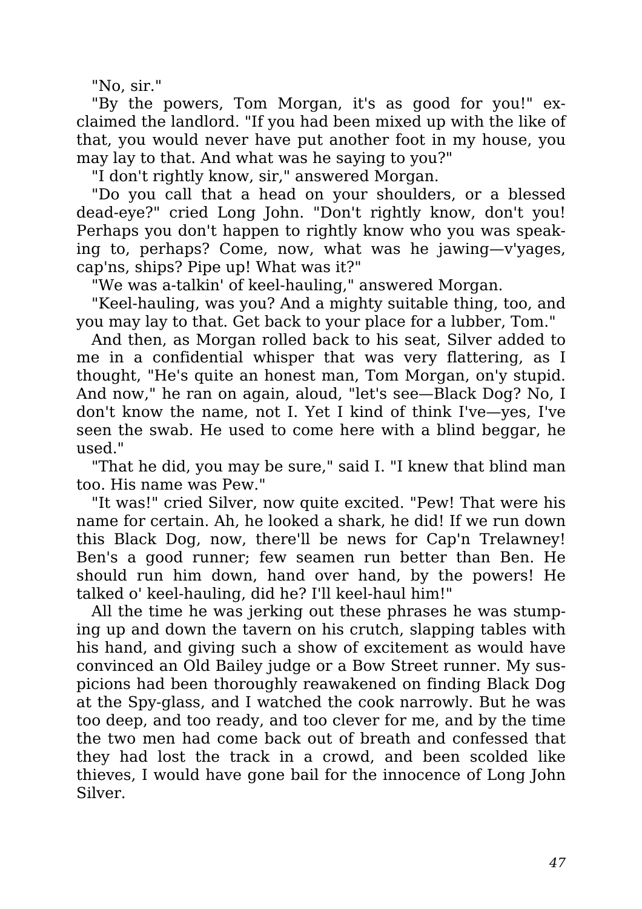"No, sir."

"By the powers, Tom Morgan, it's as good for you!" exclaimed the landlord. "If you had been mixed up with the like of that, you would never have put another foot in my house, you may lay to that. And what was he saying to you?"

"I don't rightly know, sir," answered Morgan.

"Do you call that a head on your shoulders, or a blessed dead-eye?" cried Long John. "Don't rightly know, don't you! Perhaps you don't happen to rightly know who you was speaking to, perhaps? Come, now, what was he jawing—v'yages, cap'ns, ships? Pipe up! What was it?"

"We was a-talkin' of keel-hauling," answered Morgan.

"Keel-hauling, was you? And a mighty suitable thing, too, and you may lay to that. Get back to your place for a lubber, Tom."

And then, as Morgan rolled back to his seat, Silver added to me in a confidential whisper that was very flattering, as I thought, "He's quite an honest man, Tom Morgan, on'y stupid. And now," he ran on again, aloud, "let's see—Black Dog? No, I don't know the name, not I. Yet I kind of think I've—yes, I've seen the swab. He used to come here with a blind beggar, he used."

"That he did, you may be sure," said I. "I knew that blind man too. His name was Pew."

"It was!" cried Silver, now quite excited. "Pew! That were his name for certain. Ah, he looked a shark, he did! If we run down this Black Dog, now, there'll be news for Cap'n Trelawney! Ben's a good runner; few seamen run better than Ben. He should run him down, hand over hand, by the powers! He talked o' keel-hauling, did he? I'll keel-haul him!"

All the time he was jerking out these phrases he was stumping up and down the tavern on his crutch, slapping tables with his hand, and giving such a show of excitement as would have convinced an Old Bailey judge or a Bow Street runner. My suspicions had been thoroughly reawakened on finding Black Dog at the Spy-glass, and I watched the cook narrowly. But he was too deep, and too ready, and too clever for me, and by the time the two men had come back out of breath and confessed that they had lost the track in a crowd, and been scolded like thieves, I would have gone bail for the innocence of Long John Silver.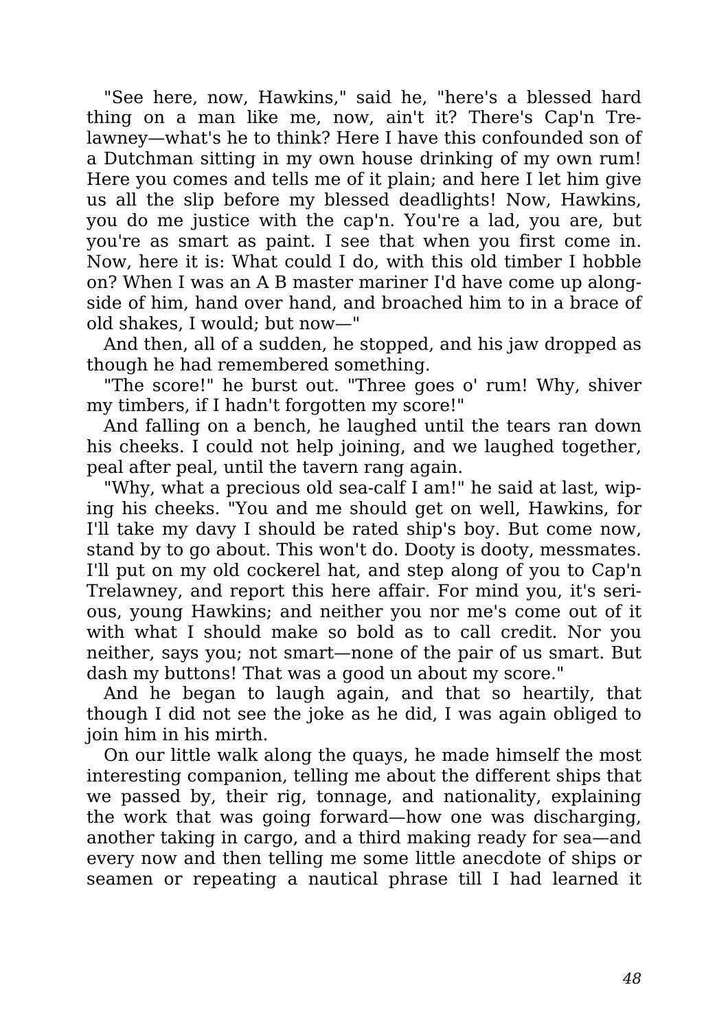"See here, now, Hawkins," said he, "here's a blessed hard thing on a man like me, now, ain't it? There's Cap'n Trelawney—what's he to think? Here I have this confounded son of a Dutchman sitting in my own house drinking of my own rum! Here you comes and tells me of it plain; and here I let him give us all the slip before my blessed deadlights! Now, Hawkins, you do me justice with the cap'n. You're a lad, you are, but you're as smart as paint. I see that when you first come in. Now, here it is: What could I do, with this old timber I hobble on? When I was an A B master mariner I'd have come up alongside of him, hand over hand, and broached him to in a brace of old shakes, I would; but now—"

And then, all of a sudden, he stopped, and his jaw dropped as though he had remembered something.

"The score!" he burst out. "Three goes o' rum! Why, shiver my timbers, if I hadn't forgotten my score!"

And falling on a bench, he laughed until the tears ran down his cheeks. I could not help joining, and we laughed together, peal after peal, until the tavern rang again.

"Why, what a precious old sea-calf I am!" he said at last, wiping his cheeks. "You and me should get on well, Hawkins, for I'll take my davy I should be rated ship's boy. But come now, stand by to go about. This won't do. Dooty is dooty, messmates. I'll put on my old cockerel hat, and step along of you to Cap'n Trelawney, and report this here affair. For mind you, it's serious, young Hawkins; and neither you nor me's come out of it with what I should make so bold as to call credit. Nor you neither, says you; not smart—none of the pair of us smart. But dash my buttons! That was a good un about my score."

And he began to laugh again, and that so heartily, that though I did not see the joke as he did, I was again obliged to join him in his mirth.

On our little walk along the quays, he made himself the most interesting companion, telling me about the different ships that we passed by, their rig, tonnage, and nationality, explaining the work that was going forward—how one was discharging, another taking in cargo, and a third making ready for sea—and every now and then telling me some little anecdote of ships or seamen or repeating a nautical phrase till I had learned it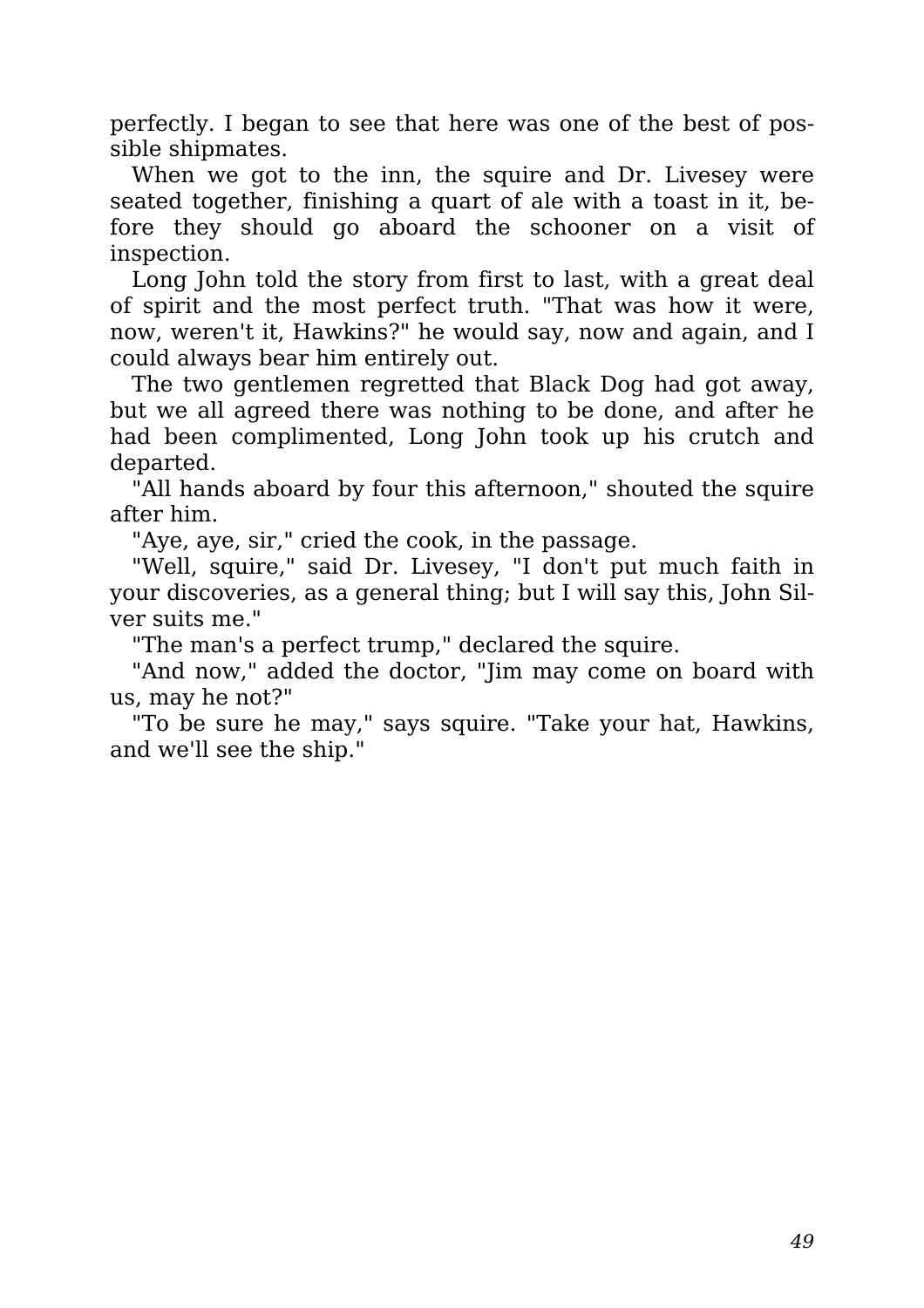perfectly. I began to see that here was one of the best of possible shipmates.

When we got to the inn, the squire and Dr. Livesey were seated together, finishing a quart of ale with a toast in it, before they should go aboard the schooner on a visit of inspection.

Long John told the story from first to last, with a great deal of spirit and the most perfect truth. "That was how it were, now, weren't it, Hawkins?" he would say, now and again, and I could always bear him entirely out.

The two gentlemen regretted that Black Dog had got away, but we all agreed there was nothing to be done, and after he had been complimented, Long John took up his crutch and departed.

"All hands aboard by four this afternoon," shouted the squire after him.

"Aye, aye, sir," cried the cook, in the passage.

"Well, squire," said Dr. Livesey, "I don't put much faith in your discoveries, as a general thing; but I will say this, John Silver suits me."

"The man's a perfect trump," declared the squire.

"And now," added the doctor, "Jim may come on board with us, may he not?"

"To be sure he may," says squire. "Take your hat, Hawkins, and we'll see the ship."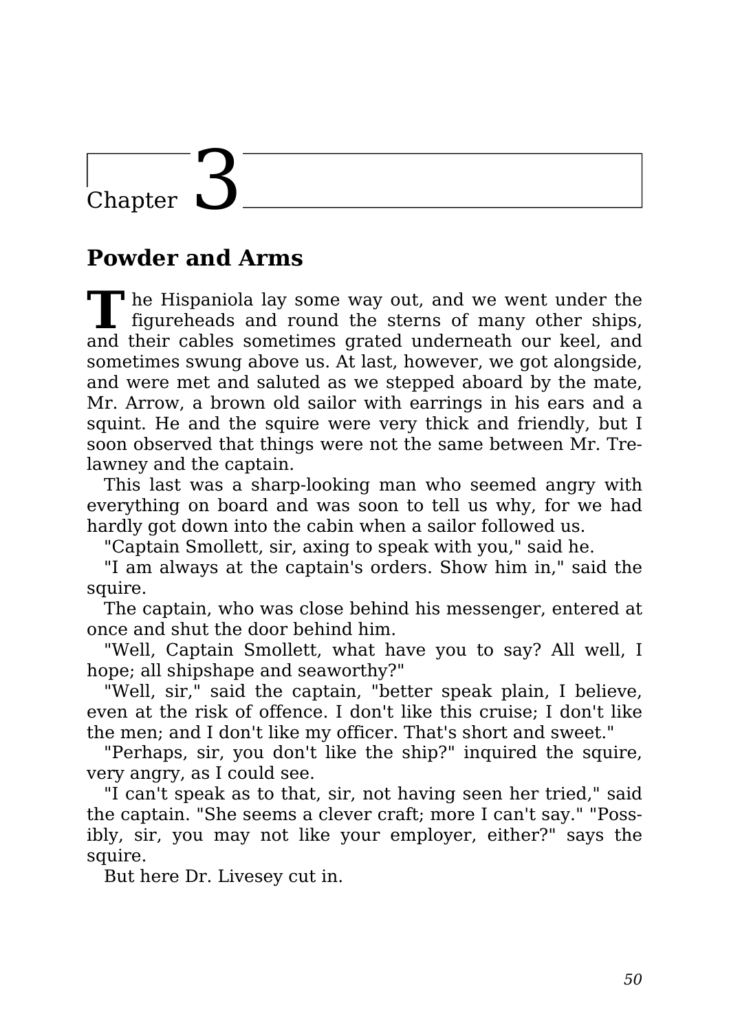# Chapter 3

## Powder and Arms

The Hispaniola lay some way out, and we went under the figureheads and round the sterns of many other ships, and their cables sometimes grated underneath our keel, and sometimes swung above us. At last, however, we got alongside, and were met and saluted as we stepped aboard by the mate, Mr. Arrow, a brown old sailor with earrings in his ears and a squint. He and the squire were very thick and friendly, but I soon observed that things were not the same between Mr. Trelawney and the captain.

This last was a sharp-looking man who seemed angry with everything on board and was soon to tell us why, for we had hardly got down into the cabin when a sailor followed us.

"Captain Smollett, sir, axing to speak with you," said he.

"I am always at the captain's orders. Show him in," said the squire.

The captain, who was close behind his messenger, entered at once and shut the door behind him.

"Well, Captain Smollett, what have you to say? All well, I hope; all shipshape and seaworthy?"

"Well, sir," said the captain, "better speak plain, I believe, even at the risk of offence. I don't like this cruise; I don't like the men; and I don't like my officer. That's short and sweet."

"Perhaps, sir, you don't like the ship?" inquired the squire, very angry, as I could see.

"I can't speak as to that, sir, not having seen her tried," said the captain. "She seems a clever craft; more I can't say." "Possibly, sir, you may not like your employer, either?" says the squire.

But here Dr. Livesey cut in.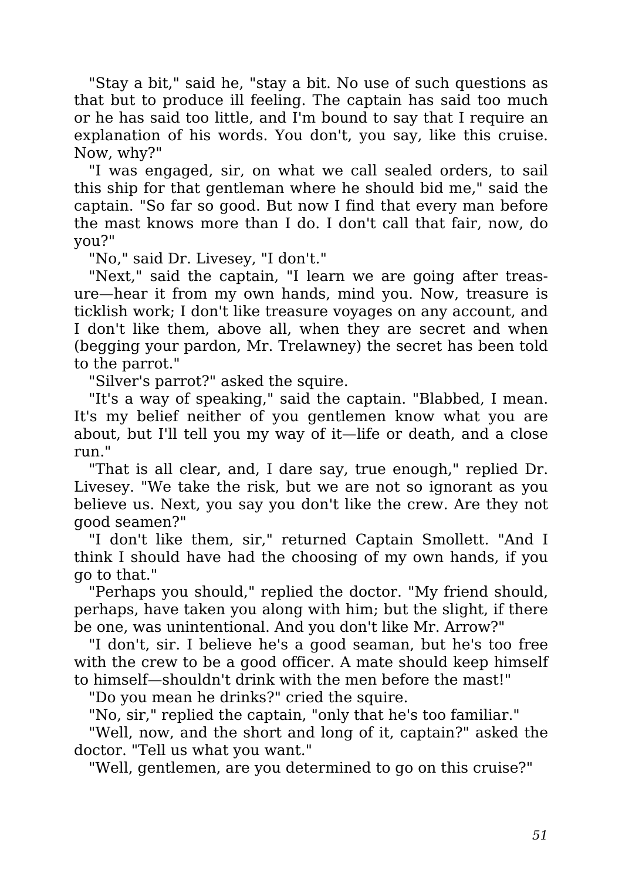"Stay a bit," said he, "stay a bit. No use of such questions as that but to produce ill feeling. The captain has said too much or he has said too little, and I'm bound to say that I require an explanation of his words. You don't, you say, like this cruise. Now, why?"

"I was engaged, sir, on what we call sealed orders, to sail this ship for that gentleman where he should bid me," said the captain. "So far so good. But now I find that every man before the mast knows more than I do. I don't call that fair, now, do you?"

"No," said Dr. Livesey, "I don't."

"Next," said the captain, "I learn we are going after treasure—hear it from my own hands, mind you. Now, treasure is ticklish work; I don't like treasure voyages on any account, and I don't like them, above all, when they are secret and when (begging your pardon, Mr. Trelawney) the secret has been told to the parrot."

"Silver's parrot?" asked the squire.

"It's a way of speaking," said the captain. "Blabbed, I mean. It's my belief neither of you gentlemen know what you are about, but I'll tell you my way of it—life or death, and a close run."

"That is all clear, and, I dare say, true enough," replied Dr. Livesey. "We take the risk, but we are not so ignorant as you believe us. Next, you say you don't like the crew. Are they not good seamen?"

"I don't like them, sir," returned Captain Smollett. "And I think I should have had the choosing of my own hands, if you go to that."

"Perhaps you should," replied the doctor. "My friend should, perhaps, have taken you along with him; but the slight, if there be one, was unintentional. And you don't like Mr. Arrow?"

"I don't, sir. I believe he's a good seaman, but he's too free with the crew to be a good officer. A mate should keep himself to himself—shouldn't drink with the men before the mast!"

"Do you mean he drinks?" cried the squire.

"No, sir," replied the captain, "only that he's too familiar."

"Well, now, and the short and long of it, captain?" asked the doctor. "Tell us what you want."

"Well, gentlemen, are you determined to go on this cruise?"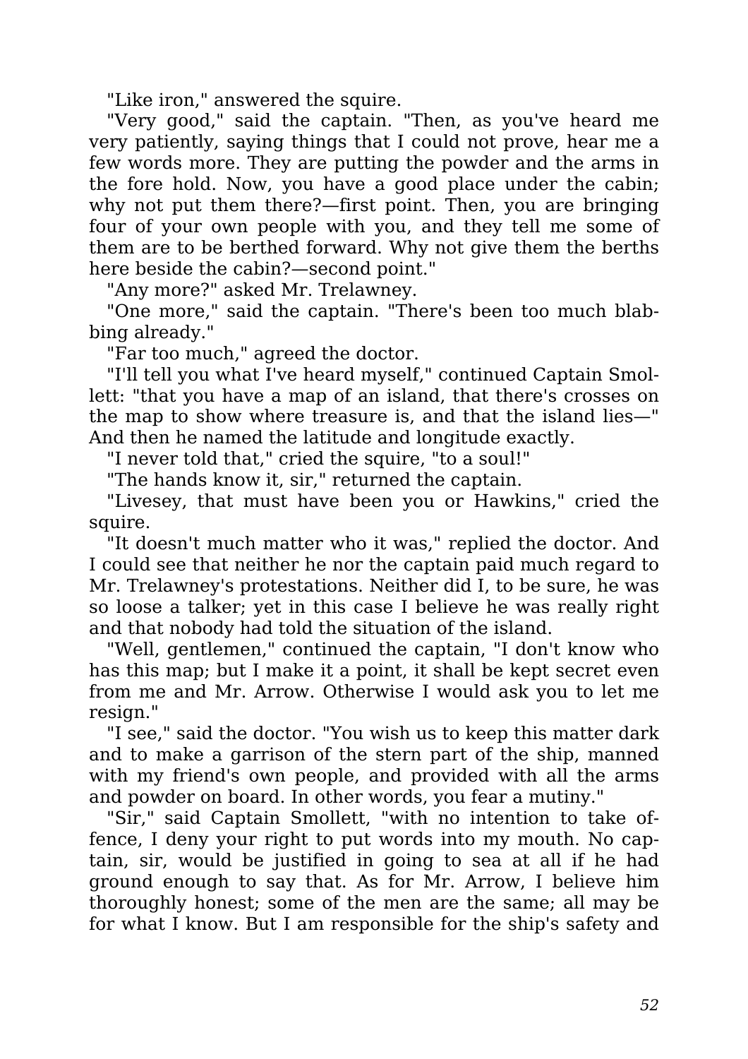"Like iron," answered the squire.

"Very good," said the captain. "Then, as you've heard me very patiently, saying things that I could not prove, hear me a few words more. They are putting the powder and the arms in the fore hold. Now, you have a good place under the cabin; why not put them there?—first point. Then, you are bringing four of your own people with you, and they tell me some of them are to be berthed forward. Why not give them the berths here beside the cabin?—second point."

"Any more?" asked Mr. Trelawney.

"One more," said the captain. "There's been too much blabbing already."

"Far too much," agreed the doctor.

"I'll tell you what I've heard myself," continued Captain Smollett: "that you have a map of an island, that there's crosses on the map to show where treasure is, and that the island lies—" And then he named the latitude and longitude exactly.

"I never told that," cried the squire, "to a soul!"

"The hands know it, sir," returned the captain.

"Livesey, that must have been you or Hawkins," cried the squire.

"It doesn't much matter who it was," replied the doctor. And I could see that neither he nor the captain paid much regard to Mr. Trelawney's protestations. Neither did I, to be sure, he was so loose a talker; yet in this case I believe he was really right and that nobody had told the situation of the island.

"Well, gentlemen," continued the captain, "I don't know who has this map; but I make it a point, it shall be kept secret even from me and Mr. Arrow. Otherwise I would ask you to let me resign."

"I see," said the doctor. "You wish us to keep this matter dark and to make a garrison of the stern part of the ship, manned with my friend's own people, and provided with all the arms and powder on board. In other words, you fear a mutiny."

"Sir," said Captain Smollett, "with no intention to take offence, I deny your right to put words into my mouth. No captain, sir, would be justified in going to sea at all if he had ground enough to say that. As for Mr. Arrow, I believe him thoroughly honest; some of the men are the same; all may be for what I know. But I am responsible for the ship's safety and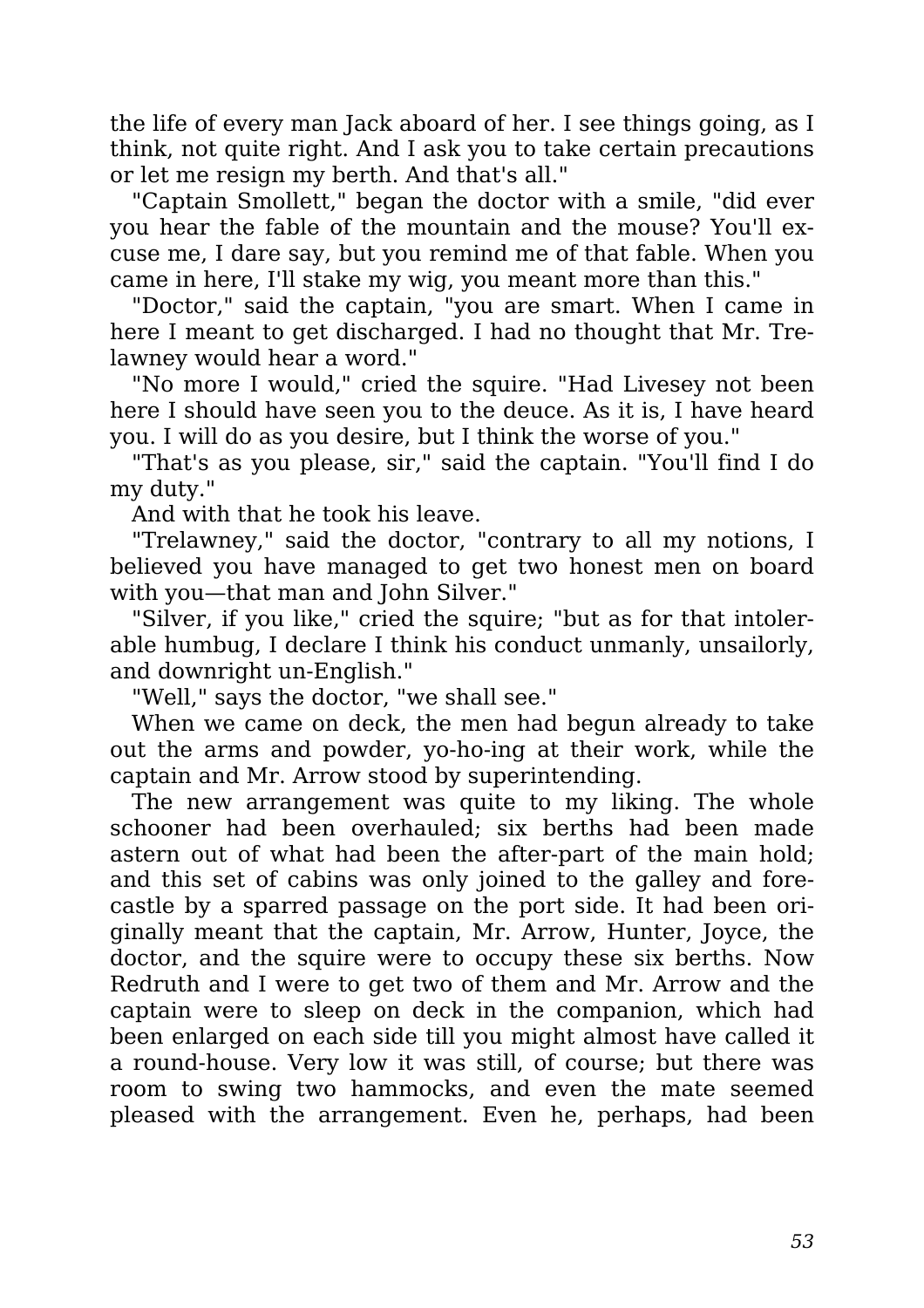the life of every man Jack aboard of her. I see things going, as I think, not quite right. And I ask you to take certain precautions or let me resign my berth. And that's all."

"Captain Smollett," began the doctor with a smile, "did ever you hear the fable of the mountain and the mouse? You'll excuse me, I dare say, but you remind me of that fable. When you came in here, I'll stake my wig, you meant more than this."

"Doctor," said the captain, "you are smart. When I came in here I meant to get discharged. I had no thought that Mr. Trelawney would hear a word."

"No more I would," cried the squire. "Had Livesey not been here I should have seen you to the deuce. As it is, I have heard you. I will do as you desire, but I think the worse of you."

"That's as you please, sir," said the captain. "You'll find I do my duty."

And with that he took his leave.

"Trelawney," said the doctor, "contrary to all my notions, I believed you have managed to get two honest men on board with you—that man and John Silver."

"Silver, if you like," cried the squire; "but as for that intolerable humbug, I declare I think his conduct unmanly, unsailorly, and downright un-English."

"Well," says the doctor, "we shall see."

When we came on deck, the men had begun already to take out the arms and powder, yo-ho-ing at their work, while the captain and Mr. Arrow stood by superintending.

The new arrangement was quite to my liking. The whole schooner had been overhauled; six berths had been made astern out of what had been the after-part of the main hold; and this set of cabins was only joined to the galley and forecastle by a sparred passage on the port side. It had been originally meant that the captain, Mr. Arrow, Hunter, Joyce, the doctor, and the squire were to occupy these six berths. Now Redruth and I were to get two of them and Mr. Arrow and the captain were to sleep on deck in the companion, which had been enlarged on each side till you might almost have called it a round-house. Very low it was still, of course; but there was room to swing two hammocks, and even the mate seemed pleased with the arrangement. Even he, perhaps, had been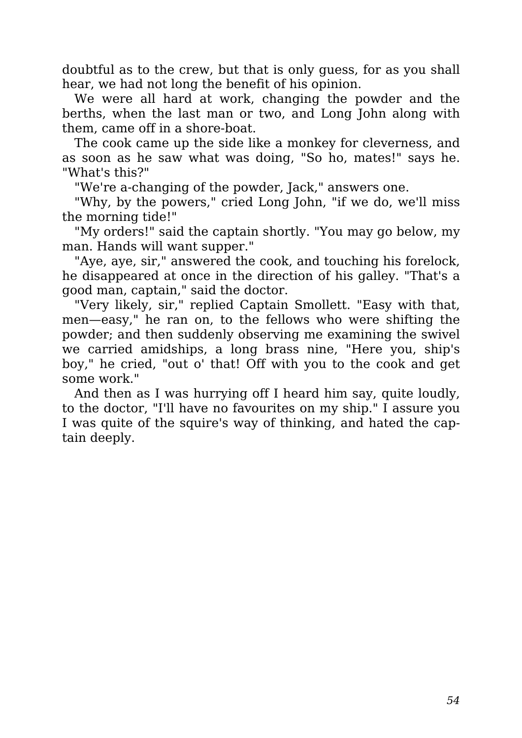doubtful as to the crew, but that is only guess, for as you shall hear, we had not long the benefit of his opinion.

We were all hard at work, changing the powder and the berths, when the last man or two, and Long John along with them, came off in a shore-boat.

The cook came up the side like a monkey for cleverness, and as soon as he saw what was doing, "So ho, mates!" says he. "What's this?"

"We're a-changing of the powder, Jack," answers one.

"Why, by the powers," cried Long John, "if we do, we'll miss the morning tide!"

"My orders!" said the captain shortly. "You may go below, my man. Hands will want supper."

"Aye, aye, sir," answered the cook, and touching his forelock, he disappeared at once in the direction of his galley. "That's a good man, captain," said the doctor.

"Very likely, sir," replied Captain Smollett. "Easy with that, men—easy," he ran on, to the fellows who were shifting the powder; and then suddenly observing me examining the swivel we carried amidships, a long brass nine, "Here you, ship's boy," he cried, "out o' that! Off with you to the cook and get some work."

And then as I was hurrying off I heard him say, quite loudly, to the doctor, "I'll have no favourites on my ship." I assure you I was quite of the squire's way of thinking, and hated the captain deeply.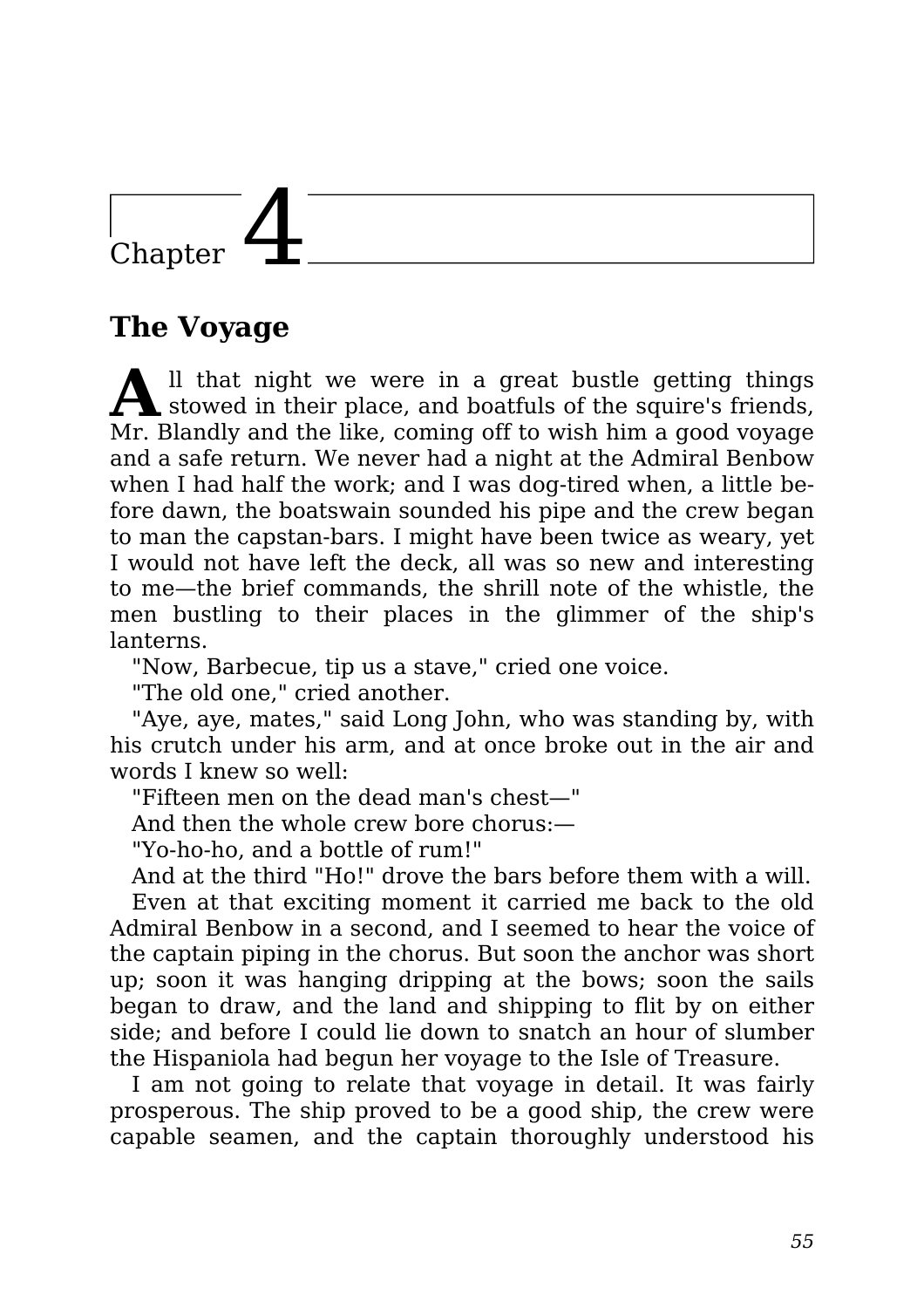# Chapter 4

## The Voyage

All that night we were in a great bustle getting things stowed in their place, and boatfuls of the squire's friends, Mr. Blandly and the like, coming off to wish him a good voyage and a safe return. We never had a night at the Admiral Benbow when I had half the work; and I was dog-tired when, a little before dawn, the boatswain sounded his pipe and the crew began to man the capstan-bars. I might have been twice as weary, yet I would not have left the deck, all was so new and interesting to me—the brief commands, the shrill note of the whistle, the men bustling to their places in the glimmer of the ship's lanterns.

"Now, Barbecue, tip us a stave," cried one voice.

"The old one," cried another.

"Aye, aye, mates," said Long John, who was standing by, with his crutch under his arm, and at once broke out in the air and words I knew so well:

"Fifteen men on the dead man's chest—"

And then the whole crew bore chorus:—

"Yo-ho-ho, and a bottle of rum!"

And at the third "Ho!" drove the bars before them with a will.

Even at that exciting moment it carried me back to the old Admiral Benbow in a second, and I seemed to hear the voice of the captain piping in the chorus. But soon the anchor was short up; soon it was hanging dripping at the bows; soon the sails began to draw, and the land and shipping to flit by on either side; and before I could lie down to snatch an hour of slumber the Hispaniola had begun her voyage to the Isle of Treasure.

I am not going to relate that voyage in detail. It was fairly prosperous. The ship proved to be a good ship, the crew were capable seamen, and the captain thoroughly understood his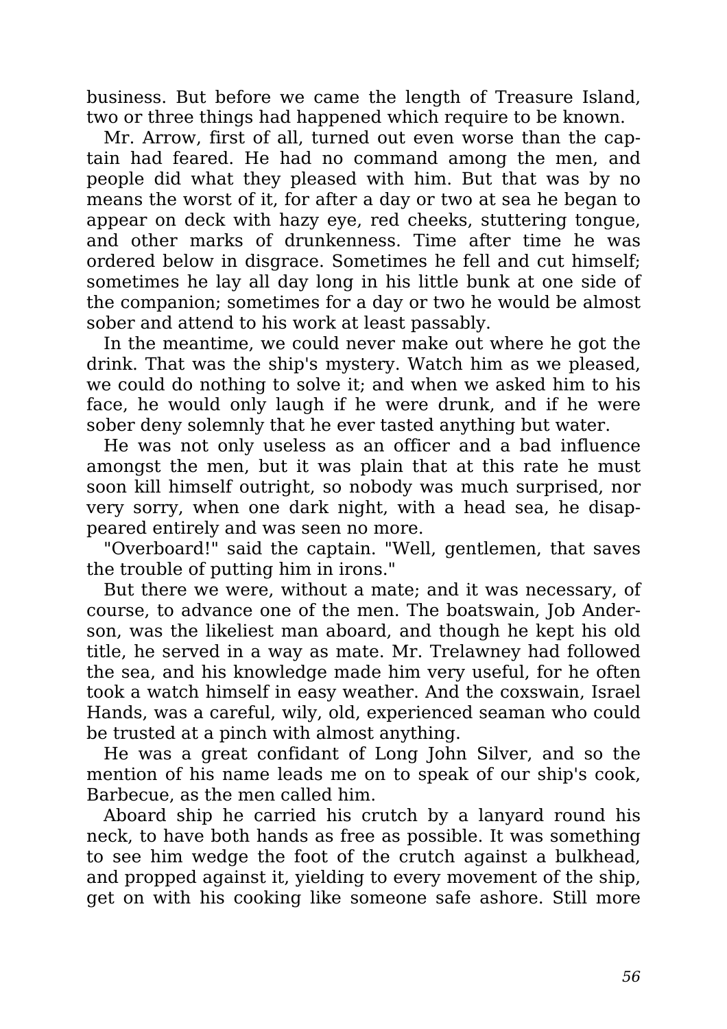business. But before we came the length of Treasure Island, two or three things had happened which require to be known.

Mr. Arrow, first of all, turned out even worse than the captain had feared. He had no command among the men, and people did what they pleased with him. But that was by no means the worst of it, for after a day or two at sea he began to appear on deck with hazy eye, red cheeks, stuttering tongue, and other marks of drunkenness. Time after time he was ordered below in disgrace. Sometimes he fell and cut himself; sometimes he lay all day long in his little bunk at one side of the companion; sometimes for a day or two he would be almost sober and attend to his work at least passably.

In the meantime, we could never make out where he got the drink. That was the ship's mystery. Watch him as we pleased, we could do nothing to solve it; and when we asked him to his face, he would only laugh if he were drunk, and if he were sober deny solemnly that he ever tasted anything but water.

He was not only useless as an officer and a bad influence amongst the men, but it was plain that at this rate he must soon kill himself outright, so nobody was much surprised, nor very sorry, when one dark night, with a head sea, he disappeared entirely and was seen no more.

"Overboard!" said the captain. "Well, gentlemen, that saves the trouble of putting him in irons."

But there we were, without a mate; and it was necessary, of course, to advance one of the men. The boatswain, Job Anderson, was the likeliest man aboard, and though he kept his old title, he served in a way as mate. Mr. Trelawney had followed the sea, and his knowledge made him very useful, for he often took a watch himself in easy weather. And the coxswain, Israel Hands, was a careful, wily, old, experienced seaman who could be trusted at a pinch with almost anything.

He was a great confidant of Long John Silver, and so the mention of his name leads me on to speak of our ship's cook, Barbecue, as the men called him.

Aboard ship he carried his crutch by a lanyard round his neck, to have both hands as free as possible. It was something to see him wedge the foot of the crutch against a bulkhead, and propped against it, yielding to every movement of the ship, get on with his cooking like someone safe ashore. Still more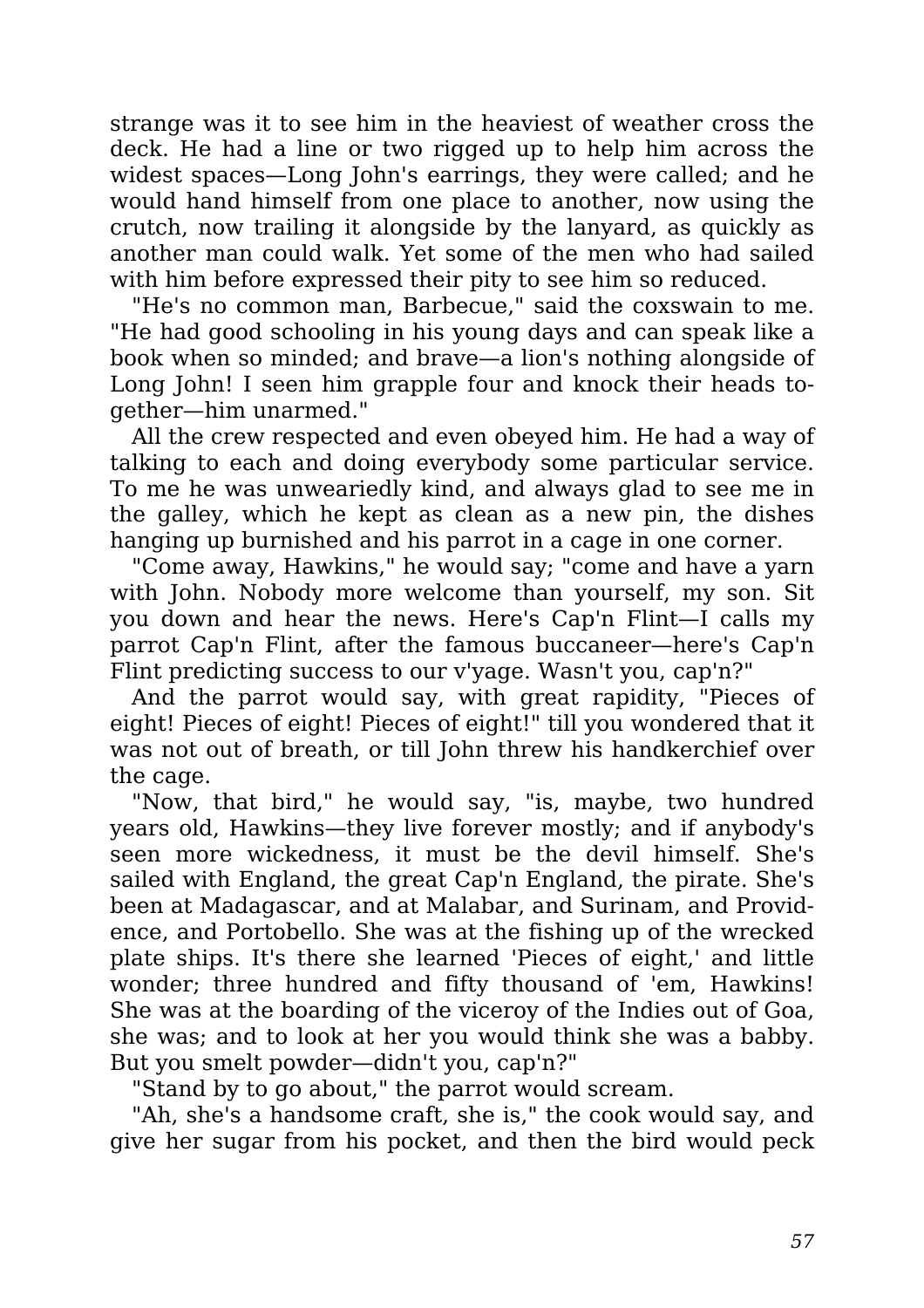strange was it to see him in the heaviest of weather cross the deck. He had a line or two rigged up to help him across the widest spaces—Long John's earrings, they were called; and he would hand himself from one place to another, now using the crutch, now trailing it alongside by the lanyard, as quickly as another man could walk. Yet some of the men who had sailed with him before expressed their pity to see him so reduced.

"He's no common man, Barbecue," said the coxswain to me. "He had good schooling in his young days and can speak like a book when so minded; and brave—a lion's nothing alongside of Long John! I seen him grapple four and knock their heads together—him unarmed."

All the crew respected and even obeyed him. He had a way of talking to each and doing everybody some particular service. To me he was unweariedly kind, and always glad to see me in the galley, which he kept as clean as a new pin, the dishes hanging up burnished and his parrot in a cage in one corner.

"Come away, Hawkins," he would say; "come and have a yarn with John. Nobody more welcome than yourself, my son. Sit you down and hear the news. Here's Cap'n Flint—I calls my parrot Cap'n Flint, after the famous buccaneer—here's Cap'n Flint predicting success to our v'yage. Wasn't you, cap'n?"

And the parrot would say, with great rapidity, "Pieces of eight! Pieces of eight! Pieces of eight!" till you wondered that it was not out of breath, or till John threw his handkerchief over the cage.

"Now, that bird," he would say, "is, maybe, two hundred years old, Hawkins—they live forever mostly; and if anybody's seen more wickedness, it must be the devil himself. She's sailed with England, the great Cap'n England, the pirate. She's been at Madagascar, and at Malabar, and Surinam, and Providence, and Portobello. She was at the fishing up of the wrecked plate ships. It's there she learned 'Pieces of eight,' and little wonder; three hundred and fifty thousand of 'em, Hawkins! She was at the boarding of the viceroy of the Indies out of Goa, she was; and to look at her you would think she was a babby. But you smelt powder—didn't you, cap'n?"

"Stand by to go about," the parrot would scream.

"Ah, she's a handsome craft, she is," the cook would say, and give her sugar from his pocket, and then the bird would peck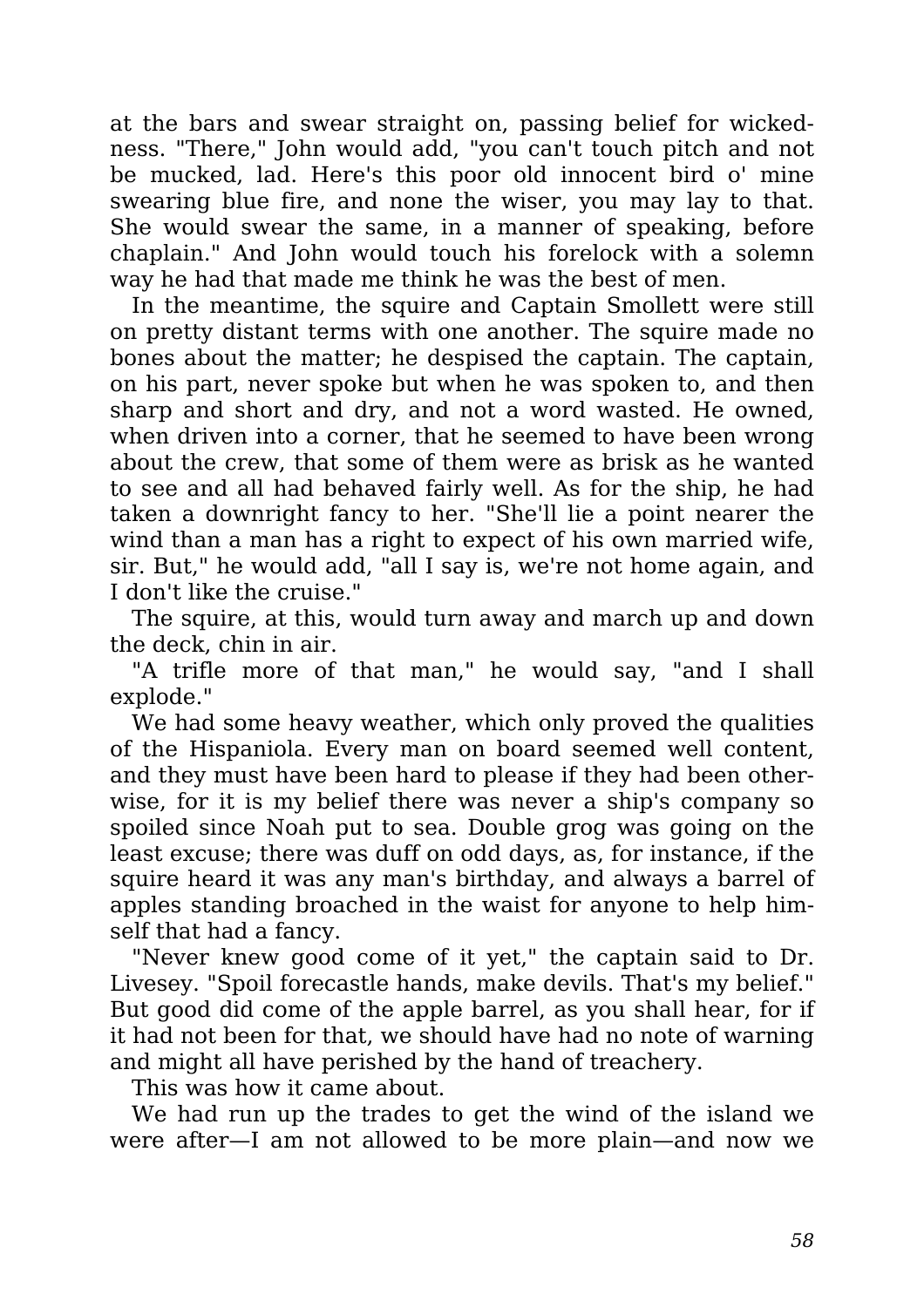at the bars and swear straight on, passing belief for wickedness. "There," John would add, "you can't touch pitch and not be mucked, lad. Here's this poor old innocent bird o' mine swearing blue fire, and none the wiser, you may lay to that. She would swear the same, in a manner of speaking, before chaplain." And John would touch his forelock with a solemn way he had that made me think he was the best of men.

In the meantime, the squire and Captain Smollett were still on pretty distant terms with one another. The squire made no bones about the matter; he despised the captain. The captain, on his part, never spoke but when he was spoken to, and then sharp and short and dry, and not a word wasted. He owned, when driven into a corner, that he seemed to have been wrong about the crew, that some of them were as brisk as he wanted to see and all had behaved fairly well. As for the ship, he had taken a downright fancy to her. "She'll lie a point nearer the wind than a man has a right to expect of his own married wife, sir. But," he would add, "all I say is, we're not home again, and I don't like the cruise."

The squire, at this, would turn away and march up and down the deck, chin in air.

"A trifle more of that man," he would say, "and I shall explode."

We had some heavy weather, which only proved the qualities of the Hispaniola. Every man on board seemed well content, and they must have been hard to please if they had been otherwise, for it is my belief there was never a ship's company so spoiled since Noah put to sea. Double grog was going on the least excuse; there was duff on odd days, as, for instance, if the squire heard it was any man's birthday, and always a barrel of apples standing broached in the waist for anyone to help himself that had a fancy.

"Never knew good come of it yet," the captain said to Dr. Livesey. "Spoil forecastle hands, make devils. That's my belief." But good did come of the apple barrel, as you shall hear, for if it had not been for that, we should have had no note of warning and might all have perished by the hand of treachery.

This was how it came about.

We had run up the trades to get the wind of the island we were after—I am not allowed to be more plain—and now we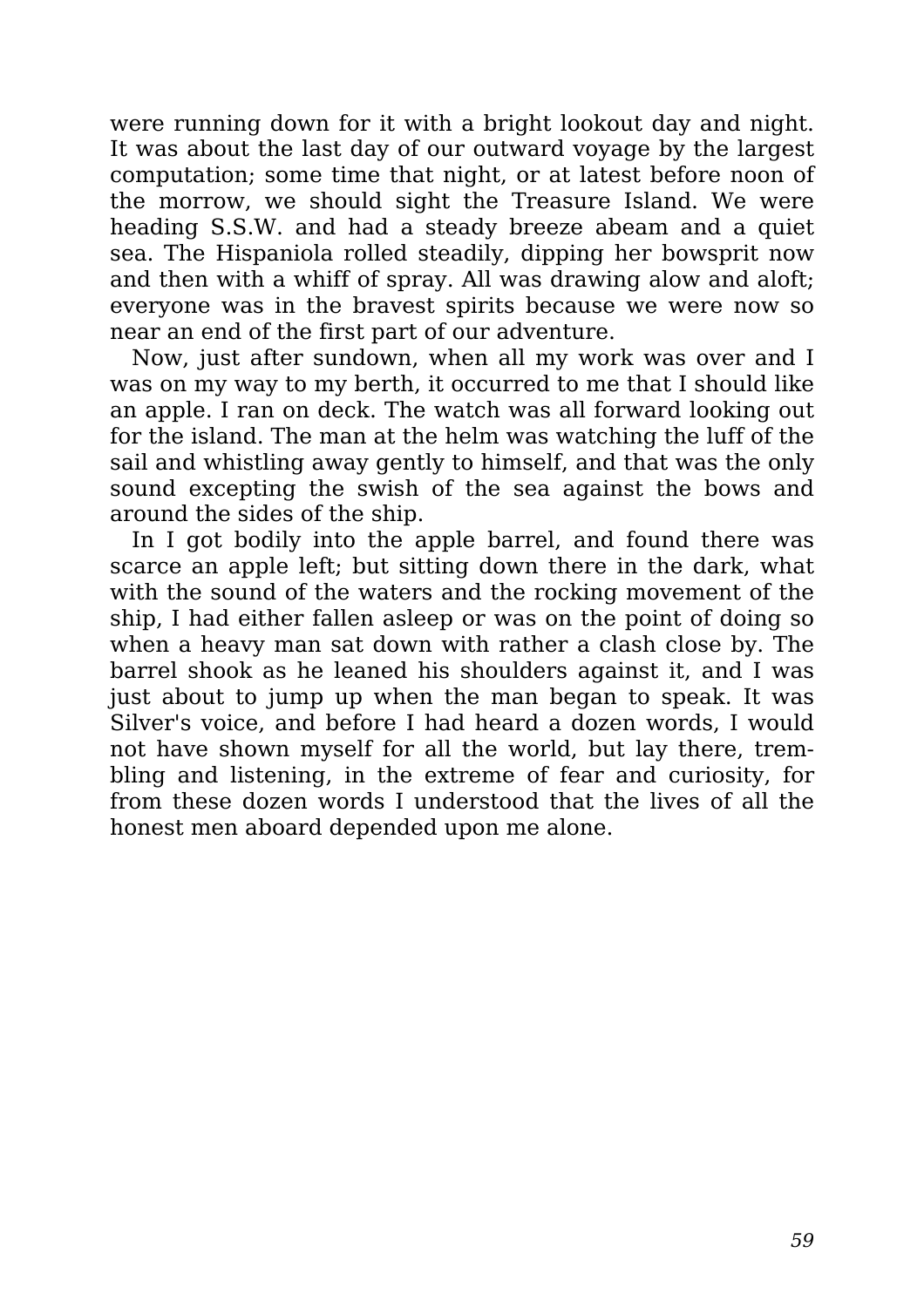were running down for it with a bright lookout day and night. It was about the last day of our outward voyage by the largest computation; some time that night, or at latest before noon of the morrow, we should sight the Treasure Island. We were heading S.S.W. and had a steady breeze abeam and a quiet sea. The Hispaniola rolled steadily, dipping her bowsprit now and then with a whiff of spray. All was drawing alow and aloft; everyone was in the bravest spirits because we were now so near an end of the first part of our adventure.

Now, just after sundown, when all my work was over and I was on my way to my berth, it occurred to me that I should like an apple. I ran on deck. The watch was all forward looking out for the island. The man at the helm was watching the luff of the sail and whistling away gently to himself, and that was the only sound excepting the swish of the sea against the bows and around the sides of the ship.

In I got bodily into the apple barrel, and found there was scarce an apple left; but sitting down there in the dark, what with the sound of the waters and the rocking movement of the ship, I had either fallen asleep or was on the point of doing so when a heavy man sat down with rather a clash close by. The barrel shook as he leaned his shoulders against it, and I was just about to jump up when the man began to speak. It was Silver's voice, and before I had heard a dozen words, I would not have shown myself for all the world, but lay there, trembling and listening, in the extreme of fear and curiosity, for from these dozen words I understood that the lives of all the honest men aboard depended upon me alone.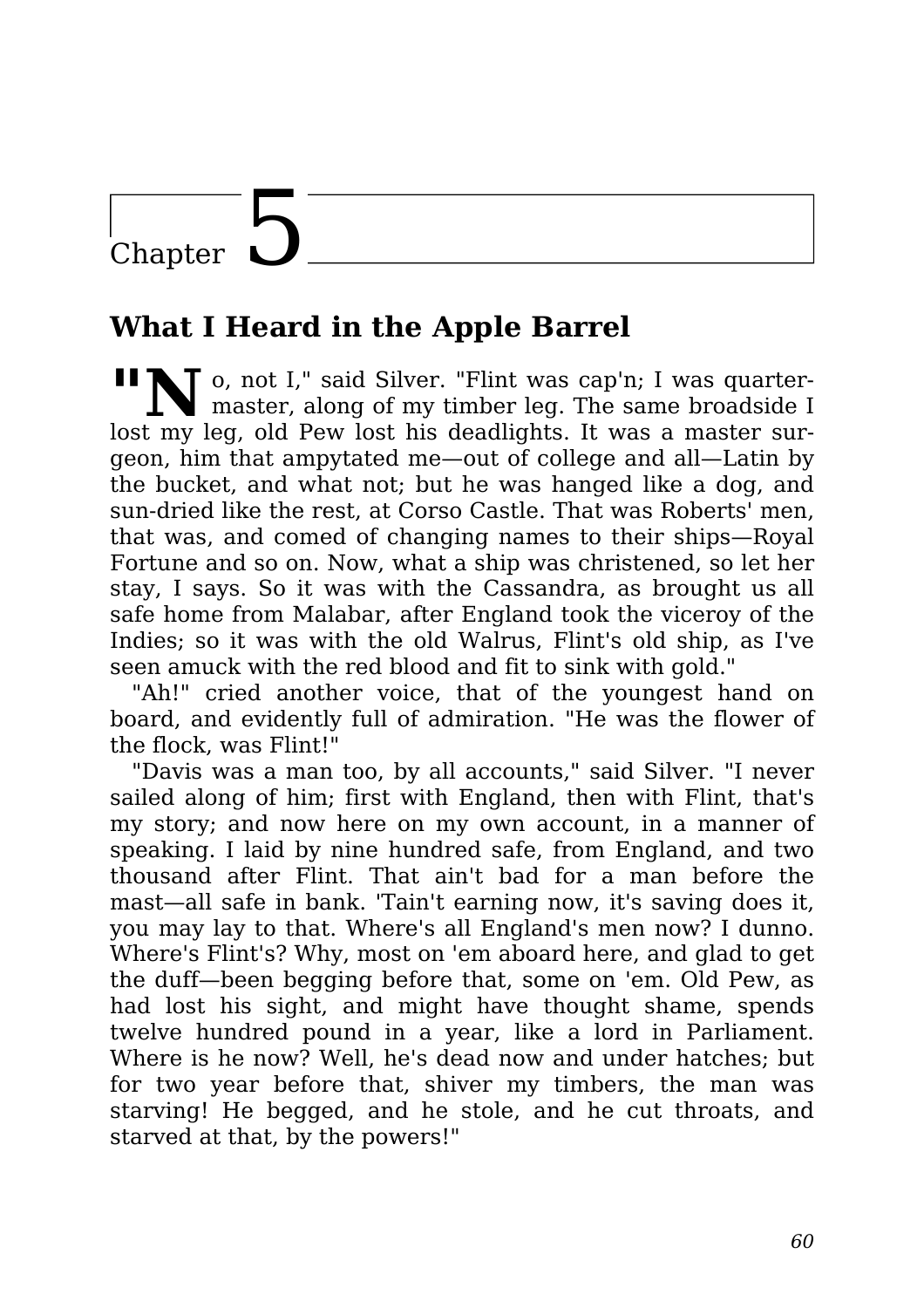# Chapter 5

## What I Heard in the Apple Barrel

"No, not I," said Silver. "Flint was cap'n; I was quartermaster, along of my timber leg. The same broadside I lost my leg, old Pew lost his deadlights. It was a master surgeon, him that ampytated me—out of college and all—Latin by the bucket, and what not; but he was hanged like a dog, and sun-dried like the rest, at Corso Castle. That was Roberts' men, that was, and comed of changing names to their ships—Royal Fortune and so on. Now, what a ship was christened, so let her stay, I says. So it was with the Cassandra, as brought us all safe home from Malabar, after England took the viceroy of the Indies; so it was with the old Walrus, Flint's old ship, as I've seen amuck with the red blood and fit to sink with gold."

"Ah!" cried another voice, that of the youngest hand on board, and evidently full of admiration. "He was the flower of the flock, was Flint!"

"Davis was a man too, by all accounts," said Silver. "I never sailed along of him; first with England, then with Flint, that's my story; and now here on my own account, in a manner of speaking. I laid by nine hundred safe, from England, and two thousand after Flint. That ain't bad for a man before the mast—all safe in bank. 'Tain't earning now, it's saving does it, you may lay to that. Where's all England's men now? I dunno. Where's Flint's? Why, most on 'em aboard here, and glad to get the duff—been begging before that, some on 'em. Old Pew, as had lost his sight, and might have thought shame, spends twelve hundred pound in a year, like a lord in Parliament. Where is he now? Well, he's dead now and under hatches; but for two year before that, shiver my timbers, the man was starving! He begged, and he stole, and he cut throats, and starved at that, by the powers!"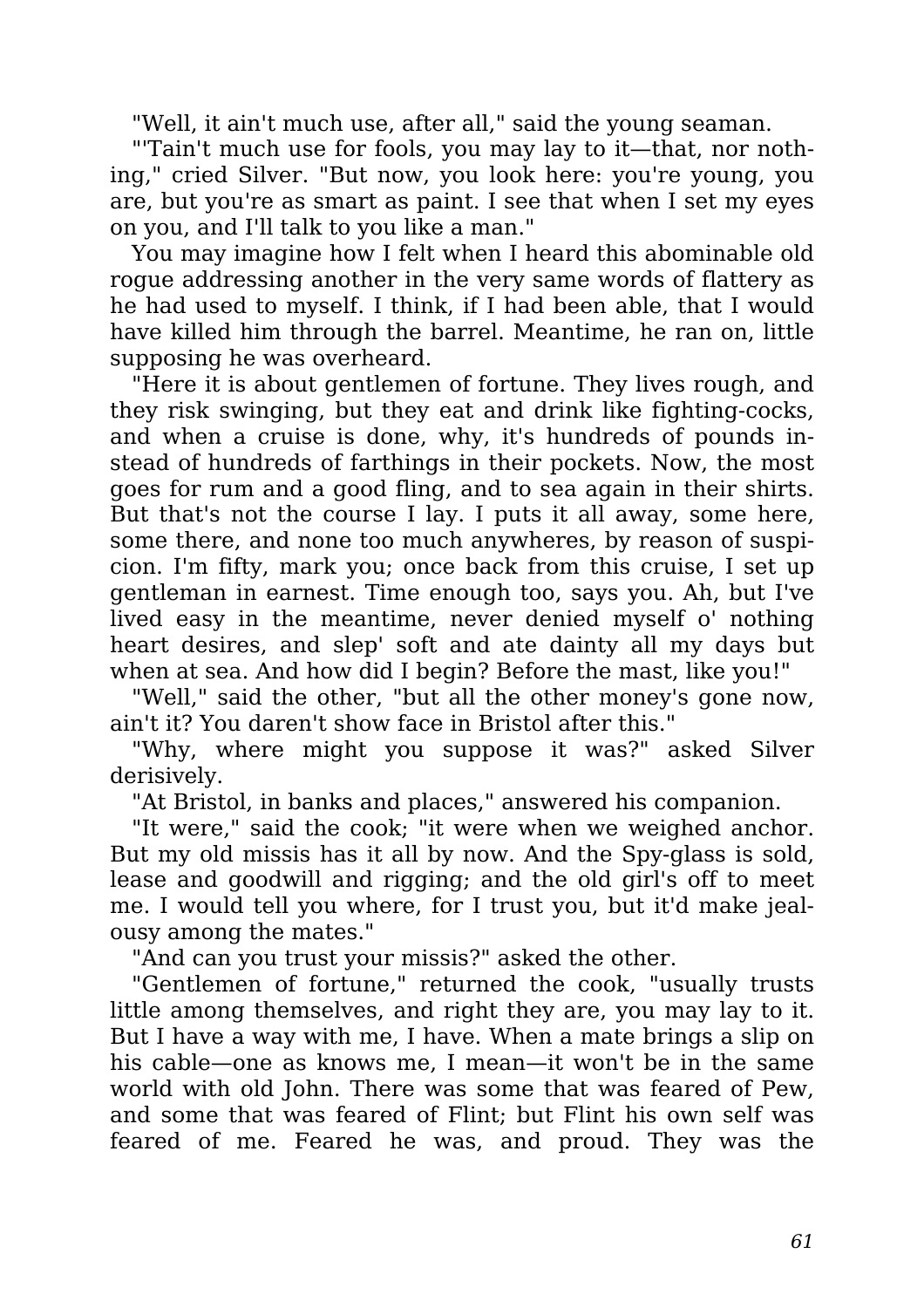"Well, it ain't much use, after all," said the young seaman.

"'Tain't much use for fools, you may lay to it—that, nor nothing," cried Silver. "But now, you look here: you're young, you are, but you're as smart as paint. I see that when I set my eyes on you, and I'll talk to you like a man."

You may imagine how I felt when I heard this abominable old rogue addressing another in the very same words of flattery as he had used to myself. I think, if I had been able, that I would have killed him through the barrel. Meantime, he ran on, little supposing he was overheard.

"Here it is about gentlemen of fortune. They lives rough, and they risk swinging, but they eat and drink like fighting-cocks, and when a cruise is done, why, it's hundreds of pounds instead of hundreds of farthings in their pockets. Now, the most goes for rum and a good fling, and to sea again in their shirts. But that's not the course I lay. I puts it all away, some here, some there, and none too much anywheres, by reason of suspicion. I'm fifty, mark you; once back from this cruise, I set up gentleman in earnest. Time enough too, says you. Ah, but I've lived easy in the meantime, never denied myself o' nothing heart desires, and slep' soft and ate dainty all my days but when at sea. And how did I begin? Before the mast, like you!"

"Well," said the other, "but all the other money's gone now, ain't it? You daren't show face in Bristol after this."

"Why, where might you suppose it was?" asked Silver derisively.

"At Bristol, in banks and places," answered his companion.

"It were," said the cook; "it were when we weighed anchor. But my old missis has it all by now. And the Spy-glass is sold, lease and goodwill and rigging; and the old girl's off to meet me. I would tell you where, for I trust you, but it'd make jealousy among the mates."

"And can you trust your missis?" asked the other.

"Gentlemen of fortune," returned the cook, "usually trusts little among themselves, and right they are, you may lay to it. But I have a way with me, I have. When a mate brings a slip on his cable—one as knows me, I mean—it won't be in the same world with old John. There was some that was feared of Pew, and some that was feared of Flint; but Flint his own self was feared of me. Feared he was, and proud. They was the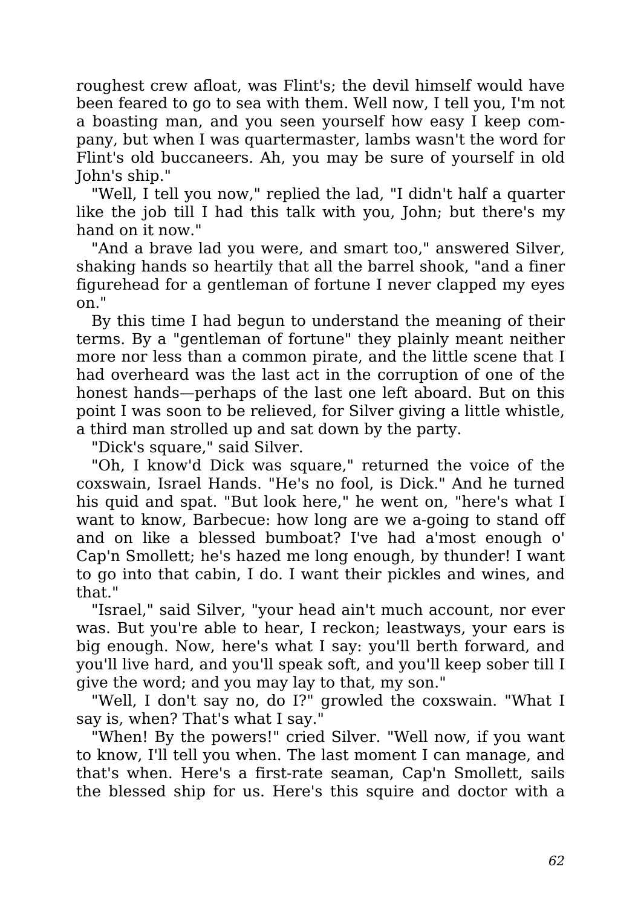roughest crew afloat, was Flint's; the devil himself would have been feared to go to sea with them. Well now, I tell you, I'm not a boasting man, and you seen yourself how easy I keep company, but when I was quartermaster, lambs wasn't the word for Flint's old buccaneers. Ah, you may be sure of yourself in old John's ship."

"Well, I tell you now," replied the lad, "I didn't half a quarter like the job till I had this talk with you, John; but there's my hand on it now."

"And a brave lad you were, and smart too," answered Silver, shaking hands so heartily that all the barrel shook, "and a finer figurehead for a gentleman of fortune I never clapped my eyes on."

By this time I had begun to understand the meaning of their terms. By a "gentleman of fortune" they plainly meant neither more nor less than a common pirate, and the little scene that I had overheard was the last act in the corruption of one of the honest hands—perhaps of the last one left aboard. But on this point I was soon to be relieved, for Silver giving a little whistle, a third man strolled up and sat down by the party.

"Dick's square," said Silver.

"Oh, I know'd Dick was square," returned the voice of the coxswain, Israel Hands. "He's no fool, is Dick." And he turned his quid and spat. "But look here," he went on, "here's what I want to know, Barbecue: how long are we a-going to stand off and on like a blessed bumboat? I've had a'most enough o' Cap'n Smollett; he's hazed me long enough, by thunder! I want to go into that cabin, I do. I want their pickles and wines, and that."

"Israel," said Silver, "your head ain't much account, nor ever was. But you're able to hear, I reckon; leastways, your ears is big enough. Now, here's what I say: you'll berth forward, and you'll live hard, and you'll speak soft, and you'll keep sober till I give the word; and you may lay to that, my son."

"Well, I don't say no, do I?" growled the coxswain. "What I say is, when? That's what I say."

"When! By the powers!" cried Silver. "Well now, if you want to know, I'll tell you when. The last moment I can manage, and that's when. Here's a first-rate seaman, Cap'n Smollett, sails the blessed ship for us. Here's this squire and doctor with a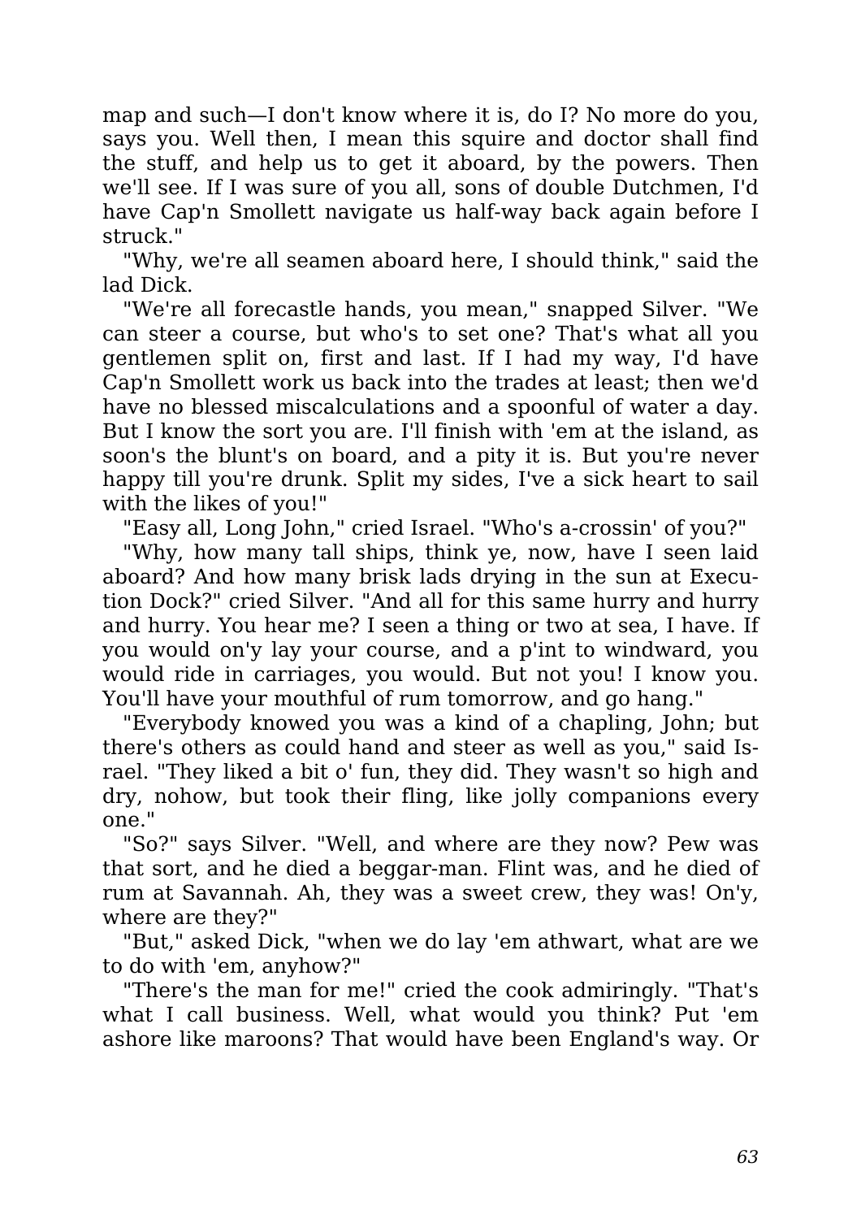map and such—I don't know where it is, do I? No more do you, says you. Well then, I mean this squire and doctor shall find the stuff, and help us to get it aboard, by the powers. Then we'll see. If I was sure of you all, sons of double Dutchmen, I'd have Cap'n Smollett navigate us half-way back again before I struck."

"Why, we're all seamen aboard here, I should think," said the lad Dick.

"We're all forecastle hands, you mean," snapped Silver. "We can steer a course, but who's to set one? That's what all you gentlemen split on, first and last. If I had my way, I'd have Cap'n Smollett work us back into the trades at least; then we'd have no blessed miscalculations and a spoonful of water a day. But I know the sort you are. I'll finish with 'em at the island, as soon's the blunt's on board, and a pity it is. But you're never happy till you're drunk. Split my sides, I've a sick heart to sail with the likes of you!"

"Easy all, Long John," cried Israel. "Who's a-crossin' of you?"

"Why, how many tall ships, think ye, now, have I seen laid aboard? And how many brisk lads drying in the sun at Execution Dock?" cried Silver. "And all for this same hurry and hurry and hurry. You hear me? I seen a thing or two at sea, I have. If you would on'y lay your course, and a p'int to windward, you would ride in carriages, you would. But not you! I know you. You'll have your mouthful of rum tomorrow, and go hang."

"Everybody knowed you was a kind of a chapling, John; but there's others as could hand and steer as well as you," said Israel. "They liked a bit o' fun, they did. They wasn't so high and dry, nohow, but took their fling, like jolly companions every one."

"So?" says Silver. "Well, and where are they now? Pew was that sort, and he died a beggar-man. Flint was, and he died of rum at Savannah. Ah, they was a sweet crew, they was! On'y, where are they?"

"But," asked Dick, "when we do lay 'em athwart, what are we to do with 'em, anyhow?"

"There's the man for me!" cried the cook admiringly. "That's what I call business. Well, what would you think? Put 'em ashore like maroons? That would have been England's way. Or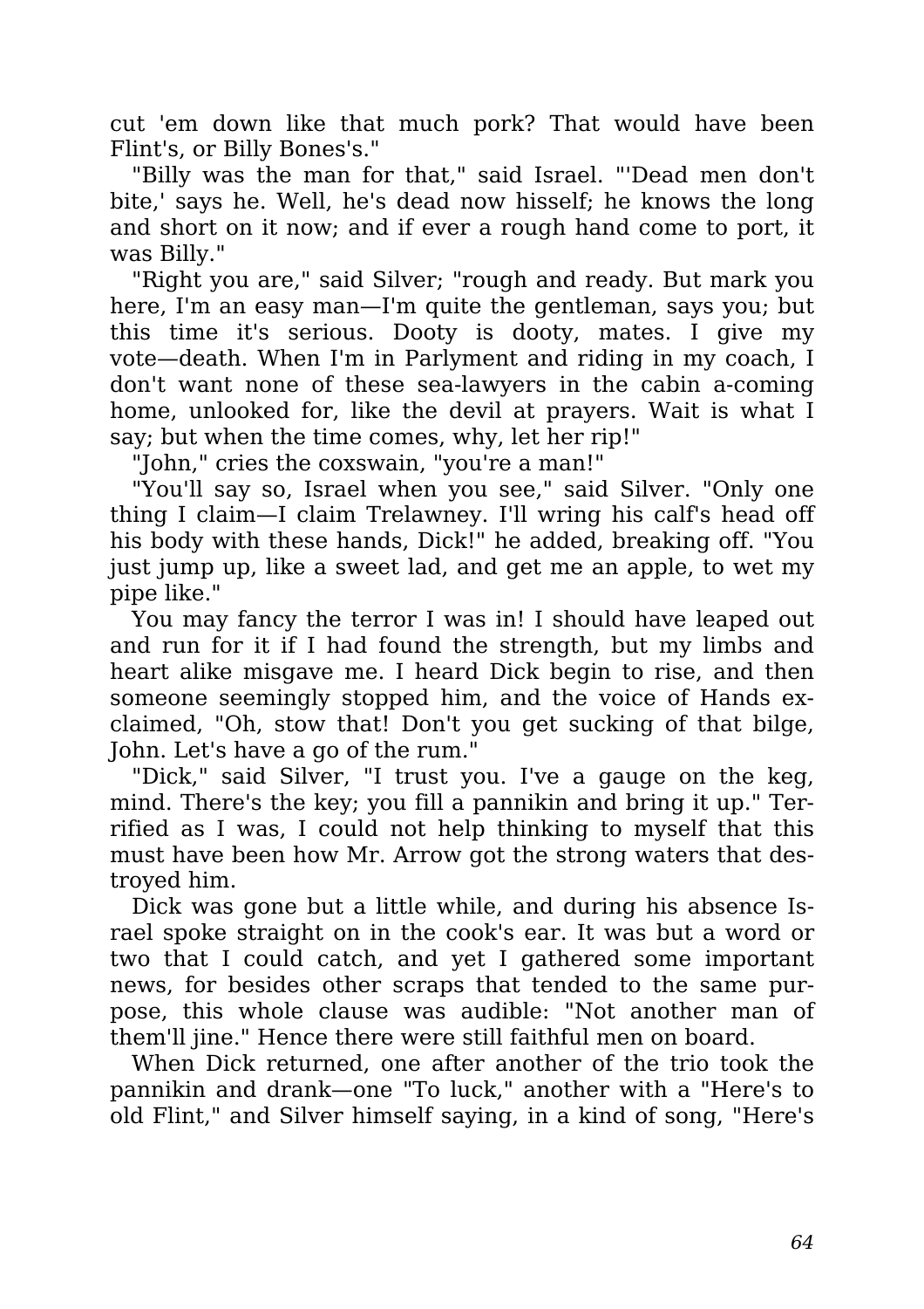cut 'em down like that much pork? That would have been Flint's, or Billy Bones's."

"Billy was the man for that," said Israel. "'Dead men don't bite,' says he. Well, he's dead now hisself; he knows the long and short on it now; and if ever a rough hand come to port, it was Billy."

"Right you are," said Silver; "rough and ready. But mark you here, I'm an easy man—I'm quite the gentleman, says you; but this time it's serious. Dooty is dooty, mates. I give my vote—death. When I'm in Parlyment and riding in my coach, I don't want none of these sea-lawyers in the cabin a-coming home, unlooked for, like the devil at prayers. Wait is what I say; but when the time comes, why, let her rip!"

"John," cries the coxswain, "you're a man!"

"You'll say so, Israel when you see," said Silver. "Only one thing I claim—I claim Trelawney. I'll wring his calf's head off his body with these hands, Dick!" he added, breaking off. "You just jump up, like a sweet lad, and get me an apple, to wet my pipe like."

You may fancy the terror I was in! I should have leaped out and run for it if I had found the strength, but my limbs and heart alike misgave me. I heard Dick begin to rise, and then someone seemingly stopped him, and the voice of Hands exclaimed, "Oh, stow that! Don't you get sucking of that bilge, John. Let's have a go of the rum."

"Dick," said Silver, "I trust you. I've a gauge on the keg, mind. There's the key; you fill a pannikin and bring it up." Terrified as I was, I could not help thinking to myself that this must have been how Mr. Arrow got the strong waters that destroyed him.

Dick was gone but a little while, and during his absence Israel spoke straight on in the cook's ear. It was but a word or two that I could catch, and yet I gathered some important news, for besides other scraps that tended to the same purpose, this whole clause was audible: "Not another man of them'll jine." Hence there were still faithful men on board.

When Dick returned, one after another of the trio took the pannikin and drank—one "To luck," another with a "Here's to old Flint," and Silver himself saying, in a kind of song, "Here's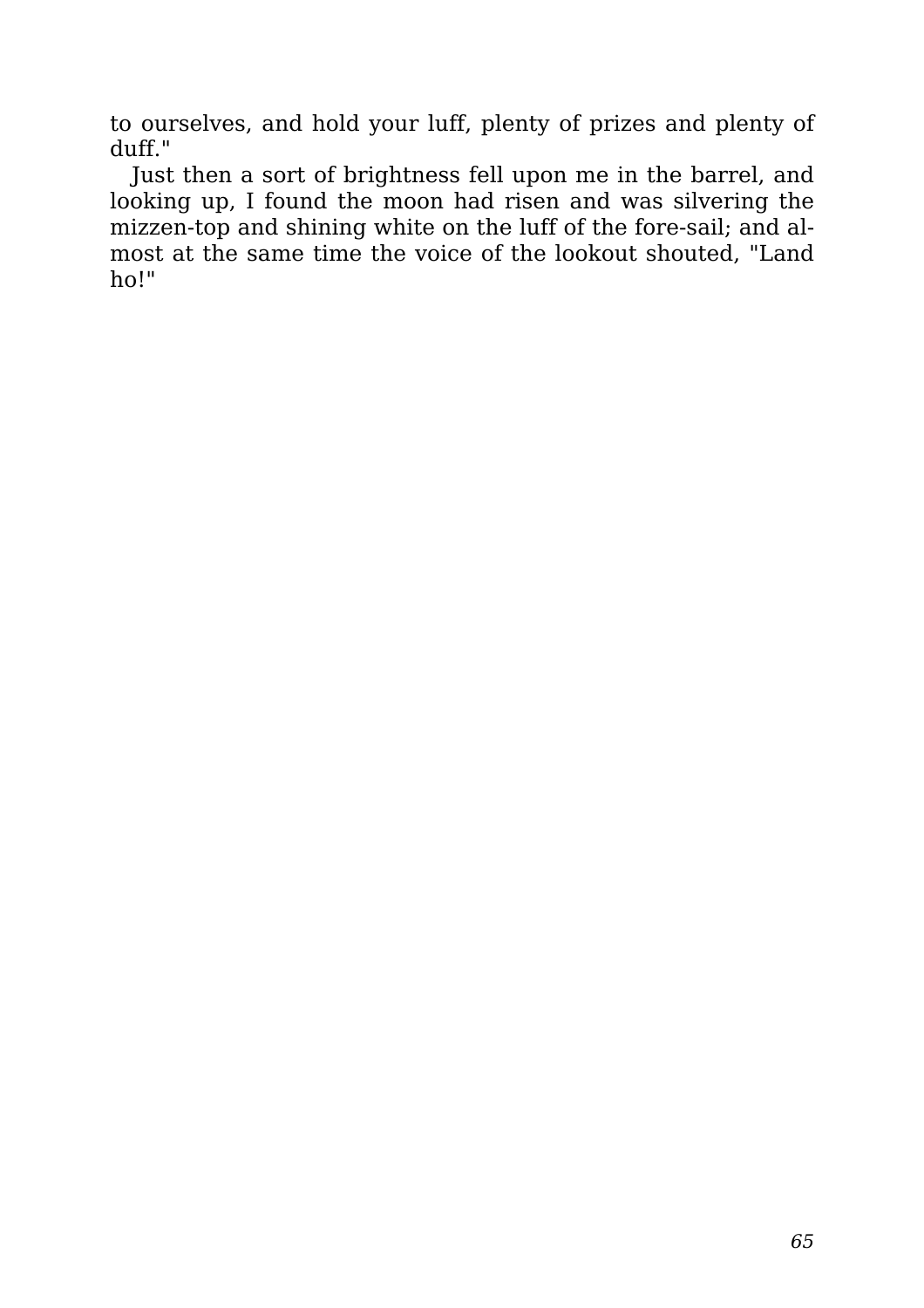to ourselves, and hold your luff, plenty of prizes and plenty of duff."

Just then a sort of brightness fell upon me in the barrel, and looking up, I found the moon had risen and was silvering the mizzen-top and shining white on the luff of the fore-sail; and almost at the same time the voice of the lookout shouted, "Land ho!"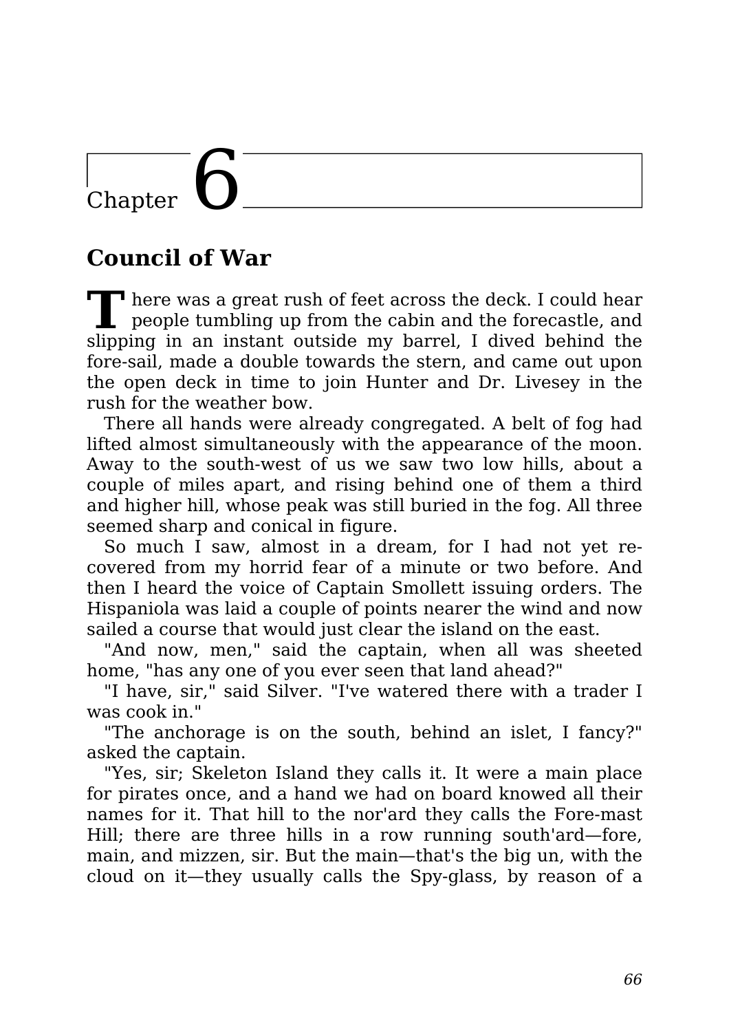# Chapter 6

## Council of War

There was a great rush of feet across the deck. I could hear people tumbling up from the cabin and the forecastle, and slipping in an instant outside my barrel, I dived behind the fore-sail, made a double towards the stern, and came out upon the open deck in time to join Hunter and Dr. Livesey in the rush for the weather bow.

There all hands were already congregated. A belt of fog had lifted almost simultaneously with the appearance of the moon. Away to the south-west of us we saw two low hills, about a couple of miles apart, and rising behind one of them a third and higher hill, whose peak was still buried in the fog. All three seemed sharp and conical in figure.

So much I saw, almost in a dream, for I had not yet recovered from my horrid fear of a minute or two before. And then I heard the voice of Captain Smollett issuing orders. The Hispaniola was laid a couple of points nearer the wind and now sailed a course that would just clear the island on the east.

"And now, men," said the captain, when all was sheeted home, "has any one of you ever seen that land ahead?"

"I have, sir," said Silver. "I've watered there with a trader I was cook in."

"The anchorage is on the south, behind an islet, I fancy?" asked the captain.

"Yes, sir; Skeleton Island they calls it. It were a main place for pirates once, and a hand we had on board knowed all their names for it. That hill to the nor'ard they calls the Fore-mast Hill; there are three hills in a row running south'ard—fore, main, and mizzen, sir. But the main—that's the big un, with the cloud on it—they usually calls the Spy-glass, by reason of a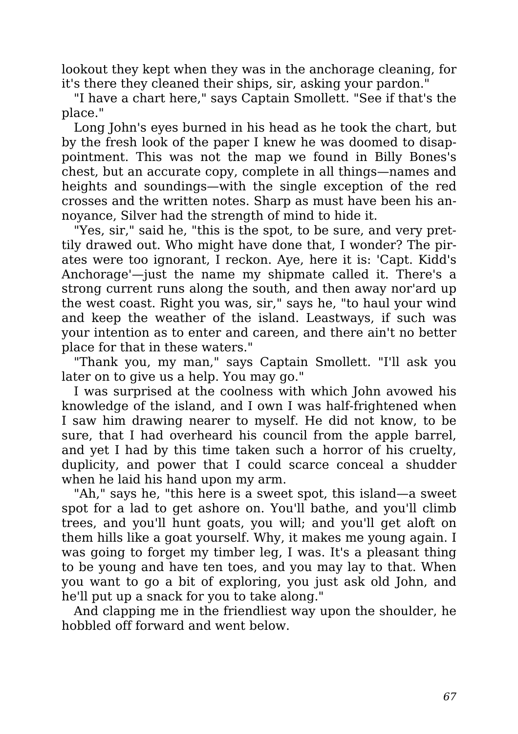lookout they kept when they was in the anchorage cleaning, for it's there they cleaned their ships, sir, asking your pardon."

"I have a chart here," says Captain Smollett. "See if that's the place."

Long John's eyes burned in his head as he took the chart, but by the fresh look of the paper I knew he was doomed to disappointment. This was not the map we found in Billy Bones's chest, but an accurate copy, complete in all things—names and heights and soundings—with the single exception of the red crosses and the written notes. Sharp as must have been his annoyance, Silver had the strength of mind to hide it.

"Yes, sir," said he, "this is the spot, to be sure, and very prettily drawed out. Who might have done that, I wonder? The pirates were too ignorant, I reckon. Aye, here it is: 'Capt. Kidd's Anchorage'—just the name my shipmate called it. There's a strong current runs along the south, and then away nor'ard up the west coast. Right you was, sir," says he, "to haul your wind and keep the weather of the island. Leastways, if such was your intention as to enter and careen, and there ain't no better place for that in these waters."

"Thank you, my man," says Captain Smollett. "I'll ask you later on to give us a help. You may go."

I was surprised at the coolness with which John avowed his knowledge of the island, and I own I was half-frightened when I saw him drawing nearer to myself. He did not know, to be sure, that I had overheard his council from the apple barrel, and yet I had by this time taken such a horror of his cruelty, duplicity, and power that I could scarce conceal a shudder when he laid his hand upon my arm.

"Ah," says he, "this here is a sweet spot, this island—a sweet spot for a lad to get ashore on. You'll bathe, and you'll climb trees, and you'll hunt goats, you will; and you'll get aloft on them hills like a goat yourself. Why, it makes me young again. I was going to forget my timber leg, I was. It's a pleasant thing to be young and have ten toes, and you may lay to that. When you want to go a bit of exploring, you just ask old John, and he'll put up a snack for you to take along."

And clapping me in the friendliest way upon the shoulder, he hobbled off forward and went below.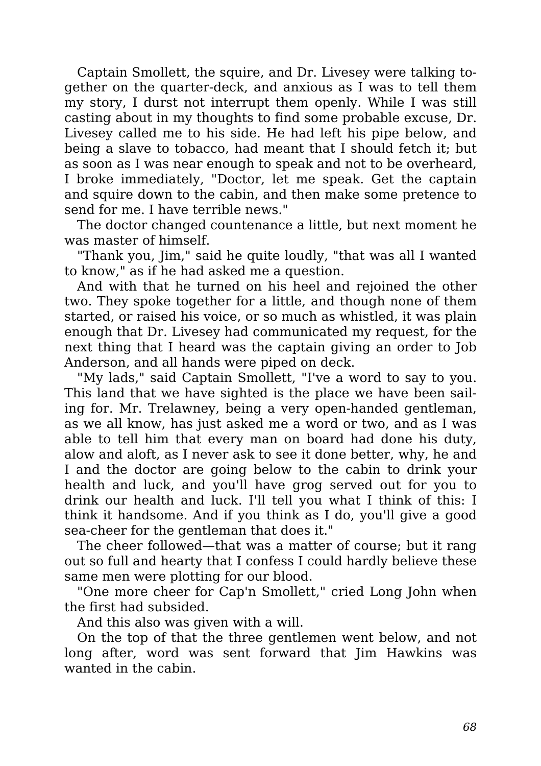Captain Smollett, the squire, and Dr. Livesey were talking together on the quarter-deck, and anxious as I was to tell them my story, I durst not interrupt them openly. While I was still casting about in my thoughts to find some probable excuse, Dr. Livesey called me to his side. He had left his pipe below, and being a slave to tobacco, had meant that I should fetch it; but as soon as I was near enough to speak and not to be overheard, I broke immediately, "Doctor, let me speak. Get the captain and squire down to the cabin, and then make some pretence to send for me. I have terrible news."

The doctor changed countenance a little, but next moment he was master of himself.

"Thank you, Jim," said he quite loudly, "that was all I wanted to know," as if he had asked me a question.

And with that he turned on his heel and rejoined the other two. They spoke together for a little, and though none of them started, or raised his voice, or so much as whistled, it was plain enough that Dr. Livesey had communicated my request, for the next thing that I heard was the captain giving an order to Job Anderson, and all hands were piped on deck.

"My lads," said Captain Smollett, "I've a word to say to you. This land that we have sighted is the place we have been sailing for. Mr. Trelawney, being a very open-handed gentleman, as we all know, has just asked me a word or two, and as I was able to tell him that every man on board had done his duty, alow and aloft, as I never ask to see it done better, why, he and I and the doctor are going below to the cabin to drink your health and luck, and you'll have grog served out for you to drink our health and luck. I'll tell you what I think of this: I think it handsome. And if you think as I do, you'll give a good sea-cheer for the gentleman that does it."

The cheer followed—that was a matter of course; but it rang out so full and hearty that I confess I could hardly believe these same men were plotting for our blood.

"One more cheer for Cap'n Smollett," cried Long John when the first had subsided.

And this also was given with a will.

On the top of that the three gentlemen went below, and not long after, word was sent forward that Jim Hawkins was wanted in the cabin.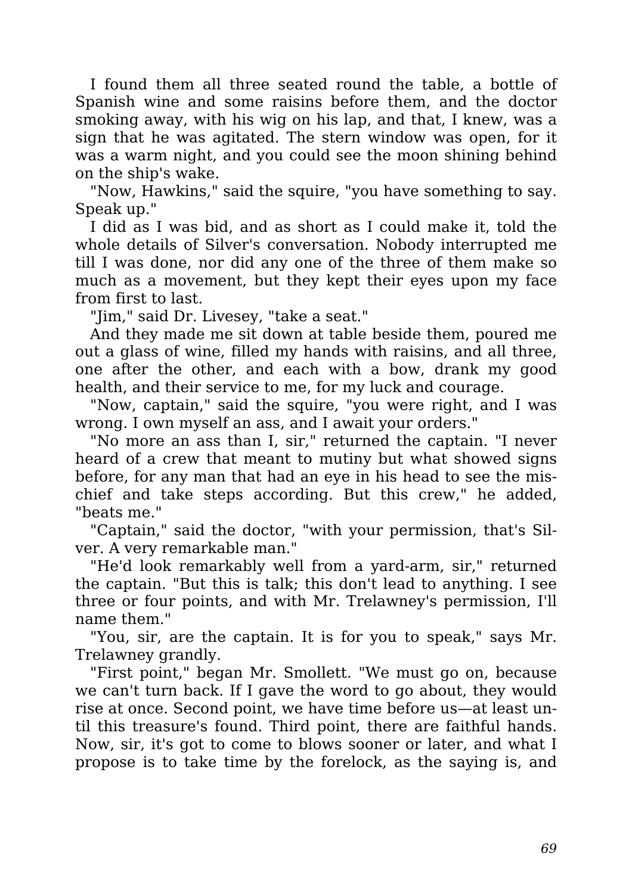I found them all three seated round the table, a bottle of Spanish wine and some raisins before them, and the doctor smoking away, with his wig on his lap, and that, I knew, was a sign that he was agitated. The stern window was open, for it was a warm night, and you could see the moon shining behind on the ship's wake.

"Now, Hawkins," said the squire, "you have something to say. Speak up."

I did as I was bid, and as short as I could make it, told the whole details of Silver's conversation. Nobody interrupted me till I was done, nor did any one of the three of them make so much as a movement, but they kept their eyes upon my face from first to last.

"Jim," said Dr. Livesey, "take a seat."

And they made me sit down at table beside them, poured me out a glass of wine, filled my hands with raisins, and all three, one after the other, and each with a bow, drank my good health, and their service to me, for my luck and courage.

"Now, captain," said the squire, "you were right, and I was wrong. I own myself an ass, and I await your orders."

"No more an ass than I, sir," returned the captain. "I never heard of a crew that meant to mutiny but what showed signs before, for any man that had an eye in his head to see the mischief and take steps according. But this crew," he added, "beats me."

"Captain," said the doctor, "with your permission, that's Silver. A very remarkable man."

"He'd look remarkably well from a yard-arm, sir," returned the captain. "But this is talk; this don't lead to anything. I see three or four points, and with Mr. Trelawney's permission, I'll name them."

"You, sir, are the captain. It is for you to speak," says Mr. Trelawney grandly.

"First point," began Mr. Smollett. "We must go on, because we can't turn back. If I gave the word to go about, they would rise at once. Second point, we have time before us—at least until this treasure's found. Third point, there are faithful hands. Now, sir, it's got to come to blows sooner or later, and what I propose is to take time by the forelock, as the saying is, and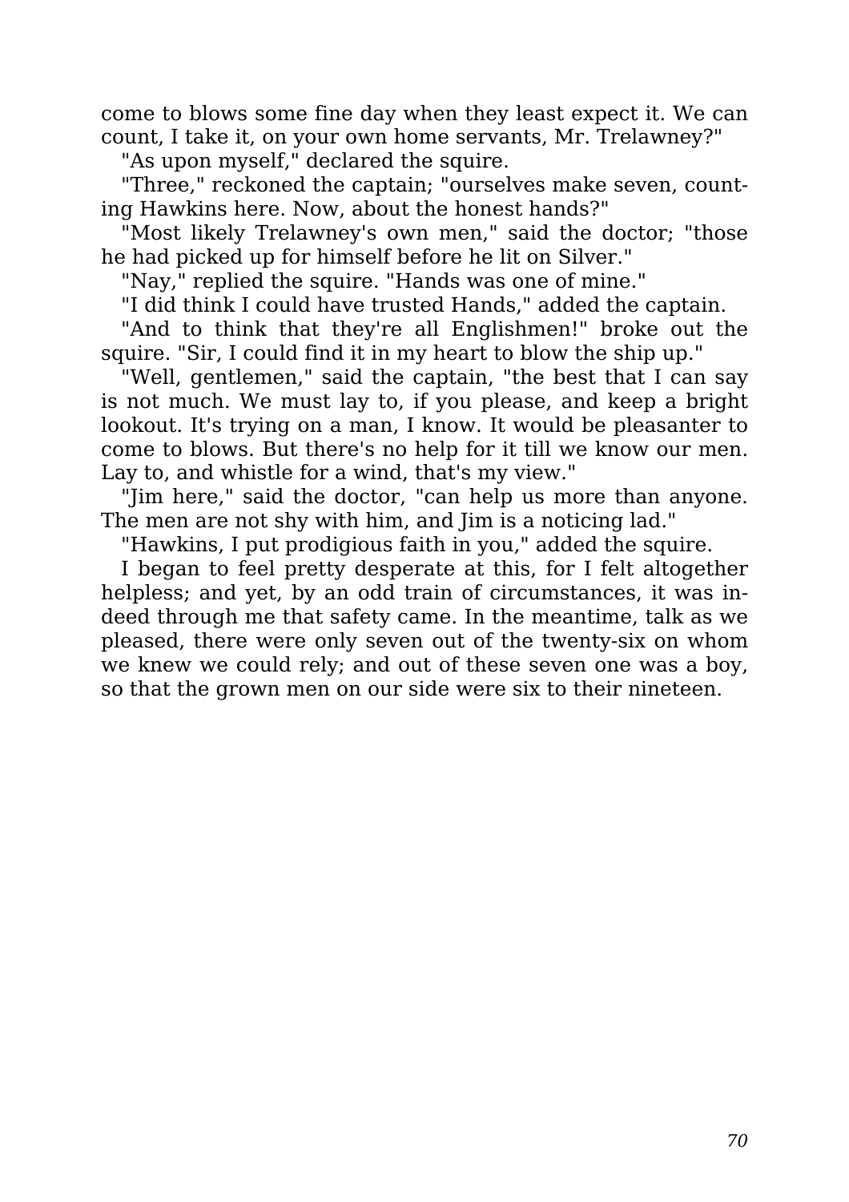come to blows some fine day when they least expect it. We can count, I take it, on your own home servants, Mr. Trelawney?"

"As upon myself," declared the squire.

"Three," reckoned the captain; "ourselves make seven, counting Hawkins here. Now, about the honest hands?"

"Most likely Trelawney's own men," said the doctor; "those he had picked up for himself before he lit on Silver."

"Nay," replied the squire. "Hands was one of mine."

"I did think I could have trusted Hands," added the captain.

"And to think that they're all Englishmen!" broke out the squire. "Sir, I could find it in my heart to blow the ship up."

"Well, gentlemen," said the captain, "the best that I can say is not much. We must lay to, if you please, and keep a bright lookout. It's trying on a man, I know. It would be pleasanter to come to blows. But there's no help for it till we know our men. Lay to, and whistle for a wind, that's my view."

"Jim here," said the doctor, "can help us more than anyone. The men are not shy with him, and Jim is a noticing lad."

"Hawkins, I put prodigious faith in you," added the squire.

I began to feel pretty desperate at this, for I felt altogether helpless; and yet, by an odd train of circumstances, it was indeed through me that safety came. In the meantime, talk as we pleased, there were only seven out of the twenty-six on whom we knew we could rely; and out of these seven one was a boy, so that the grown men on our side were six to their nineteen.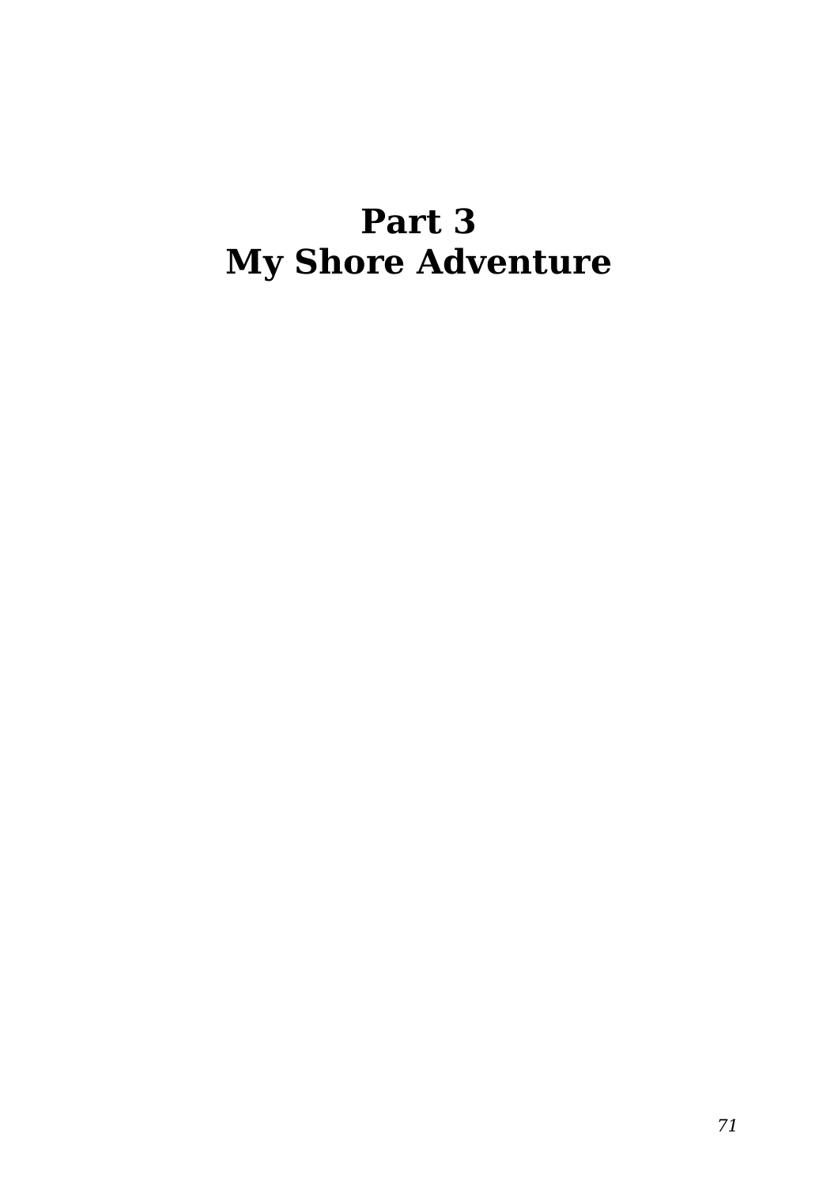# Part 3
# My Shore Adventure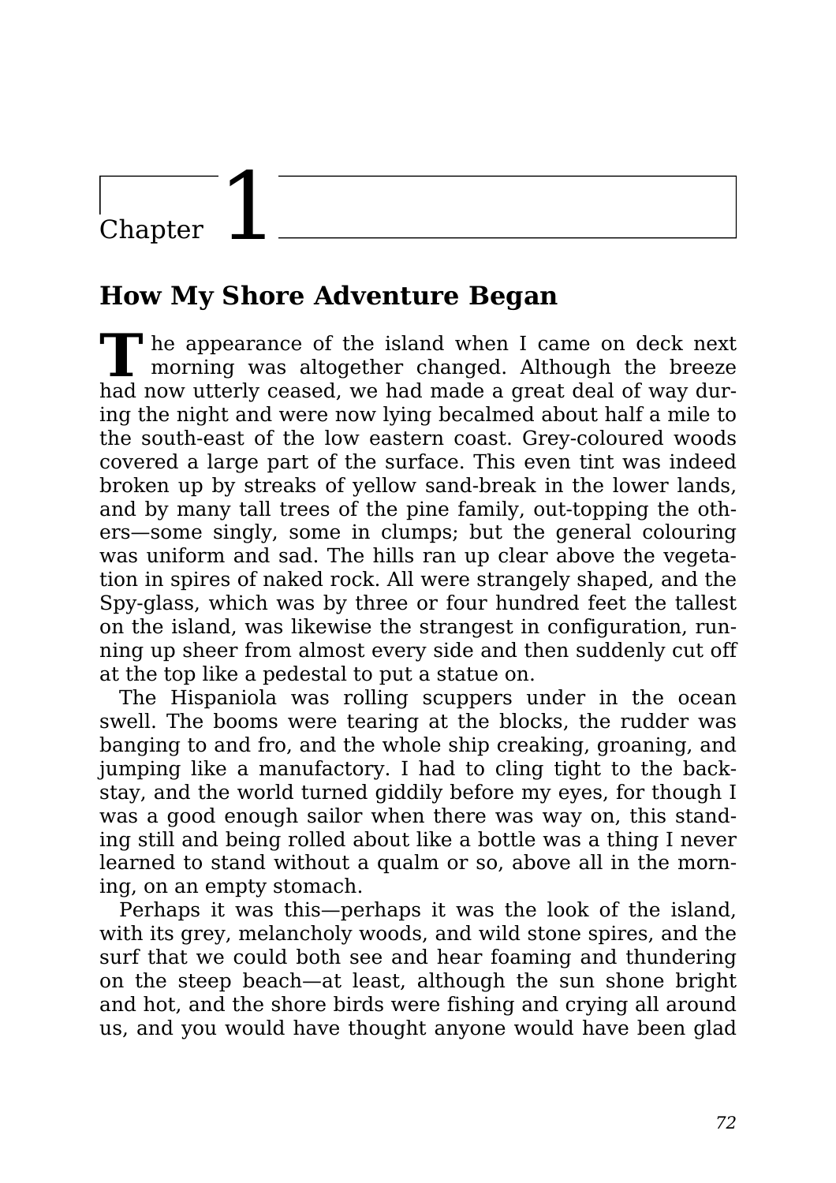# Chapter 1

## How My Shore Adventure Began

The appearance of the island when I came on deck next morning was altogether changed. Although the breeze had now utterly ceased, we had made a great deal of way during the night and were now lying becalmed about half a mile to the south-east of the low eastern coast. Grey-coloured woods covered a large part of the surface. This even tint was indeed broken up by streaks of yellow sand-break in the lower lands, and by many tall trees of the pine family, out-topping the others—some singly, some in clumps; but the general colouring was uniform and sad. The hills ran up clear above the vegetation in spires of naked rock. All were strangely shaped, and the Spy-glass, which was by three or four hundred feet the tallest on the island, was likewise the strangest in configuration, running up sheer from almost every side and then suddenly cut off at the top like a pedestal to put a statue on.

The Hispaniola was rolling scuppers under in the ocean swell. The booms were tearing at the blocks, the rudder was banging to and fro, and the whole ship creaking, groaning, and jumping like a manufactory. I had to cling tight to the backstay, and the world turned giddily before my eyes, for though I was a good enough sailor when there was way on, this standing still and being rolled about like a bottle was a thing I never learned to stand without a qualm or so, above all in the morning, on an empty stomach.

Perhaps it was this—perhaps it was the look of the island, with its grey, melancholy woods, and wild stone spires, and the surf that we could both see and hear foaming and thundering on the steep beach—at least, although the sun shone bright and hot, and the shore birds were fishing and crying all around us, and you would have thought anyone would have been glad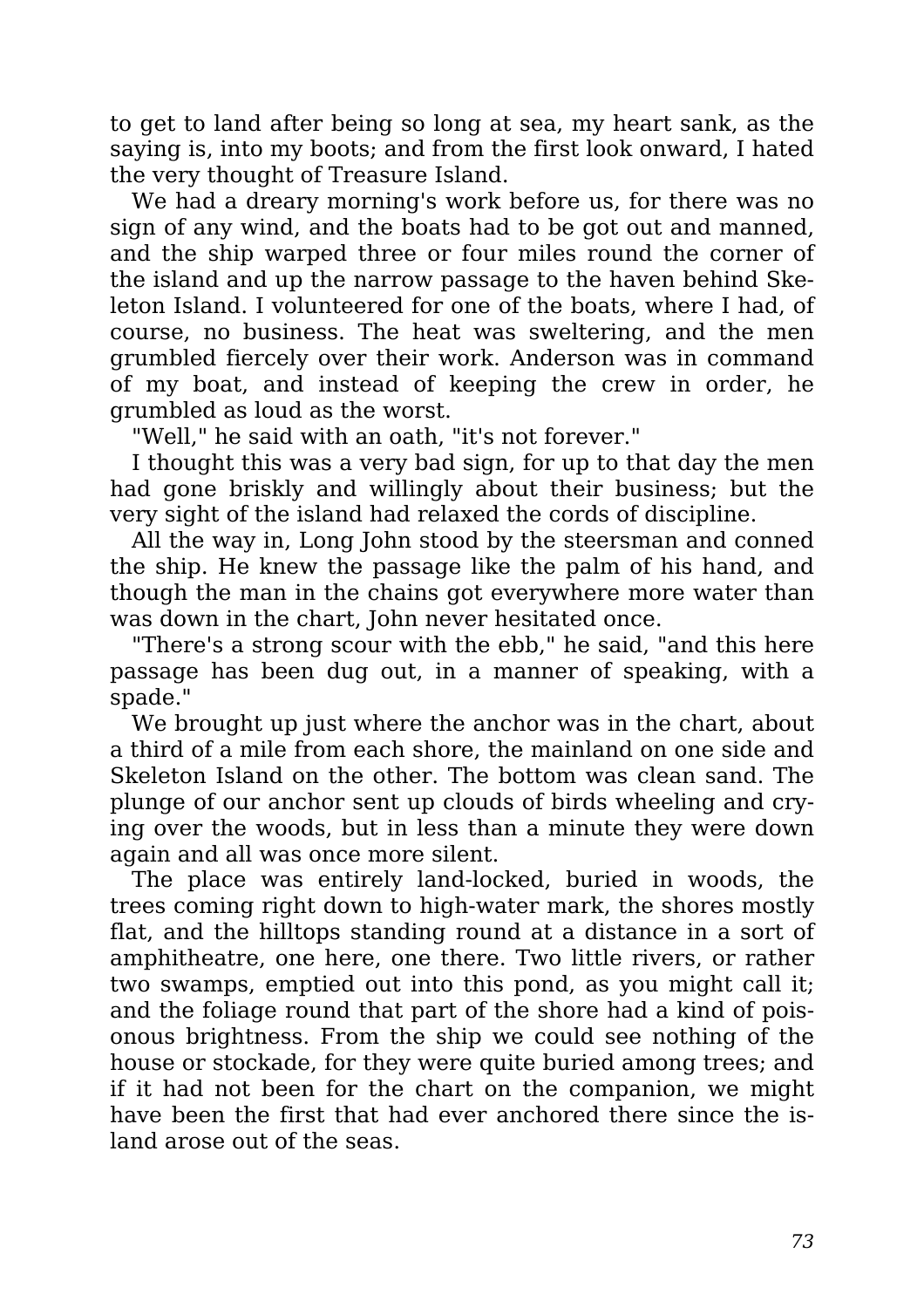to get to land after being so long at sea, my heart sank, as the saying is, into my boots; and from the first look onward, I hated the very thought of Treasure Island.

We had a dreary morning's work before us, for there was no sign of any wind, and the boats had to be got out and manned, and the ship warped three or four miles round the corner of the island and up the narrow passage to the haven behind Skeleton Island. I volunteered for one of the boats, where I had, of course, no business. The heat was sweltering, and the men grumbled fiercely over their work. Anderson was in command of my boat, and instead of keeping the crew in order, he grumbled as loud as the worst.

"Well," he said with an oath, "it's not forever."

I thought this was a very bad sign, for up to that day the men had gone briskly and willingly about their business; but the very sight of the island had relaxed the cords of discipline.

All the way in, Long John stood by the steersman and conned the ship. He knew the passage like the palm of his hand, and though the man in the chains got everywhere more water than was down in the chart, John never hesitated once.

"There's a strong scour with the ebb," he said, "and this here passage has been dug out, in a manner of speaking, with a spade."

We brought up just where the anchor was in the chart, about a third of a mile from each shore, the mainland on one side and Skeleton Island on the other. The bottom was clean sand. The plunge of our anchor sent up clouds of birds wheeling and crying over the woods, but in less than a minute they were down again and all was once more silent.

The place was entirely land-locked, buried in woods, the trees coming right down to high-water mark, the shores mostly flat, and the hilltops standing round at a distance in a sort of amphitheatre, one here, one there. Two little rivers, or rather two swamps, emptied out into this pond, as you might call it; and the foliage round that part of the shore had a kind of poisonous brightness. From the ship we could see nothing of the house or stockade, for they were quite buried among trees; and if it had not been for the chart on the companion, we might have been the first that had ever anchored there since the island arose out of the seas.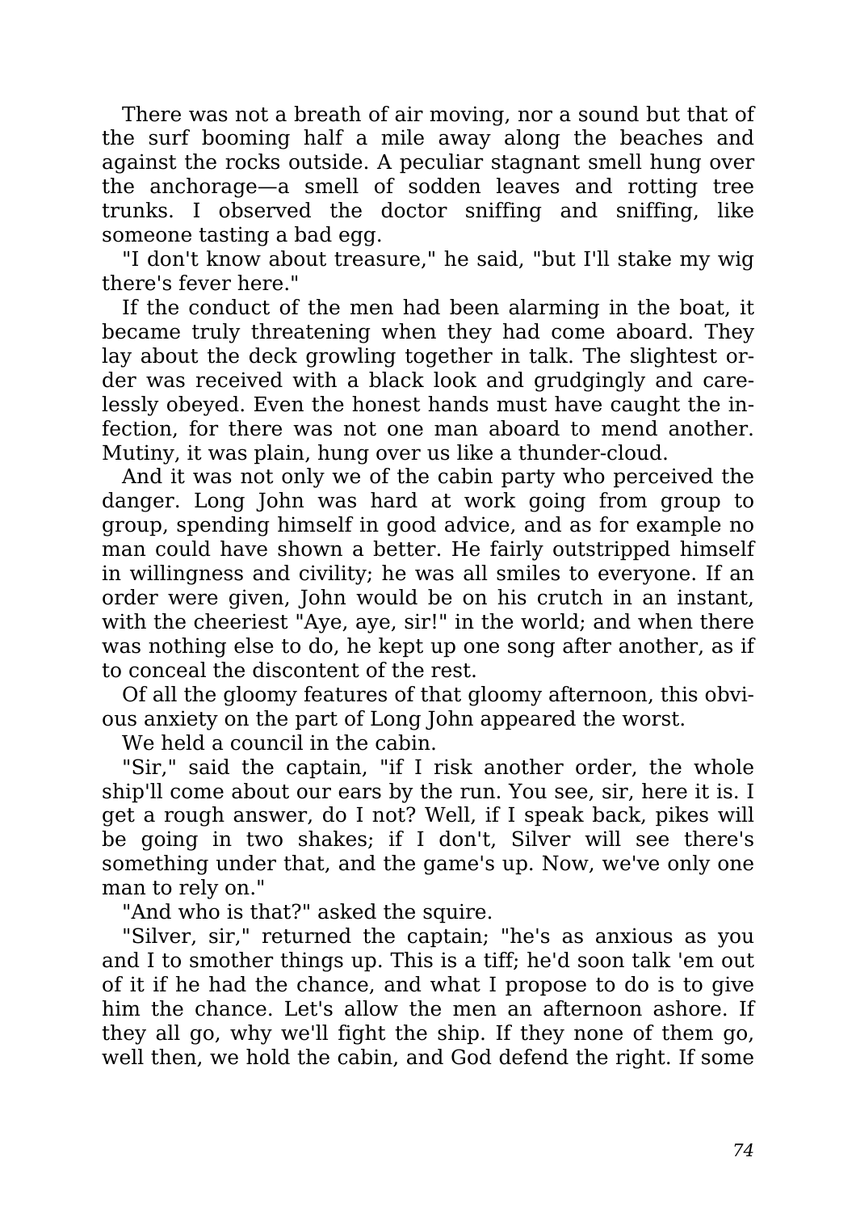There was not a breath of air moving, nor a sound but that of the surf booming half a mile away along the beaches and against the rocks outside. A peculiar stagnant smell hung over the anchorage—a smell of sodden leaves and rotting tree trunks. I observed the doctor sniffing and sniffing, like someone tasting a bad egg.

"I don't know about treasure," he said, "but I'll stake my wig there's fever here."

If the conduct of the men had been alarming in the boat, it became truly threatening when they had come aboard. They lay about the deck growling together in talk. The slightest order was received with a black look and grudgingly and carelessly obeyed. Even the honest hands must have caught the infection, for there was not one man aboard to mend another. Mutiny, it was plain, hung over us like a thunder-cloud.

And it was not only we of the cabin party who perceived the danger. Long John was hard at work going from group to group, spending himself in good advice, and as for example no man could have shown a better. He fairly outstripped himself in willingness and civility; he was all smiles to everyone. If an order were given, John would be on his crutch in an instant, with the cheeriest "Aye, aye, sir!" in the world; and when there was nothing else to do, he kept up one song after another, as if to conceal the discontent of the rest.

Of all the gloomy features of that gloomy afternoon, this obvious anxiety on the part of Long John appeared the worst.

We held a council in the cabin.

"Sir," said the captain, "if I risk another order, the whole ship'll come about our ears by the run. You see, sir, here it is. I get a rough answer, do I not? Well, if I speak back, pikes will be going in two shakes; if I don't, Silver will see there's something under that, and the game's up. Now, we've only one man to rely on."

"And who is that?" asked the squire.

"Silver, sir," returned the captain; "he's as anxious as you and I to smother things up. This is a tiff; he'd soon talk 'em out of it if he had the chance, and what I propose to do is to give him the chance. Let's allow the men an afternoon ashore. If they all go, why we'll fight the ship. If they none of them go, well then, we hold the cabin, and God defend the right. If some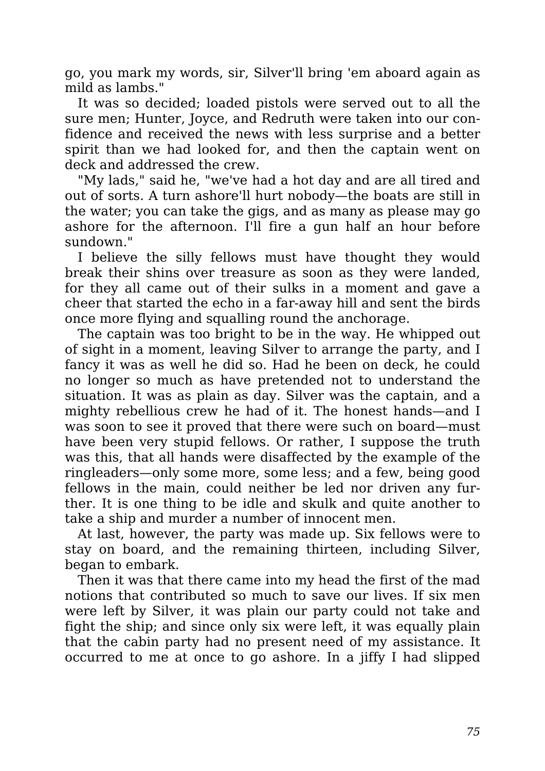go, you mark my words, sir, Silver'll bring 'em aboard again as mild as lambs."

It was so decided; loaded pistols were served out to all the sure men; Hunter, Joyce, and Redruth were taken into our confidence and received the news with less surprise and a better spirit than we had looked for, and then the captain went on deck and addressed the crew.

"My lads," said he, "we've had a hot day and are all tired and out of sorts. A turn ashore'll hurt nobody—the boats are still in the water; you can take the gigs, and as many as please may go ashore for the afternoon. I'll fire a gun half an hour before sundown."

I believe the silly fellows must have thought they would break their shins over treasure as soon as they were landed, for they all came out of their sulks in a moment and gave a cheer that started the echo in a far-away hill and sent the birds once more flying and squalling round the anchorage.

The captain was too bright to be in the way. He whipped out of sight in a moment, leaving Silver to arrange the party, and I fancy it was as well he did so. Had he been on deck, he could no longer so much as have pretended not to understand the situation. It was as plain as day. Silver was the captain, and a mighty rebellious crew he had of it. The honest hands—and I was soon to see it proved that there were such on board—must have been very stupid fellows. Or rather, I suppose the truth was this, that all hands were disaffected by the example of the ringleaders—only some more, some less; and a few, being good fellows in the main, could neither be led nor driven any further. It is one thing to be idle and skulk and quite another to take a ship and murder a number of innocent men.

At last, however, the party was made up. Six fellows were to stay on board, and the remaining thirteen, including Silver, began to embark.

Then it was that there came into my head the first of the mad notions that contributed so much to save our lives. If six men were left by Silver, it was plain our party could not take and fight the ship; and since only six were left, it was equally plain that the cabin party had no present need of my assistance. It occurred to me at once to go ashore. In a jiffy I had slipped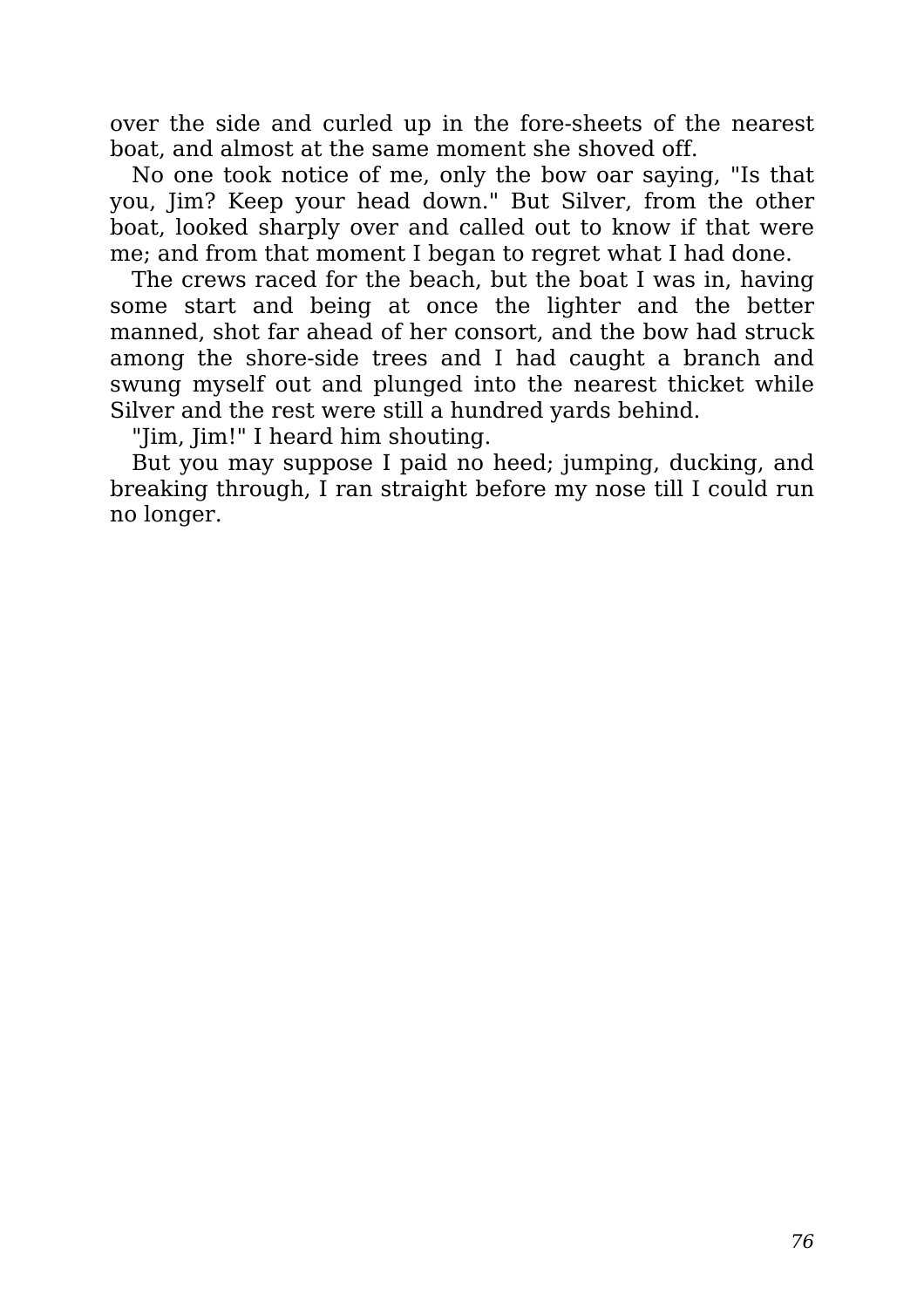over the side and curled up in the fore-sheets of the nearest boat, and almost at the same moment she shoved off.

No one took notice of me, only the bow oar saying, "Is that you, Jim? Keep your head down." But Silver, from the other boat, looked sharply over and called out to know if that were me; and from that moment I began to regret what I had done.

The crews raced for the beach, but the boat I was in, having some start and being at once the lighter and the better manned, shot far ahead of her consort, and the bow had struck among the shore-side trees and I had caught a branch and swung myself out and plunged into the nearest thicket while Silver and the rest were still a hundred yards behind.

"Jim, Jim!" I heard him shouting.

But you may suppose I paid no heed; jumping, ducking, and breaking through, I ran straight before my nose till I could run no longer.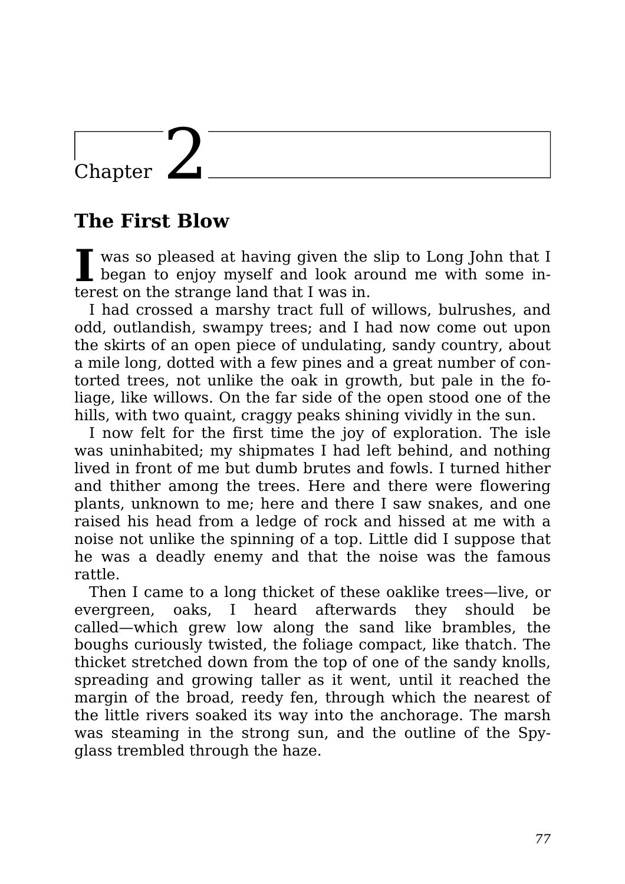# Chapter 2

## The First Blow

I was so pleased at having given the slip to Long John that I began to enjoy myself and look around me with some interest on the strange land that I was in.

I had crossed a marshy tract full of willows, bulrushes, and odd, outlandish, swampy trees; and I had now come out upon the skirts of an open piece of undulating, sandy country, about a mile long, dotted with a few pines and a great number of contorted trees, not unlike the oak in growth, but pale in the foliage, like willows. On the far side of the open stood one of the hills, with two quaint, craggy peaks shining vividly in the sun.

I now felt for the first time the joy of exploration. The isle was uninhabited; my shipmates I had left behind, and nothing lived in front of me but dumb brutes and fowls. I turned hither and thither among the trees. Here and there were flowering plants, unknown to me; here and there I saw snakes, and one raised his head from a ledge of rock and hissed at me with a noise not unlike the spinning of a top. Little did I suppose that he was a deadly enemy and that the noise was the famous rattle.

Then I came to a long thicket of these oaklike trees—live, or evergreen, oaks, I heard afterwards they should be called—which grew low along the sand like brambles, the boughs curiously twisted, the foliage compact, like thatch. The thicket stretched down from the top of one of the sandy knolls, spreading and growing taller as it went, until it reached the margin of the broad, reedy fen, through which the nearest of the little rivers soaked its way into the anchorage. The marsh was steaming in the strong sun, and the outline of the Spyglass trembled through the haze.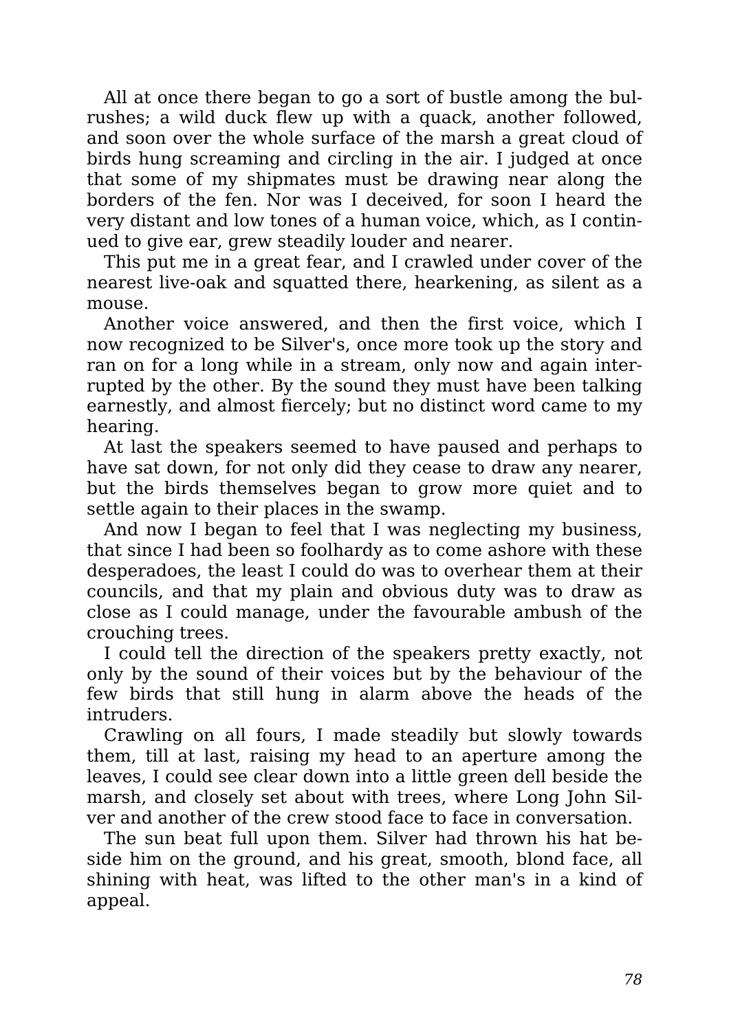All at once there began to go a sort of bustle among the bulrushes; a wild duck flew up with a quack, another followed, and soon over the whole surface of the marsh a great cloud of birds hung screaming and circling in the air. I judged at once that some of my shipmates must be drawing near along the borders of the fen. Nor was I deceived, for soon I heard the very distant and low tones of a human voice, which, as I continued to give ear, grew steadily louder and nearer.

This put me in a great fear, and I crawled under cover of the nearest live-oak and squatted there, hearkening, as silent as a mouse.

Another voice answered, and then the first voice, which I now recognized to be Silver's, once more took up the story and ran on for a long while in a stream, only now and again interrupted by the other. By the sound they must have been talking earnestly, and almost fiercely; but no distinct word came to my hearing.

At last the speakers seemed to have paused and perhaps to have sat down, for not only did they cease to draw any nearer, but the birds themselves began to grow more quiet and to settle again to their places in the swamp.

And now I began to feel that I was neglecting my business, that since I had been so foolhardy as to come ashore with these desperadoes, the least I could do was to overhear them at their councils, and that my plain and obvious duty was to draw as close as I could manage, under the favourable ambush of the crouching trees.

I could tell the direction of the speakers pretty exactly, not only by the sound of their voices but by the behaviour of the few birds that still hung in alarm above the heads of the intruders.

Crawling on all fours, I made steadily but slowly towards them, till at last, raising my head to an aperture among the leaves, I could see clear down into a little green dell beside the marsh, and closely set about with trees, where Long John Silver and another of the crew stood face to face in conversation.

The sun beat full upon them. Silver had thrown his hat beside him on the ground, and his great, smooth, blond face, all shining with heat, was lifted to the other man's in a kind of appeal.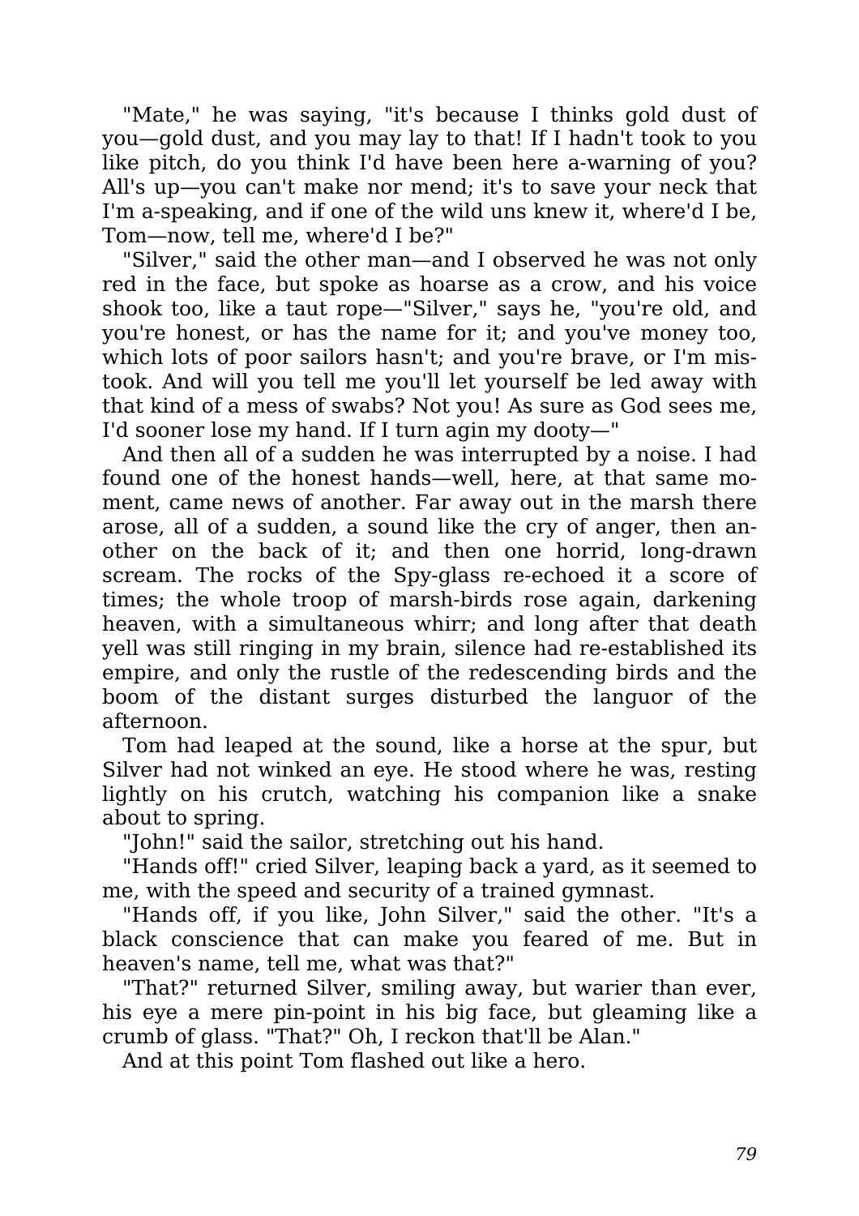"Mate," he was saying, "it's because I thinks gold dust of you—gold dust, and you may lay to that! If I hadn't took to you like pitch, do you think I'd have been here a-warning of you? All's up—you can't make nor mend; it's to save your neck that I'm a-speaking, and if one of the wild uns knew it, where'd I be, Tom—now, tell me, where'd I be?"

"Silver," said the other man—and I observed he was not only red in the face, but spoke as hoarse as a crow, and his voice shook too, like a taut rope—"Silver," says he, "you're old, and you're honest, or has the name for it; and you've money too, which lots of poor sailors hasn't; and you're brave, or I'm mistook. And will you tell me you'll let yourself be led away with that kind of a mess of swabs? Not you! As sure as God sees me, I'd sooner lose my hand. If I turn agin my dooty—"

And then all of a sudden he was interrupted by a noise. I had found one of the honest hands—well, here, at that same moment, came news of another. Far away out in the marsh there arose, all of a sudden, a sound like the cry of anger, then another on the back of it; and then one horrid, long-drawn scream. The rocks of the Spy-glass re-echoed it a score of times; the whole troop of marsh-birds rose again, darkening heaven, with a simultaneous whirr; and long after that death yell was still ringing in my brain, silence had re-established its empire, and only the rustle of the redescending birds and the boom of the distant surges disturbed the languor of the afternoon.

Tom had leaped at the sound, like a horse at the spur, but Silver had not winked an eye. He stood where he was, resting lightly on his crutch, watching his companion like a snake about to spring.

"John!" said the sailor, stretching out his hand.

"Hands off!" cried Silver, leaping back a yard, as it seemed to me, with the speed and security of a trained gymnast.

"Hands off, if you like, John Silver," said the other. "It's a black conscience that can make you feared of me. But in heaven's name, tell me, what was that?"

"That?" returned Silver, smiling away, but warier than ever, his eye a mere pin-point in his big face, but gleaming like a crumb of glass. "That?" Oh, I reckon that'll be Alan."

And at this point Tom flashed out like a hero.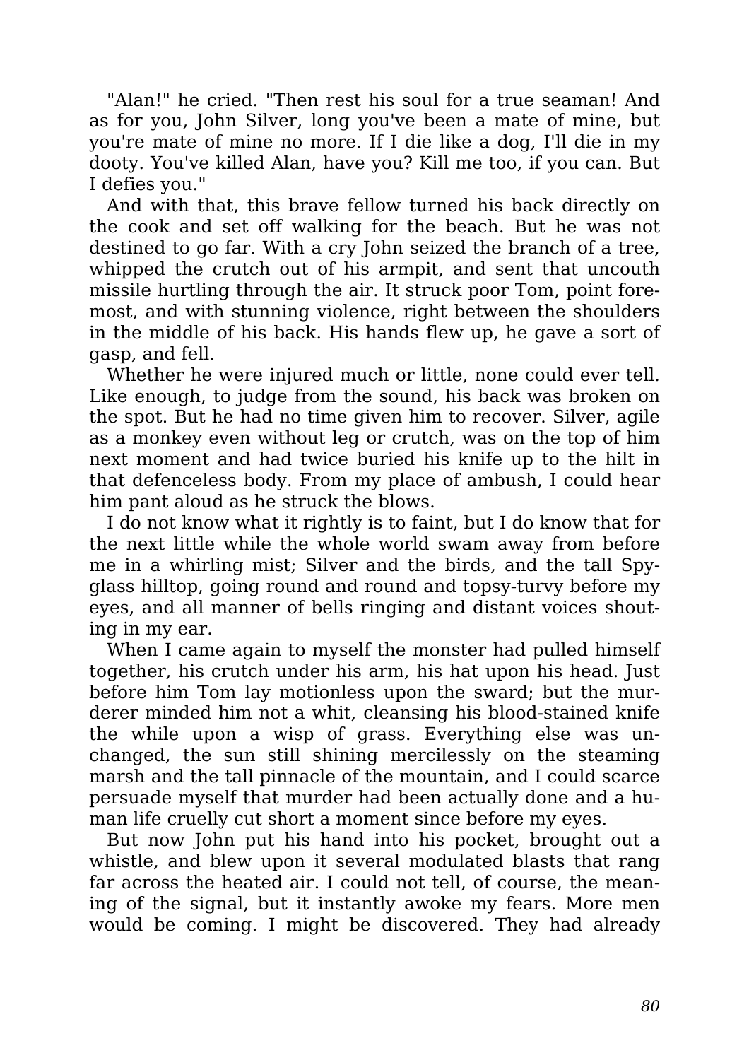"Alan!" he cried. "Then rest his soul for a true seaman! And as for you, John Silver, long you've been a mate of mine, but you're mate of mine no more. If I die like a dog, I'll die in my dooty. You've killed Alan, have you? Kill me too, if you can. But I defies you."

And with that, this brave fellow turned his back directly on the cook and set off walking for the beach. But he was not destined to go far. With a cry John seized the branch of a tree, whipped the crutch out of his armpit, and sent that uncouth missile hurtling through the air. It struck poor Tom, point foremost, and with stunning violence, right between the shoulders in the middle of his back. His hands flew up, he gave a sort of gasp, and fell.

Whether he were injured much or little, none could ever tell. Like enough, to judge from the sound, his back was broken on the spot. But he had no time given him to recover. Silver, agile as a monkey even without leg or crutch, was on the top of him next moment and had twice buried his knife up to the hilt in that defenceless body. From my place of ambush, I could hear him pant aloud as he struck the blows.

I do not know what it rightly is to faint, but I do know that for the next little while the whole world swam away from before me in a whirling mist; Silver and the birds, and the tall Spyglass hilltop, going round and round and topsy-turvy before my eyes, and all manner of bells ringing and distant voices shouting in my ear.

When I came again to myself the monster had pulled himself together, his crutch under his arm, his hat upon his head. Just before him Tom lay motionless upon the sward; but the murderer minded him not a whit, cleansing his blood-stained knife the while upon a wisp of grass. Everything else was unchanged, the sun still shining mercilessly on the steaming marsh and the tall pinnacle of the mountain, and I could scarce persuade myself that murder had been actually done and a human life cruelly cut short a moment since before my eyes.

But now John put his hand into his pocket, brought out a whistle, and blew upon it several modulated blasts that rang far across the heated air. I could not tell, of course, the meaning of the signal, but it instantly awoke my fears. More men would be coming. I might be discovered. They had already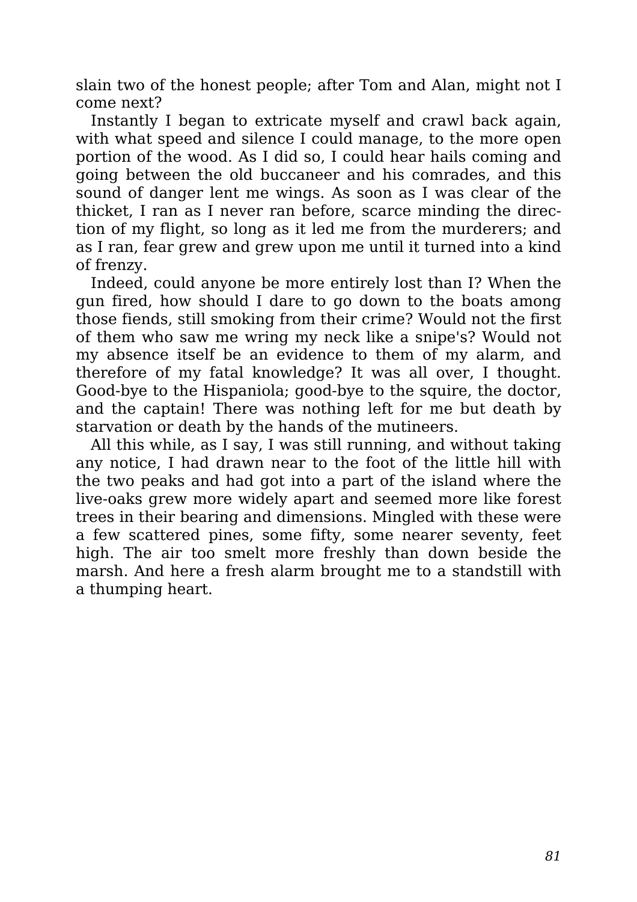slain two of the honest people; after Tom and Alan, might not I come next?

Instantly I began to extricate myself and crawl back again, with what speed and silence I could manage, to the more open portion of the wood. As I did so, I could hear hails coming and going between the old buccaneer and his comrades, and this sound of danger lent me wings. As soon as I was clear of the thicket, I ran as I never ran before, scarce minding the direction of my flight, so long as it led me from the murderers; and as I ran, fear grew and grew upon me until it turned into a kind of frenzy.

Indeed, could anyone be more entirely lost than I? When the gun fired, how should I dare to go down to the boats among those fiends, still smoking from their crime? Would not the first of them who saw me wring my neck like a snipe's? Would not my absence itself be an evidence to them of my alarm, and therefore of my fatal knowledge? It was all over, I thought. Good-bye to the Hispaniola; good-bye to the squire, the doctor, and the captain! There was nothing left for me but death by starvation or death by the hands of the mutineers.

All this while, as I say, I was still running, and without taking any notice, I had drawn near to the foot of the little hill with the two peaks and had got into a part of the island where the live-oaks grew more widely apart and seemed more like forest trees in their bearing and dimensions. Mingled with these were a few scattered pines, some fifty, some nearer seventy, feet high. The air too smelt more freshly than down beside the marsh. And here a fresh alarm brought me to a standstill with a thumping heart.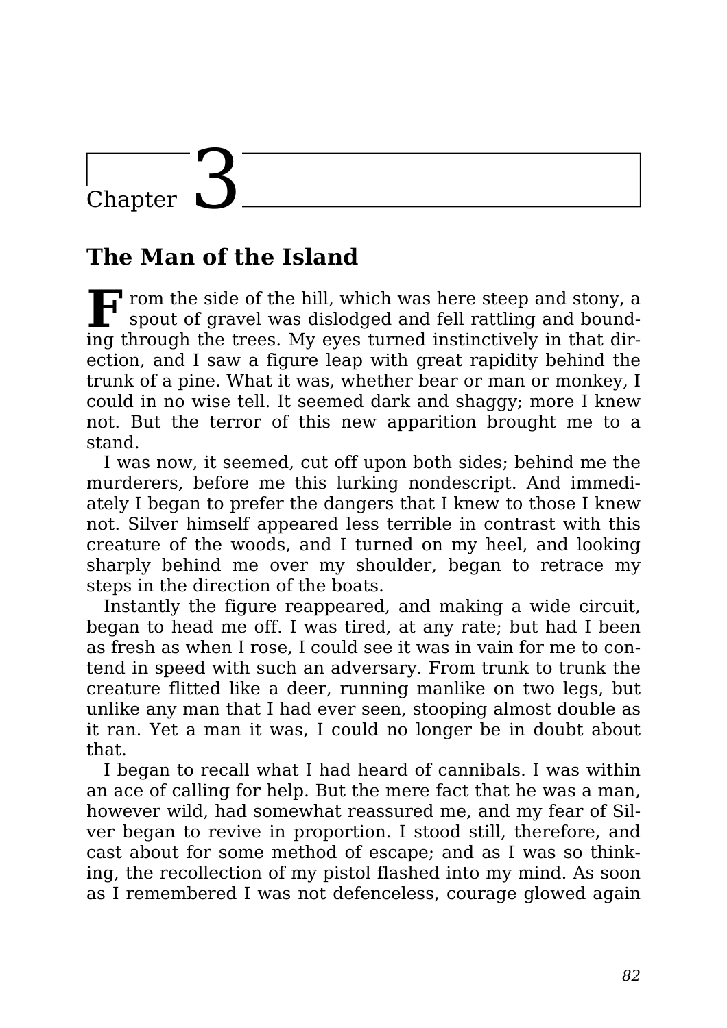# Chapter 3

## The Man of the Island

From the side of the hill, which was here steep and stony, a spout of gravel was dislodged and fell rattling and bounding through the trees. My eyes turned instinctively in that direction, and I saw a figure leap with great rapidity behind the trunk of a pine. What it was, whether bear or man or monkey, I could in no wise tell. It seemed dark and shaggy; more I knew not. But the terror of this new apparition brought me to a stand.

I was now, it seemed, cut off upon both sides; behind me the murderers, before me this lurking nondescript. And immediately I began to prefer the dangers that I knew to those I knew not. Silver himself appeared less terrible in contrast with this creature of the woods, and I turned on my heel, and looking sharply behind me over my shoulder, began to retrace my steps in the direction of the boats.

Instantly the figure reappeared, and making a wide circuit, began to head me off. I was tired, at any rate; but had I been as fresh as when I rose, I could see it was in vain for me to contend in speed with such an adversary. From trunk to trunk the creature flitted like a deer, running manlike on two legs, but unlike any man that I had ever seen, stooping almost double as it ran. Yet a man it was, I could no longer be in doubt about that.

I began to recall what I had heard of cannibals. I was within an ace of calling for help. But the mere fact that he was a man, however wild, had somewhat reassured me, and my fear of Silver began to revive in proportion. I stood still, therefore, and cast about for some method of escape; and as I was so thinking, the recollection of my pistol flashed into my mind. As soon as I remembered I was not defenceless, courage glowed again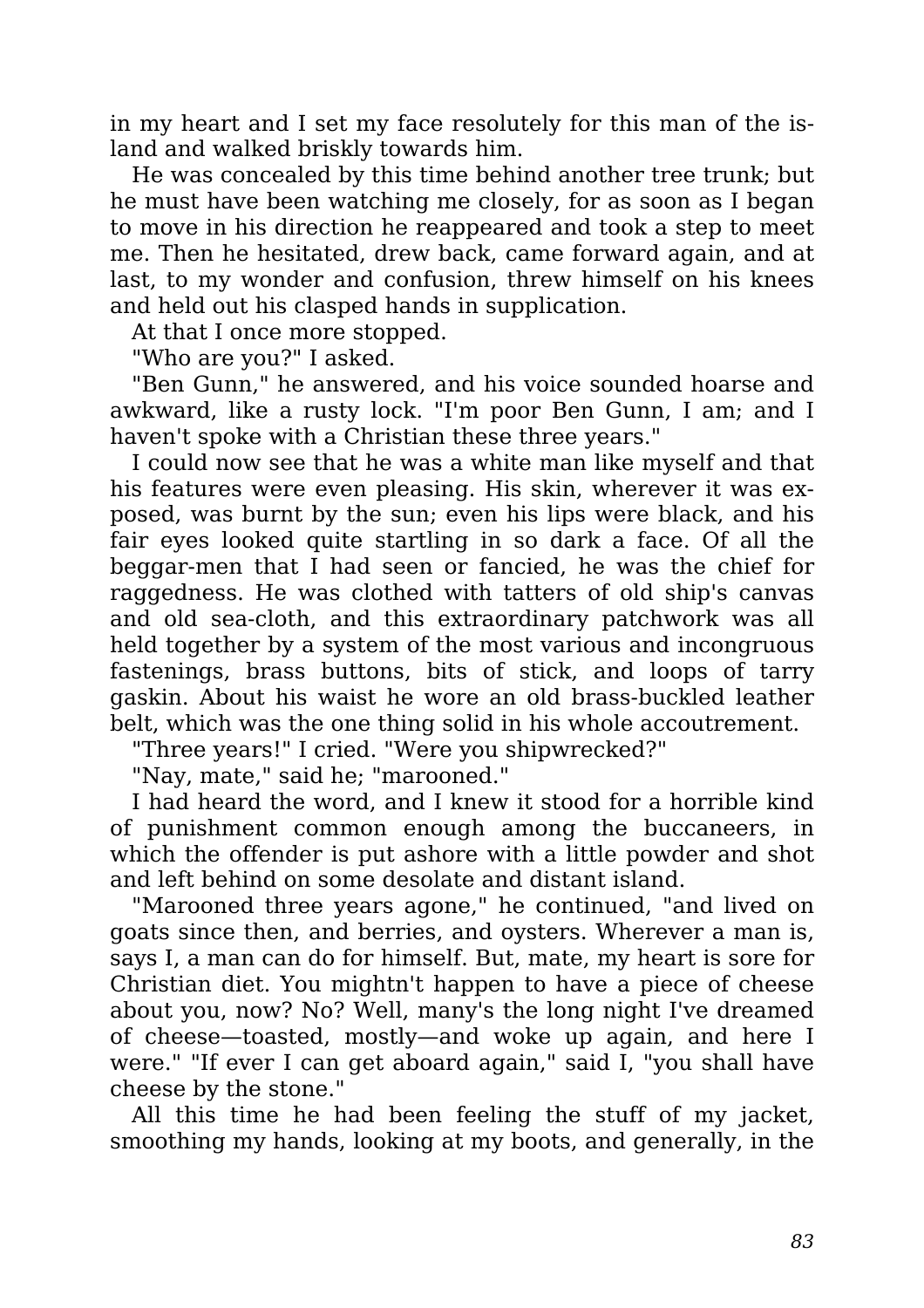in my heart and I set my face resolutely for this man of the island and walked briskly towards him.

He was concealed by this time behind another tree trunk; but he must have been watching me closely, for as soon as I began to move in his direction he reappeared and took a step to meet me. Then he hesitated, drew back, came forward again, and at last, to my wonder and confusion, threw himself on his knees and held out his clasped hands in supplication.

At that I once more stopped.

"Who are you?" I asked.

"Ben Gunn," he answered, and his voice sounded hoarse and awkward, like a rusty lock. "I'm poor Ben Gunn, I am; and I haven't spoke with a Christian these three years."

I could now see that he was a white man like myself and that his features were even pleasing. His skin, wherever it was exposed, was burnt by the sun; even his lips were black, and his fair eyes looked quite startling in so dark a face. Of all the beggar-men that I had seen or fancied, he was the chief for raggedness. He was clothed with tatters of old ship's canvas and old sea-cloth, and this extraordinary patchwork was all held together by a system of the most various and incongruous fastenings, brass buttons, bits of stick, and loops of tarry gaskin. About his waist he wore an old brass-buckled leather belt, which was the one thing solid in his whole accoutrement.

"Three years!" I cried. "Were you shipwrecked?"

"Nay, mate," said he; "marooned."

I had heard the word, and I knew it stood for a horrible kind of punishment common enough among the buccaneers, in which the offender is put ashore with a little powder and shot and left behind on some desolate and distant island.

"Marooned three years agone," he continued, "and lived on goats since then, and berries, and oysters. Wherever a man is, says I, a man can do for himself. But, mate, my heart is sore for Christian diet. You mightn't happen to have a piece of cheese about you, now? No? Well, many's the long night I've dreamed of cheese—toasted, mostly—and woke up again, and here I were." "If ever I can get aboard again," said I, "you shall have cheese by the stone."

All this time he had been feeling the stuff of my jacket, smoothing my hands, looking at my boots, and generally, in the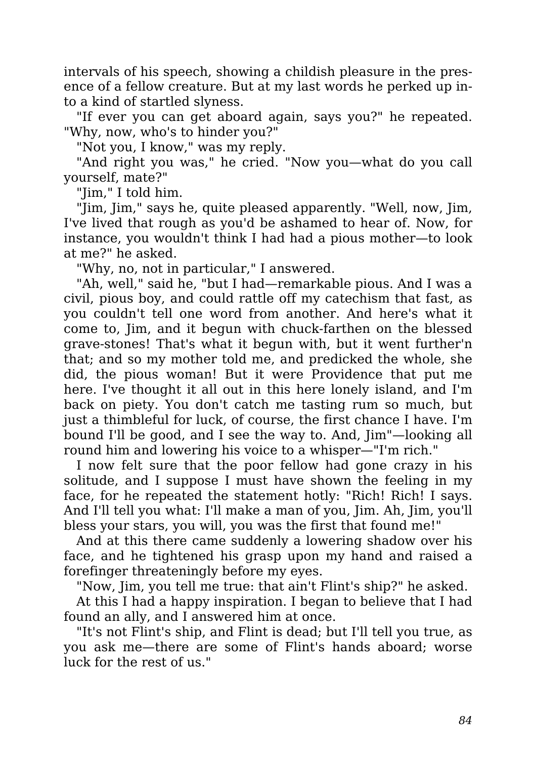intervals of his speech, showing a childish pleasure in the presence of a fellow creature. But at my last words he perked up into a kind of startled slyness.

"If ever you can get aboard again, says you?" he repeated. "Why, now, who's to hinder you?"

"Not you, I know," was my reply.

"And right you was," he cried. "Now you—what do you call yourself, mate?"

"Jim," I told him.

"Jim, Jim," says he, quite pleased apparently. "Well, now, Jim, I've lived that rough as you'd be ashamed to hear of. Now, for instance, you wouldn't think I had had a pious mother—to look at me?" he asked.

"Why, no, not in particular," I answered.

"Ah, well," said he, "but I had—remarkable pious. And I was a civil, pious boy, and could rattle off my catechism that fast, as you couldn't tell one word from another. And here's what it come to, Jim, and it begun with chuck-farthen on the blessed grave-stones! That's what it begun with, but it went further'n that; and so my mother told me, and predicked the whole, she did, the pious woman! But it were Providence that put me here. I've thought it all out in this here lonely island, and I'm back on piety. You don't catch me tasting rum so much, but just a thimbleful for luck, of course, the first chance I have. I'm bound I'll be good, and I see the way to. And, Jim"—looking all round him and lowering his voice to a whisper—"I'm rich."

I now felt sure that the poor fellow had gone crazy in his solitude, and I suppose I must have shown the feeling in my face, for he repeated the statement hotly: "Rich! Rich! I says. And I'll tell you what: I'll make a man of you, Jim. Ah, Jim, you'll bless your stars, you will, you was the first that found me!"

And at this there came suddenly a lowering shadow over his face, and he tightened his grasp upon my hand and raised a forefinger threateningly before my eyes.

"Now, Jim, you tell me true: that ain't Flint's ship?" he asked.

At this I had a happy inspiration. I began to believe that I had found an ally, and I answered him at once.

"It's not Flint's ship, and Flint is dead; but I'll tell you true, as you ask me—there are some of Flint's hands aboard; worse luck for the rest of us."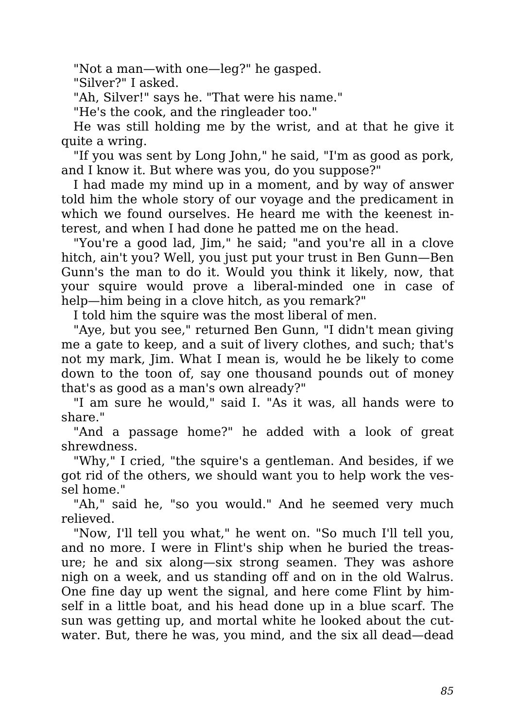"Not a man—with one—leg?" he gasped.

"Silver?" I asked.

"Ah, Silver!" says he. "That were his name."

"He's the cook, and the ringleader too."

He was still holding me by the wrist, and at that he give it quite a wring.

"If you was sent by Long John," he said, "I'm as good as pork, and I know it. But where was you, do you suppose?"

I had made my mind up in a moment, and by way of answer told him the whole story of our voyage and the predicament in which we found ourselves. He heard me with the keenest interest, and when I had done he patted me on the head.

"You're a good lad, Jim," he said; "and you're all in a clove hitch, ain't you? Well, you just put your trust in Ben Gunn—Ben Gunn's the man to do it. Would you think it likely, now, that your squire would prove a liberal-minded one in case of help—him being in a clove hitch, as you remark?"

I told him the squire was the most liberal of men.

"Aye, but you see," returned Ben Gunn, "I didn't mean giving me a gate to keep, and a suit of livery clothes, and such; that's not my mark, Jim. What I mean is, would he be likely to come down to the toon of, say one thousand pounds out of money that's as good as a man's own already?"

"I am sure he would," said I. "As it was, all hands were to share."

"And a passage home?" he added with a look of great shrewdness.

"Why," I cried, "the squire's a gentleman. And besides, if we got rid of the others, we should want you to help work the vessel home."

"Ah," said he, "so you would." And he seemed very much relieved.

"Now, I'll tell you what," he went on. "So much I'll tell you, and no more. I were in Flint's ship when he buried the treasure; he and six along—six strong seamen. They was ashore nigh on a week, and us standing off and on in the old Walrus. One fine day up went the signal, and here come Flint by himself in a little boat, and his head done up in a blue scarf. The sun was getting up, and mortal white he looked about the cutwater. But, there he was, you mind, and the six all dead—dead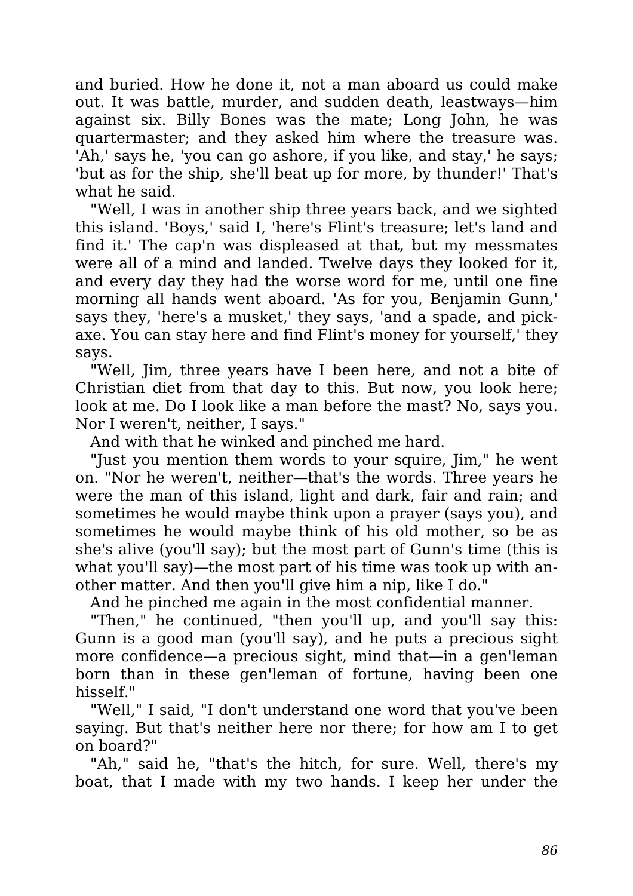and buried. How he done it, not a man aboard us could make out. It was battle, murder, and sudden death, leastways—him against six. Billy Bones was the mate; Long John, he was quartermaster; and they asked him where the treasure was. 'Ah,' says he, 'you can go ashore, if you like, and stay,' he says; 'but as for the ship, she'll beat up for more, by thunder!' That's what he said.

"Well, I was in another ship three years back, and we sighted this island. 'Boys,' said I, 'here's Flint's treasure; let's land and find it.' The cap'n was displeased at that, but my messmates were all of a mind and landed. Twelve days they looked for it, and every day they had the worse word for me, until one fine morning all hands went aboard. 'As for you, Benjamin Gunn,' says they, 'here's a musket,' they says, 'and a spade, and pick-axe. You can stay here and find Flint's money for yourself,' they says.

"Well, Jim, three years have I been here, and not a bite of Christian diet from that day to this. But now, you look here; look at me. Do I look like a man before the mast? No, says you. Nor I weren't, neither, I says."

And with that he winked and pinched me hard.

"Just you mention them words to your squire, Jim," he went on. "Nor he weren't, neither—that's the words. Three years he were the man of this island, light and dark, fair and rain; and sometimes he would maybe think upon a prayer (says you), and sometimes he would maybe think of his old mother, so be as she's alive (you'll say); but the most part of Gunn's time (this is what you'll say)—the most part of his time was took up with another matter. And then you'll give him a nip, like I do."

And he pinched me again in the most confidential manner.

"Then," he continued, "then you'll up, and you'll say this: Gunn is a good man (you'll say), and he puts a precious sight more confidence—a precious sight, mind that—in a gen'leman born than in these gen'leman of fortune, having been one hisself."

"Well," I said, "I don't understand one word that you've been saying. But that's neither here nor there; for how am I to get on board?"

"Ah," said he, "that's the hitch, for sure. Well, there's my boat, that I made with my two hands. I keep her under the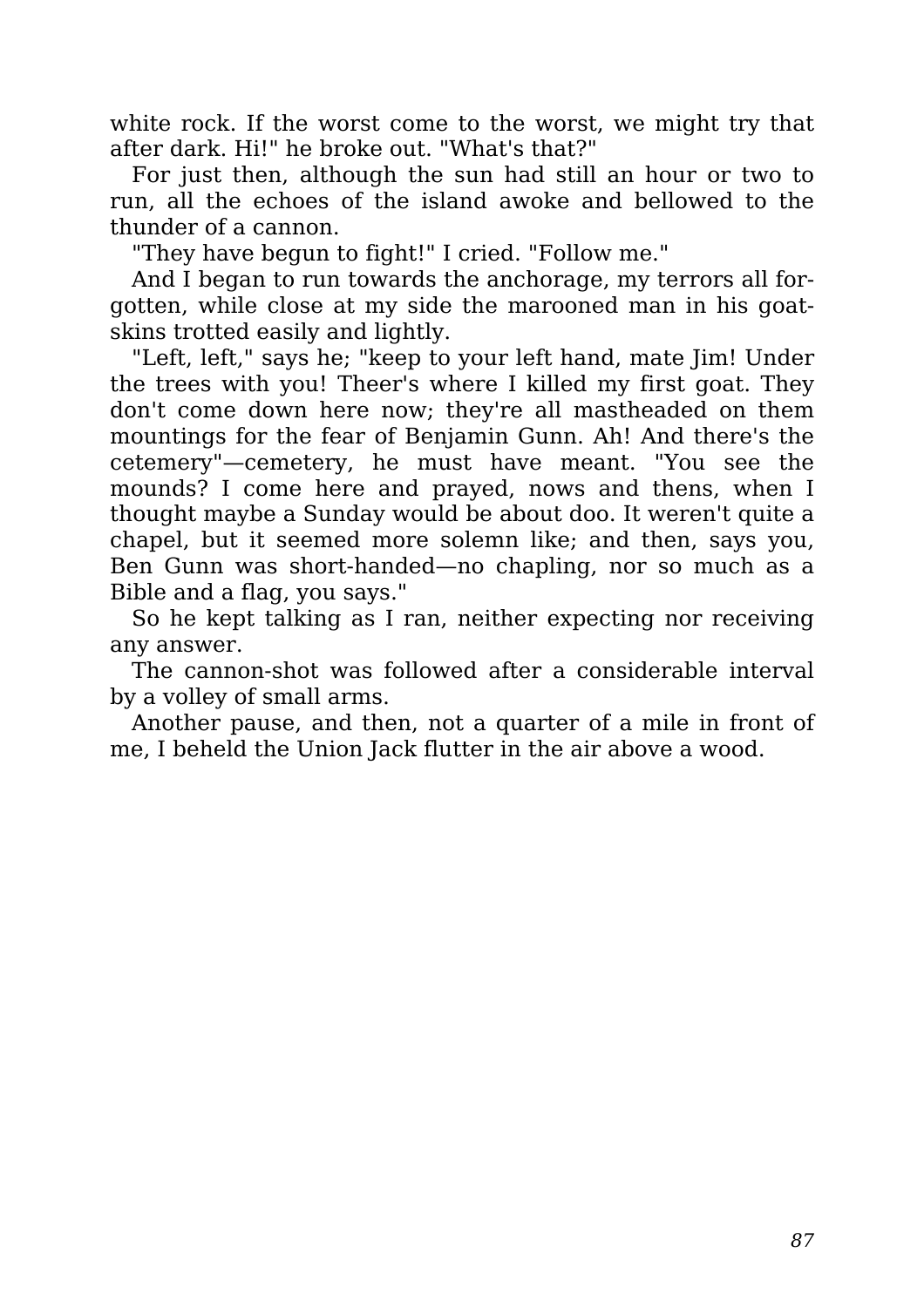white rock. If the worst come to the worst, we might try that after dark. Hi!" he broke out. "What's that?"

For just then, although the sun had still an hour or two to run, all the echoes of the island awoke and bellowed to the thunder of a cannon.

"They have begun to fight!" I cried. "Follow me."

And I began to run towards the anchorage, my terrors all forgotten, while close at my side the marooned man in his goatskins trotted easily and lightly.

"Left, left," says he; "keep to your left hand, mate Jim! Under the trees with you! Theer's where I killed my first goat. They don't come down here now; they're all mastheaded on them mountings for the fear of Benjamin Gunn. Ah! And there's the cetemery"—cemetery, he must have meant. "You see the mounds? I come here and prayed, nows and thens, when I thought maybe a Sunday would be about doo. It weren't quite a chapel, but it seemed more solemn like; and then, says you, Ben Gunn was short-handed—no chapling, nor so much as a Bible and a flag, you says."

So he kept talking as I ran, neither expecting nor receiving any answer.

The cannon-shot was followed after a considerable interval by a volley of small arms.

Another pause, and then, not a quarter of a mile in front of me, I beheld the Union Jack flutter in the air above a wood.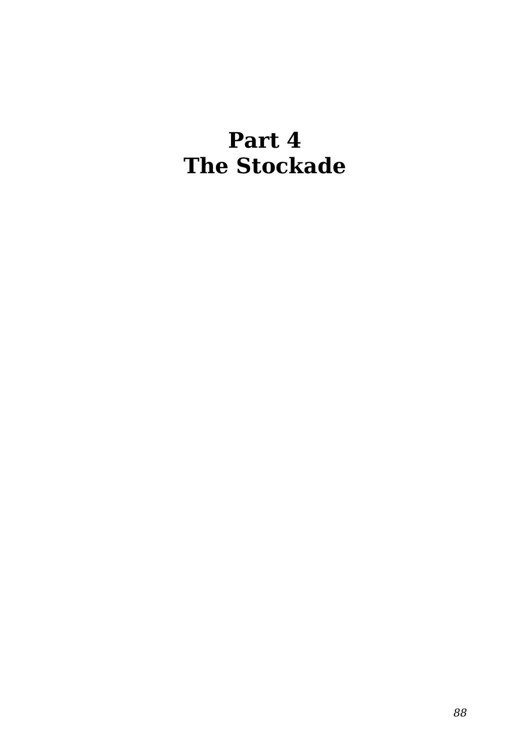# Part 4
# The Stockade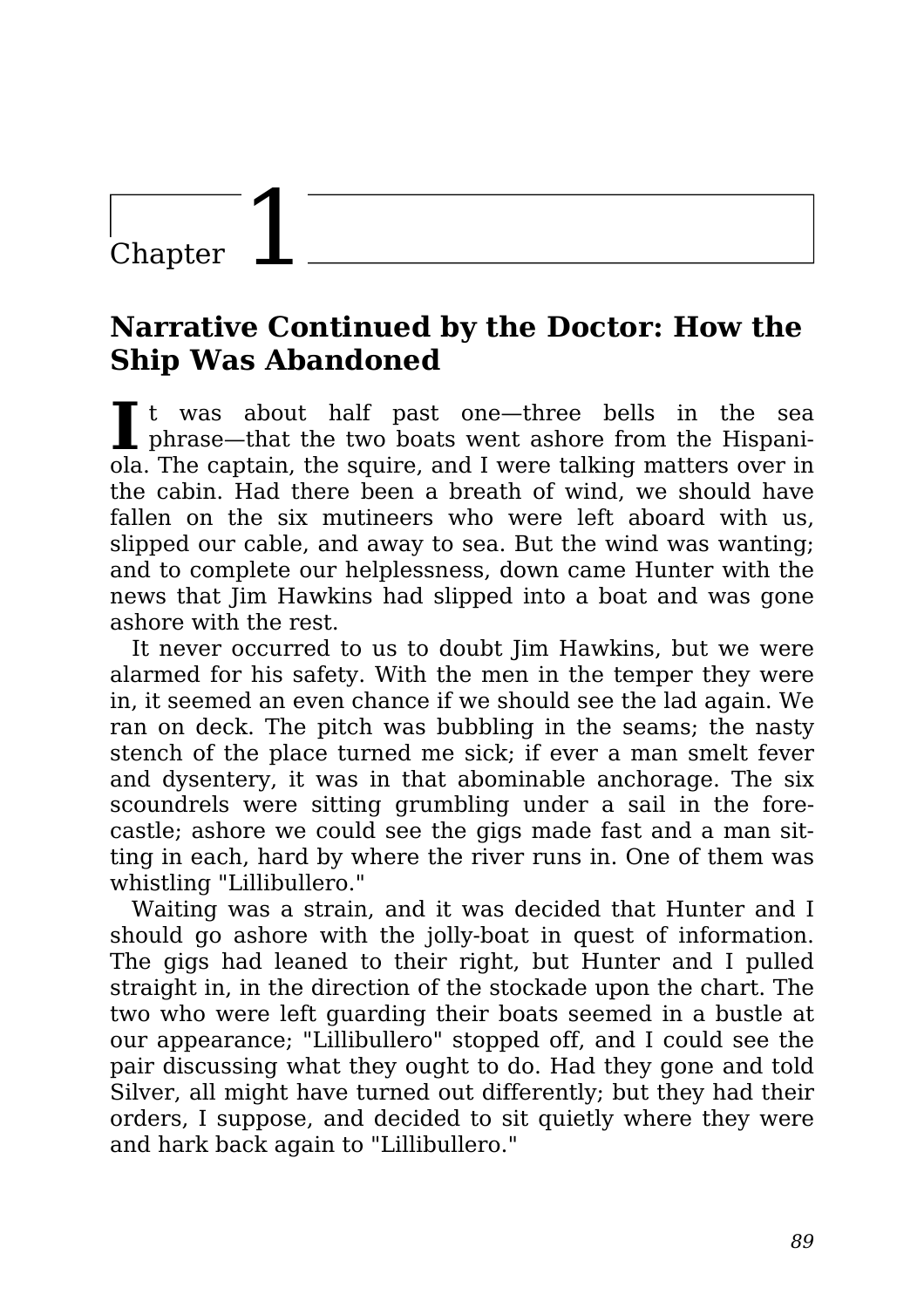# Chapter 1

## Narrative Continued by the Doctor: How the Ship Was Abandoned

It was about half past one—three bells in the sea phrase—that the two boats went ashore from the Hispaniola. The captain, the squire, and I were talking matters over in the cabin. Had there been a breath of wind, we should have fallen on the six mutineers who were left aboard with us, slipped our cable, and away to sea. But the wind was wanting; and to complete our helplessness, down came Hunter with the news that Jim Hawkins had slipped into a boat and was gone ashore with the rest.

It never occurred to us to doubt Jim Hawkins, but we were alarmed for his safety. With the men in the temper they were in, it seemed an even chance if we should see the lad again. We ran on deck. The pitch was bubbling in the seams; the nasty stench of the place turned me sick; if ever a man smelt fever and dysentery, it was in that abominable anchorage. The six scoundrels were sitting grumbling under a sail in the forecastle; ashore we could see the gigs made fast and a man sitting in each, hard by where the river runs in. One of them was whistling "Lillibullero."

Waiting was a strain, and it was decided that Hunter and I should go ashore with the jolly-boat in quest of information. The gigs had leaned to their right, but Hunter and I pulled straight in, in the direction of the stockade upon the chart. The two who were left guarding their boats seemed in a bustle at our appearance; "Lillibullero" stopped off, and I could see the pair discussing what they ought to do. Had they gone and told Silver, all might have turned out differently; but they had their orders, I suppose, and decided to sit quietly where they were and hark back again to "Lillibullero."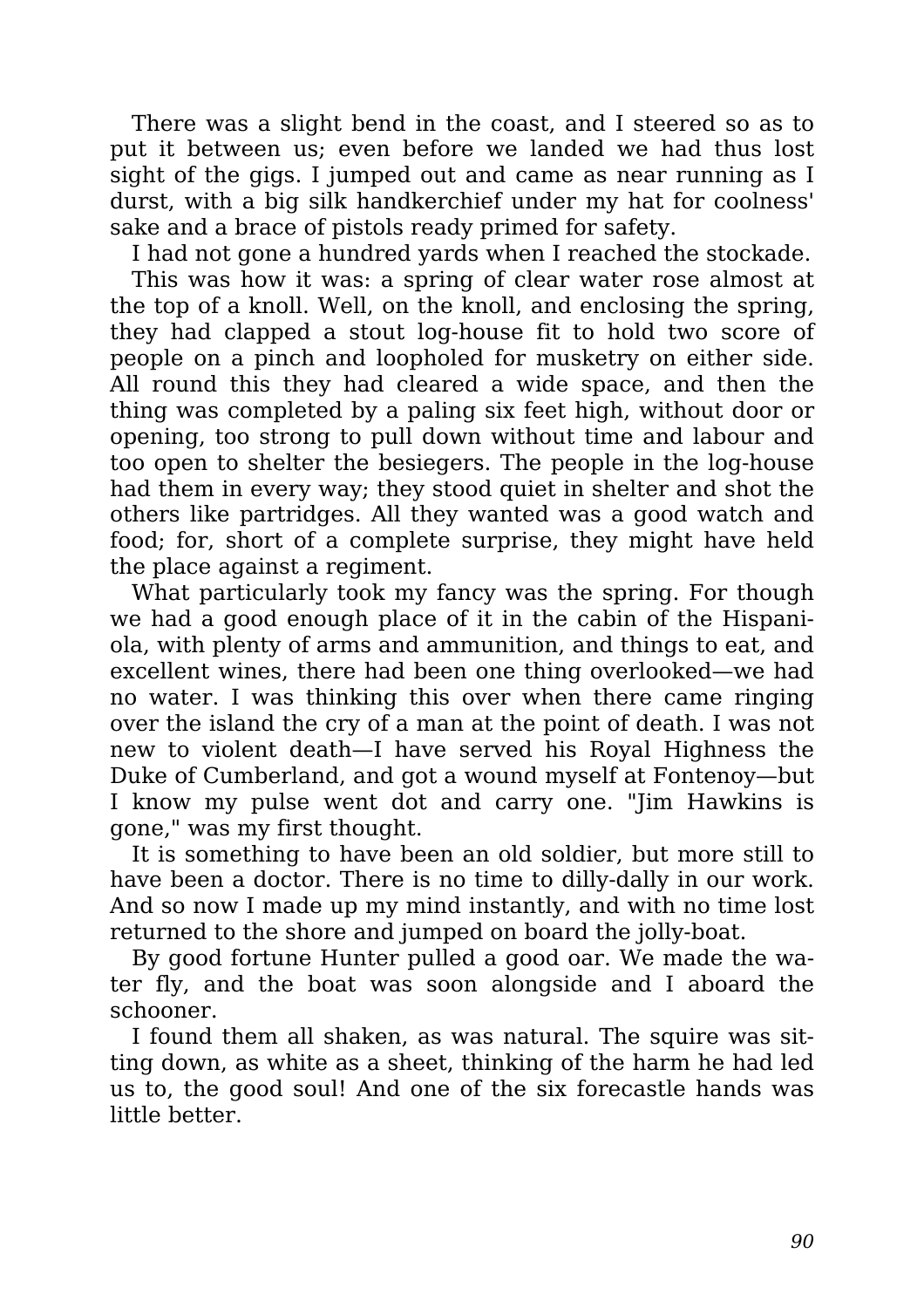There was a slight bend in the coast, and I steered so as to put it between us; even before we landed we had thus lost sight of the gigs. I jumped out and came as near running as I durst, with a big silk handkerchief under my hat for coolness' sake and a brace of pistols ready primed for safety.

I had not gone a hundred yards when I reached the stockade.

This was how it was: a spring of clear water rose almost at the top of a knoll. Well, on the knoll, and enclosing the spring, they had clapped a stout log-house fit to hold two score of people on a pinch and loopholed for musketry on either side. All round this they had cleared a wide space, and then the thing was completed by a paling six feet high, without door or opening, too strong to pull down without time and labour and too open to shelter the besiegers. The people in the log-house had them in every way; they stood quiet in shelter and shot the others like partridges. All they wanted was a good watch and food; for, short of a complete surprise, they might have held the place against a regiment.

What particularly took my fancy was the spring. For though we had a good enough place of it in the cabin of the Hispaniola, with plenty of arms and ammunition, and things to eat, and excellent wines, there had been one thing overlooked—we had no water. I was thinking this over when there came ringing over the island the cry of a man at the point of death. I was not new to violent death—I have served his Royal Highness the Duke of Cumberland, and got a wound myself at Fontenoy—but I know my pulse went dot and carry one. "Jim Hawkins is gone," was my first thought.

It is something to have been an old soldier, but more still to have been a doctor. There is no time to dilly-dally in our work. And so now I made up my mind instantly, and with no time lost returned to the shore and jumped on board the jolly-boat.

By good fortune Hunter pulled a good oar. We made the water fly, and the boat was soon alongside and I aboard the schooner.

I found them all shaken, as was natural. The squire was sitting down, as white as a sheet, thinking of the harm he had led us to, the good soul! And one of the six forecastle hands was little better.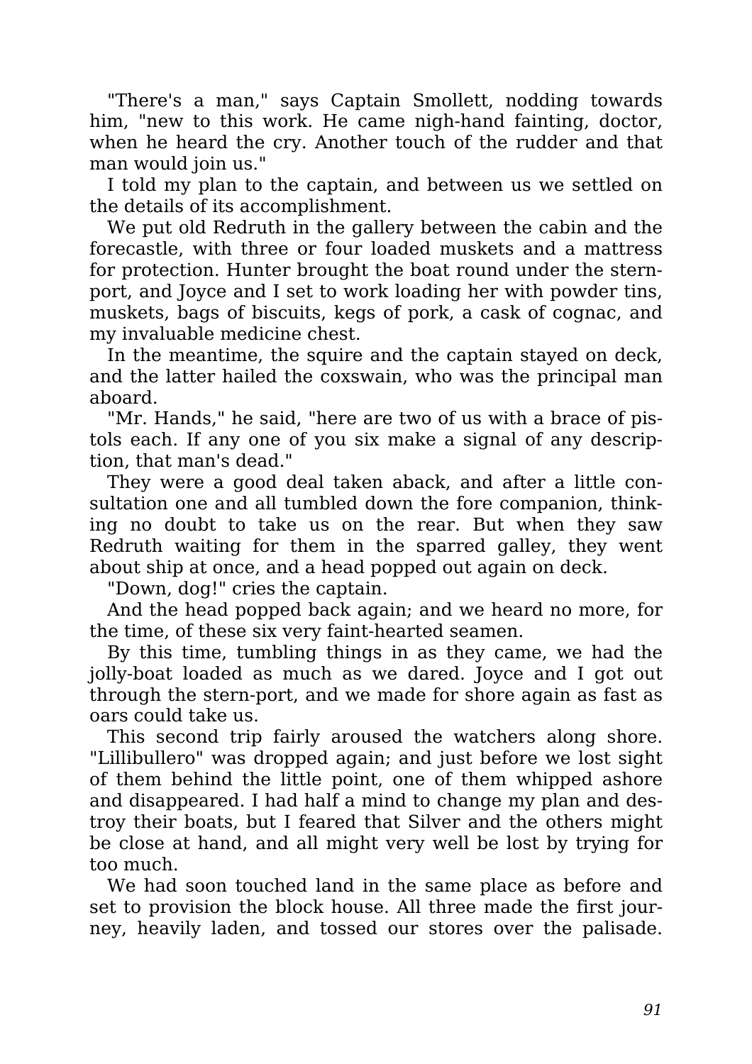"There's a man," says Captain Smollett, nodding towards him, "new to this work. He came nigh-hand fainting, doctor, when he heard the cry. Another touch of the rudder and that man would join us."

I told my plan to the captain, and between us we settled on the details of its accomplishment.

We put old Redruth in the gallery between the cabin and the forecastle, with three or four loaded muskets and a mattress for protection. Hunter brought the boat round under the stern-port, and Joyce and I set to work loading her with powder tins, muskets, bags of biscuits, kegs of pork, a cask of cognac, and my invaluable medicine chest.

In the meantime, the squire and the captain stayed on deck, and the latter hailed the coxswain, who was the principal man aboard.

"Mr. Hands," he said, "here are two of us with a brace of pistols each. If any one of you six make a signal of any description, that man's dead."

They were a good deal taken aback, and after a little consultation one and all tumbled down the fore companion, thinking no doubt to take us on the rear. But when they saw Redruth waiting for them in the sparred galley, they went about ship at once, and a head popped out again on deck.

"Down, dog!" cries the captain.

And the head popped back again; and we heard no more, for the time, of these six very faint-hearted seamen.

By this time, tumbling things in as they came, we had the jolly-boat loaded as much as we dared. Joyce and I got out through the stern-port, and we made for shore again as fast as oars could take us.

This second trip fairly aroused the watchers along shore. "Lillibullero" was dropped again; and just before we lost sight of them behind the little point, one of them whipped ashore and disappeared. I had half a mind to change my plan and destroy their boats, but I feared that Silver and the others might be close at hand, and all might very well be lost by trying for too much.

We had soon touched land in the same place as before and set to provision the block house. All three made the first journey, heavily laden, and tossed our stores over the palisade.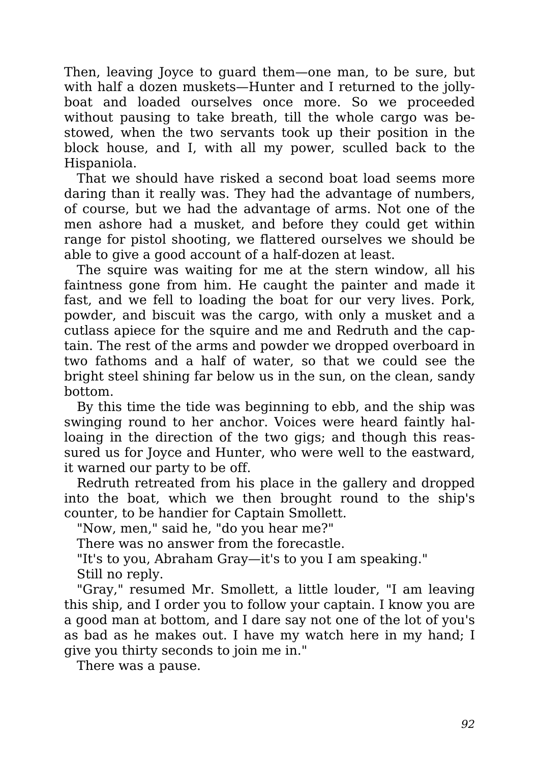Then, leaving Joyce to guard them—one man, to be sure, but with half a dozen muskets—Hunter and I returned to the jolly-boat and loaded ourselves once more. So we proceeded without pausing to take breath, till the whole cargo was bestowed, when the two servants took up their position in the block house, and I, with all my power, sculled back to the Hispaniola.

That we should have risked a second boat load seems more daring than it really was. They had the advantage of numbers, of course, but we had the advantage of arms. Not one of the men ashore had a musket, and before they could get within range for pistol shooting, we flattered ourselves we should be able to give a good account of a half-dozen at least.

The squire was waiting for me at the stern window, all his faintness gone from him. He caught the painter and made it fast, and we fell to loading the boat for our very lives. Pork, powder, and biscuit was the cargo, with only a musket and a cutlass apiece for the squire and me and Redruth and the captain. The rest of the arms and powder we dropped overboard in two fathoms and a half of water, so that we could see the bright steel shining far below us in the sun, on the clean, sandy bottom.

By this time the tide was beginning to ebb, and the ship was swinging round to her anchor. Voices were heard faintly halloaing in the direction of the two gigs; and though this reassured us for Joyce and Hunter, who were well to the eastward, it warned our party to be off.

Redruth retreated from his place in the gallery and dropped into the boat, which we then brought round to the ship's counter, to be handier for Captain Smollett.

"Now, men," said he, "do you hear me?"

There was no answer from the forecastle.

"It's to you, Abraham Gray—it's to you I am speaking."

Still no reply.

"Gray," resumed Mr. Smollett, a little louder, "I am leaving this ship, and I order you to follow your captain. I know you are a good man at bottom, and I dare say not one of the lot of you's as bad as he makes out. I have my watch here in my hand; I give you thirty seconds to join me in."

There was a pause.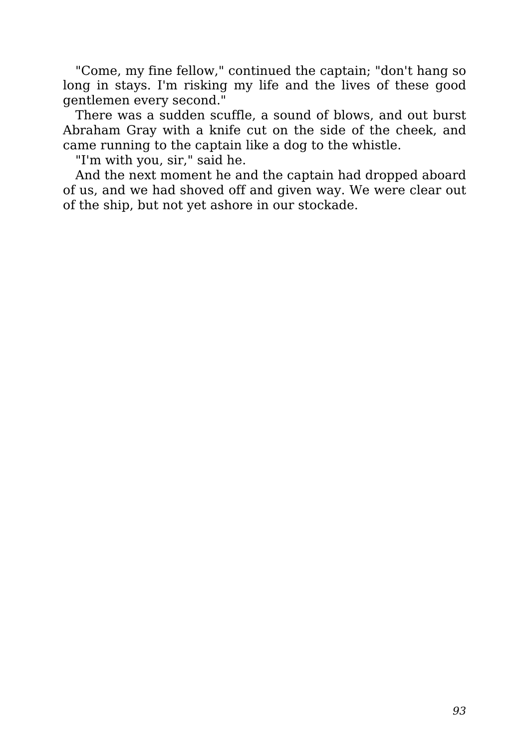"Come, my fine fellow," continued the captain; "don't hang so long in stays. I'm risking my life and the lives of these good gentlemen every second."

There was a sudden scuffle, a sound of blows, and out burst Abraham Gray with a knife cut on the side of the cheek, and came running to the captain like a dog to the whistle.

"I'm with you, sir," said he.

And the next moment he and the captain had dropped aboard of us, and we had shoved off and given way. We were clear out of the ship, but not yet ashore in our stockade.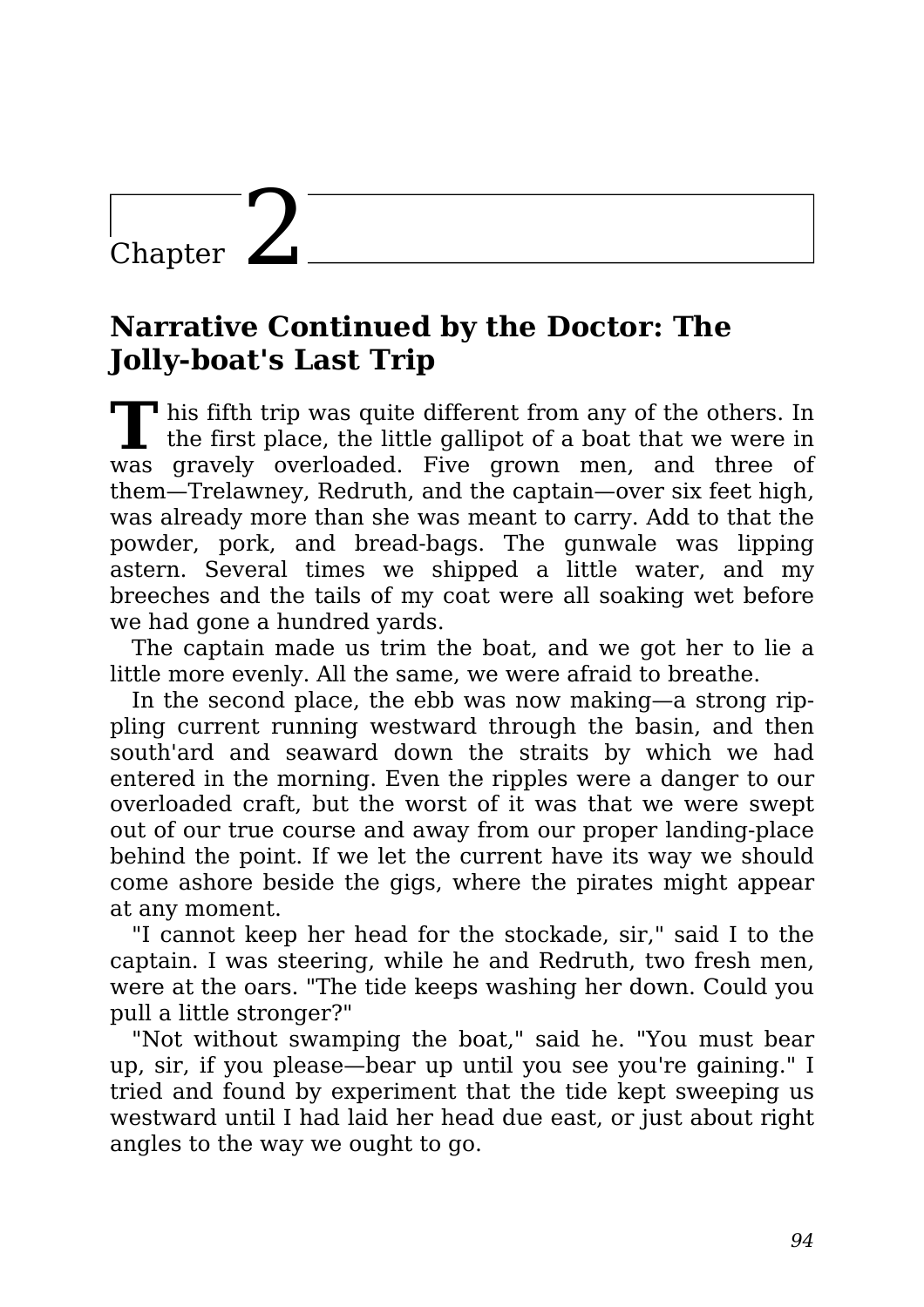# Chapter 2

## Narrative Continued by the Doctor: The Jolly-boat's Last Trip

This fifth trip was quite different from any of the others. In the first place, the little gallipot of a boat that we were in was gravely overloaded. Five grown men, and three of them—Trelawney, Redruth, and the captain—over six feet high, was already more than she was meant to carry. Add to that the powder, pork, and bread-bags. The gunwale was lipping astern. Several times we shipped a little water, and my breeches and the tails of my coat were all soaking wet before we had gone a hundred yards.

The captain made us trim the boat, and we got her to lie a little more evenly. All the same, we were afraid to breathe.

In the second place, the ebb was now making—a strong rippling current running westward through the basin, and then south'ard and seaward down the straits by which we had entered in the morning. Even the ripples were a danger to our overloaded craft, but the worst of it was that we were swept out of our true course and away from our proper landing-place behind the point. If we let the current have its way we should come ashore beside the gigs, where the pirates might appear at any moment.

"I cannot keep her head for the stockade, sir," said I to the captain. I was steering, while he and Redruth, two fresh men, were at the oars. "The tide keeps washing her down. Could you pull a little stronger?"

"Not without swamping the boat," said he. "You must bear up, sir, if you please—bear up until you see you're gaining." I tried and found by experiment that the tide kept sweeping us westward until I had laid her head due east, or just about right angles to the way we ought to go.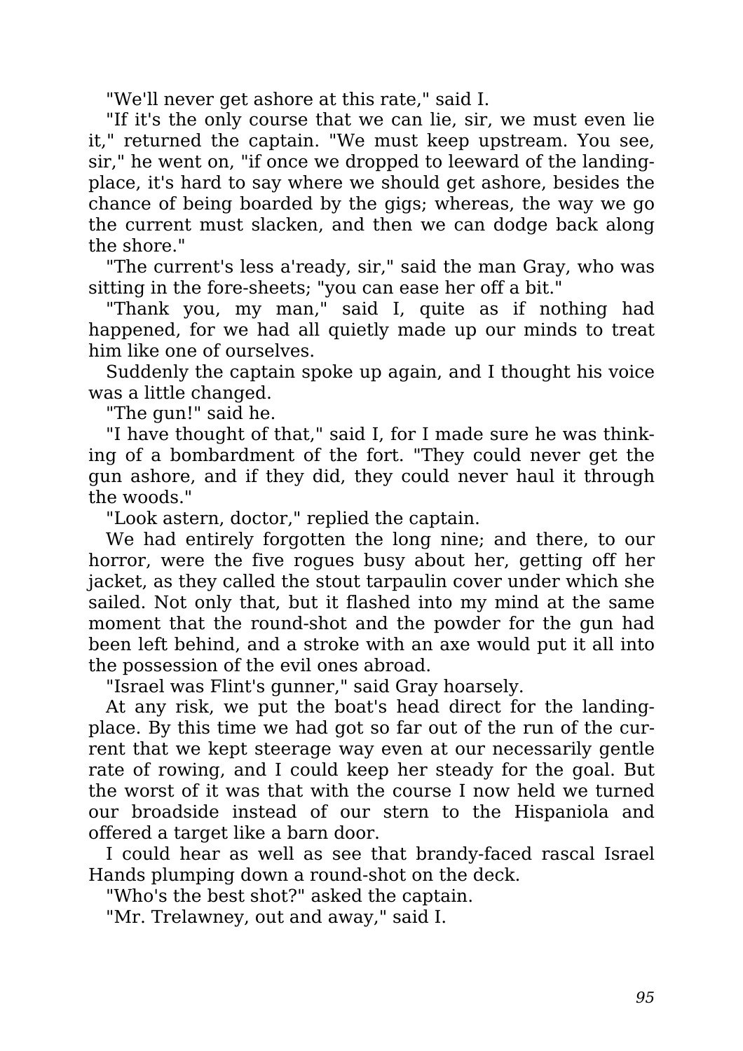"We'll never get ashore at this rate," said I.

"If it's the only course that we can lie, sir, we must even lie it," returned the captain. "We must keep upstream. You see, sir," he went on, "if once we dropped to leeward of the landing-place, it's hard to say where we should get ashore, besides the chance of being boarded by the gigs; whereas, the way we go the current must slacken, and then we can dodge back along the shore."

"The current's less a'ready, sir," said the man Gray, who was sitting in the fore-sheets; "you can ease her off a bit."

"Thank you, my man," said I, quite as if nothing had happened, for we had all quietly made up our minds to treat him like one of ourselves.

Suddenly the captain spoke up again, and I thought his voice was a little changed.

"The gun!" said he.

"I have thought of that," said I, for I made sure he was thinking of a bombardment of the fort. "They could never get the gun ashore, and if they did, they could never haul it through the woods."

"Look astern, doctor," replied the captain.

We had entirely forgotten the long nine; and there, to our horror, were the five rogues busy about her, getting off her jacket, as they called the stout tarpaulin cover under which she sailed. Not only that, but it flashed into my mind at the same moment that the round-shot and the powder for the gun had been left behind, and a stroke with an axe would put it all into the possession of the evil ones abroad.

"Israel was Flint's gunner," said Gray hoarsely.

At any risk, we put the boat's head direct for the landing-place. By this time we had got so far out of the run of the current that we kept steerage way even at our necessarily gentle rate of rowing, and I could keep her steady for the goal. But the worst of it was that with the course I now held we turned our broadside instead of our stern to the Hispaniola and offered a target like a barn door.

I could hear as well as see that brandy-faced rascal Israel Hands plumping down a round-shot on the deck.

"Who's the best shot?" asked the captain.

"Mr. Trelawney, out and away," said I.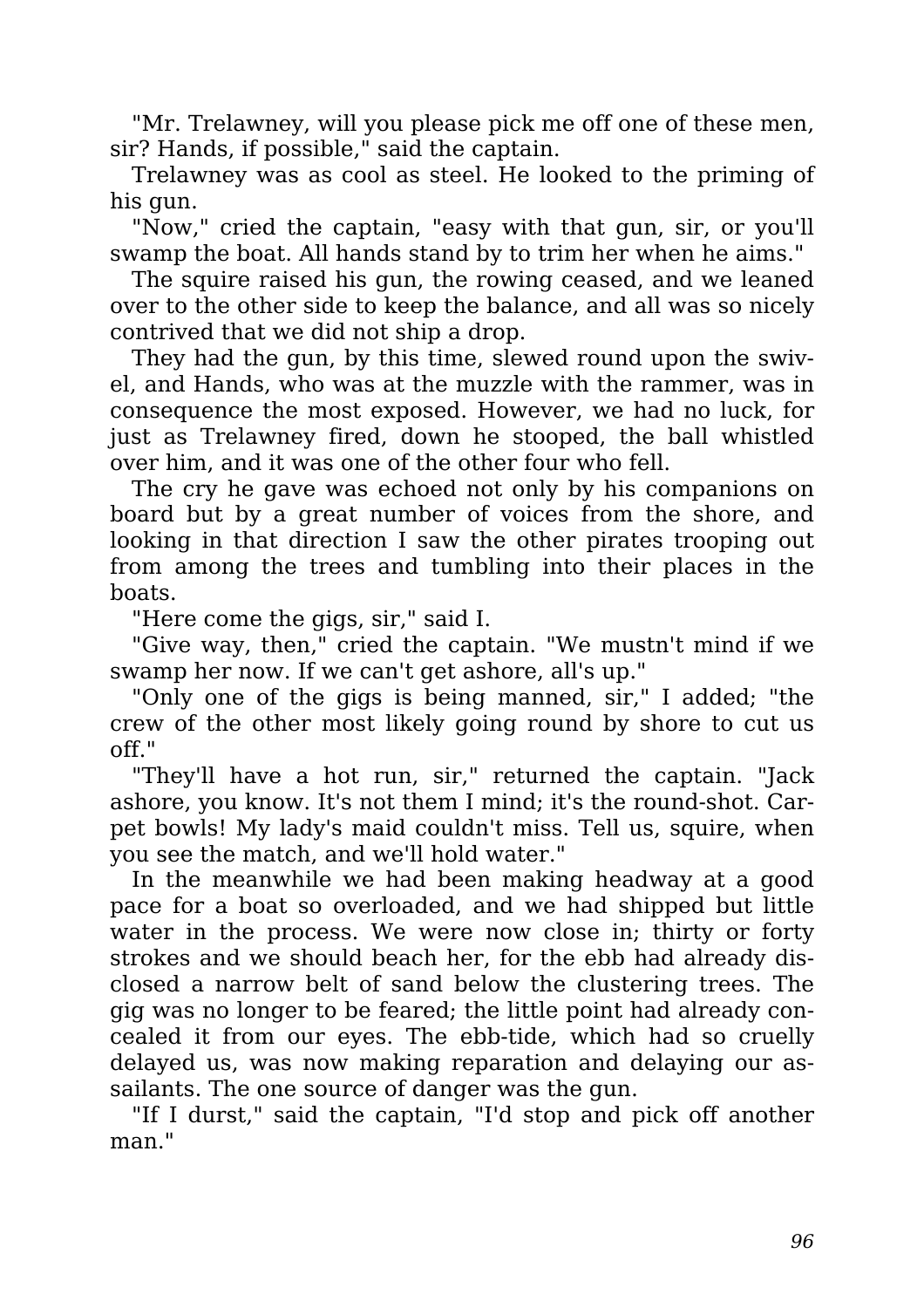"Mr. Trelawney, will you please pick me off one of these men, sir? Hands, if possible," said the captain.

Trelawney was as cool as steel. He looked to the priming of his gun.

"Now," cried the captain, "easy with that gun, sir, or you'll swamp the boat. All hands stand by to trim her when he aims."

The squire raised his gun, the rowing ceased, and we leaned over to the other side to keep the balance, and all was so nicely contrived that we did not ship a drop.

They had the gun, by this time, slewed round upon the swivel, and Hands, who was at the muzzle with the rammer, was in consequence the most exposed. However, we had no luck, for just as Trelawney fired, down he stooped, the ball whistled over him, and it was one of the other four who fell.

The cry he gave was echoed not only by his companions on board but by a great number of voices from the shore, and looking in that direction I saw the other pirates trooping out from among the trees and tumbling into their places in the boats.

"Here come the gigs, sir," said I.

"Give way, then," cried the captain. "We mustn't mind if we swamp her now. If we can't get ashore, all's up."

"Only one of the gigs is being manned, sir," I added; "the crew of the other most likely going round by shore to cut us off."

"They'll have a hot run, sir," returned the captain. "Jack ashore, you know. It's not them I mind; it's the round-shot. Carpet bowls! My lady's maid couldn't miss. Tell us, squire, when you see the match, and we'll hold water."

In the meanwhile we had been making headway at a good pace for a boat so overloaded, and we had shipped but little water in the process. We were now close in; thirty or forty strokes and we should beach her, for the ebb had already disclosed a narrow belt of sand below the clustering trees. The gig was no longer to be feared; the little point had already concealed it from our eyes. The ebb-tide, which had so cruelly delayed us, was now making reparation and delaying our assailants. The one source of danger was the gun.

"If I durst," said the captain, "I'd stop and pick off another man."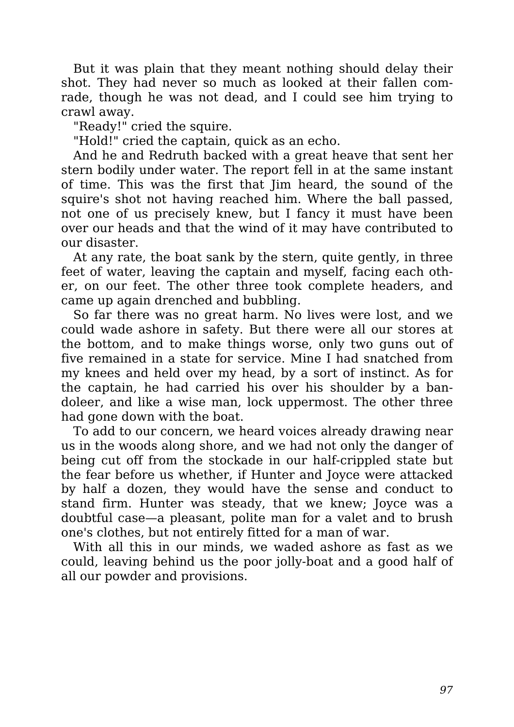But it was plain that they meant nothing should delay their shot. They had never so much as looked at their fallen comrade, though he was not dead, and I could see him trying to crawl away.

"Ready!" cried the squire.

"Hold!" cried the captain, quick as an echo.

And he and Redruth backed with a great heave that sent her stern bodily under water. The report fell in at the same instant of time. This was the first that Jim heard, the sound of the squire's shot not having reached him. Where the ball passed, not one of us precisely knew, but I fancy it must have been over our heads and that the wind of it may have contributed to our disaster.

At any rate, the boat sank by the stern, quite gently, in three feet of water, leaving the captain and myself, facing each other, on our feet. The other three took complete headers, and came up again drenched and bubbling.

So far there was no great harm. No lives were lost, and we could wade ashore in safety. But there were all our stores at the bottom, and to make things worse, only two guns out of five remained in a state for service. Mine I had snatched from my knees and held over my head, by a sort of instinct. As for the captain, he had carried his over his shoulder by a bandoleer, and like a wise man, lock uppermost. The other three had gone down with the boat.

To add to our concern, we heard voices already drawing near us in the woods along shore, and we had not only the danger of being cut off from the stockade in our half-crippled state but the fear before us whether, if Hunter and Joyce were attacked by half a dozen, they would have the sense and conduct to stand firm. Hunter was steady, that we knew; Joyce was a doubtful case—a pleasant, polite man for a valet and to brush one's clothes, but not entirely fitted for a man of war.

With all this in our minds, we waded ashore as fast as we could, leaving behind us the poor jolly-boat and a good half of all our powder and provisions.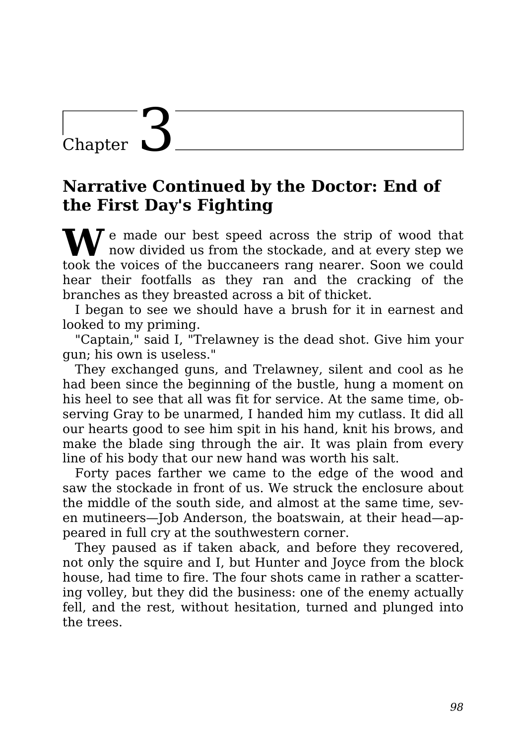# Chapter 3

## Narrative Continued by the Doctor: End of the First Day's Fighting

We made our best speed across the strip of wood that now divided us from the stockade, and at every step we took the voices of the buccaneers rang nearer. Soon we could hear their footfalls as they ran and the cracking of the branches as they breasted across a bit of thicket.

I began to see we should have a brush for it in earnest and looked to my priming.

"Captain," said I, "Trelawney is the dead shot. Give him your gun; his own is useless."

They exchanged guns, and Trelawney, silent and cool as he had been since the beginning of the bustle, hung a moment on his heel to see that all was fit for service. At the same time, observing Gray to be unarmed, I handed him my cutlass. It did all our hearts good to see him spit in his hand, knit his brows, and make the blade sing through the air. It was plain from every line of his body that our new hand was worth his salt.

Forty paces farther we came to the edge of the wood and saw the stockade in front of us. We struck the enclosure about the middle of the south side, and almost at the same time, seven mutineers—Job Anderson, the boatswain, at their head—appeared in full cry at the southwestern corner.

They paused as if taken aback, and before they recovered, not only the squire and I, but Hunter and Joyce from the block house, had time to fire. The four shots came in rather a scattering volley, but they did the business: one of the enemy actually fell, and the rest, without hesitation, turned and plunged into the trees.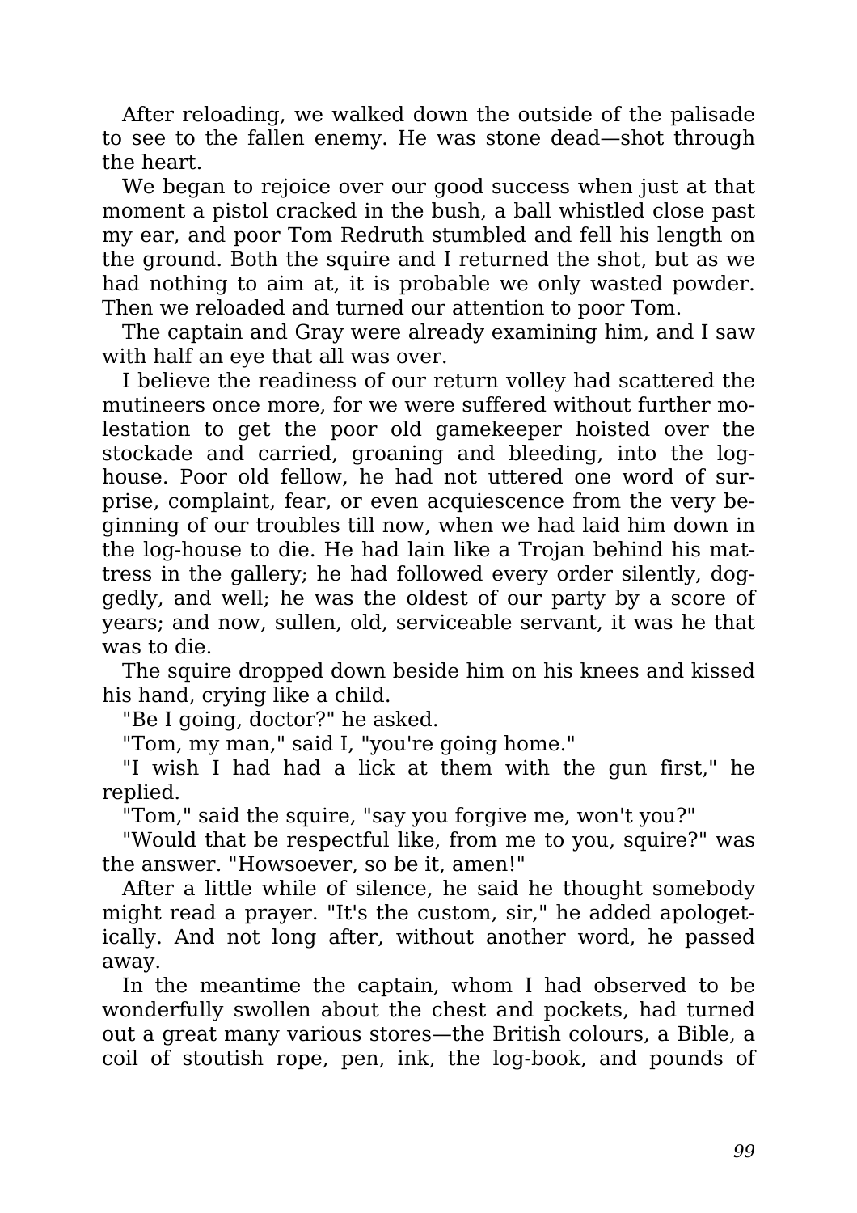After reloading, we walked down the outside of the palisade to see to the fallen enemy. He was stone dead—shot through the heart.

We began to rejoice over our good success when just at that moment a pistol cracked in the bush, a ball whistled close past my ear, and poor Tom Redruth stumbled and fell his length on the ground. Both the squire and I returned the shot, but as we had nothing to aim at, it is probable we only wasted powder. Then we reloaded and turned our attention to poor Tom.

The captain and Gray were already examining him, and I saw with half an eye that all was over.

I believe the readiness of our return volley had scattered the mutineers once more, for we were suffered without further molestation to get the poor old gamekeeper hoisted over the stockade and carried, groaning and bleeding, into the log-house. Poor old fellow, he had not uttered one word of surprise, complaint, fear, or even acquiescence from the very beginning of our troubles till now, when we had laid him down in the log-house to die. He had lain like a Trojan behind his mattress in the gallery; he had followed every order silently, doggedly, and well; he was the oldest of our party by a score of years; and now, sullen, old, serviceable servant, it was he that was to die.

The squire dropped down beside him on his knees and kissed his hand, crying like a child.

"Be I going, doctor?" he asked.

"Tom, my man," said I, "you're going home."

"I wish I had had a lick at them with the gun first," he replied.

"Tom," said the squire, "say you forgive me, won't you?"

"Would that be respectful like, from me to you, squire?" was the answer. "Howsoever, so be it, amen!"

After a little while of silence, he said he thought somebody might read a prayer. "It's the custom, sir," he added apologetically. And not long after, without another word, he passed away.

In the meantime the captain, whom I had observed to be wonderfully swollen about the chest and pockets, had turned out a great many various stores—the British colours, a Bible, a coil of stoutish rope, pen, ink, the log-book, and pounds of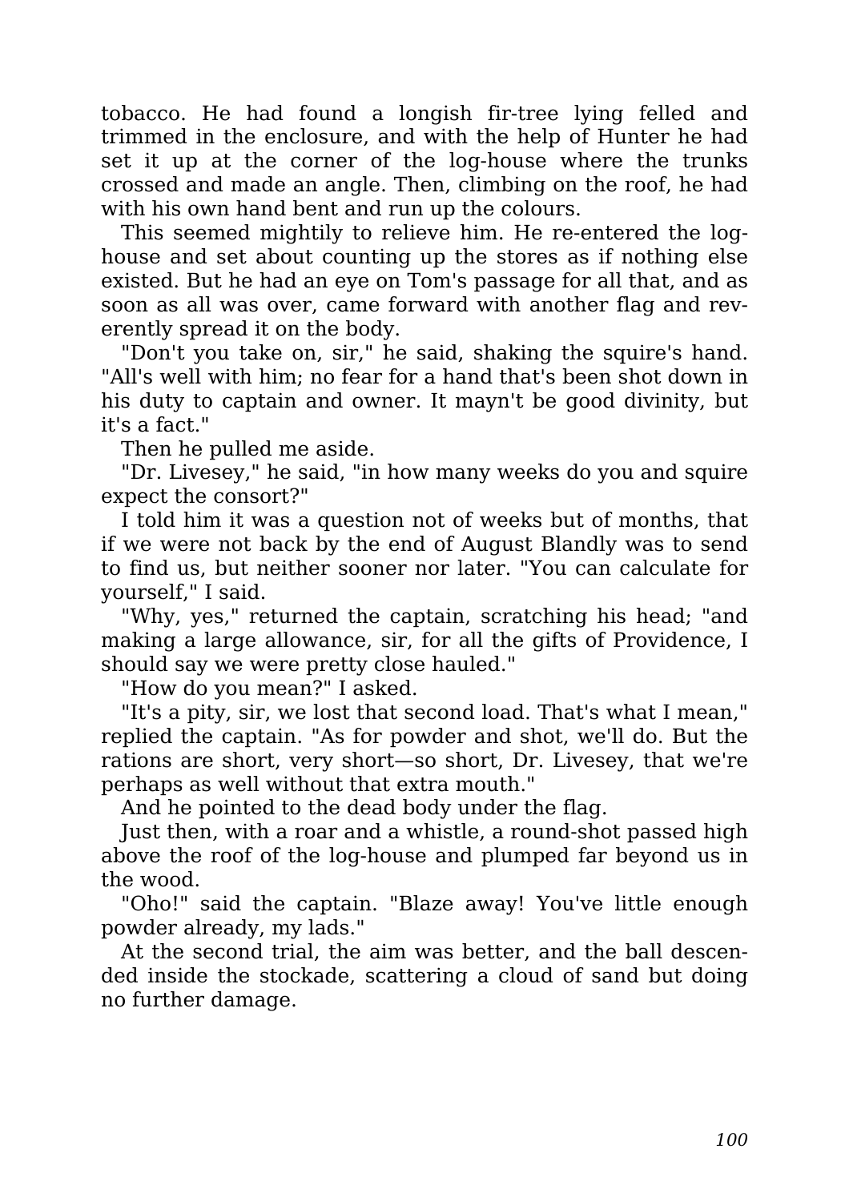tobacco. He had found a longish fir-tree lying felled and trimmed in the enclosure, and with the help of Hunter he had set it up at the corner of the log-house where the trunks crossed and made an angle. Then, climbing on the roof, he had with his own hand bent and run up the colours.

This seemed mightily to relieve him. He re-entered the log-house and set about counting up the stores as if nothing else existed. But he had an eye on Tom's passage for all that, and as soon as all was over, came forward with another flag and reverently spread it on the body.

"Don't you take on, sir," he said, shaking the squire's hand. "All's well with him; no fear for a hand that's been shot down in his duty to captain and owner. It mayn't be good divinity, but it's a fact."

Then he pulled me aside.

"Dr. Livesey," he said, "in how many weeks do you and squire expect the consort?"

I told him it was a question not of weeks but of months, that if we were not back by the end of August Blandly was to send to find us, but neither sooner nor later. "You can calculate for yourself," I said.

"Why, yes," returned the captain, scratching his head; "and making a large allowance, sir, for all the gifts of Providence, I should say we were pretty close hauled."

"How do you mean?" I asked.

"It's a pity, sir, we lost that second load. That's what I mean," replied the captain. "As for powder and shot, we'll do. But the rations are short, very short—so short, Dr. Livesey, that we're perhaps as well without that extra mouth."

And he pointed to the dead body under the flag.

Just then, with a roar and a whistle, a round-shot passed high above the roof of the log-house and plumped far beyond us in the wood.

"Oho!" said the captain. "Blaze away! You've little enough powder already, my lads."

At the second trial, the aim was better, and the ball descended inside the stockade, scattering a cloud of sand but doing no further damage.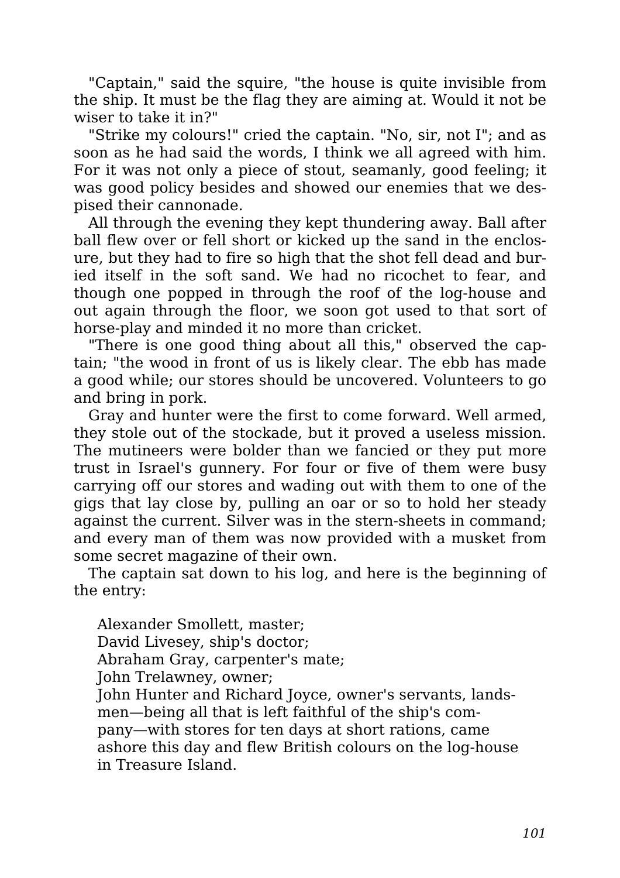"Captain," said the squire, "the house is quite invisible from the ship. It must be the flag they are aiming at. Would it not be wiser to take it in?"

"Strike my colours!" cried the captain. "No, sir, not I"; and as soon as he had said the words, I think we all agreed with him. For it was not only a piece of stout, seamanly, good feeling; it was good policy besides and showed our enemies that we despised their cannonade.

All through the evening they kept thundering away. Ball after ball flew over or fell short or kicked up the sand in the enclosure, but they had to fire so high that the shot fell dead and buried itself in the soft sand. We had no ricochet to fear, and though one popped in through the roof of the log-house and out again through the floor, we soon got used to that sort of horse-play and minded it no more than cricket.

"There is one good thing about all this," observed the captain; "the wood in front of us is likely clear. The ebb has made a good while; our stores should be uncovered. Volunteers to go and bring in pork.

Gray and hunter were the first to come forward. Well armed, they stole out of the stockade, but it proved a useless mission. The mutineers were bolder than we fancied or they put more trust in Israel's gunnery. For four or five of them were busy carrying off our stores and wading out with them to one of the gigs that lay close by, pulling an oar or so to hold her steady against the current. Silver was in the stern-sheets in command; and every man of them was now provided with a musket from some secret magazine of their own.

The captain sat down to his log, and here is the beginning of the entry:

> Alexander Smollett, master;
> David Livesey, ship's doctor;
> Abraham Gray, carpenter's mate;
> John Trelawney, owner;
> John Hunter and Richard Joyce, owner's servants, landsmen—being all that is left faithful of the ship's company—with stores for ten days at short rations, came ashore this day and flew British colours on the log-house in Treasure Island.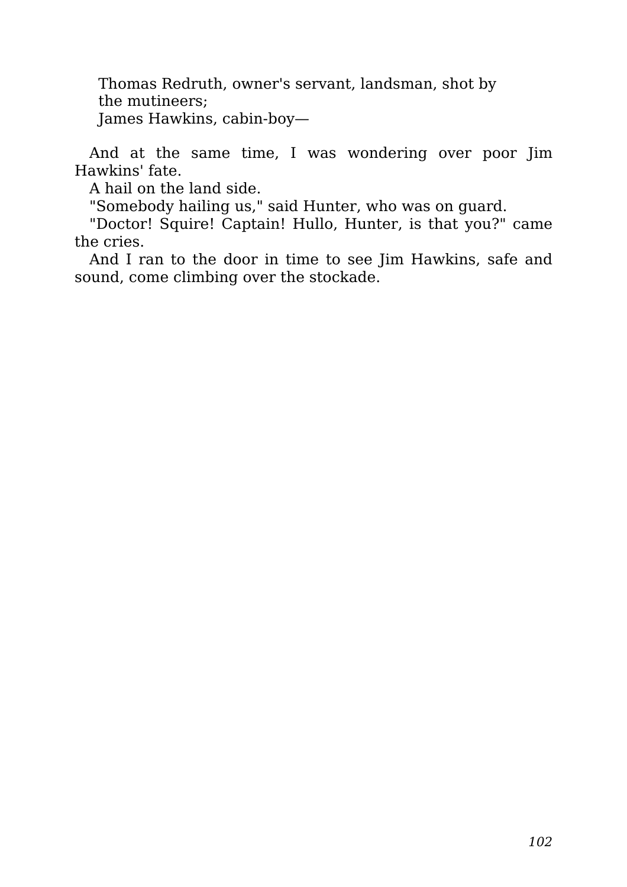Thomas Redruth, owner's servant, landsman, shot by the mutineers;
James Hawkins, cabin-boy—

And at the same time, I was wondering over poor Jim Hawkins' fate.

A hail on the land side.

"Somebody hailing us," said Hunter, who was on guard.

"Doctor! Squire! Captain! Hullo, Hunter, is that you?" came the cries.

And I ran to the door in time to see Jim Hawkins, safe and sound, come climbing over the stockade.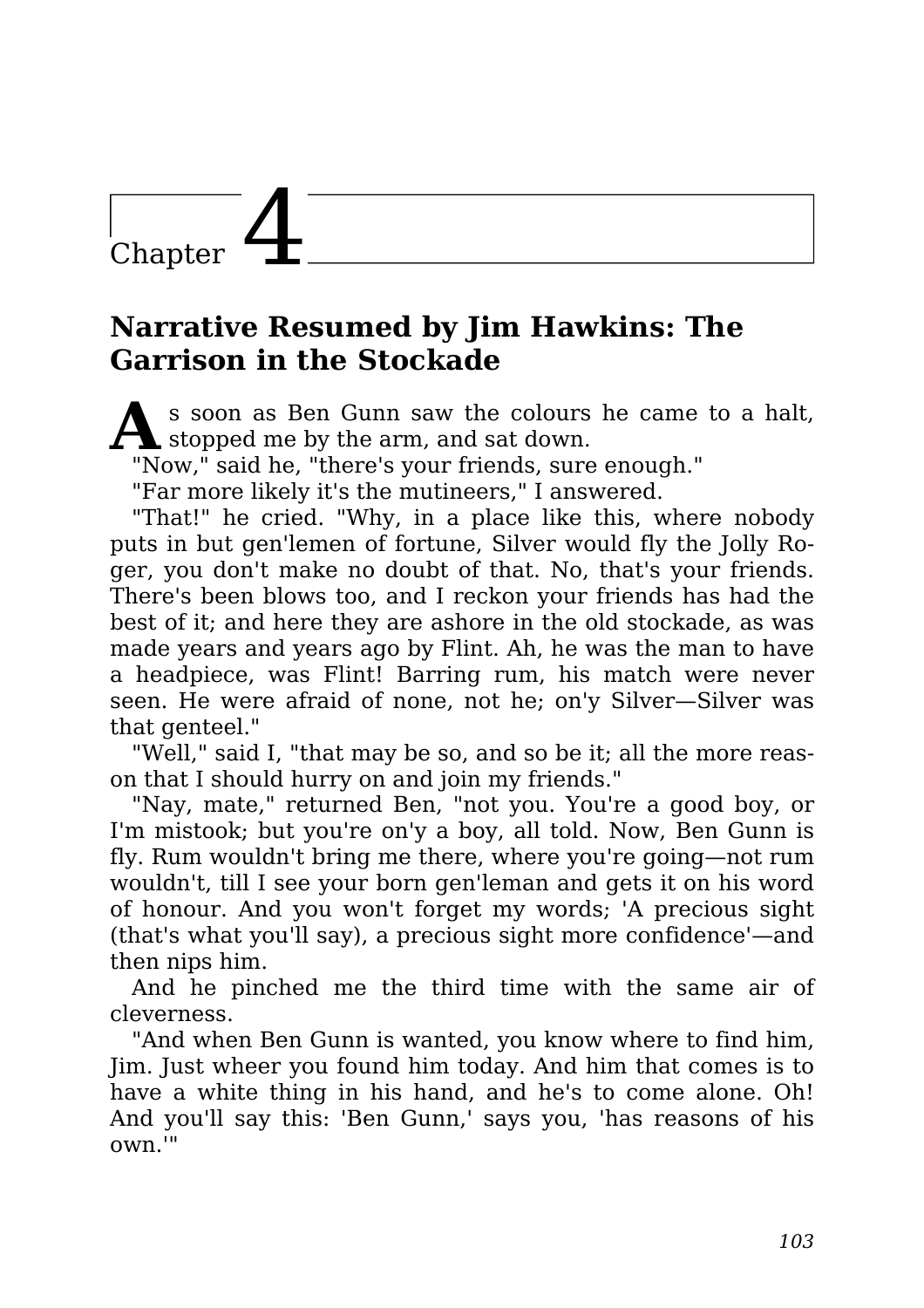# Chapter 4

## Narrative Resumed by Jim Hawkins: The Garrison in the Stockade

As soon as Ben Gunn saw the colours he came to a halt, stopped me by the arm, and sat down.

"Now," said he, "there's your friends, sure enough."

"Far more likely it's the mutineers," I answered.

"That!" he cried. "Why, in a place like this, where nobody puts in but gen'lemen of fortune, Silver would fly the Jolly Roger, you don't make no doubt of that. No, that's your friends. There's been blows too, and I reckon your friends has had the best of it; and here they are ashore in the old stockade, as was made years and years ago by Flint. Ah, he was the man to have a headpiece, was Flint! Barring rum, his match were never seen. He were afraid of none, not he; on'y Silver—Silver was that genteel."

"Well," said I, "that may be so, and so be it; all the more reason that I should hurry on and join my friends."

"Nay, mate," returned Ben, "not you. You're a good boy, or I'm mistook; but you're on'y a boy, all told. Now, Ben Gunn is fly. Rum wouldn't bring me there, where you're going—not rum wouldn't, till I see your born gen'leman and gets it on his word of honour. And you won't forget my words; 'A precious sight (that's what you'll say), a precious sight more confidence'—and then nips him.

And he pinched me the third time with the same air of cleverness.

"And when Ben Gunn is wanted, you know where to find him, Jim. Just wheer you found him today. And him that comes is to have a white thing in his hand, and he's to come alone. Oh! And you'll say this: 'Ben Gunn,' says you, 'has reasons of his own.'"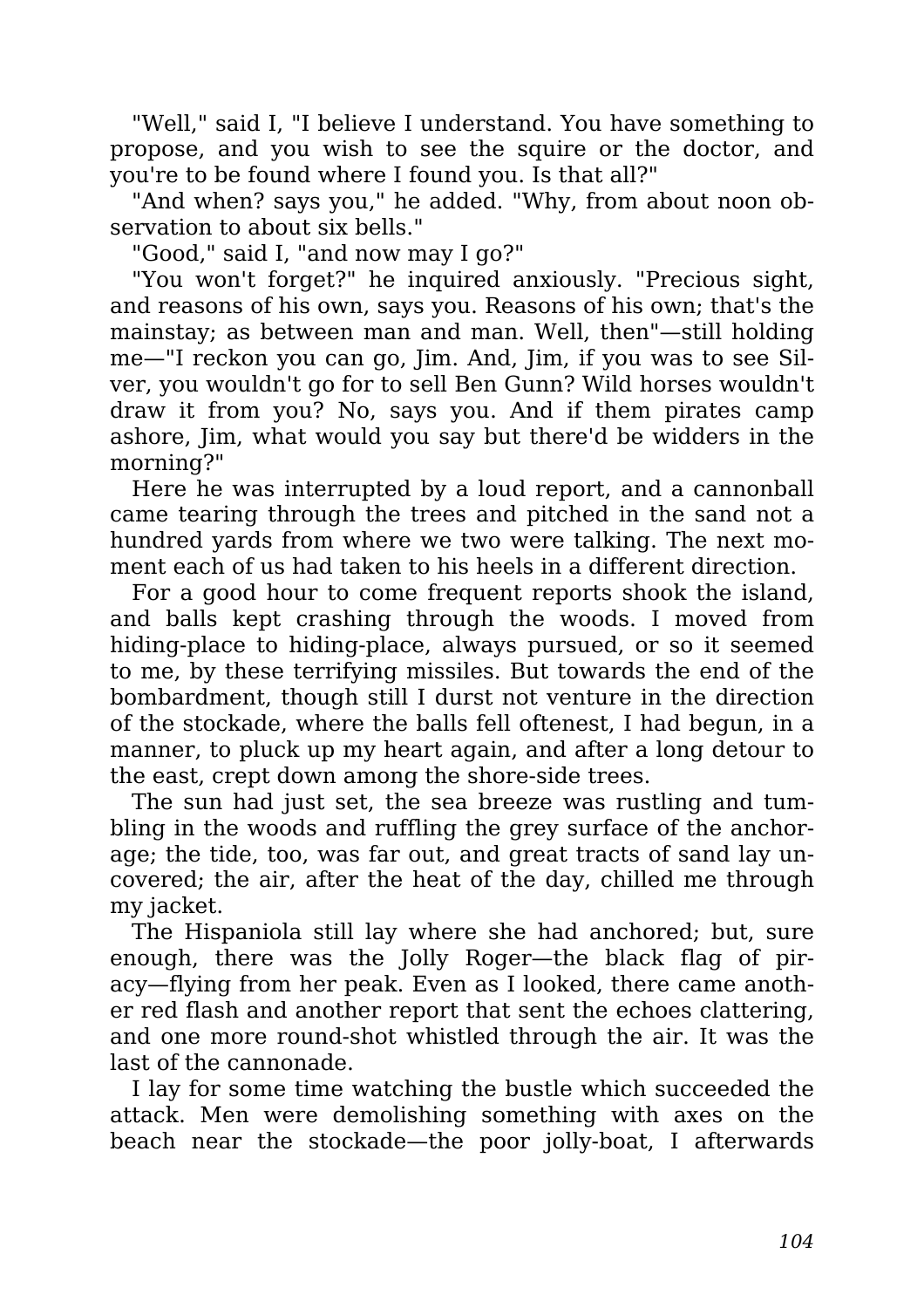"Well," said I, "I believe I understand. You have something to propose, and you wish to see the squire or the doctor, and you're to be found where I found you. Is that all?"

"And when? says you," he added. "Why, from about noon observation to about six bells."

"Good," said I, "and now may I go?"

"You won't forget?" he inquired anxiously. "Precious sight, and reasons of his own, says you. Reasons of his own; that's the mainstay; as between man and man. Well, then"—still holding me—"I reckon you can go, Jim. And, Jim, if you was to see Silver, you wouldn't go for to sell Ben Gunn? Wild horses wouldn't draw it from you? No, says you. And if them pirates camp ashore, Jim, what would you say but there'd be widders in the morning?"

Here he was interrupted by a loud report, and a cannonball came tearing through the trees and pitched in the sand not a hundred yards from where we two were talking. The next moment each of us had taken to his heels in a different direction.

For a good hour to come frequent reports shook the island, and balls kept crashing through the woods. I moved from hiding-place to hiding-place, always pursued, or so it seemed to me, by these terrifying missiles. But towards the end of the bombardment, though still I durst not venture in the direction of the stockade, where the balls fell oftenest, I had begun, in a manner, to pluck up my heart again, and after a long detour to the east, crept down among the shore-side trees.

The sun had just set, the sea breeze was rustling and tumbling in the woods and ruffling the grey surface of the anchorage; the tide, too, was far out, and great tracts of sand lay uncovered; the air, after the heat of the day, chilled me through my jacket.

The Hispaniola still lay where she had anchored; but, sure enough, there was the Jolly Roger—the black flag of piracy—flying from her peak. Even as I looked, there came another red flash and another report that sent the echoes clattering, and one more round-shot whistled through the air. It was the last of the cannonade.

I lay for some time watching the bustle which succeeded the attack. Men were demolishing something with axes on the beach near the stockade—the poor jolly-boat, I afterwards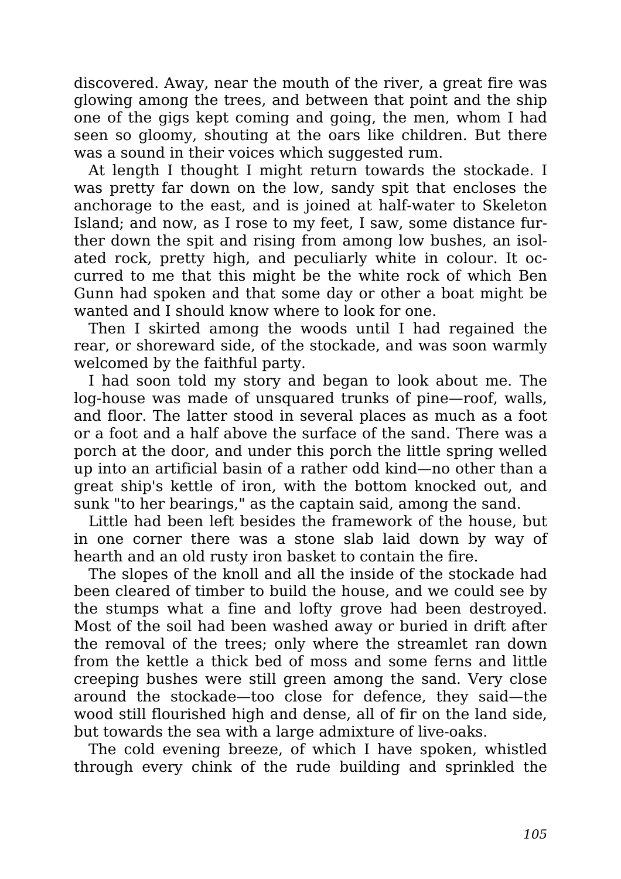discovered. Away, near the mouth of the river, a great fire was glowing among the trees, and between that point and the ship one of the gigs kept coming and going, the men, whom I had seen so gloomy, shouting at the oars like children. But there was a sound in their voices which suggested rum.

At length I thought I might return towards the stockade. I was pretty far down on the low, sandy spit that encloses the anchorage to the east, and is joined at half-water to Skeleton Island; and now, as I rose to my feet, I saw, some distance further down the spit and rising from among low bushes, an isolated rock, pretty high, and peculiarly white in colour. It occurred to me that this might be the white rock of which Ben Gunn had spoken and that some day or other a boat might be wanted and I should know where to look for one.

Then I skirted among the woods until I had regained the rear, or shoreward side, of the stockade, and was soon warmly welcomed by the faithful party.

I had soon told my story and began to look about me. The log-house was made of unsquared trunks of pine—roof, walls, and floor. The latter stood in several places as much as a foot or a foot and a half above the surface of the sand. There was a porch at the door, and under this porch the little spring welled up into an artificial basin of a rather odd kind—no other than a great ship's kettle of iron, with the bottom knocked out, and sunk "to her bearings," as the captain said, among the sand.

Little had been left besides the framework of the house, but in one corner there was a stone slab laid down by way of hearth and an old rusty iron basket to contain the fire.

The slopes of the knoll and all the inside of the stockade had been cleared of timber to build the house, and we could see by the stumps what a fine and lofty grove had been destroyed. Most of the soil had been washed away or buried in drift after the removal of the trees; only where the streamlet ran down from the kettle a thick bed of moss and some ferns and little creeping bushes were still green among the sand. Very close around the stockade—too close for defence, they said—the wood still flourished high and dense, all of fir on the land side, but towards the sea with a large admixture of live-oaks.

The cold evening breeze, of which I have spoken, whistled through every chink of the rude building and sprinkled the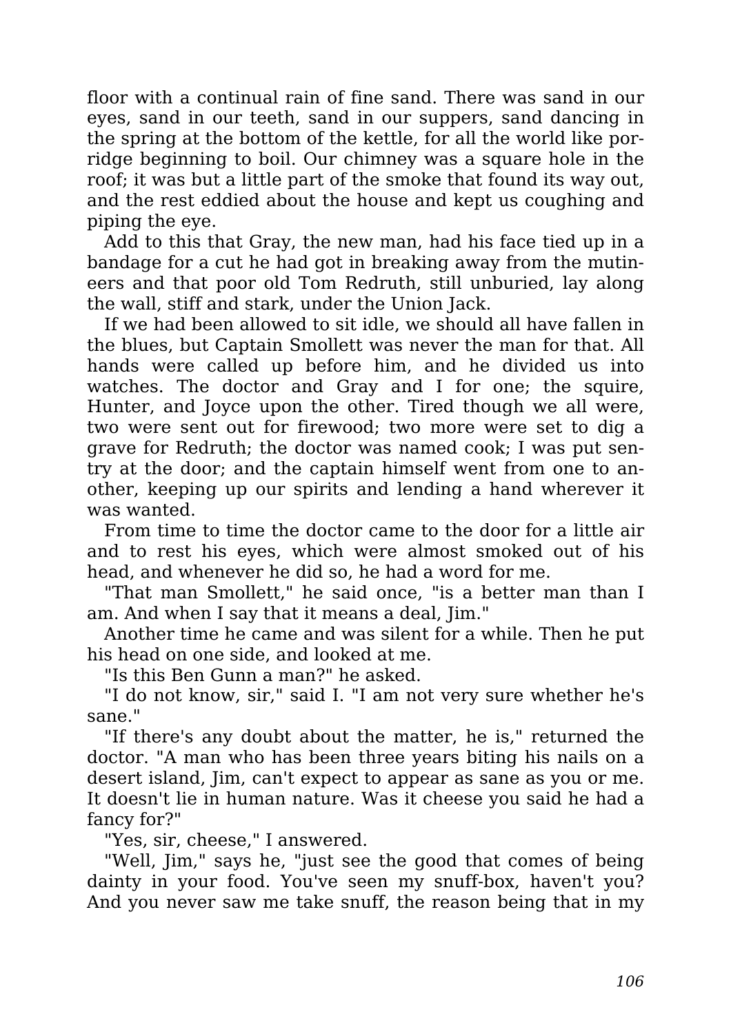floor with a continual rain of fine sand. There was sand in our eyes, sand in our teeth, sand in our suppers, sand dancing in the spring at the bottom of the kettle, for all the world like porridge beginning to boil. Our chimney was a square hole in the roof; it was but a little part of the smoke that found its way out, and the rest eddied about the house and kept us coughing and piping the eye.

Add to this that Gray, the new man, had his face tied up in a bandage for a cut he had got in breaking away from the mutineers and that poor old Tom Redruth, still unburied, lay along the wall, stiff and stark, under the Union Jack.

If we had been allowed to sit idle, we should all have fallen in the blues, but Captain Smollett was never the man for that. All hands were called up before him, and he divided us into watches. The doctor and Gray and I for one; the squire, Hunter, and Joyce upon the other. Tired though we all were, two were sent out for firewood; two more were set to dig a grave for Redruth; the doctor was named cook; I was put sentry at the door; and the captain himself went from one to another, keeping up our spirits and lending a hand wherever it was wanted.

From time to time the doctor came to the door for a little air and to rest his eyes, which were almost smoked out of his head, and whenever he did so, he had a word for me.

"That man Smollett," he said once, "is a better man than I am. And when I say that it means a deal, Jim."

Another time he came and was silent for a while. Then he put his head on one side, and looked at me.

"Is this Ben Gunn a man?" he asked.

"I do not know, sir," said I. "I am not very sure whether he's sane."

"If there's any doubt about the matter, he is," returned the doctor. "A man who has been three years biting his nails on a desert island, Jim, can't expect to appear as sane as you or me. It doesn't lie in human nature. Was it cheese you said he had a fancy for?"

"Yes, sir, cheese," I answered.

"Well, Jim," says he, "just see the good that comes of being dainty in your food. You've seen my snuff-box, haven't you? And you never saw me take snuff, the reason being that in my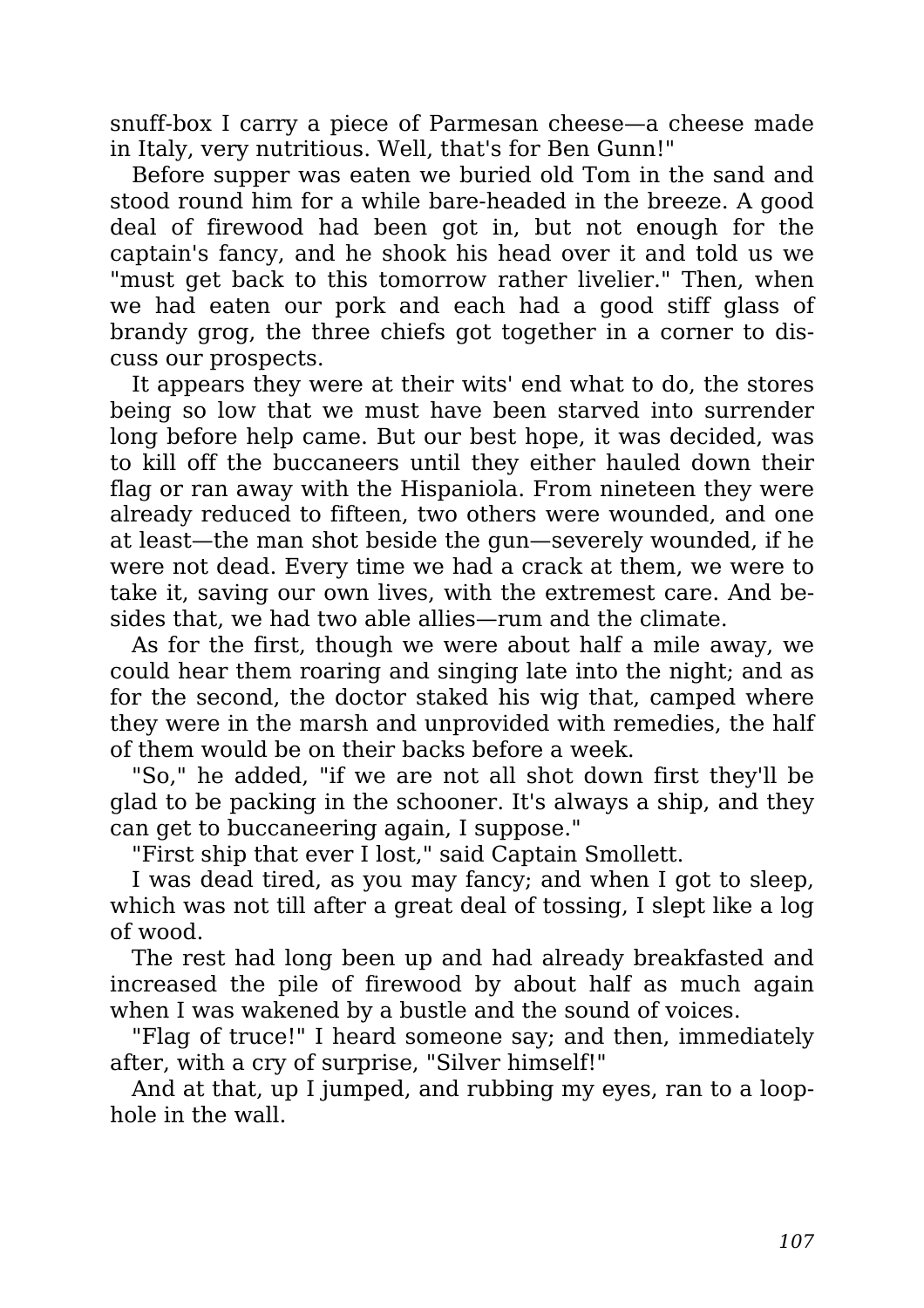snuff-box I carry a piece of Parmesan cheese—a cheese made in Italy, very nutritious. Well, that's for Ben Gunn!"

Before supper was eaten we buried old Tom in the sand and stood round him for a while bare-headed in the breeze. A good deal of firewood had been got in, but not enough for the captain's fancy, and he shook his head over it and told us we "must get back to this tomorrow rather livelier." Then, when we had eaten our pork and each had a good stiff glass of brandy grog, the three chiefs got together in a corner to discuss our prospects.

It appears they were at their wits' end what to do, the stores being so low that we must have been starved into surrender long before help came. But our best hope, it was decided, was to kill off the buccaneers until they either hauled down their flag or ran away with the Hispaniola. From nineteen they were already reduced to fifteen, two others were wounded, and one at least—the man shot beside the gun—severely wounded, if he were not dead. Every time we had a crack at them, we were to take it, saving our own lives, with the extremest care. And besides that, we had two able allies—rum and the climate.

As for the first, though we were about half a mile away, we could hear them roaring and singing late into the night; and as for the second, the doctor staked his wig that, camped where they were in the marsh and unprovided with remedies, the half of them would be on their backs before a week.

"So," he added, "if we are not all shot down first they'll be glad to be packing in the schooner. It's always a ship, and they can get to buccaneering again, I suppose."

"First ship that ever I lost," said Captain Smollett.

I was dead tired, as you may fancy; and when I got to sleep, which was not till after a great deal of tossing, I slept like a log of wood.

The rest had long been up and had already breakfasted and increased the pile of firewood by about half as much again when I was wakened by a bustle and the sound of voices.

"Flag of truce!" I heard someone say; and then, immediately after, with a cry of surprise, "Silver himself!"

And at that, up I jumped, and rubbing my eyes, ran to a loophole in the wall.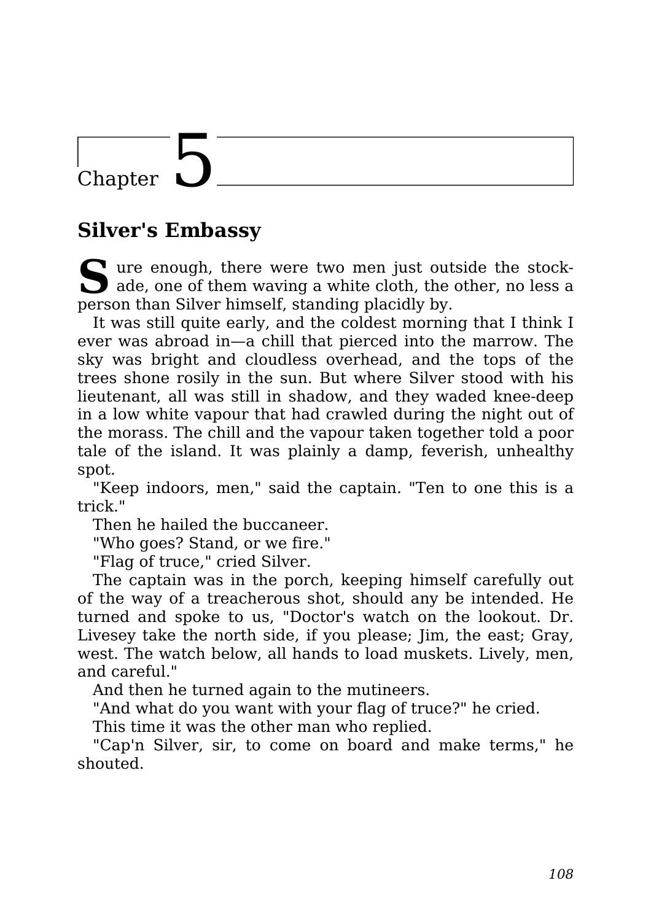# Chapter 5

## Silver's Embassy

Sure enough, there were two men just outside the stockade, one of them waving a white cloth, the other, no less a person than Silver himself, standing placidly by.

It was still quite early, and the coldest morning that I think I ever was abroad in—a chill that pierced into the marrow. The sky was bright and cloudless overhead, and the tops of the trees shone rosily in the sun. But where Silver stood with his lieutenant, all was still in shadow, and they waded knee-deep in a low white vapour that had crawled during the night out of the morass. The chill and the vapour taken together told a poor tale of the island. It was plainly a damp, feverish, unhealthy spot.

"Keep indoors, men," said the captain. "Ten to one this is a trick."

Then he hailed the buccaneer.

"Who goes? Stand, or we fire."

"Flag of truce," cried Silver.

The captain was in the porch, keeping himself carefully out of the way of a treacherous shot, should any be intended. He turned and spoke to us, "Doctor's watch on the lookout. Dr. Livesey take the north side, if you please; Jim, the east; Gray, west. The watch below, all hands to load muskets. Lively, men, and careful."

And then he turned again to the mutineers.

"And what do you want with your flag of truce?" he cried.

This time it was the other man who replied.

"Cap'n Silver, sir, to come on board and make terms," he shouted.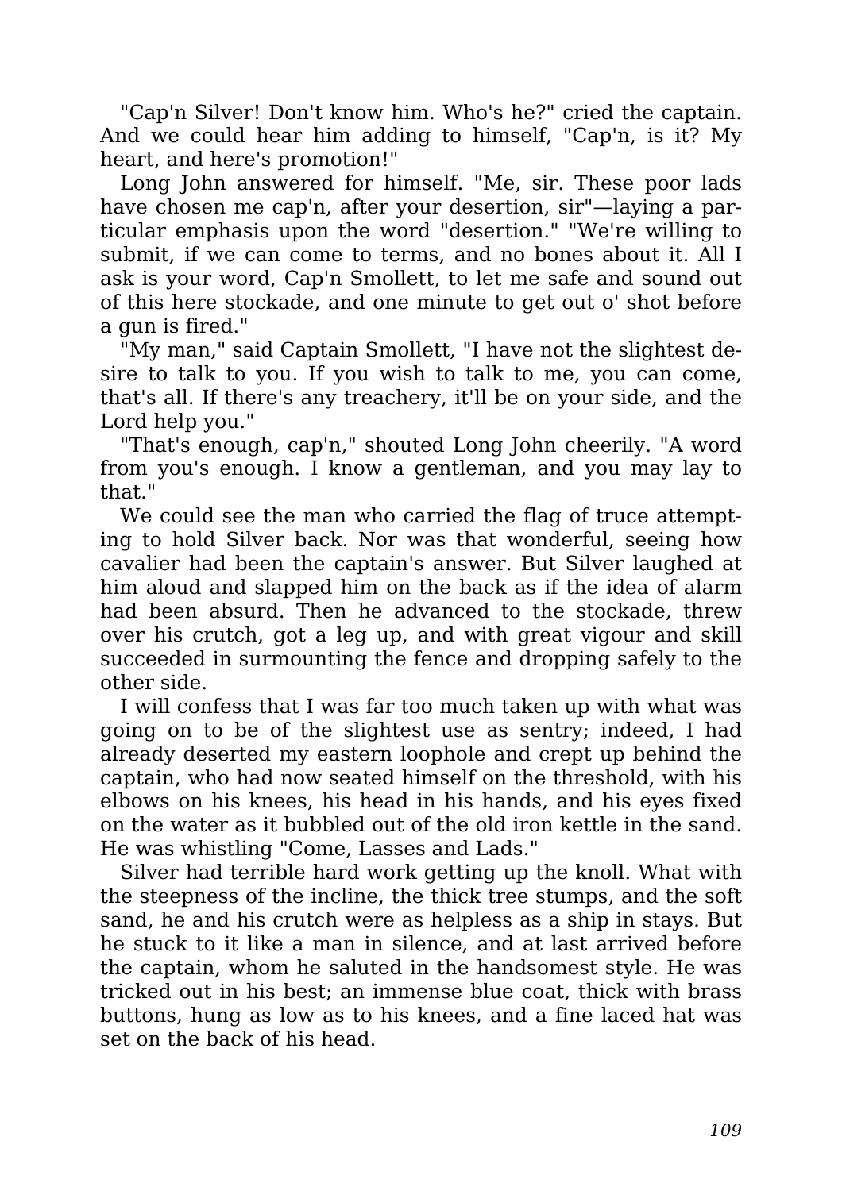"Cap'n Silver! Don't know him. Who's he?" cried the captain. And we could hear him adding to himself, "Cap'n, is it? My heart, and here's promotion!"

Long John answered for himself. "Me, sir. These poor lads have chosen me cap'n, after your desertion, sir"—laying a particular emphasis upon the word "desertion." "We're willing to submit, if we can come to terms, and no bones about it. All I ask is your word, Cap'n Smollett, to let me safe and sound out of this here stockade, and one minute to get out o' shot before a gun is fired."

"My man," said Captain Smollett, "I have not the slightest desire to talk to you. If you wish to talk to me, you can come, that's all. If there's any treachery, it'll be on your side, and the Lord help you."

"That's enough, cap'n," shouted Long John cheerily. "A word from you's enough. I know a gentleman, and you may lay to that."

We could see the man who carried the flag of truce attempting to hold Silver back. Nor was that wonderful, seeing how cavalier had been the captain's answer. But Silver laughed at him aloud and slapped him on the back as if the idea of alarm had been absurd. Then he advanced to the stockade, threw over his crutch, got a leg up, and with great vigour and skill succeeded in surmounting the fence and dropping safely to the other side.

I will confess that I was far too much taken up with what was going on to be of the slightest use as sentry; indeed, I had already deserted my eastern loophole and crept up behind the captain, who had now seated himself on the threshold, with his elbows on his knees, his head in his hands, and his eyes fixed on the water as it bubbled out of the old iron kettle in the sand. He was whistling "Come, Lasses and Lads."

Silver had terrible hard work getting up the knoll. What with the steepness of the incline, the thick tree stumps, and the soft sand, he and his crutch were as helpless as a ship in stays. But he stuck to it like a man in silence, and at last arrived before the captain, whom he saluted in the handsomest style. He was tricked out in his best; an immense blue coat, thick with brass buttons, hung as low as to his knees, and a fine laced hat was set on the back of his head.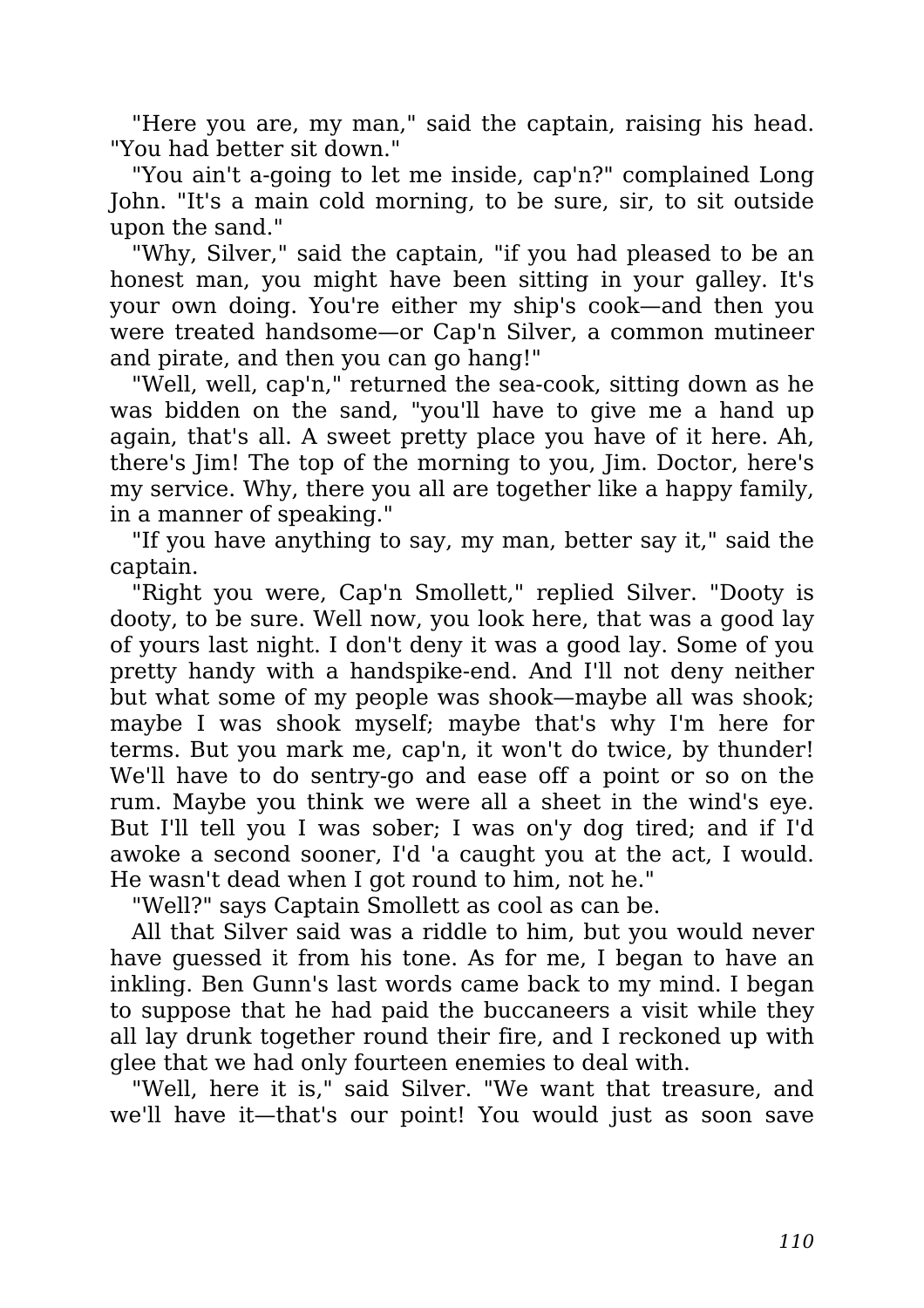"Here you are, my man," said the captain, raising his head. "You had better sit down."

"You ain't a-going to let me inside, cap'n?" complained Long John. "It's a main cold morning, to be sure, sir, to sit outside upon the sand."

"Why, Silver," said the captain, "if you had pleased to be an honest man, you might have been sitting in your galley. It's your own doing. You're either my ship's cook—and then you were treated handsome—or Cap'n Silver, a common mutineer and pirate, and then you can go hang!"

"Well, well, cap'n," returned the sea-cook, sitting down as he was bidden on the sand, "you'll have to give me a hand up again, that's all. A sweet pretty place you have of it here. Ah, there's Jim! The top of the morning to you, Jim. Doctor, here's my service. Why, there you all are together like a happy family, in a manner of speaking."

"If you have anything to say, my man, better say it," said the captain.

"Right you were, Cap'n Smollett," replied Silver. "Dooty is dooty, to be sure. Well now, you look here, that was a good lay of yours last night. I don't deny it was a good lay. Some of you pretty handy with a handspike-end. And I'll not deny neither but what some of my people was shook—maybe all was shook; maybe I was shook myself; maybe that's why I'm here for terms. But you mark me, cap'n, it won't do twice, by thunder! We'll have to do sentry-go and ease off a point or so on the rum. Maybe you think we were all a sheet in the wind's eye. But I'll tell you I was sober; I was on'y dog tired; and if I'd awoke a second sooner, I'd 'a caught you at the act, I would. He wasn't dead when I got round to him, not he."

"Well?" says Captain Smollett as cool as can be.

All that Silver said was a riddle to him, but you would never have guessed it from his tone. As for me, I began to have an inkling. Ben Gunn's last words came back to my mind. I began to suppose that he had paid the buccaneers a visit while they all lay drunk together round their fire, and I reckoned up with glee that we had only fourteen enemies to deal with.

"Well, here it is," said Silver. "We want that treasure, and we'll have it—that's our point! You would just as soon save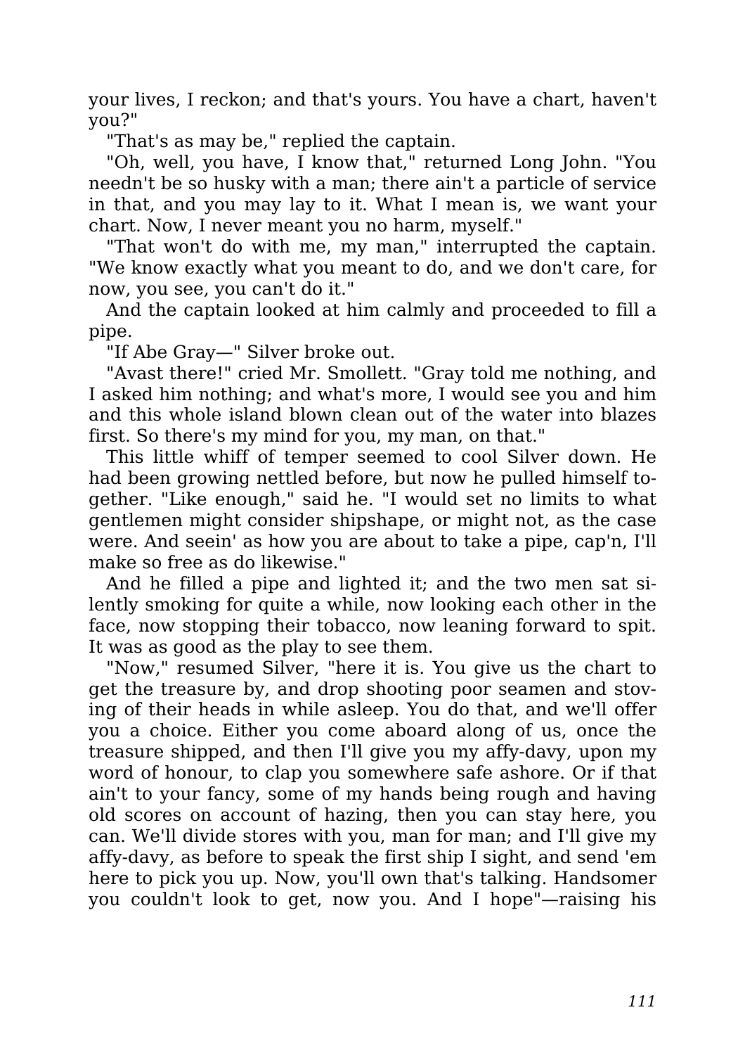your lives, I reckon; and that's yours. You have a chart, haven't you?"

"That's as may be," replied the captain.

"Oh, well, you have, I know that," returned Long John. "You needn't be so husky with a man; there ain't a particle of service in that, and you may lay to it. What I mean is, we want your chart. Now, I never meant you no harm, myself."

"That won't do with me, my man," interrupted the captain. "We know exactly what you meant to do, and we don't care, for now, you see, you can't do it."

And the captain looked at him calmly and proceeded to fill a pipe.

"If Abe Gray—" Silver broke out.

"Avast there!" cried Mr. Smollett. "Gray told me nothing, and I asked him nothing; and what's more, I would see you and him and this whole island blown clean out of the water into blazes first. So there's my mind for you, my man, on that."

This little whiff of temper seemed to cool Silver down. He had been growing nettled before, but now he pulled himself together. "Like enough," said he. "I would set no limits to what gentlemen might consider shipshape, or might not, as the case were. And seein' as how you are about to take a pipe, cap'n, I'll make so free as do likewise."

And he filled a pipe and lighted it; and the two men sat silently smoking for quite a while, now looking each other in the face, now stopping their tobacco, now leaning forward to spit. It was as good as the play to see them.

"Now," resumed Silver, "here it is. You give us the chart to get the treasure by, and drop shooting poor seamen and stoving of their heads in while asleep. You do that, and we'll offer you a choice. Either you come aboard along of us, once the treasure shipped, and then I'll give you my affy-davy, upon my word of honour, to clap you somewhere safe ashore. Or if that ain't to your fancy, some of my hands being rough and having old scores on account of hazing, then you can stay here, you can. We'll divide stores with you, man for man; and I'll give my affy-davy, as before to speak the first ship I sight, and send 'em here to pick you up. Now, you'll own that's talking. Handsomer you couldn't look to get, now you. And I hope"—raising his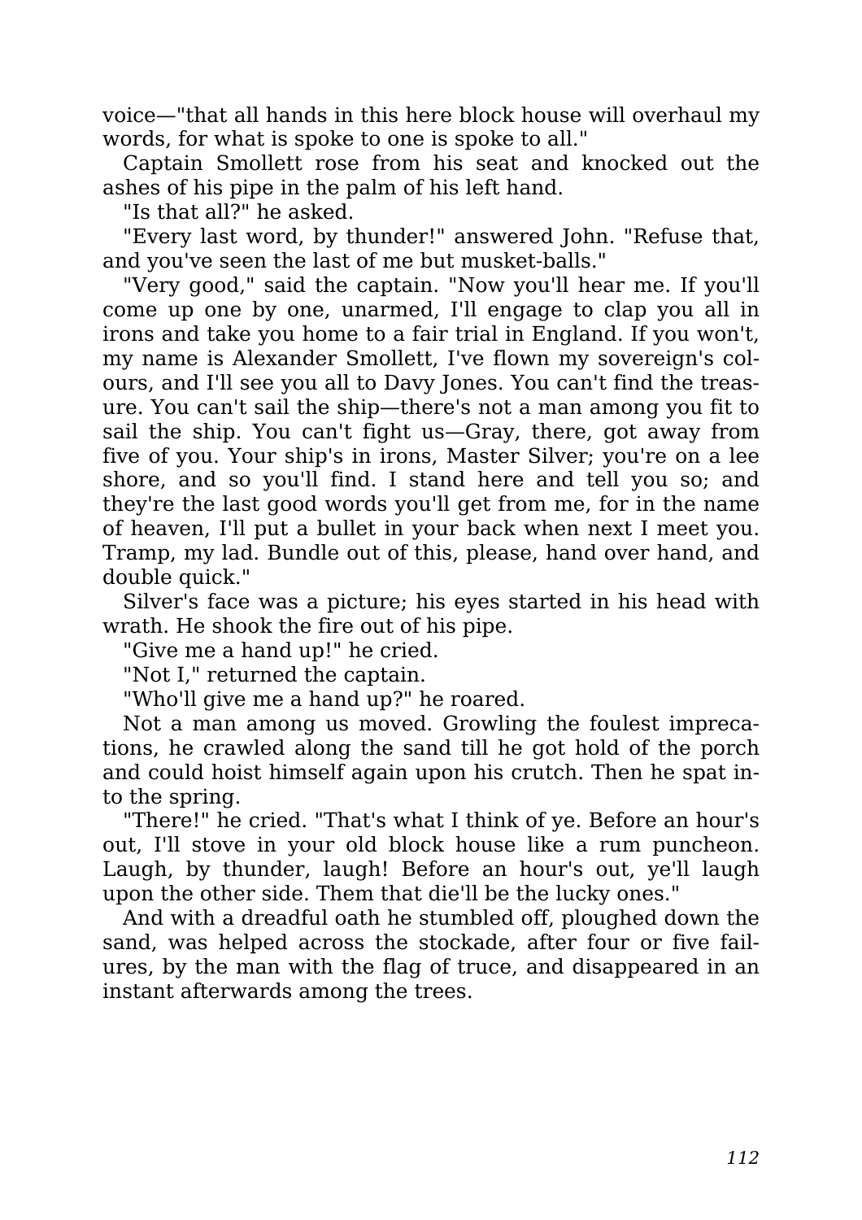voice—"that all hands in this here block house will overhaul my words, for what is spoke to one is spoke to all."

Captain Smollett rose from his seat and knocked out the ashes of his pipe in the palm of his left hand.

"Is that all?" he asked.

"Every last word, by thunder!" answered John. "Refuse that, and you've seen the last of me but musket-balls."

"Very good," said the captain. "Now you'll hear me. If you'll come up one by one, unarmed, I'll engage to clap you all in irons and take you home to a fair trial in England. If you won't, my name is Alexander Smollett, I've flown my sovereign's colours, and I'll see you all to Davy Jones. You can't find the treasure. You can't sail the ship—there's not a man among you fit to sail the ship. You can't fight us—Gray, there, got away from five of you. Your ship's in irons, Master Silver; you're on a lee shore, and so you'll find. I stand here and tell you so; and they're the last good words you'll get from me, for in the name of heaven, I'll put a bullet in your back when next I meet you. Tramp, my lad. Bundle out of this, please, hand over hand, and double quick."

Silver's face was a picture; his eyes started in his head with wrath. He shook the fire out of his pipe.

"Give me a hand up!" he cried.

"Not I," returned the captain.

"Who'll give me a hand up?" he roared.

Not a man among us moved. Growling the foulest imprecations, he crawled along the sand till he got hold of the porch and could hoist himself again upon his crutch. Then he spat into the spring.

"There!" he cried. "That's what I think of ye. Before an hour's out, I'll stove in your old block house like a rum puncheon. Laugh, by thunder, laugh! Before an hour's out, ye'll laugh upon the other side. Them that die'll be the lucky ones."

And with a dreadful oath he stumbled off, ploughed down the sand, was helped across the stockade, after four or five failures, by the man with the flag of truce, and disappeared in an instant afterwards among the trees.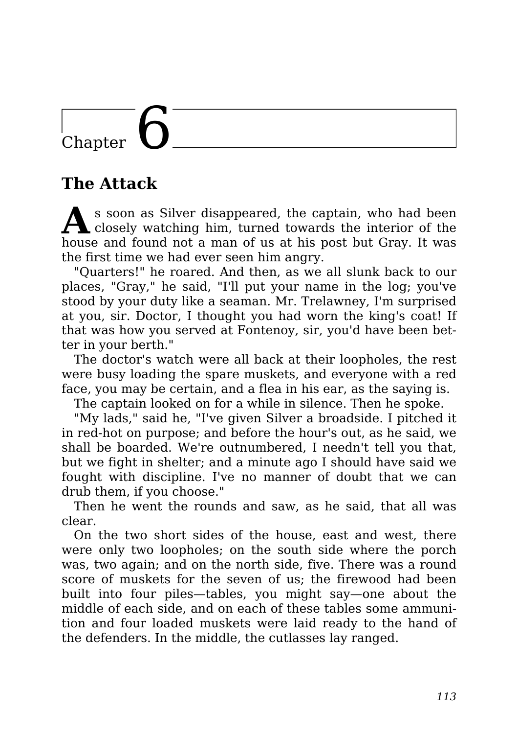# Chapter 6

## The Attack

As soon as Silver disappeared, the captain, who had been closely watching him, turned towards the interior of the house and found not a man of us at his post but Gray. It was the first time we had ever seen him angry.

"Quarters!" he roared. And then, as we all slunk back to our places, "Gray," he said, "I'll put your name in the log; you've stood by your duty like a seaman. Mr. Trelawney, I'm surprised at you, sir. Doctor, I thought you had worn the king's coat! If that was how you served at Fontenoy, sir, you'd have been better in your berth."

The doctor's watch were all back at their loopholes, the rest were busy loading the spare muskets, and everyone with a red face, you may be certain, and a flea in his ear, as the saying is.

The captain looked on for a while in silence. Then he spoke.

"My lads," said he, "I've given Silver a broadside. I pitched it in red-hot on purpose; and before the hour's out, as he said, we shall be boarded. We're outnumbered, I needn't tell you that, but we fight in shelter; and a minute ago I should have said we fought with discipline. I've no manner of doubt that we can drub them, if you choose."

Then he went the rounds and saw, as he said, that all was clear.

On the two short sides of the house, east and west, there were only two loopholes; on the south side where the porch was, two again; and on the north side, five. There was a round score of muskets for the seven of us; the firewood had been built into four piles—tables, you might say—one about the middle of each side, and on each of these tables some ammunition and four loaded muskets were laid ready to the hand of the defenders. In the middle, the cutlasses lay ranged.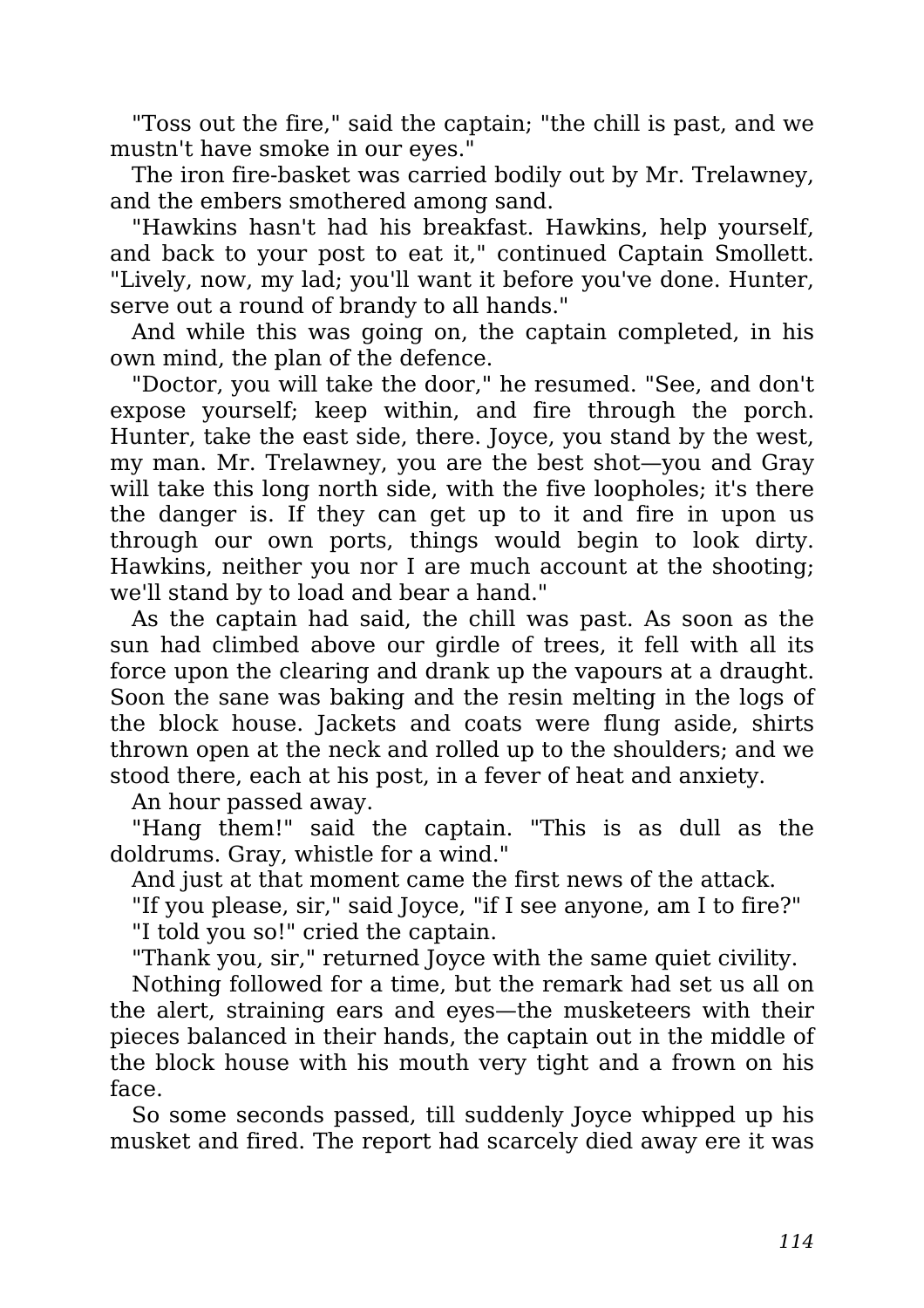"Toss out the fire," said the captain; "the chill is past, and we mustn't have smoke in our eyes."

The iron fire-basket was carried bodily out by Mr. Trelawney, and the embers smothered among sand.

"Hawkins hasn't had his breakfast. Hawkins, help yourself, and back to your post to eat it," continued Captain Smollett. "Lively, now, my lad; you'll want it before you've done. Hunter, serve out a round of brandy to all hands."

And while this was going on, the captain completed, in his own mind, the plan of the defence.

"Doctor, you will take the door," he resumed. "See, and don't expose yourself; keep within, and fire through the porch. Hunter, take the east side, there. Joyce, you stand by the west, my man. Mr. Trelawney, you are the best shot—you and Gray will take this long north side, with the five loopholes; it's there the danger is. If they can get up to it and fire in upon us through our own ports, things would begin to look dirty. Hawkins, neither you nor I are much account at the shooting; we'll stand by to load and bear a hand."

As the captain had said, the chill was past. As soon as the sun had climbed above our girdle of trees, it fell with all its force upon the clearing and drank up the vapours at a draught. Soon the sane was baking and the resin melting in the logs of the block house. Jackets and coats were flung aside, shirts thrown open at the neck and rolled up to the shoulders; and we stood there, each at his post, in a fever of heat and anxiety.

An hour passed away.

"Hang them!" said the captain. "This is as dull as the doldrums. Gray, whistle for a wind."

And just at that moment came the first news of the attack.

"If you please, sir," said Joyce, "if I see anyone, am I to fire?"

"I told you so!" cried the captain.

"Thank you, sir," returned Joyce with the same quiet civility.

Nothing followed for a time, but the remark had set us all on the alert, straining ears and eyes—the musketeers with their pieces balanced in their hands, the captain out in the middle of the block house with his mouth very tight and a frown on his face.

So some seconds passed, till suddenly Joyce whipped up his musket and fired. The report had scarcely died away ere it was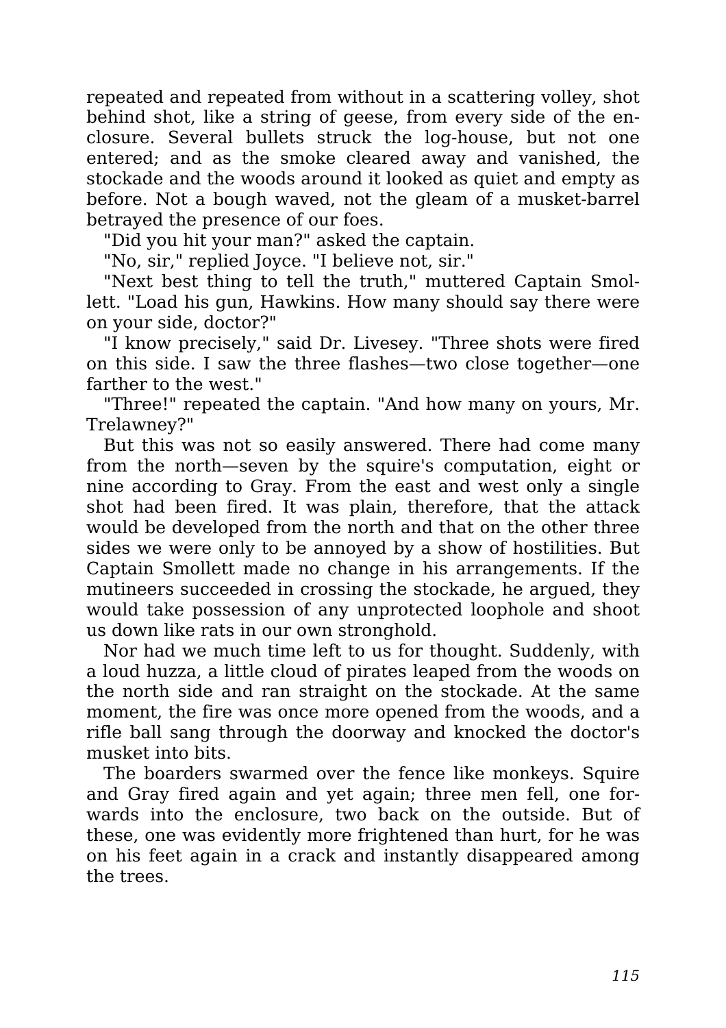repeated and repeated from without in a scattering volley, shot behind shot, like a string of geese, from every side of the enclosure. Several bullets struck the log-house, but not one entered; and as the smoke cleared away and vanished, the stockade and the woods around it looked as quiet and empty as before. Not a bough waved, not the gleam of a musket-barrel betrayed the presence of our foes.

"Did you hit your man?" asked the captain.

"No, sir," replied Joyce. "I believe not, sir."

"Next best thing to tell the truth," muttered Captain Smollett. "Load his gun, Hawkins. How many should say there were on your side, doctor?"

"I know precisely," said Dr. Livesey. "Three shots were fired on this side. I saw the three flashes—two close together—one farther to the west."

"Three!" repeated the captain. "And how many on yours, Mr. Trelawney?"

But this was not so easily answered. There had come many from the north—seven by the squire's computation, eight or nine according to Gray. From the east and west only a single shot had been fired. It was plain, therefore, that the attack would be developed from the north and that on the other three sides we were only to be annoyed by a show of hostilities. But Captain Smollett made no change in his arrangements. If the mutineers succeeded in crossing the stockade, he argued, they would take possession of any unprotected loophole and shoot us down like rats in our own stronghold.

Nor had we much time left to us for thought. Suddenly, with a loud huzza, a little cloud of pirates leaped from the woods on the north side and ran straight on the stockade. At the same moment, the fire was once more opened from the woods, and a rifle ball sang through the doorway and knocked the doctor's musket into bits.

The boarders swarmed over the fence like monkeys. Squire and Gray fired again and yet again; three men fell, one forwards into the enclosure, two back on the outside. But of these, one was evidently more frightened than hurt, for he was on his feet again in a crack and instantly disappeared among the trees.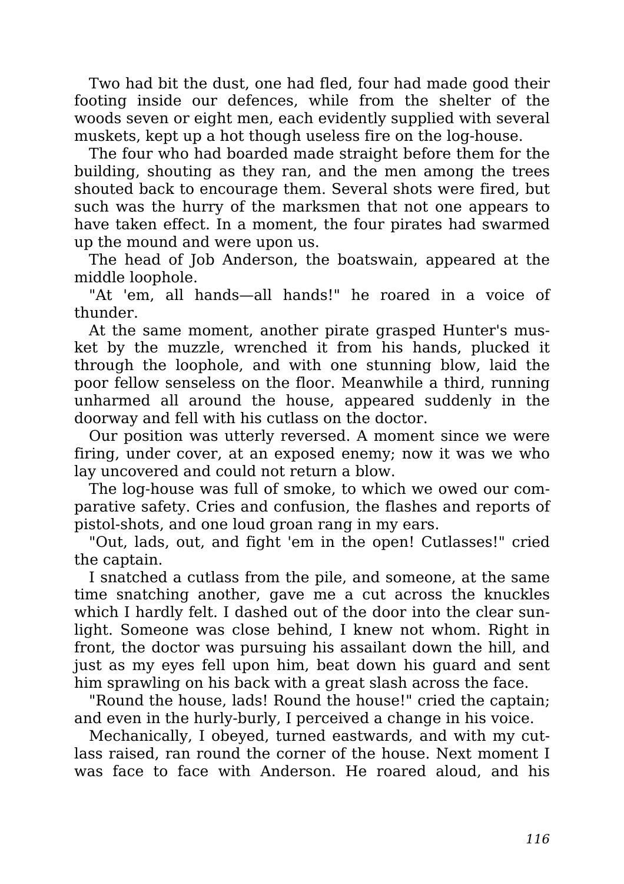Two had bit the dust, one had fled, four had made good their footing inside our defences, while from the shelter of the woods seven or eight men, each evidently supplied with several muskets, kept up a hot though useless fire on the log-house.

The four who had boarded made straight before them for the building, shouting as they ran, and the men among the trees shouted back to encourage them. Several shots were fired, but such was the hurry of the marksmen that not one appears to have taken effect. In a moment, the four pirates had swarmed up the mound and were upon us.

The head of Job Anderson, the boatswain, appeared at the middle loophole.

"At 'em, all hands—all hands!" he roared in a voice of thunder.

At the same moment, another pirate grasped Hunter's musket by the muzzle, wrenched it from his hands, plucked it through the loophole, and with one stunning blow, laid the poor fellow senseless on the floor. Meanwhile a third, running unharmed all around the house, appeared suddenly in the doorway and fell with his cutlass on the doctor.

Our position was utterly reversed. A moment since we were firing, under cover, at an exposed enemy; now it was we who lay uncovered and could not return a blow.

The log-house was full of smoke, to which we owed our comparative safety. Cries and confusion, the flashes and reports of pistol-shots, and one loud groan rang in my ears.

"Out, lads, out, and fight 'em in the open! Cutlasses!" cried the captain.

I snatched a cutlass from the pile, and someone, at the same time snatching another, gave me a cut across the knuckles which I hardly felt. I dashed out of the door into the clear sunlight. Someone was close behind, I knew not whom. Right in front, the doctor was pursuing his assailant down the hill, and just as my eyes fell upon him, beat down his guard and sent him sprawling on his back with a great slash across the face.

"Round the house, lads! Round the house!" cried the captain; and even in the hurly-burly, I perceived a change in his voice.

Mechanically, I obeyed, turned eastwards, and with my cutlass raised, ran round the corner of the house. Next moment I was face to face with Anderson. He roared aloud, and his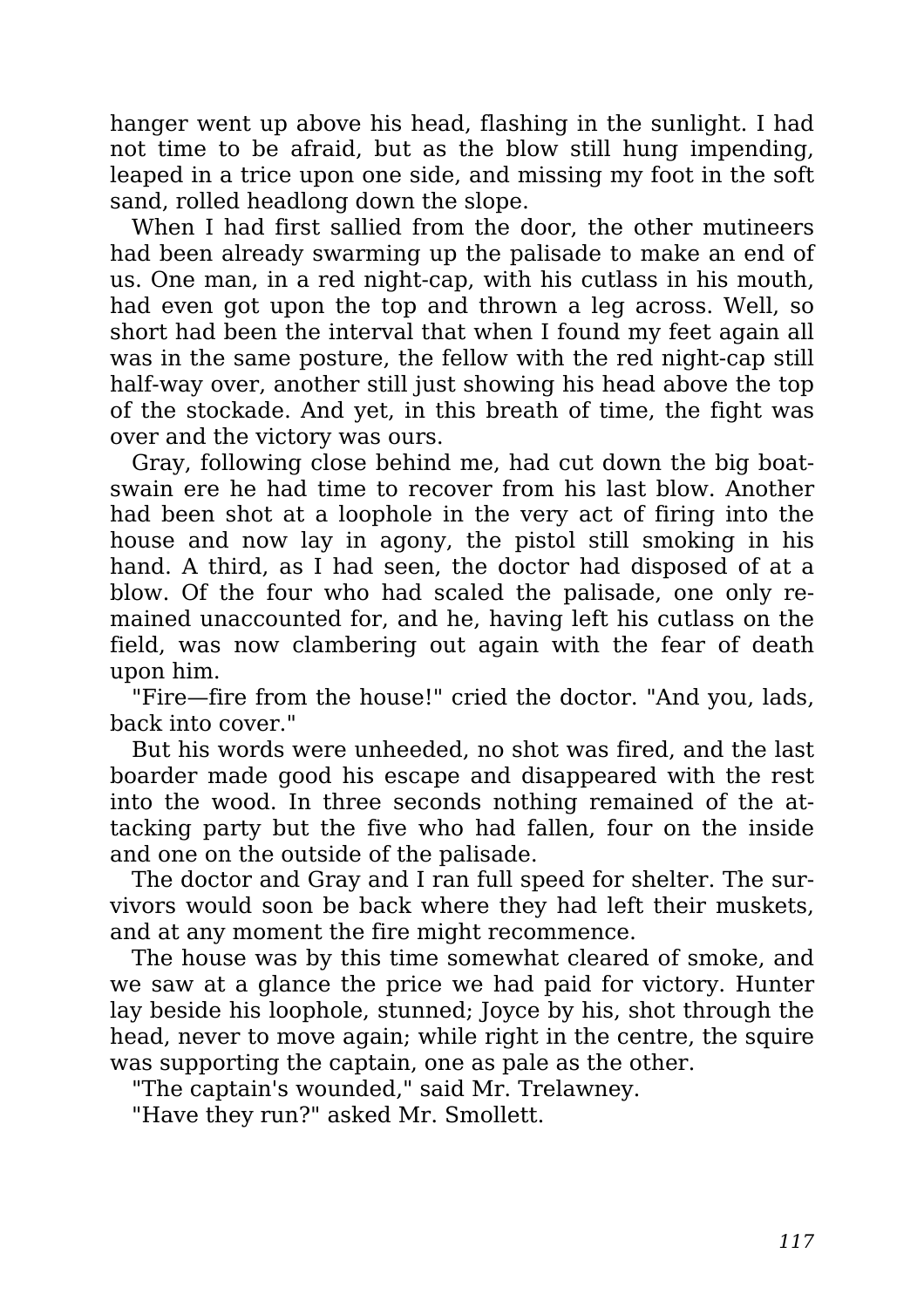hanger went up above his head, flashing in the sunlight. I had not time to be afraid, but as the blow still hung impending, leaped in a trice upon one side, and missing my foot in the soft sand, rolled headlong down the slope.

When I had first sallied from the door, the other mutineers had been already swarming up the palisade to make an end of us. One man, in a red night-cap, with his cutlass in his mouth, had even got upon the top and thrown a leg across. Well, so short had been the interval that when I found my feet again all was in the same posture, the fellow with the red night-cap still half-way over, another still just showing his head above the top of the stockade. And yet, in this breath of time, the fight was over and the victory was ours.

Gray, following close behind me, had cut down the big boatswain ere he had time to recover from his last blow. Another had been shot at a loophole in the very act of firing into the house and now lay in agony, the pistol still smoking in his hand. A third, as I had seen, the doctor had disposed of at a blow. Of the four who had scaled the palisade, one only remained unaccounted for, and he, having left his cutlass on the field, was now clambering out again with the fear of death upon him.

"Fire—fire from the house!" cried the doctor. "And you, lads, back into cover."

But his words were unheeded, no shot was fired, and the last boarder made good his escape and disappeared with the rest into the wood. In three seconds nothing remained of the attacking party but the five who had fallen, four on the inside and one on the outside of the palisade.

The doctor and Gray and I ran full speed for shelter. The survivors would soon be back where they had left their muskets, and at any moment the fire might recommence.

The house was by this time somewhat cleared of smoke, and we saw at a glance the price we had paid for victory. Hunter lay beside his loophole, stunned; Joyce by his, shot through the head, never to move again; while right in the centre, the squire was supporting the captain, one as pale as the other.

"The captain's wounded," said Mr. Trelawney.

"Have they run?" asked Mr. Smollett.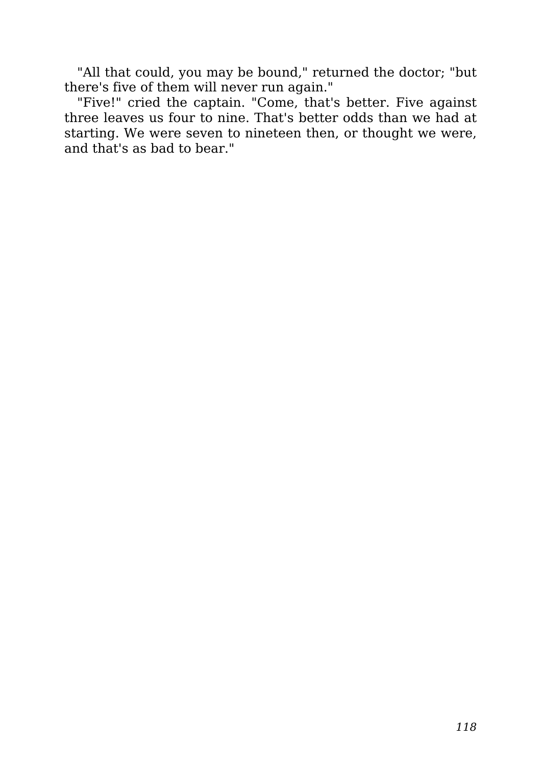"All that could, you may be bound," returned the doctor; "but there's five of them will never run again."

"Five!" cried the captain. "Come, that's better. Five against three leaves us four to nine. That's better odds than we had at starting. We were seven to nineteen then, or thought we were, and that's as bad to bear."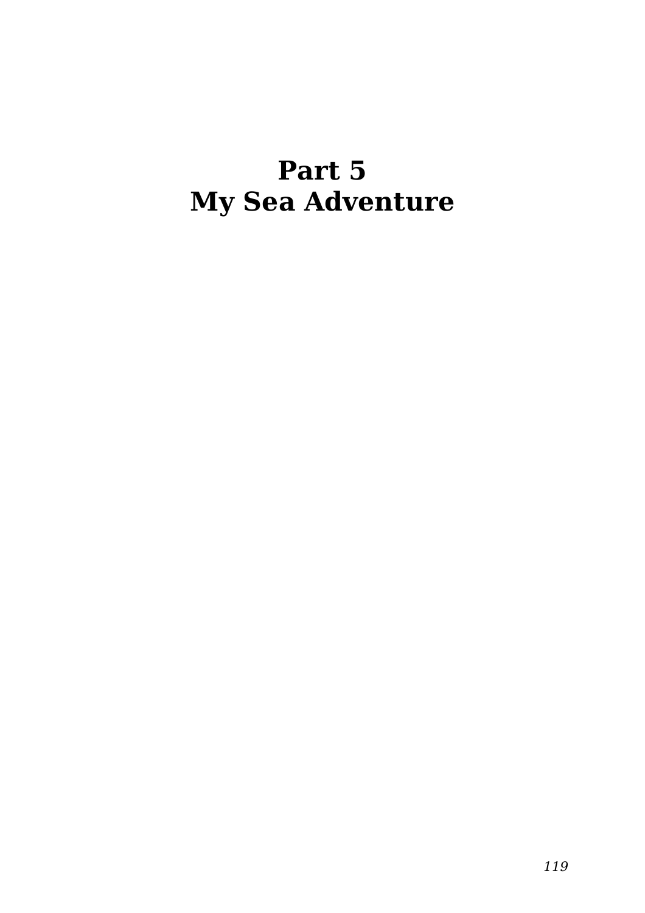# Part 5
# My Sea Adventure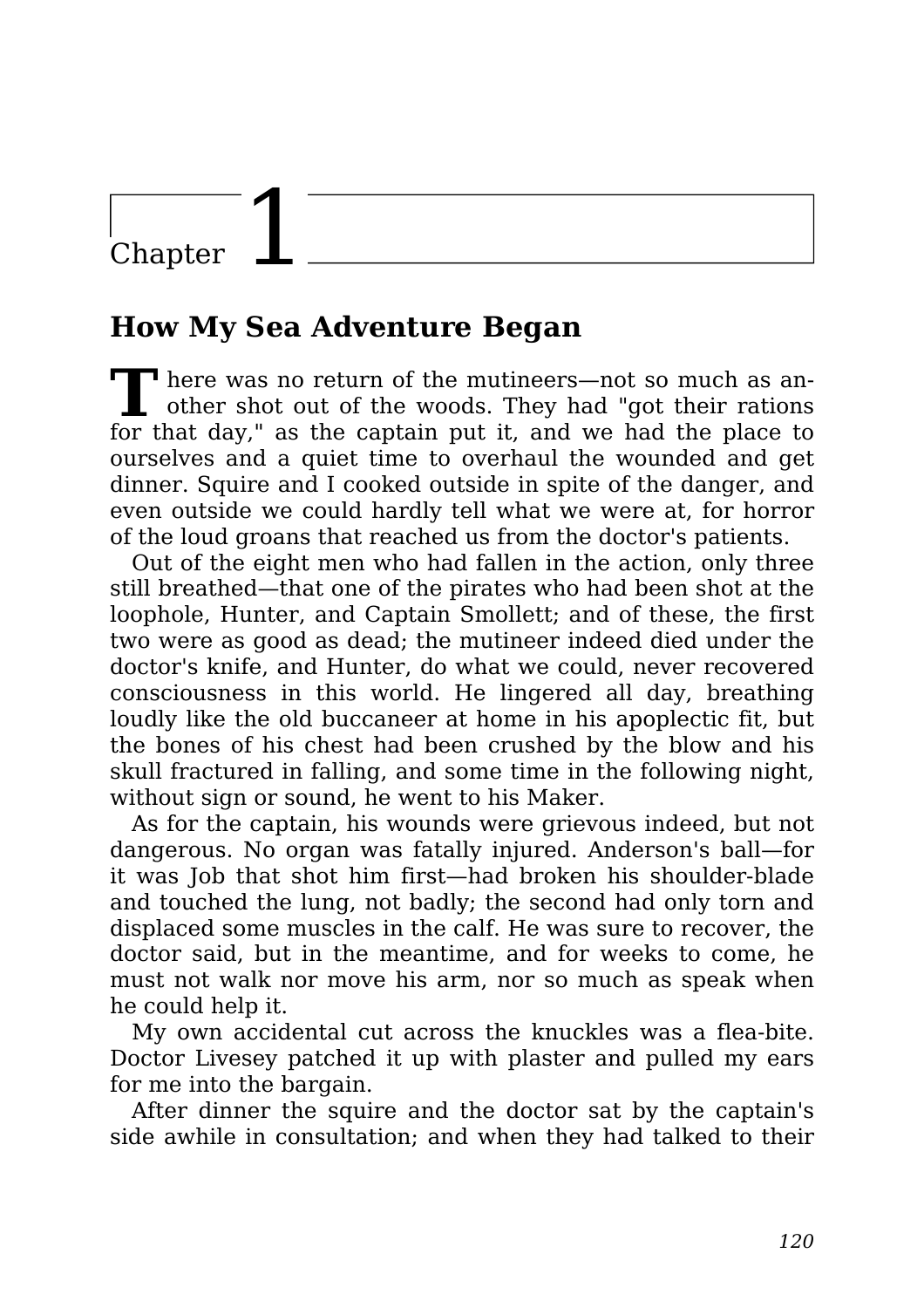# Chapter 1

## How My Sea Adventure Began

There was no return of the mutineers—not so much as another shot out of the woods. They had "got their rations for that day," as the captain put it, and we had the place to ourselves and a quiet time to overhaul the wounded and get dinner. Squire and I cooked outside in spite of the danger, and even outside we could hardly tell what we were at, for horror of the loud groans that reached us from the doctor's patients.

Out of the eight men who had fallen in the action, only three still breathed—that one of the pirates who had been shot at the loophole, Hunter, and Captain Smollett; and of these, the first two were as good as dead; the mutineer indeed died under the doctor's knife, and Hunter, do what we could, never recovered consciousness in this world. He lingered all day, breathing loudly like the old buccaneer at home in his apoplectic fit, but the bones of his chest had been crushed by the blow and his skull fractured in falling, and some time in the following night, without sign or sound, he went to his Maker.

As for the captain, his wounds were grievous indeed, but not dangerous. No organ was fatally injured. Anderson's ball—for it was Job that shot him first—had broken his shoulder-blade and touched the lung, not badly; the second had only torn and displaced some muscles in the calf. He was sure to recover, the doctor said, but in the meantime, and for weeks to come, he must not walk nor move his arm, nor so much as speak when he could help it.

My own accidental cut across the knuckles was a flea-bite. Doctor Livesey patched it up with plaster and pulled my ears for me into the bargain.

After dinner the squire and the doctor sat by the captain's side awhile in consultation; and when they had talked to their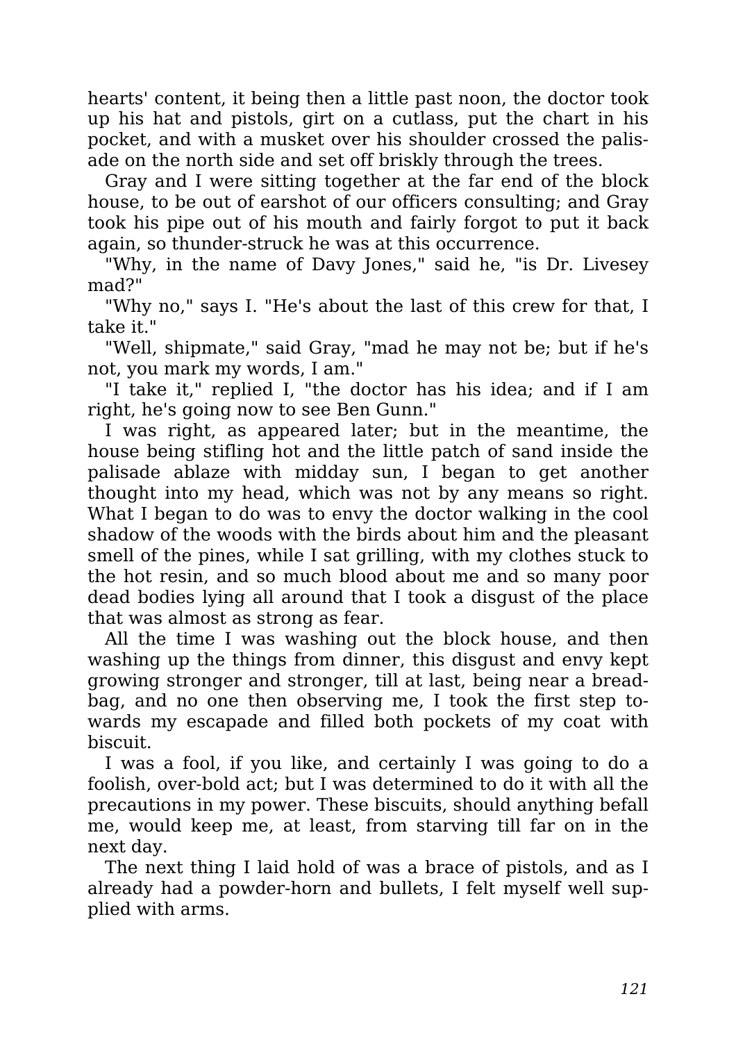hearts' content, it being then a little past noon, the doctor took up his hat and pistols, girt on a cutlass, put the chart in his pocket, and with a musket over his shoulder crossed the palisade on the north side and set off briskly through the trees.

Gray and I were sitting together at the far end of the block house, to be out of earshot of our officers consulting; and Gray took his pipe out of his mouth and fairly forgot to put it back again, so thunder-struck he was at this occurrence.

"Why, in the name of Davy Jones," said he, "is Dr. Livesey mad?"

"Why no," says I. "He's about the last of this crew for that, I take it."

"Well, shipmate," said Gray, "mad he may not be; but if he's not, you mark my words, I am."

"I take it," replied I, "the doctor has his idea; and if I am right, he's going now to see Ben Gunn."

I was right, as appeared later; but in the meantime, the house being stifling hot and the little patch of sand inside the palisade ablaze with midday sun, I began to get another thought into my head, which was not by any means so right. What I began to do was to envy the doctor walking in the cool shadow of the woods with the birds about him and the pleasant smell of the pines, while I sat grilling, with my clothes stuck to the hot resin, and so much blood about me and so many poor dead bodies lying all around that I took a disgust of the place that was almost as strong as fear.

All the time I was washing out the block house, and then washing up the things from dinner, this disgust and envy kept growing stronger and stronger, till at last, being near a bread-bag, and no one then observing me, I took the first step towards my escapade and filled both pockets of my coat with biscuit.

I was a fool, if you like, and certainly I was going to do a foolish, over-bold act; but I was determined to do it with all the precautions in my power. These biscuits, should anything befall me, would keep me, at least, from starving till far on in the next day.

The next thing I laid hold of was a brace of pistols, and as I already had a powder-horn and bullets, I felt myself well supplied with arms.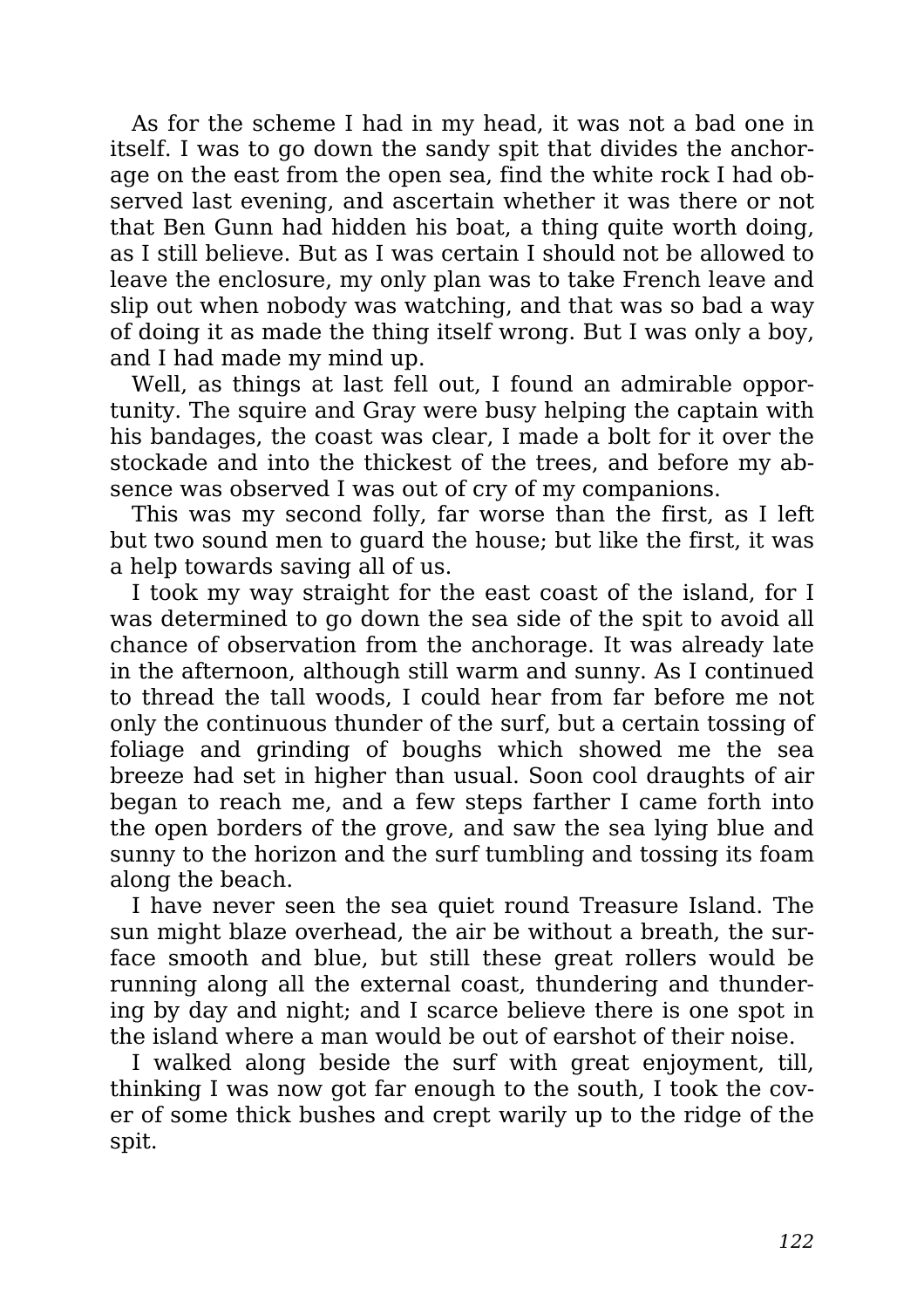As for the scheme I had in my head, it was not a bad one in itself. I was to go down the sandy spit that divides the anchorage on the east from the open sea, find the white rock I had observed last evening, and ascertain whether it was there or not that Ben Gunn had hidden his boat, a thing quite worth doing, as I still believe. But as I was certain I should not be allowed to leave the enclosure, my only plan was to take French leave and slip out when nobody was watching, and that was so bad a way of doing it as made the thing itself wrong. But I was only a boy, and I had made my mind up.

Well, as things at last fell out, I found an admirable opportunity. The squire and Gray were busy helping the captain with his bandages, the coast was clear, I made a bolt for it over the stockade and into the thickest of the trees, and before my absence was observed I was out of cry of my companions.

This was my second folly, far worse than the first, as I left but two sound men to guard the house; but like the first, it was a help towards saving all of us.

I took my way straight for the east coast of the island, for I was determined to go down the sea side of the spit to avoid all chance of observation from the anchorage. It was already late in the afternoon, although still warm and sunny. As I continued to thread the tall woods, I could hear from far before me not only the continuous thunder of the surf, but a certain tossing of foliage and grinding of boughs which showed me the sea breeze had set in higher than usual. Soon cool draughts of air began to reach me, and a few steps farther I came forth into the open borders of the grove, and saw the sea lying blue and sunny to the horizon and the surf tumbling and tossing its foam along the beach.

I have never seen the sea quiet round Treasure Island. The sun might blaze overhead, the air be without a breath, the surface smooth and blue, but still these great rollers would be running along all the external coast, thundering and thundering by day and night; and I scarce believe there is one spot in the island where a man would be out of earshot of their noise.

I walked along beside the surf with great enjoyment, till, thinking I was now got far enough to the south, I took the cover of some thick bushes and crept warily up to the ridge of the spit.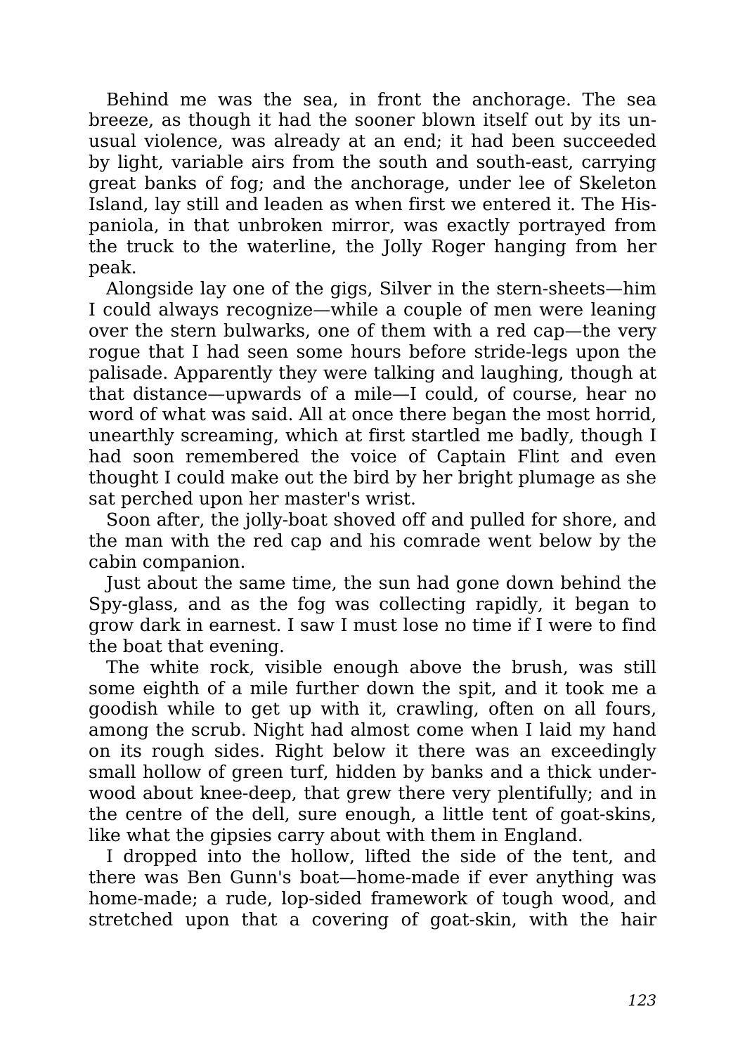Behind me was the sea, in front the anchorage. The sea breeze, as though it had the sooner blown itself out by its unusual violence, was already at an end; it had been succeeded by light, variable airs from the south and south-east, carrying great banks of fog; and the anchorage, under lee of Skeleton Island, lay still and leaden as when first we entered it. The Hispaniola, in that unbroken mirror, was exactly portrayed from the truck to the waterline, the Jolly Roger hanging from her peak.

Alongside lay one of the gigs, Silver in the stern-sheets—him I could always recognize—while a couple of men were leaning over the stern bulwarks, one of them with a red cap—the very rogue that I had seen some hours before stride-legs upon the palisade. Apparently they were talking and laughing, though at that distance—upwards of a mile—I could, of course, hear no word of what was said. All at once there began the most horrid, unearthly screaming, which at first startled me badly, though I had soon remembered the voice of Captain Flint and even thought I could make out the bird by her bright plumage as she sat perched upon her master's wrist.

Soon after, the jolly-boat shoved off and pulled for shore, and the man with the red cap and his comrade went below by the cabin companion.

Just about the same time, the sun had gone down behind the Spy-glass, and as the fog was collecting rapidly, it began to grow dark in earnest. I saw I must lose no time if I were to find the boat that evening.

The white rock, visible enough above the brush, was still some eighth of a mile further down the spit, and it took me a goodish while to get up with it, crawling, often on all fours, among the scrub. Night had almost come when I laid my hand on its rough sides. Right below it there was an exceedingly small hollow of green turf, hidden by banks and a thick underwood about knee-deep, that grew there very plentifully; and in the centre of the dell, sure enough, a little tent of goat-skins, like what the gipsies carry about with them in England.

I dropped into the hollow, lifted the side of the tent, and there was Ben Gunn's boat—home-made if ever anything was home-made; a rude, lop-sided framework of tough wood, and stretched upon that a covering of goat-skin, with the hair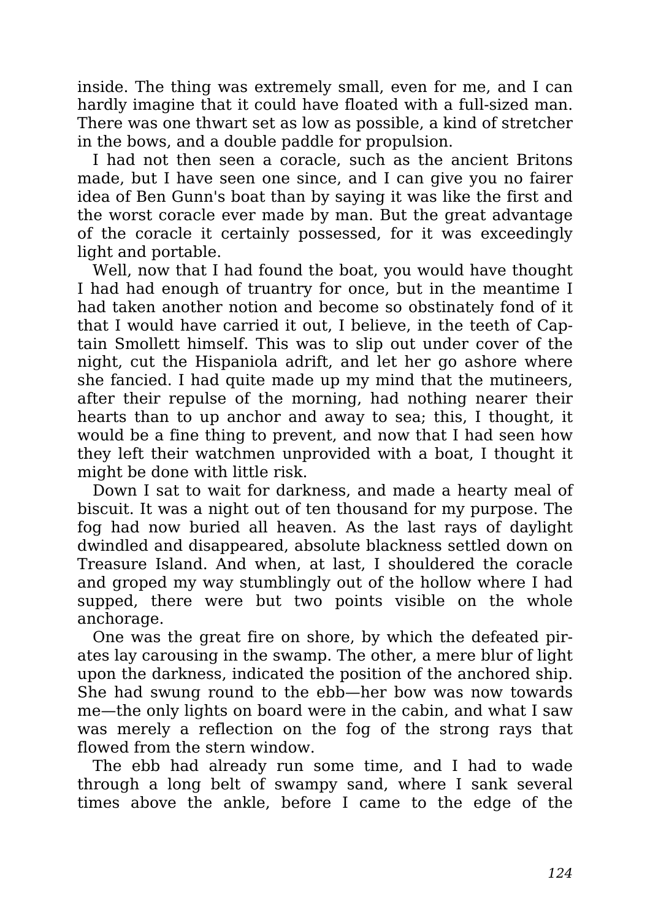inside. The thing was extremely small, even for me, and I can hardly imagine that it could have floated with a full-sized man. There was one thwart set as low as possible, a kind of stretcher in the bows, and a double paddle for propulsion.

I had not then seen a coracle, such as the ancient Britons made, but I have seen one since, and I can give you no fairer idea of Ben Gunn's boat than by saying it was like the first and the worst coracle ever made by man. But the great advantage of the coracle it certainly possessed, for it was exceedingly light and portable.

Well, now that I had found the boat, you would have thought I had had enough of truantry for once, but in the meantime I had taken another notion and become so obstinately fond of it that I would have carried it out, I believe, in the teeth of Captain Smollett himself. This was to slip out under cover of the night, cut the Hispaniola adrift, and let her go ashore where she fancied. I had quite made up my mind that the mutineers, after their repulse of the morning, had nothing nearer their hearts than to up anchor and away to sea; this, I thought, it would be a fine thing to prevent, and now that I had seen how they left their watchmen unprovided with a boat, I thought it might be done with little risk.

Down I sat to wait for darkness, and made a hearty meal of biscuit. It was a night out of ten thousand for my purpose. The fog had now buried all heaven. As the last rays of daylight dwindled and disappeared, absolute blackness settled down on Treasure Island. And when, at last, I shouldered the coracle and groped my way stumblingly out of the hollow where I had supped, there were but two points visible on the whole anchorage.

One was the great fire on shore, by which the defeated pirates lay carousing in the swamp. The other, a mere blur of light upon the darkness, indicated the position of the anchored ship. She had swung round to the ebb—her bow was now towards me—the only lights on board were in the cabin, and what I saw was merely a reflection on the fog of the strong rays that flowed from the stern window.

The ebb had already run some time, and I had to wade through a long belt of swampy sand, where I sank several times above the ankle, before I came to the edge of the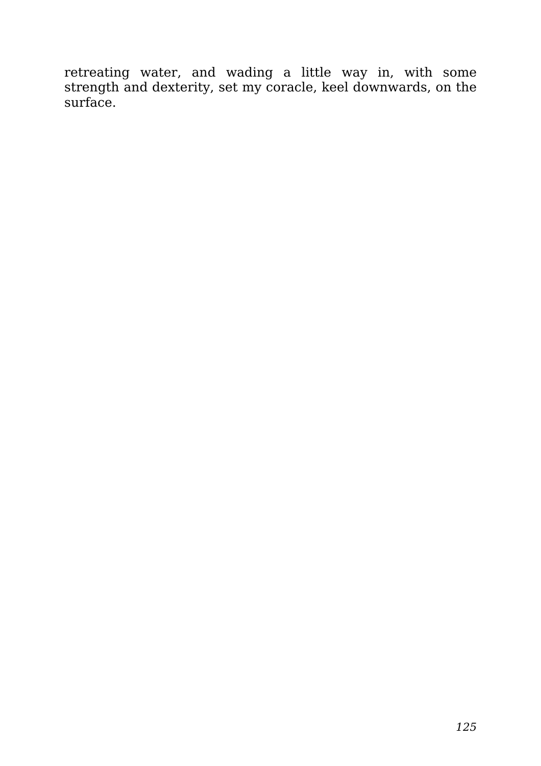retreating water, and wading a little way in, with some strength and dexterity, set my coracle, keel downwards, on the surface.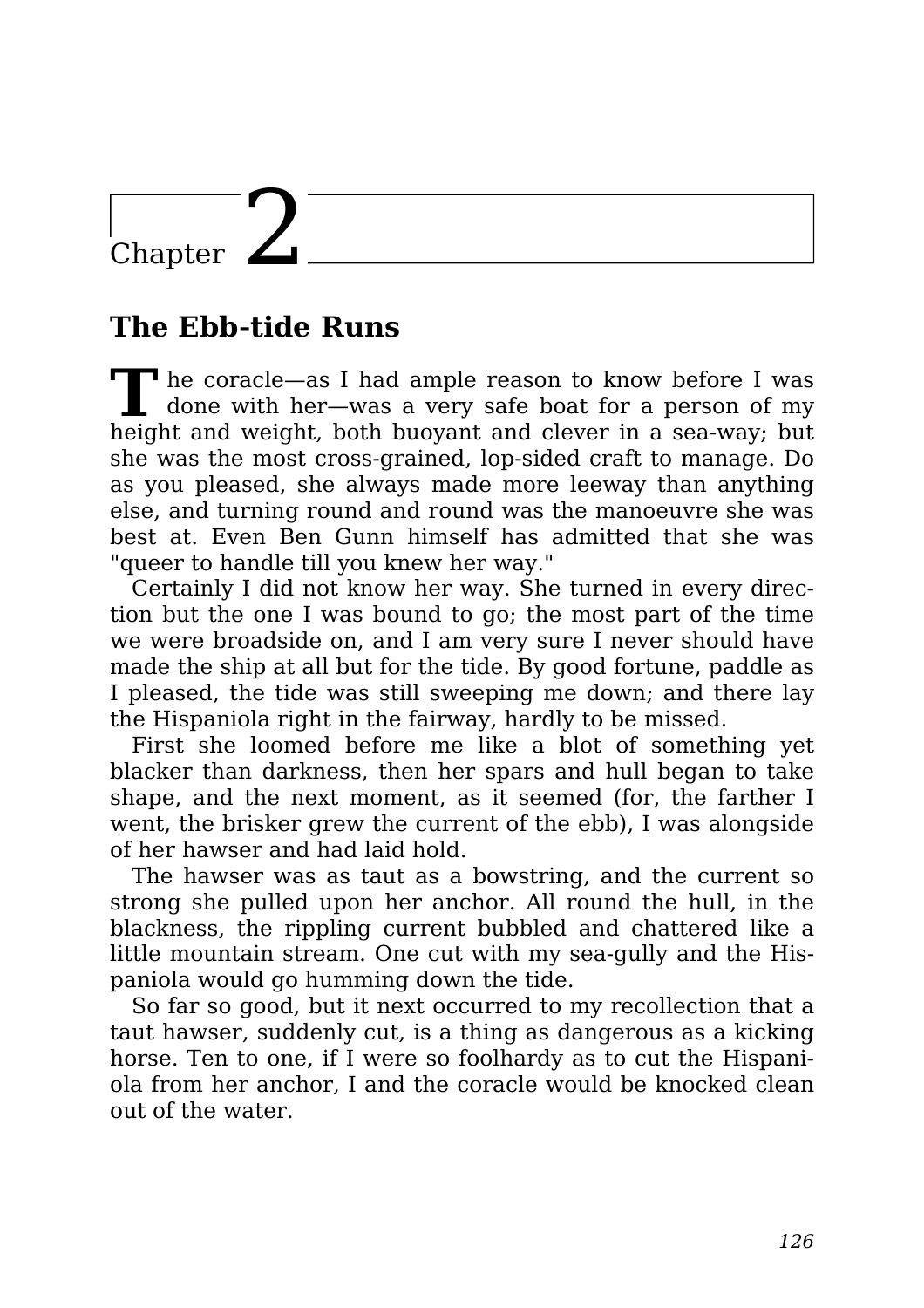# Chapter 2

## The Ebb-tide Runs

The coracle—as I had ample reason to know before I was done with her—was a very safe boat for a person of my height and weight, both buoyant and clever in a sea-way; but she was the most cross-grained, lop-sided craft to manage. Do as you pleased, she always made more leeway than anything else, and turning round and round was the manoeuvre she was best at. Even Ben Gunn himself has admitted that she was "queer to handle till you knew her way."

Certainly I did not know her way. She turned in every direction but the one I was bound to go; the most part of the time we were broadside on, and I am very sure I never should have made the ship at all but for the tide. By good fortune, paddle as I pleased, the tide was still sweeping me down; and there lay the Hispaniola right in the fairway, hardly to be missed.

First she loomed before me like a blot of something yet blacker than darkness, then her spars and hull began to take shape, and the next moment, as it seemed (for, the farther I went, the brisker grew the current of the ebb), I was alongside of her hawser and had laid hold.

The hawser was as taut as a bowstring, and the current so strong she pulled upon her anchor. All round the hull, in the blackness, the rippling current bubbled and chattered like a little mountain stream. One cut with my sea-gully and the Hispaniola would go humming down the tide.

So far so good, but it next occurred to my recollection that a taut hawser, suddenly cut, is a thing as dangerous as a kicking horse. Ten to one, if I were so foolhardy as to cut the Hispaniola from her anchor, I and the coracle would be knocked clean out of the water.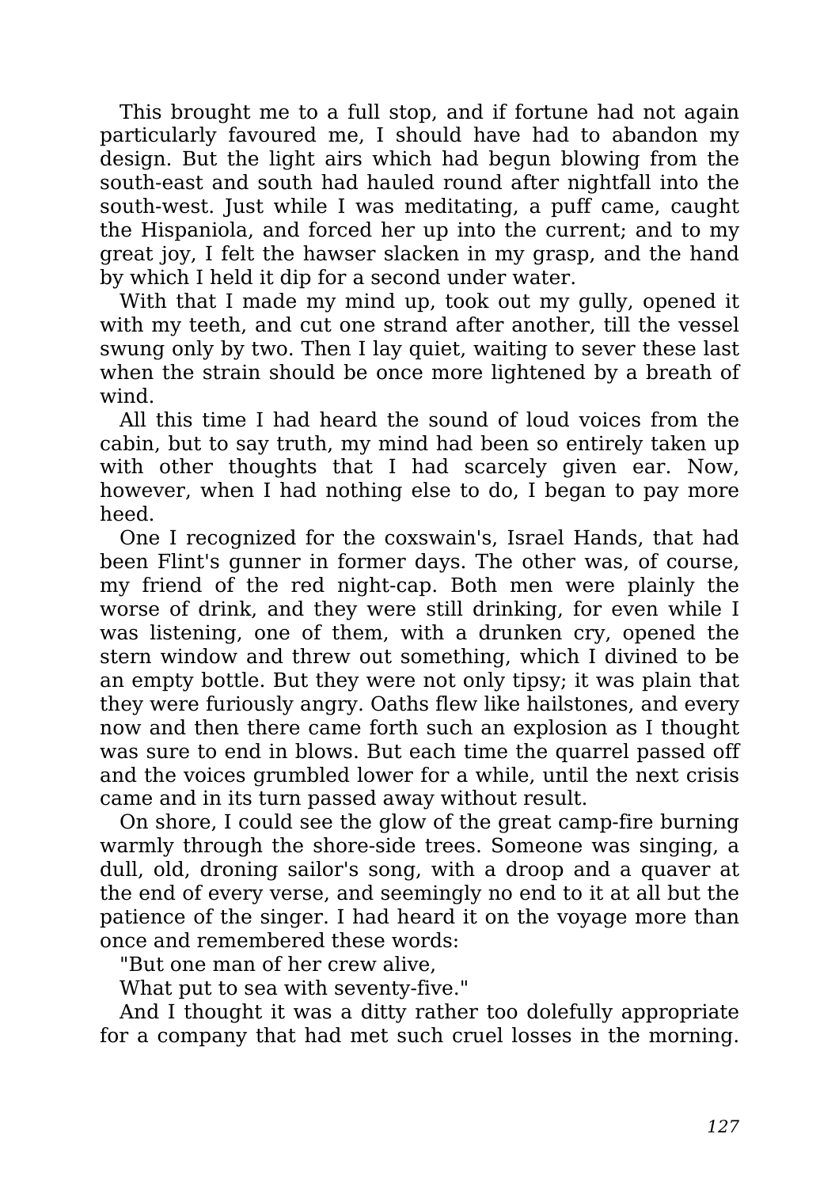This brought me to a full stop, and if fortune had not again particularly favoured me, I should have had to abandon my design. But the light airs which had begun blowing from the south-east and south had hauled round after nightfall into the south-west. Just while I was meditating, a puff came, caught the Hispaniola, and forced her up into the current; and to my great joy, I felt the hawser slacken in my grasp, and the hand by which I held it dip for a second under water.

With that I made my mind up, took out my gully, opened it with my teeth, and cut one strand after another, till the vessel swung only by two. Then I lay quiet, waiting to sever these last when the strain should be once more lightened by a breath of wind.

All this time I had heard the sound of loud voices from the cabin, but to say truth, my mind had been so entirely taken up with other thoughts that I had scarcely given ear. Now, however, when I had nothing else to do, I began to pay more heed.

One I recognized for the coxswain's, Israel Hands, that had been Flint's gunner in former days. The other was, of course, my friend of the red night-cap. Both men were plainly the worse of drink, and they were still drinking, for even while I was listening, one of them, with a drunken cry, opened the stern window and threw out something, which I divined to be an empty bottle. But they were not only tipsy; it was plain that they were furiously angry. Oaths flew like hailstones, and every now and then there came forth such an explosion as I thought was sure to end in blows. But each time the quarrel passed off and the voices grumbled lower for a while, until the next crisis came and in its turn passed away without result.

On shore, I could see the glow of the great camp-fire burning warmly through the shore-side trees. Someone was singing, a dull, old, droning sailor's song, with a droop and a quaver at the end of every verse, and seemingly no end to it at all but the patience of the singer. I had heard it on the voyage more than once and remembered these words:

"But one man of her crew alive,

What put to sea with seventy-five."

And I thought it was a ditty rather too dolefully appropriate for a company that had met such cruel losses in the morning.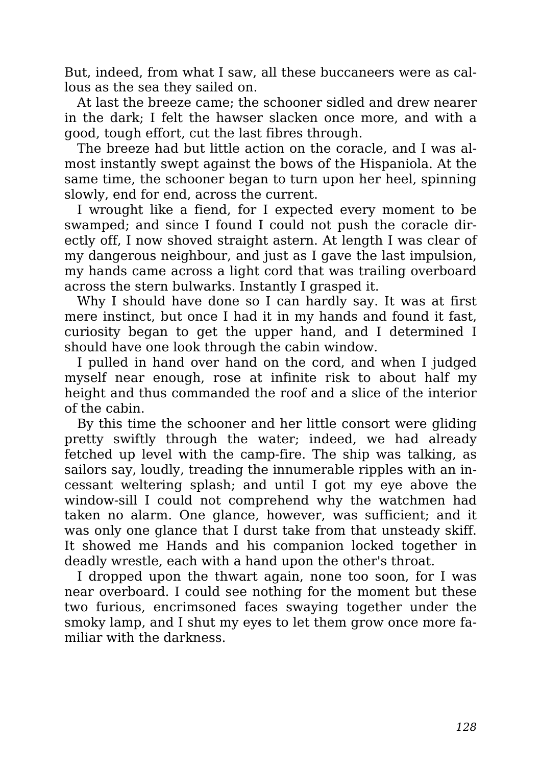But, indeed, from what I saw, all these buccaneers were as callous as the sea they sailed on.

At last the breeze came; the schooner sidled and drew nearer in the dark; I felt the hawser slacken once more, and with a good, tough effort, cut the last fibres through.

The breeze had but little action on the coracle, and I was almost instantly swept against the bows of the Hispaniola. At the same time, the schooner began to turn upon her heel, spinning slowly, end for end, across the current.

I wrought like a fiend, for I expected every moment to be swamped; and since I found I could not push the coracle directly off, I now shoved straight astern. At length I was clear of my dangerous neighbour, and just as I gave the last impulsion, my hands came across a light cord that was trailing overboard across the stern bulwarks. Instantly I grasped it.

Why I should have done so I can hardly say. It was at first mere instinct, but once I had it in my hands and found it fast, curiosity began to get the upper hand, and I determined I should have one look through the cabin window.

I pulled in hand over hand on the cord, and when I judged myself near enough, rose at infinite risk to about half my height and thus commanded the roof and a slice of the interior of the cabin.

By this time the schooner and her little consort were gliding pretty swiftly through the water; indeed, we had already fetched up level with the camp-fire. The ship was talking, as sailors say, loudly, treading the innumerable ripples with an incessant weltering splash; and until I got my eye above the window-sill I could not comprehend why the watchmen had taken no alarm. One glance, however, was sufficient; and it was only one glance that I durst take from that unsteady skiff. It showed me Hands and his companion locked together in deadly wrestle, each with a hand upon the other's throat.

I dropped upon the thwart again, none too soon, for I was near overboard. I could see nothing for the moment but these two furious, encrimsoned faces swaying together under the smoky lamp, and I shut my eyes to let them grow once more familiar with the darkness.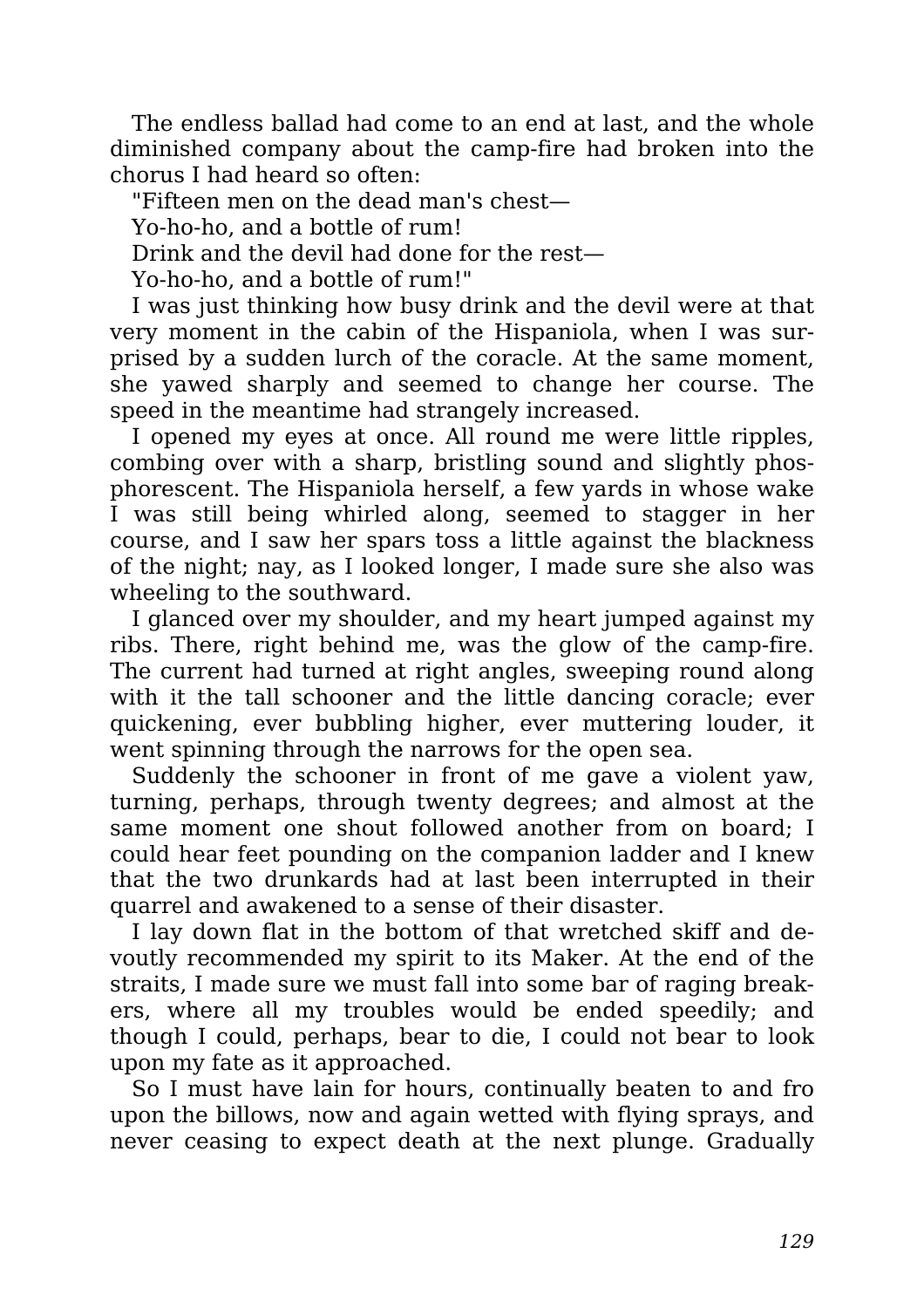The endless ballad had come to an end at last, and the whole diminished company about the camp-fire had broken into the chorus I had heard so often:

"Fifteen men on the dead man's chest—

Yo-ho-ho, and a bottle of rum!

Drink and the devil had done for the rest—

Yo-ho-ho, and a bottle of rum!"

I was just thinking how busy drink and the devil were at that very moment in the cabin of the Hispaniola, when I was surprised by a sudden lurch of the coracle. At the same moment, she yawed sharply and seemed to change her course. The speed in the meantime had strangely increased.

I opened my eyes at once. All round me were little ripples, combing over with a sharp, bristling sound and slightly phosphorescent. The Hispaniola herself, a few yards in whose wake I was still being whirled along, seemed to stagger in her course, and I saw her spars toss a little against the blackness of the night; nay, as I looked longer, I made sure she also was wheeling to the southward.

I glanced over my shoulder, and my heart jumped against my ribs. There, right behind me, was the glow of the camp-fire. The current had turned at right angles, sweeping round along with it the tall schooner and the little dancing coracle; ever quickening, ever bubbling higher, ever muttering louder, it went spinning through the narrows for the open sea.

Suddenly the schooner in front of me gave a violent yaw, turning, perhaps, through twenty degrees; and almost at the same moment one shout followed another from on board; I could hear feet pounding on the companion ladder and I knew that the two drunkards had at last been interrupted in their quarrel and awakened to a sense of their disaster.

I lay down flat in the bottom of that wretched skiff and devoutly recommended my spirit to its Maker. At the end of the straits, I made sure we must fall into some bar of raging breakers, where all my troubles would be ended speedily; and though I could, perhaps, bear to die, I could not bear to look upon my fate as it approached.

So I must have lain for hours, continually beaten to and fro upon the billows, now and again wetted with flying sprays, and never ceasing to expect death at the next plunge. Gradually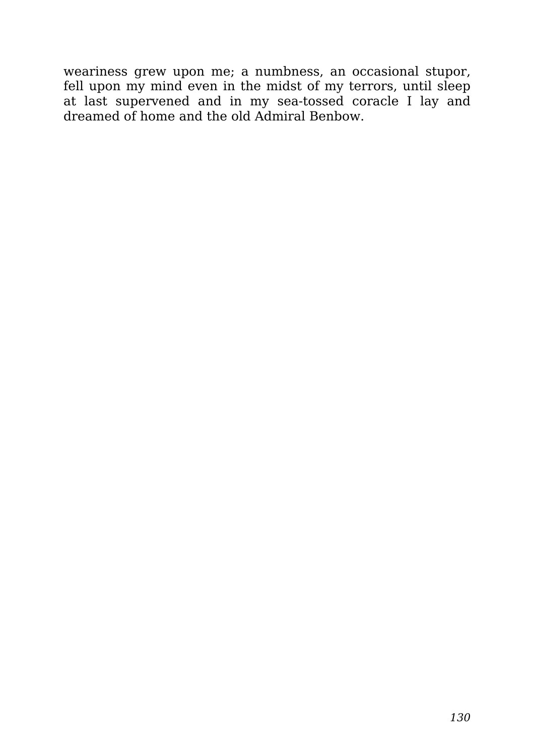weariness grew upon me; a numbness, an occasional stupor, fell upon my mind even in the midst of my terrors, until sleep at last supervened and in my sea-tossed coracle I lay and dreamed of home and the old Admiral Benbow.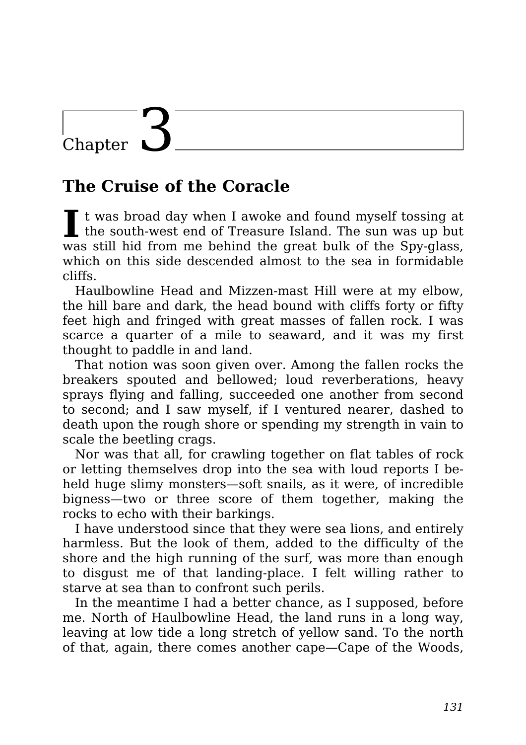# Chapter 3

## The Cruise of the Coracle

It was broad day when I awoke and found myself tossing at the south-west end of Treasure Island. The sun was up but was still hid from me behind the great bulk of the Spy-glass, which on this side descended almost to the sea in formidable cliffs.

Haulbowline Head and Mizzen-mast Hill were at my elbow, the hill bare and dark, the head bound with cliffs forty or fifty feet high and fringed with great masses of fallen rock. I was scarce a quarter of a mile to seaward, and it was my first thought to paddle in and land.

That notion was soon given over. Among the fallen rocks the breakers spouted and bellowed; loud reverberations, heavy sprays flying and falling, succeeded one another from second to second; and I saw myself, if I ventured nearer, dashed to death upon the rough shore or spending my strength in vain to scale the beetling crags.

Nor was that all, for crawling together on flat tables of rock or letting themselves drop into the sea with loud reports I beheld huge slimy monsters—soft snails, as it were, of incredible bigness—two or three score of them together, making the rocks to echo with their barkings.

I have understood since that they were sea lions, and entirely harmless. But the look of them, added to the difficulty of the shore and the high running of the surf, was more than enough to disgust me of that landing-place. I felt willing rather to starve at sea than to confront such perils.

In the meantime I had a better chance, as I supposed, before me. North of Haulbowline Head, the land runs in a long way, leaving at low tide a long stretch of yellow sand. To the north of that, again, there comes another cape—Cape of the Woods,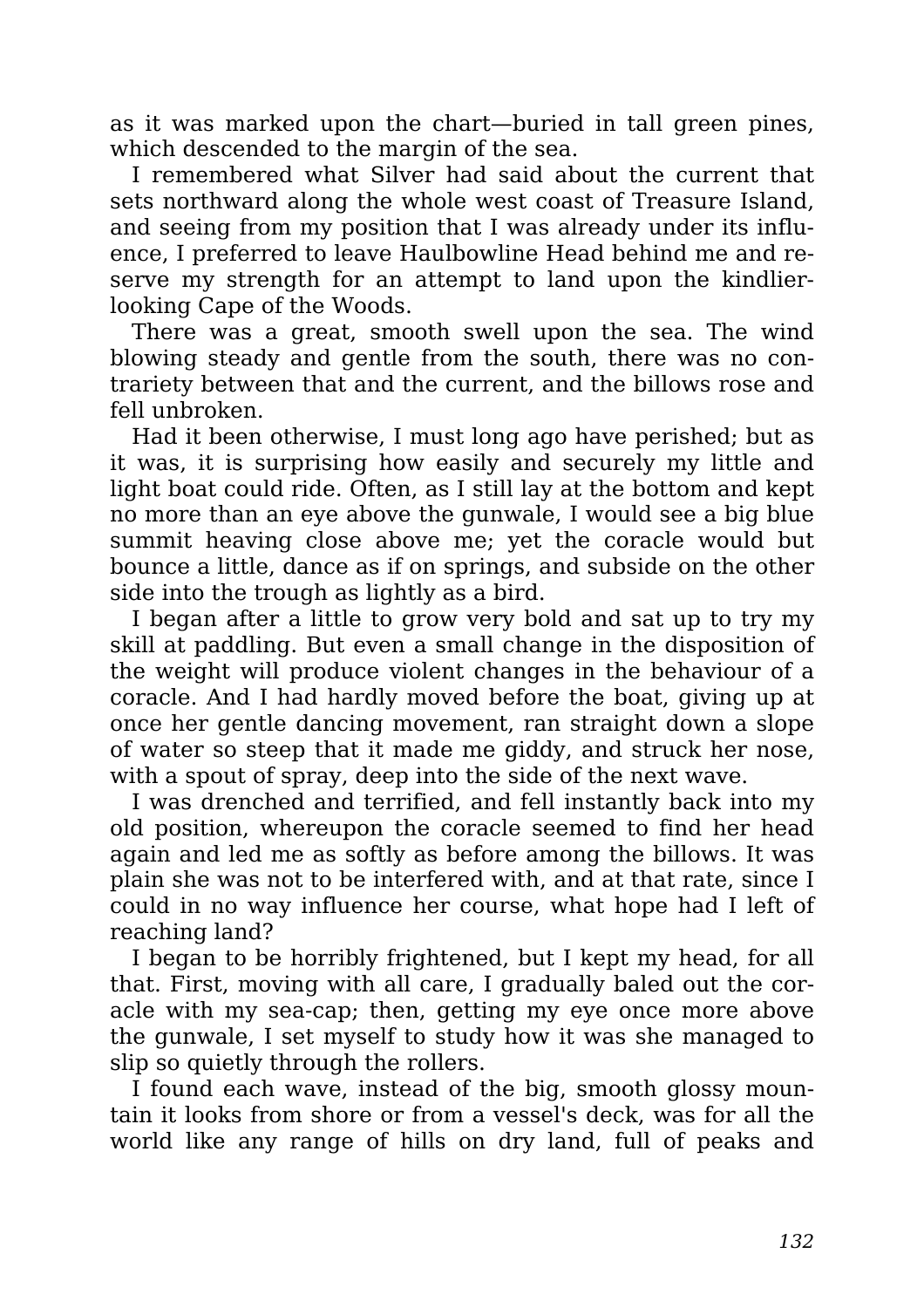as it was marked upon the chart—buried in tall green pines, which descended to the margin of the sea.

I remembered what Silver had said about the current that sets northward along the whole west coast of Treasure Island, and seeing from my position that I was already under its influence, I preferred to leave Haulbowline Head behind me and reserve my strength for an attempt to land upon the kindlier-looking Cape of the Woods.

There was a great, smooth swell upon the sea. The wind blowing steady and gentle from the south, there was no contrariety between that and the current, and the billows rose and fell unbroken.

Had it been otherwise, I must long ago have perished; but as it was, it is surprising how easily and securely my little and light boat could ride. Often, as I still lay at the bottom and kept no more than an eye above the gunwale, I would see a big blue summit heaving close above me; yet the coracle would but bounce a little, dance as if on springs, and subside on the other side into the trough as lightly as a bird.

I began after a little to grow very bold and sat up to try my skill at paddling. But even a small change in the disposition of the weight will produce violent changes in the behaviour of a coracle. And I had hardly moved before the boat, giving up at once her gentle dancing movement, ran straight down a slope of water so steep that it made me giddy, and struck her nose, with a spout of spray, deep into the side of the next wave.

I was drenched and terrified, and fell instantly back into my old position, whereupon the coracle seemed to find her head again and led me as softly as before among the billows. It was plain she was not to be interfered with, and at that rate, since I could in no way influence her course, what hope had I left of reaching land?

I began to be horribly frightened, but I kept my head, for all that. First, moving with all care, I gradually baled out the coracle with my sea-cap; then, getting my eye once more above the gunwale, I set myself to study how it was she managed to slip so quietly through the rollers.

I found each wave, instead of the big, smooth glossy mountain it looks from shore or from a vessel's deck, was for all the world like any range of hills on dry land, full of peaks and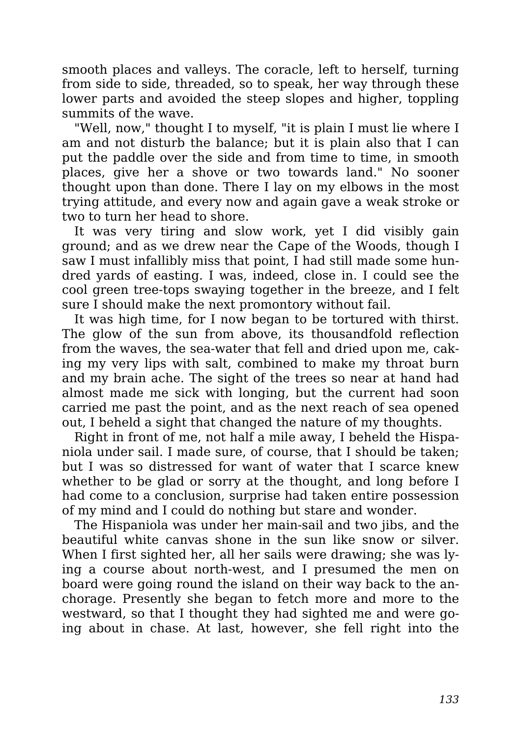smooth places and valleys. The coracle, left to herself, turning from side to side, threaded, so to speak, her way through these lower parts and avoided the steep slopes and higher, toppling summits of the wave.

"Well, now," thought I to myself, "it is plain I must lie where I am and not disturb the balance; but it is plain also that I can put the paddle over the side and from time to time, in smooth places, give her a shove or two towards land." No sooner thought upon than done. There I lay on my elbows in the most trying attitude, and every now and again gave a weak stroke or two to turn her head to shore.

It was very tiring and slow work, yet I did visibly gain ground; and as we drew near the Cape of the Woods, though I saw I must infallibly miss that point, I had still made some hundred yards of easting. I was, indeed, close in. I could see the cool green tree-tops swaying together in the breeze, and I felt sure I should make the next promontory without fail.

It was high time, for I now began to be tortured with thirst. The glow of the sun from above, its thousandfold reflection from the waves, the sea-water that fell and dried upon me, caking my very lips with salt, combined to make my throat burn and my brain ache. The sight of the trees so near at hand had almost made me sick with longing, but the current had soon carried me past the point, and as the next reach of sea opened out, I beheld a sight that changed the nature of my thoughts.

Right in front of me, not half a mile away, I beheld the Hispaniola under sail. I made sure, of course, that I should be taken; but I was so distressed for want of water that I scarce knew whether to be glad or sorry at the thought, and long before I had come to a conclusion, surprise had taken entire possession of my mind and I could do nothing but stare and wonder.

The Hispaniola was under her main-sail and two jibs, and the beautiful white canvas shone in the sun like snow or silver. When I first sighted her, all her sails were drawing; she was lying a course about north-west, and I presumed the men on board were going round the island on their way back to the anchorage. Presently she began to fetch more and more to the westward, so that I thought they had sighted me and were going about in chase. At last, however, she fell right into the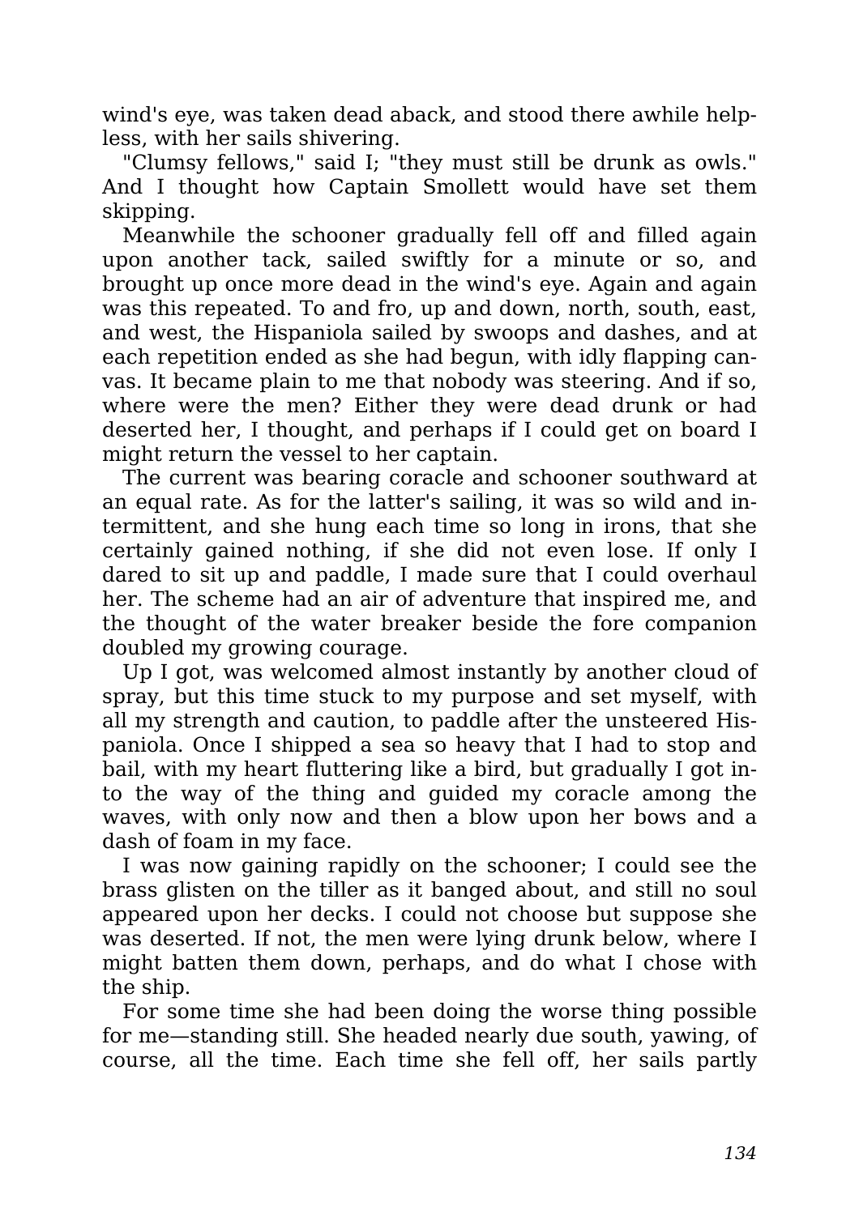wind's eye, was taken dead aback, and stood there awhile helpless, with her sails shivering.

"Clumsy fellows," said I; "they must still be drunk as owls." And I thought how Captain Smollett would have set them skipping.

Meanwhile the schooner gradually fell off and filled again upon another tack, sailed swiftly for a minute or so, and brought up once more dead in the wind's eye. Again and again was this repeated. To and fro, up and down, north, south, east, and west, the Hispaniola sailed by swoops and dashes, and at each repetition ended as she had begun, with idly flapping canvas. It became plain to me that nobody was steering. And if so, where were the men? Either they were dead drunk or had deserted her, I thought, and perhaps if I could get on board I might return the vessel to her captain.

The current was bearing coracle and schooner southward at an equal rate. As for the latter's sailing, it was so wild and intermittent, and she hung each time so long in irons, that she certainly gained nothing, if she did not even lose. If only I dared to sit up and paddle, I made sure that I could overhaul her. The scheme had an air of adventure that inspired me, and the thought of the water breaker beside the fore companion doubled my growing courage.

Up I got, was welcomed almost instantly by another cloud of spray, but this time stuck to my purpose and set myself, with all my strength and caution, to paddle after the unsteered Hispaniola. Once I shipped a sea so heavy that I had to stop and bail, with my heart fluttering like a bird, but gradually I got into the way of the thing and guided my coracle among the waves, with only now and then a blow upon her bows and a dash of foam in my face.

I was now gaining rapidly on the schooner; I could see the brass glisten on the tiller as it banged about, and still no soul appeared upon her decks. I could not choose but suppose she was deserted. If not, the men were lying drunk below, where I might batten them down, perhaps, and do what I chose with the ship.

For some time she had been doing the worse thing possible for me—standing still. She headed nearly due south, yawing, of course, all the time. Each time she fell off, her sails partly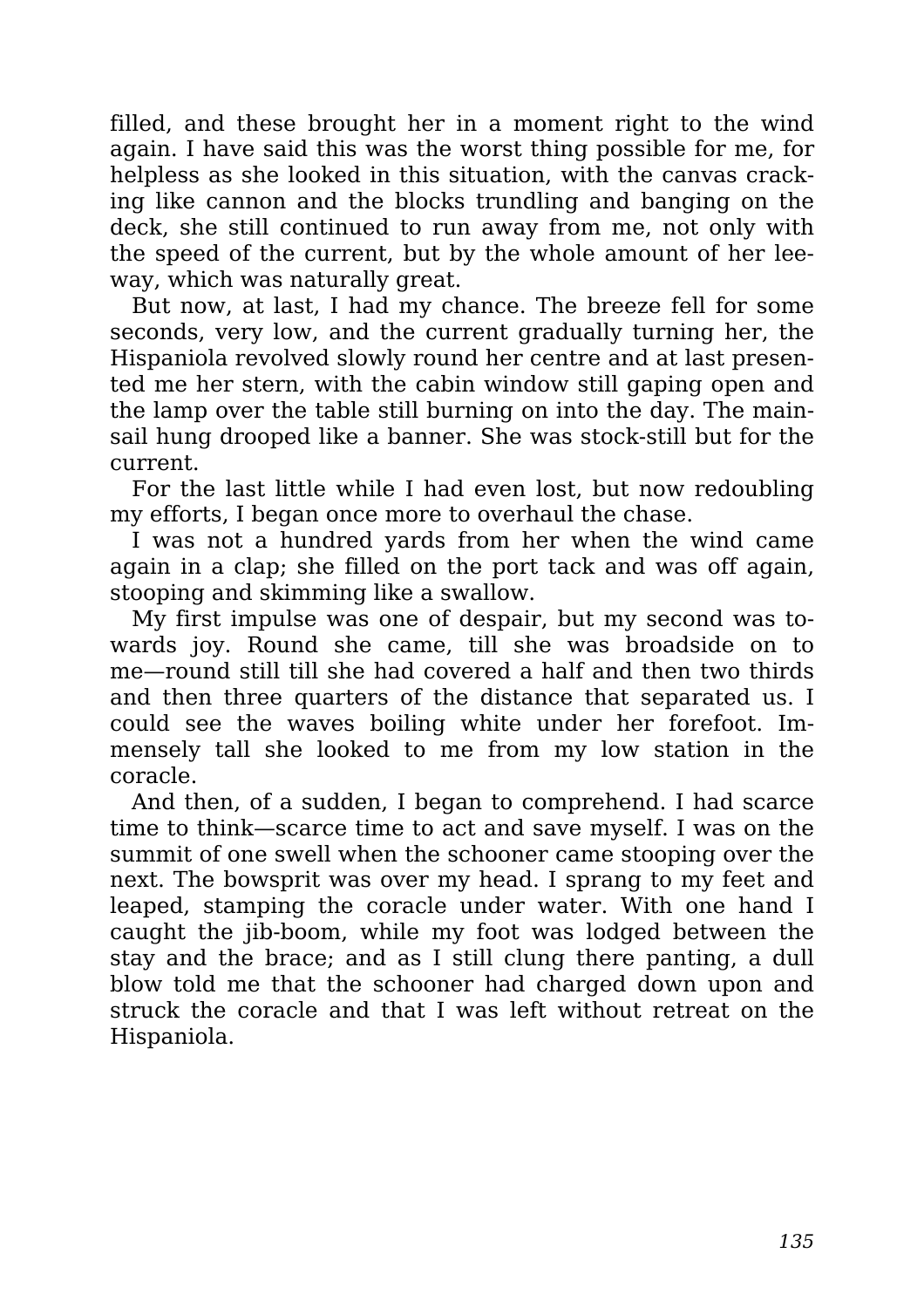filled, and these brought her in a moment right to the wind again. I have said this was the worst thing possible for me, for helpless as she looked in this situation, with the canvas cracking like cannon and the blocks trundling and banging on the deck, she still continued to run away from me, not only with the speed of the current, but by the whole amount of her leeway, which was naturally great.

But now, at last, I had my chance. The breeze fell for some seconds, very low, and the current gradually turning her, the Hispaniola revolved slowly round her centre and at last presented me her stern, with the cabin window still gaping open and the lamp over the table still burning on into the day. The mainsail hung drooped like a banner. She was stock-still but for the current.

For the last little while I had even lost, but now redoubling my efforts, I began once more to overhaul the chase.

I was not a hundred yards from her when the wind came again in a clap; she filled on the port tack and was off again, stooping and skimming like a swallow.

My first impulse was one of despair, but my second was towards joy. Round she came, till she was broadside on to me—round still till she had covered a half and then two thirds and then three quarters of the distance that separated us. I could see the waves boiling white under her forefoot. Immensely tall she looked to me from my low station in the coracle.

And then, of a sudden, I began to comprehend. I had scarce time to think—scarce time to act and save myself. I was on the summit of one swell when the schooner came stooping over the next. The bowsprit was over my head. I sprang to my feet and leaped, stamping the coracle under water. With one hand I caught the jib-boom, while my foot was lodged between the stay and the brace; and as I still clung there panting, a dull blow told me that the schooner had charged down upon and struck the coracle and that I was left without retreat on the Hispaniola.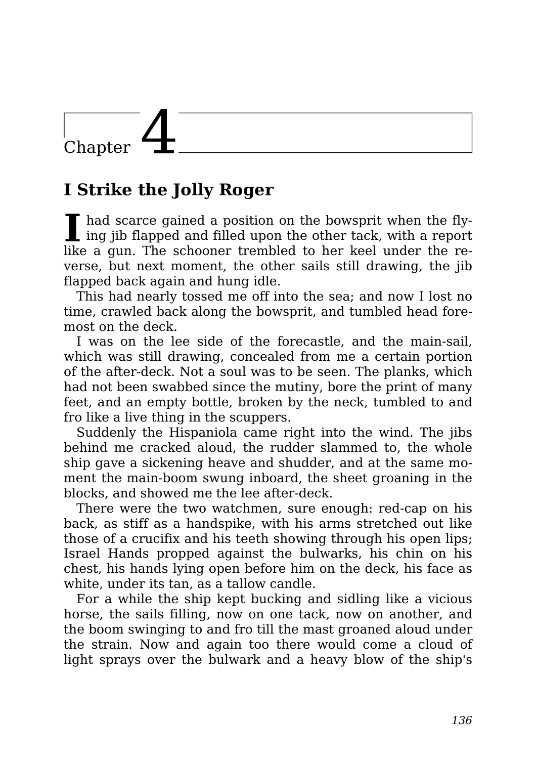# Chapter 4

## I Strike the Jolly Roger

I had scarce gained a position on the bowsprit when the flying jib flapped and filled upon the other tack, with a report like a gun. The schooner trembled to her keel under the reverse, but next moment, the other sails still drawing, the jib flapped back again and hung idle.

This had nearly tossed me off into the sea; and now I lost no time, crawled back along the bowsprit, and tumbled head foremost on the deck.

I was on the lee side of the forecastle, and the main-sail, which was still drawing, concealed from me a certain portion of the after-deck. Not a soul was to be seen. The planks, which had not been swabbed since the mutiny, bore the print of many feet, and an empty bottle, broken by the neck, tumbled to and fro like a live thing in the scuppers.

Suddenly the Hispaniola came right into the wind. The jibs behind me cracked aloud, the rudder slammed to, the whole ship gave a sickening heave and shudder, and at the same moment the main-boom swung inboard, the sheet groaning in the blocks, and showed me the lee after-deck.

There were the two watchmen, sure enough: red-cap on his back, as stiff as a handspike, with his arms stretched out like those of a crucifix and his teeth showing through his open lips; Israel Hands propped against the bulwarks, his chin on his chest, his hands lying open before him on the deck, his face as white, under its tan, as a tallow candle.

For a while the ship kept bucking and sidling like a vicious horse, the sails filling, now on one tack, now on another, and the boom swinging to and fro till the mast groaned aloud under the strain. Now and again too there would come a cloud of light sprays over the bulwark and a heavy blow of the ship's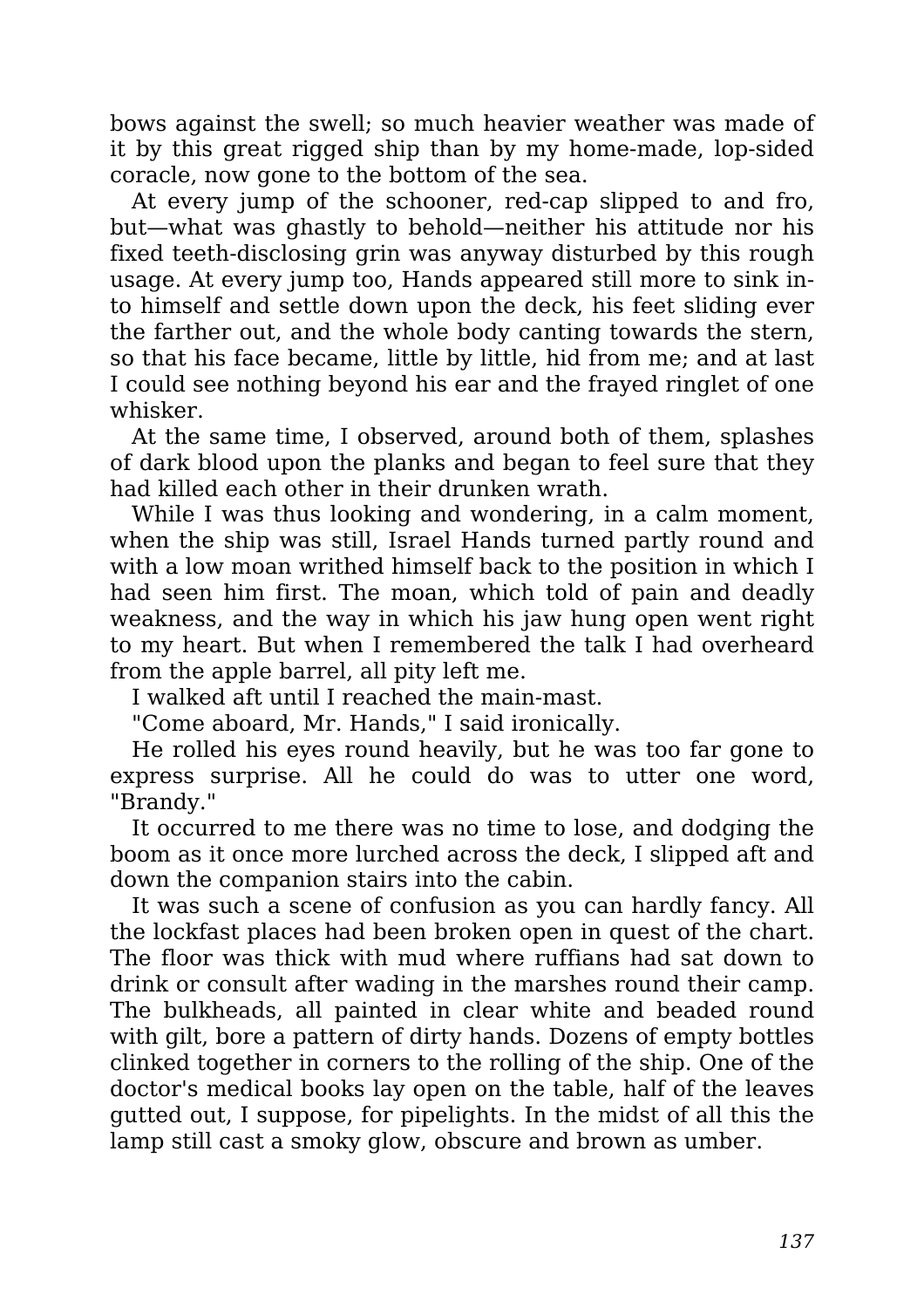bows against the swell; so much heavier weather was made of it by this great rigged ship than by my home-made, lop-sided coracle, now gone to the bottom of the sea.

At every jump of the schooner, red-cap slipped to and fro, but—what was ghastly to behold—neither his attitude nor his fixed teeth-disclosing grin was anyway disturbed by this rough usage. At every jump too, Hands appeared still more to sink into himself and settle down upon the deck, his feet sliding ever the farther out, and the whole body canting towards the stern, so that his face became, little by little, hid from me; and at last I could see nothing beyond his ear and the frayed ringlet of one whisker.

At the same time, I observed, around both of them, splashes of dark blood upon the planks and began to feel sure that they had killed each other in their drunken wrath.

While I was thus looking and wondering, in a calm moment, when the ship was still, Israel Hands turned partly round and with a low moan writhed himself back to the position in which I had seen him first. The moan, which told of pain and deadly weakness, and the way in which his jaw hung open went right to my heart. But when I remembered the talk I had overheard from the apple barrel, all pity left me.

I walked aft until I reached the main-mast.

"Come aboard, Mr. Hands," I said ironically.

He rolled his eyes round heavily, but he was too far gone to express surprise. All he could do was to utter one word, "Brandy."

It occurred to me there was no time to lose, and dodging the boom as it once more lurched across the deck, I slipped aft and down the companion stairs into the cabin.

It was such a scene of confusion as you can hardly fancy. All the lockfast places had been broken open in quest of the chart. The floor was thick with mud where ruffians had sat down to drink or consult after wading in the marshes round their camp. The bulkheads, all painted in clear white and beaded round with gilt, bore a pattern of dirty hands. Dozens of empty bottles clinked together in corners to the rolling of the ship. One of the doctor's medical books lay open on the table, half of the leaves gutted out, I suppose, for pipelights. In the midst of all this the lamp still cast a smoky glow, obscure and brown as umber.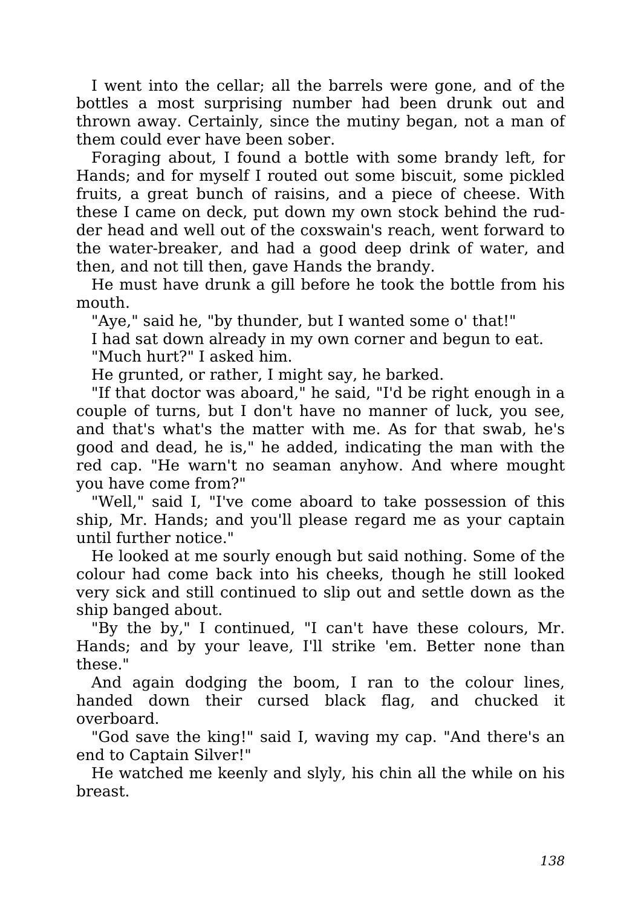I went into the cellar; all the barrels were gone, and of the bottles a most surprising number had been drunk out and thrown away. Certainly, since the mutiny began, not a man of them could ever have been sober.

Foraging about, I found a bottle with some brandy left, for Hands; and for myself I routed out some biscuit, some pickled fruits, a great bunch of raisins, and a piece of cheese. With these I came on deck, put down my own stock behind the rudder head and well out of the coxswain's reach, went forward to the water-breaker, and had a good deep drink of water, and then, and not till then, gave Hands the brandy.

He must have drunk a gill before he took the bottle from his mouth.

"Aye," said he, "by thunder, but I wanted some o' that!"

I had sat down already in my own corner and begun to eat.

"Much hurt?" I asked him.

He grunted, or rather, I might say, he barked.

"If that doctor was aboard," he said, "I'd be right enough in a couple of turns, but I don't have no manner of luck, you see, and that's what's the matter with me. As for that swab, he's good and dead, he is," he added, indicating the man with the red cap. "He warn't no seaman anyhow. And where mought you have come from?"

"Well," said I, "I've come aboard to take possession of this ship, Mr. Hands; and you'll please regard me as your captain until further notice."

He looked at me sourly enough but said nothing. Some of the colour had come back into his cheeks, though he still looked very sick and still continued to slip out and settle down as the ship banged about.

"By the by," I continued, "I can't have these colours, Mr. Hands; and by your leave, I'll strike 'em. Better none than these."

And again dodging the boom, I ran to the colour lines, handed down their cursed black flag, and chucked it overboard.

"God save the king!" said I, waving my cap. "And there's an end to Captain Silver!"

He watched me keenly and slyly, his chin all the while on his breast.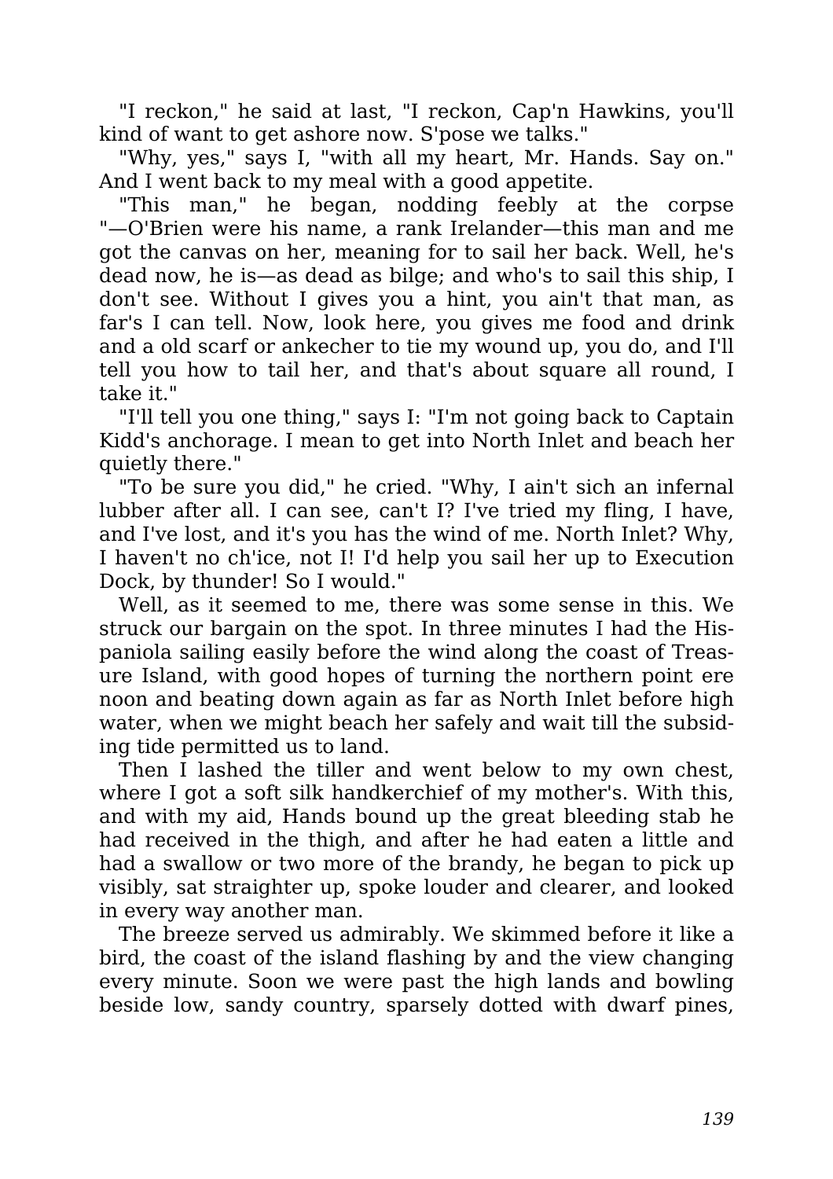"I reckon," he said at last, "I reckon, Cap'n Hawkins, you'll kind of want to get ashore now. S'pose we talks."

"Why, yes," says I, "with all my heart, Mr. Hands. Say on." And I went back to my meal with a good appetite.

"This man," he began, nodding feebly at the corpse "—O'Brien were his name, a rank Irelander—this man and me got the canvas on her, meaning for to sail her back. Well, he's dead now, he is—as dead as bilge; and who's to sail this ship, I don't see. Without I gives you a hint, you ain't that man, as far's I can tell. Now, look here, you gives me food and drink and a old scarf or ankecher to tie my wound up, you do, and I'll tell you how to tail her, and that's about square all round, I take it."

"I'll tell you one thing," says I: "I'm not going back to Captain Kidd's anchorage. I mean to get into North Inlet and beach her quietly there."

"To be sure you did," he cried. "Why, I ain't sich an infernal lubber after all. I can see, can't I? I've tried my fling, I have, and I've lost, and it's you has the wind of me. North Inlet? Why, I haven't no ch'ice, not I! I'd help you sail her up to Execution Dock, by thunder! So I would."

Well, as it seemed to me, there was some sense in this. We struck our bargain on the spot. In three minutes I had the Hispaniola sailing easily before the wind along the coast of Treasure Island, with good hopes of turning the northern point ere noon and beating down again as far as North Inlet before high water, when we might beach her safely and wait till the subsiding tide permitted us to land.

Then I lashed the tiller and went below to my own chest, where I got a soft silk handkerchief of my mother's. With this, and with my aid, Hands bound up the great bleeding stab he had received in the thigh, and after he had eaten a little and had a swallow or two more of the brandy, he began to pick up visibly, sat straighter up, spoke louder and clearer, and looked in every way another man.

The breeze served us admirably. We skimmed before it like a bird, the coast of the island flashing by and the view changing every minute. Soon we were past the high lands and bowling beside low, sandy country, sparsely dotted with dwarf pines,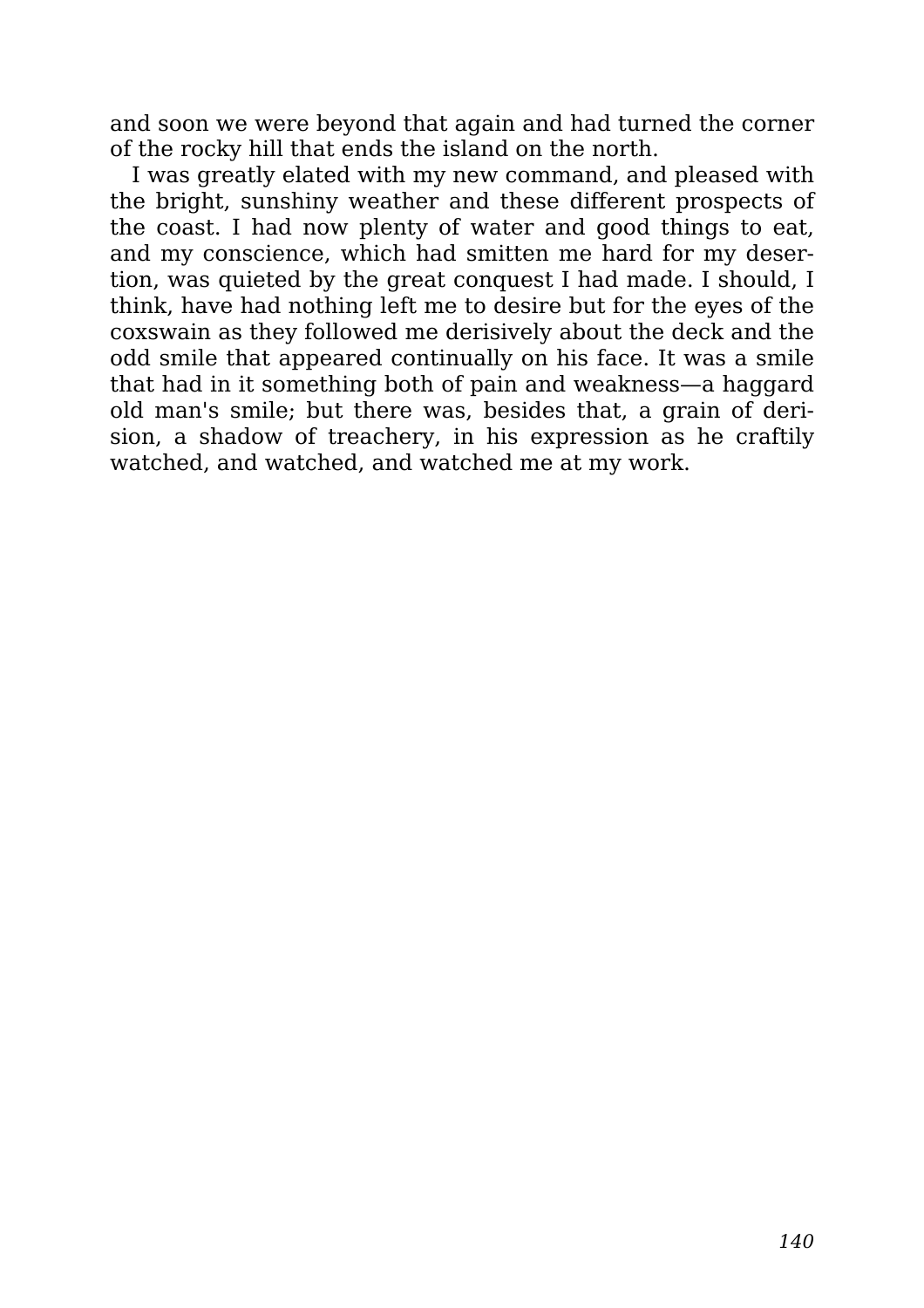and soon we were beyond that again and had turned the corner of the rocky hill that ends the island on the north.

I was greatly elated with my new command, and pleased with the bright, sunshiny weather and these different prospects of the coast. I had now plenty of water and good things to eat, and my conscience, which had smitten me hard for my desertion, was quieted by the great conquest I had made. I should, I think, have had nothing left me to desire but for the eyes of the coxswain as they followed me derisively about the deck and the odd smile that appeared continually on his face. It was a smile that had in it something both of pain and weakness—a haggard old man's smile; but there was, besides that, a grain of derision, a shadow of treachery, in his expression as he craftily watched, and watched, and watched me at my work.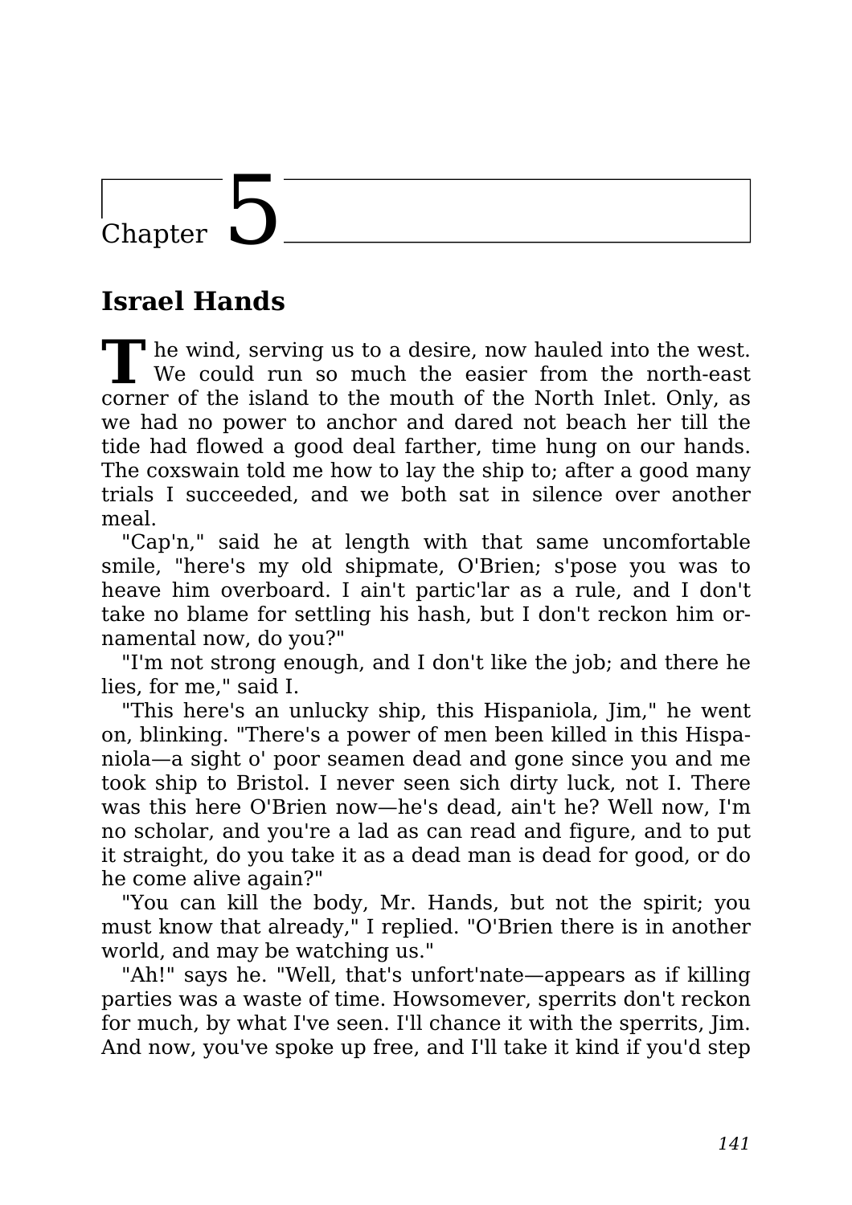# Chapter 5

## Israel Hands

The wind, serving us to a desire, now hauled into the west. We could run so much the easier from the north-east corner of the island to the mouth of the North Inlet. Only, as we had no power to anchor and dared not beach her till the tide had flowed a good deal farther, time hung on our hands. The coxswain told me how to lay the ship to; after a good many trials I succeeded, and we both sat in silence over another meal.

"Cap'n," said he at length with that same uncomfortable smile, "here's my old shipmate, O'Brien; s'pose you was to heave him overboard. I ain't partic'lar as a rule, and I don't take no blame for settling his hash, but I don't reckon him ornamental now, do you?"

"I'm not strong enough, and I don't like the job; and there he lies, for me," said I.

"This here's an unlucky ship, this Hispaniola, Jim," he went on, blinking. "There's a power of men been killed in this Hispaniola—a sight o' poor seamen dead and gone since you and me took ship to Bristol. I never seen sich dirty luck, not I. There was this here O'Brien now—he's dead, ain't he? Well now, I'm no scholar, and you're a lad as can read and figure, and to put it straight, do you take it as a dead man is dead for good, or do he come alive again?"

"You can kill the body, Mr. Hands, but not the spirit; you must know that already," I replied. "O'Brien there is in another world, and may be watching us."

"Ah!" says he. "Well, that's unfort'nate—appears as if killing parties was a waste of time. Howsomever, sperrits don't reckon for much, by what I've seen. I'll chance it with the sperrits, Jim. And now, you've spoke up free, and I'll take it kind if you'd step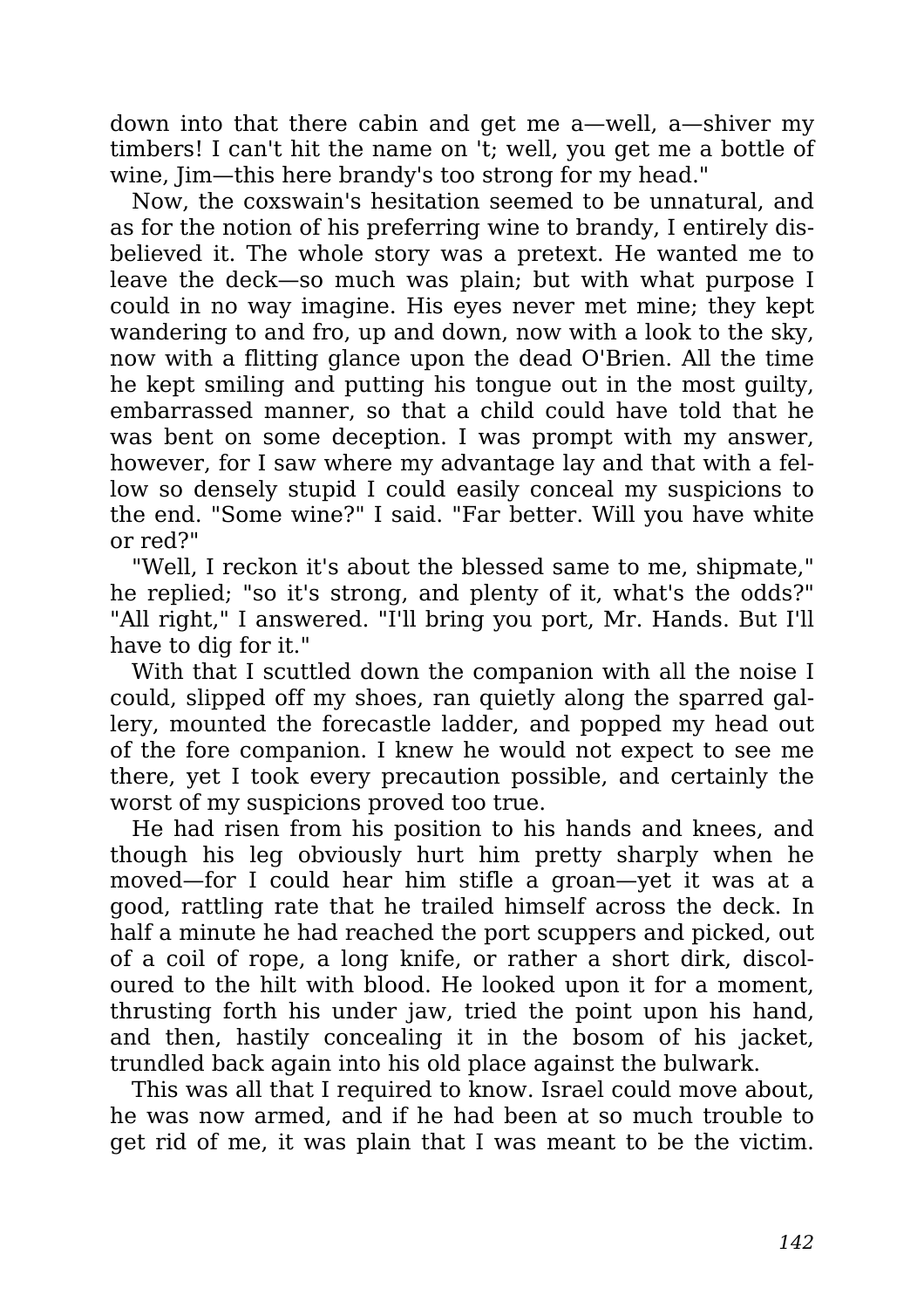down into that there cabin and get me a—well, a—shiver my timbers! I can't hit the name on 't; well, you get me a bottle of wine, Jim—this here brandy's too strong for my head."

Now, the coxswain's hesitation seemed to be unnatural, and as for the notion of his preferring wine to brandy, I entirely disbelieved it. The whole story was a pretext. He wanted me to leave the deck—so much was plain; but with what purpose I could in no way imagine. His eyes never met mine; they kept wandering to and fro, up and down, now with a look to the sky, now with a flitting glance upon the dead O'Brien. All the time he kept smiling and putting his tongue out in the most guilty, embarrassed manner, so that a child could have told that he was bent on some deception. I was prompt with my answer, however, for I saw where my advantage lay and that with a fellow so densely stupid I could easily conceal my suspicions to the end. "Some wine?" I said. "Far better. Will you have white or red?"

"Well, I reckon it's about the blessed same to me, shipmate," he replied; "so it's strong, and plenty of it, what's the odds?" "All right," I answered. "I'll bring you port, Mr. Hands. But I'll have to dig for it."

With that I scuttled down the companion with all the noise I could, slipped off my shoes, ran quietly along the sparred gallery, mounted the forecastle ladder, and popped my head out of the fore companion. I knew he would not expect to see me there, yet I took every precaution possible, and certainly the worst of my suspicions proved too true.

He had risen from his position to his hands and knees, and though his leg obviously hurt him pretty sharply when he moved—for I could hear him stifle a groan—yet it was at a good, rattling rate that he trailed himself across the deck. In half a minute he had reached the port scuppers and picked, out of a coil of rope, a long knife, or rather a short dirk, discoloured to the hilt with blood. He looked upon it for a moment, thrusting forth his under jaw, tried the point upon his hand, and then, hastily concealing it in the bosom of his jacket, trundled back again into his old place against the bulwark.

This was all that I required to know. Israel could move about, he was now armed, and if he had been at so much trouble to get rid of me, it was plain that I was meant to be the victim.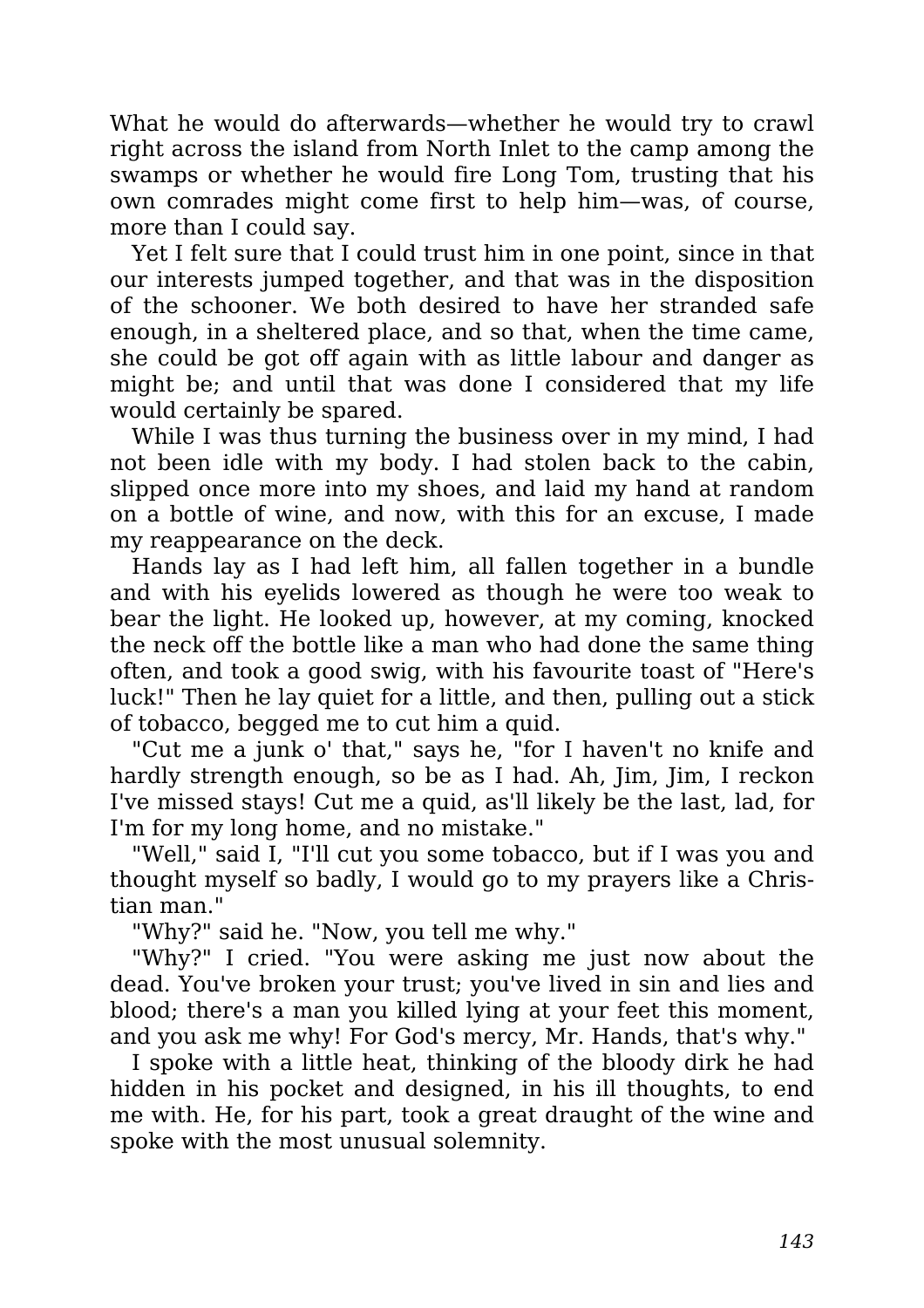What he would do afterwards—whether he would try to crawl right across the island from North Inlet to the camp among the swamps or whether he would fire Long Tom, trusting that his own comrades might come first to help him—was, of course, more than I could say.

Yet I felt sure that I could trust him in one point, since in that our interests jumped together, and that was in the disposition of the schooner. We both desired to have her stranded safe enough, in a sheltered place, and so that, when the time came, she could be got off again with as little labour and danger as might be; and until that was done I considered that my life would certainly be spared.

While I was thus turning the business over in my mind, I had not been idle with my body. I had stolen back to the cabin, slipped once more into my shoes, and laid my hand at random on a bottle of wine, and now, with this for an excuse, I made my reappearance on the deck.

Hands lay as I had left him, all fallen together in a bundle and with his eyelids lowered as though he were too weak to bear the light. He looked up, however, at my coming, knocked the neck off the bottle like a man who had done the same thing often, and took a good swig, with his favourite toast of "Here's luck!" Then he lay quiet for a little, and then, pulling out a stick of tobacco, begged me to cut him a quid.

"Cut me a junk o' that," says he, "for I haven't no knife and hardly strength enough, so be as I had. Ah, Jim, Jim, I reckon I've missed stays! Cut me a quid, as'll likely be the last, lad, for I'm for my long home, and no mistake."

"Well," said I, "I'll cut you some tobacco, but if I was you and thought myself so badly, I would go to my prayers like a Christian man."

"Why?" said he. "Now, you tell me why."

"Why?" I cried. "You were asking me just now about the dead. You've broken your trust; you've lived in sin and lies and blood; there's a man you killed lying at your feet this moment, and you ask me why! For God's mercy, Mr. Hands, that's why."

I spoke with a little heat, thinking of the bloody dirk he had hidden in his pocket and designed, in his ill thoughts, to end me with. He, for his part, took a great draught of the wine and spoke with the most unusual solemnity.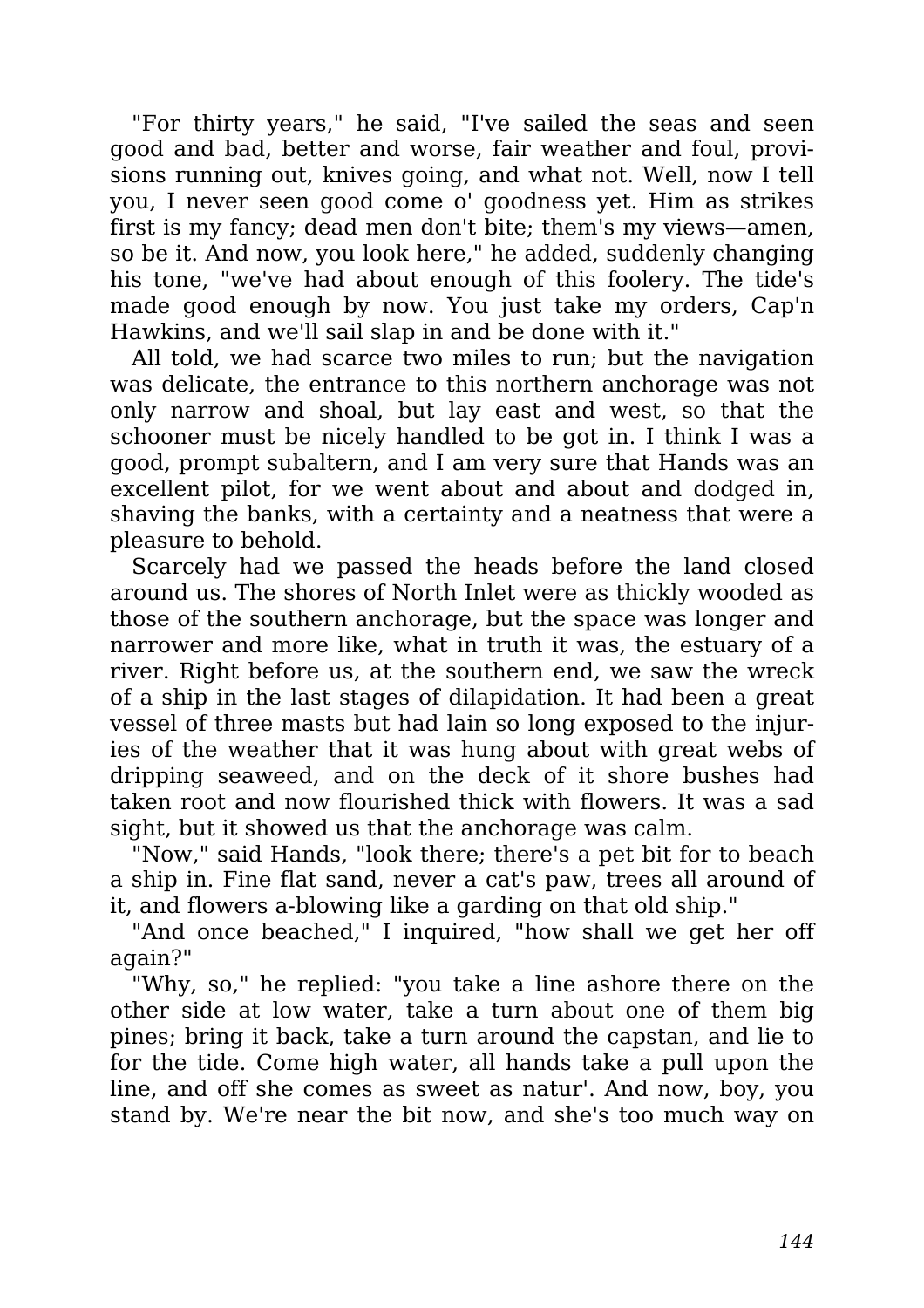"For thirty years," he said, "I've sailed the seas and seen good and bad, better and worse, fair weather and foul, provisions running out, knives going, and what not. Well, now I tell you, I never seen good come o' goodness yet. Him as strikes first is my fancy; dead men don't bite; them's my views—amen, so be it. And now, you look here," he added, suddenly changing his tone, "we've had about enough of this foolery. The tide's made good enough by now. You just take my orders, Cap'n Hawkins, and we'll sail slap in and be done with it."

All told, we had scarce two miles to run; but the navigation was delicate, the entrance to this northern anchorage was not only narrow and shoal, but lay east and west, so that the schooner must be nicely handled to be got in. I think I was a good, prompt subaltern, and I am very sure that Hands was an excellent pilot, for we went about and about and dodged in, shaving the banks, with a certainty and a neatness that were a pleasure to behold.

Scarcely had we passed the heads before the land closed around us. The shores of North Inlet were as thickly wooded as those of the southern anchorage, but the space was longer and narrower and more like, what in truth it was, the estuary of a river. Right before us, at the southern end, we saw the wreck of a ship in the last stages of dilapidation. It had been a great vessel of three masts but had lain so long exposed to the injuries of the weather that it was hung about with great webs of dripping seaweed, and on the deck of it shore bushes had taken root and now flourished thick with flowers. It was a sad sight, but it showed us that the anchorage was calm.

"Now," said Hands, "look there; there's a pet bit for to beach a ship in. Fine flat sand, never a cat's paw, trees all around of it, and flowers a-blowing like a garding on that old ship."

"And once beached," I inquired, "how shall we get her off again?"

"Why, so," he replied: "you take a line ashore there on the other side at low water, take a turn about one of them big pines; bring it back, take a turn around the capstan, and lie to for the tide. Come high water, all hands take a pull upon the line, and off she comes as sweet as natur'. And now, boy, you stand by. We're near the bit now, and she's too much way on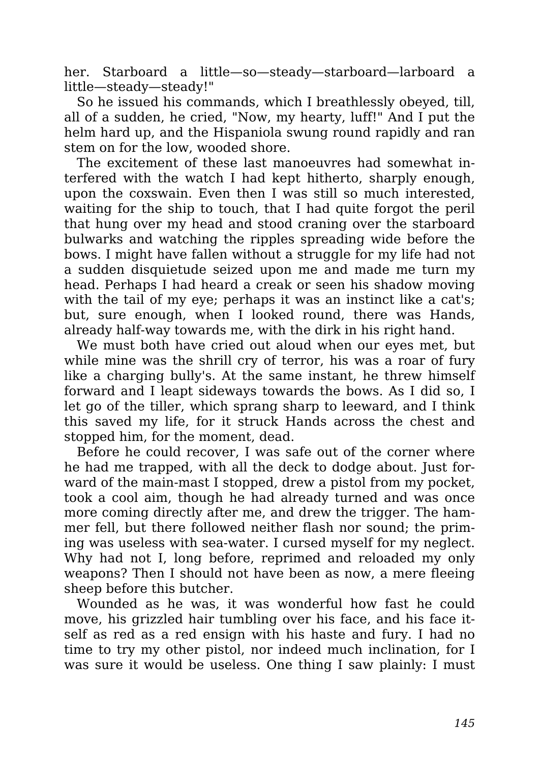her. Starboard a little—so—steady—starboard—larboard a little—steady—steady!"

So he issued his commands, which I breathlessly obeyed, till, all of a sudden, he cried, "Now, my hearty, luff!" And I put the helm hard up, and the Hispaniola swung round rapidly and ran stem on for the low, wooded shore.

The excitement of these last manoeuvres had somewhat interfered with the watch I had kept hitherto, sharply enough, upon the coxswain. Even then I was still so much interested, waiting for the ship to touch, that I had quite forgot the peril that hung over my head and stood craning over the starboard bulwarks and watching the ripples spreading wide before the bows. I might have fallen without a struggle for my life had not a sudden disquietude seized upon me and made me turn my head. Perhaps I had heard a creak or seen his shadow moving with the tail of my eye; perhaps it was an instinct like a cat's; but, sure enough, when I looked round, there was Hands, already half-way towards me, with the dirk in his right hand.

We must both have cried out aloud when our eyes met, but while mine was the shrill cry of terror, his was a roar of fury like a charging bully's. At the same instant, he threw himself forward and I leapt sideways towards the bows. As I did so, I let go of the tiller, which sprang sharp to leeward, and I think this saved my life, for it struck Hands across the chest and stopped him, for the moment, dead.

Before he could recover, I was safe out of the corner where he had me trapped, with all the deck to dodge about. Just forward of the main-mast I stopped, drew a pistol from my pocket, took a cool aim, though he had already turned and was once more coming directly after me, and drew the trigger. The hammer fell, but there followed neither flash nor sound; the priming was useless with sea-water. I cursed myself for my neglect. Why had not I, long before, reprimed and reloaded my only weapons? Then I should not have been as now, a mere fleeing sheep before this butcher.

Wounded as he was, it was wonderful how fast he could move, his grizzled hair tumbling over his face, and his face itself as red as a red ensign with his haste and fury. I had no time to try my other pistol, nor indeed much inclination, for I was sure it would be useless. One thing I saw plainly: I must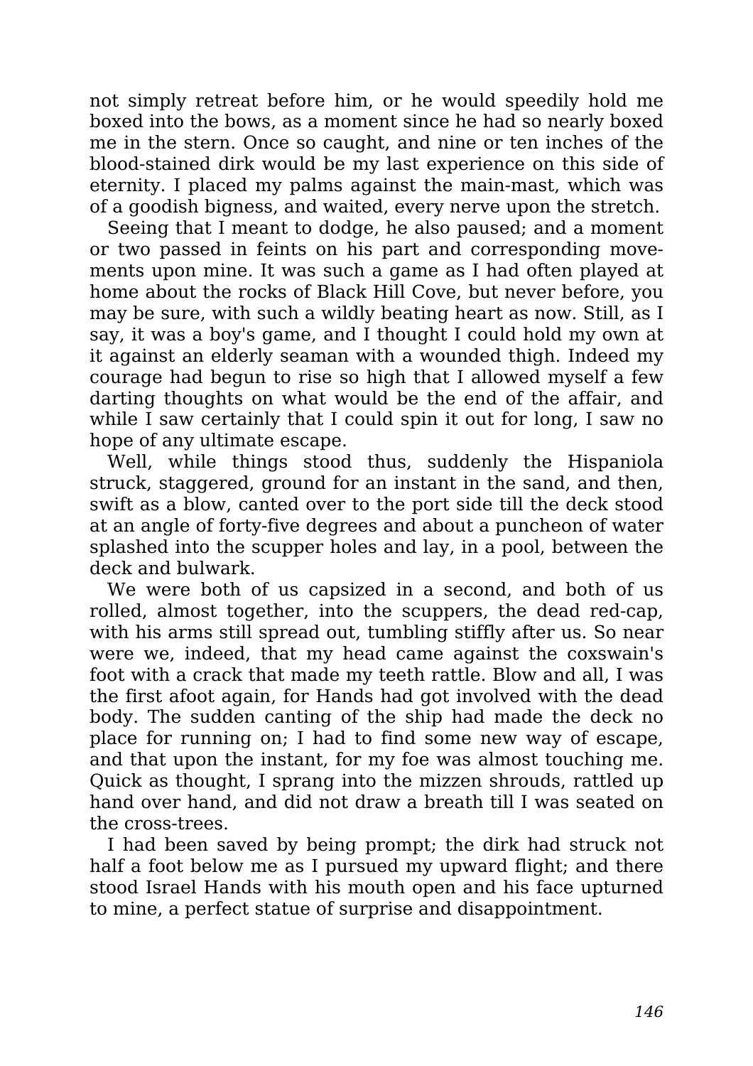not simply retreat before him, or he would speedily hold me boxed into the bows, as a moment since he had so nearly boxed me in the stern. Once so caught, and nine or ten inches of the blood-stained dirk would be my last experience on this side of eternity. I placed my palms against the main-mast, which was of a goodish bigness, and waited, every nerve upon the stretch.

Seeing that I meant to dodge, he also paused; and a moment or two passed in feints on his part and corresponding movements upon mine. It was such a game as I had often played at home about the rocks of Black Hill Cove, but never before, you may be sure, with such a wildly beating heart as now. Still, as I say, it was a boy's game, and I thought I could hold my own at it against an elderly seaman with a wounded thigh. Indeed my courage had begun to rise so high that I allowed myself a few darting thoughts on what would be the end of the affair, and while I saw certainly that I could spin it out for long, I saw no hope of any ultimate escape.

Well, while things stood thus, suddenly the Hispaniola struck, staggered, ground for an instant in the sand, and then, swift as a blow, canted over to the port side till the deck stood at an angle of forty-five degrees and about a puncheon of water splashed into the scupper holes and lay, in a pool, between the deck and bulwark.

We were both of us capsized in a second, and both of us rolled, almost together, into the scuppers, the dead red-cap, with his arms still spread out, tumbling stiffly after us. So near were we, indeed, that my head came against the coxswain's foot with a crack that made my teeth rattle. Blow and all, I was the first afoot again, for Hands had got involved with the dead body. The sudden canting of the ship had made the deck no place for running on; I had to find some new way of escape, and that upon the instant, for my foe was almost touching me. Quick as thought, I sprang into the mizzen shrouds, rattled up hand over hand, and did not draw a breath till I was seated on the cross-trees.

I had been saved by being prompt; the dirk had struck not half a foot below me as I pursued my upward flight; and there stood Israel Hands with his mouth open and his face upturned to mine, a perfect statue of surprise and disappointment.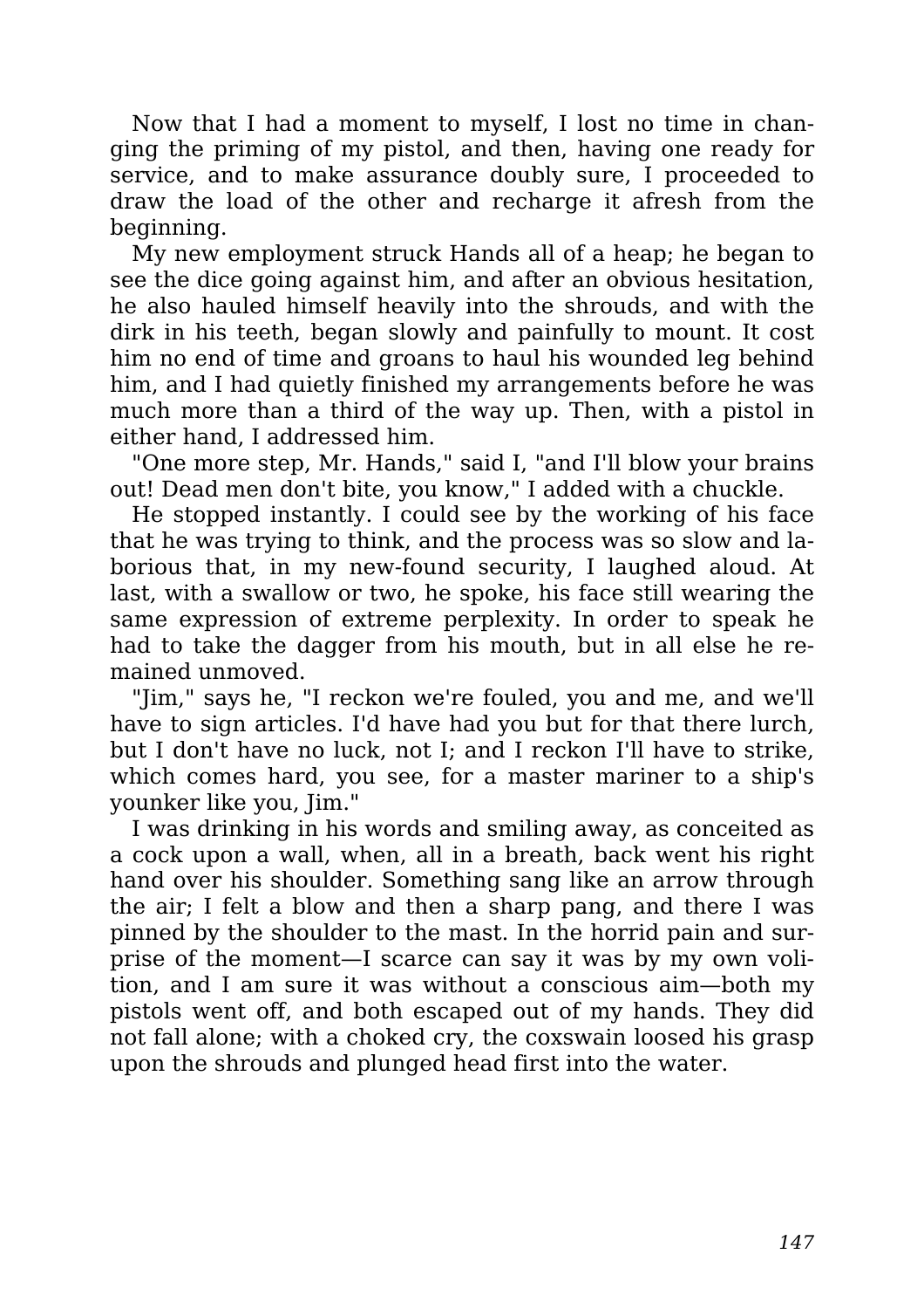Now that I had a moment to myself, I lost no time in changing the priming of my pistol, and then, having one ready for service, and to make assurance doubly sure, I proceeded to draw the load of the other and recharge it afresh from the beginning.

My new employment struck Hands all of a heap; he began to see the dice going against him, and after an obvious hesitation, he also hauled himself heavily into the shrouds, and with the dirk in his teeth, began slowly and painfully to mount. It cost him no end of time and groans to haul his wounded leg behind him, and I had quietly finished my arrangements before he was much more than a third of the way up. Then, with a pistol in either hand, I addressed him.

"One more step, Mr. Hands," said I, "and I'll blow your brains out! Dead men don't bite, you know," I added with a chuckle.

He stopped instantly. I could see by the working of his face that he was trying to think, and the process was so slow and laborious that, in my new-found security, I laughed aloud. At last, with a swallow or two, he spoke, his face still wearing the same expression of extreme perplexity. In order to speak he had to take the dagger from his mouth, but in all else he remained unmoved.

"Jim," says he, "I reckon we're fouled, you and me, and we'll have to sign articles. I'd have had you but for that there lurch, but I don't have no luck, not I; and I reckon I'll have to strike, which comes hard, you see, for a master mariner to a ship's younker like you, Jim."

I was drinking in his words and smiling away, as conceited as a cock upon a wall, when, all in a breath, back went his right hand over his shoulder. Something sang like an arrow through the air; I felt a blow and then a sharp pang, and there I was pinned by the shoulder to the mast. In the horrid pain and surprise of the moment—I scarce can say it was by my own volition, and I am sure it was without a conscious aim—both my pistols went off, and both escaped out of my hands. They did not fall alone; with a choked cry, the coxswain loosed his grasp upon the shrouds and plunged head first into the water.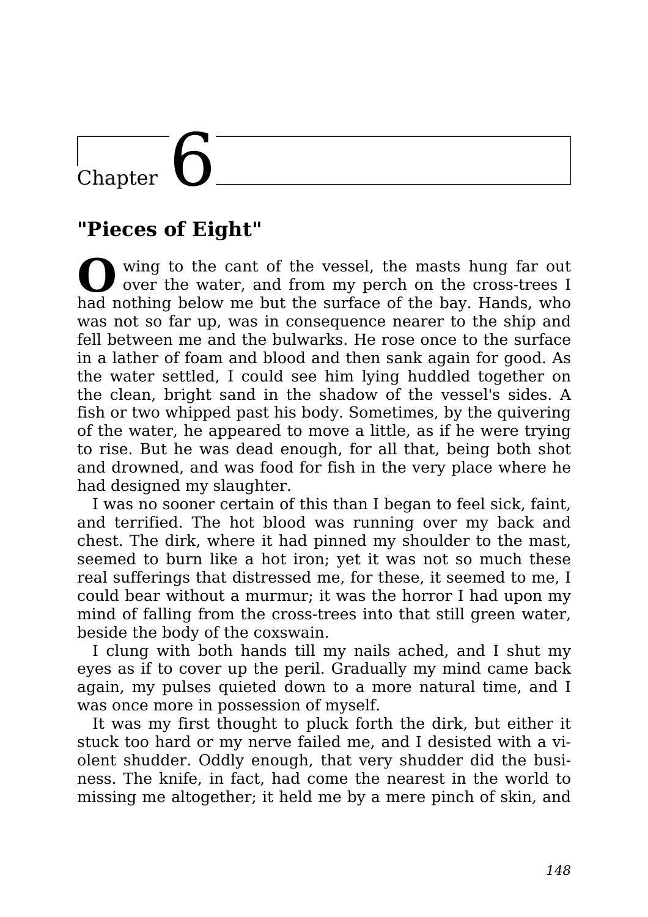# Chapter 6

## "Pieces of Eight"

Owing to the cant of the vessel, the masts hung far out over the water, and from my perch on the cross-trees I had nothing below me but the surface of the bay. Hands, who was not so far up, was in consequence nearer to the ship and fell between me and the bulwarks. He rose once to the surface in a lather of foam and blood and then sank again for good. As the water settled, I could see him lying huddled together on the clean, bright sand in the shadow of the vessel's sides. A fish or two whipped past his body. Sometimes, by the quivering of the water, he appeared to move a little, as if he were trying to rise. But he was dead enough, for all that, being both shot and drowned, and was food for fish in the very place where he had designed my slaughter.

I was no sooner certain of this than I began to feel sick, faint, and terrified. The hot blood was running over my back and chest. The dirk, where it had pinned my shoulder to the mast, seemed to burn like a hot iron; yet it was not so much these real sufferings that distressed me, for these, it seemed to me, I could bear without a murmur; it was the horror I had upon my mind of falling from the cross-trees into that still green water, beside the body of the coxswain.

I clung with both hands till my nails ached, and I shut my eyes as if to cover up the peril. Gradually my mind came back again, my pulses quieted down to a more natural time, and I was once more in possession of myself.

It was my first thought to pluck forth the dirk, but either it stuck too hard or my nerve failed me, and I desisted with a violent shudder. Oddly enough, that very shudder did the business. The knife, in fact, had come the nearest in the world to missing me altogether; it held me by a mere pinch of skin, and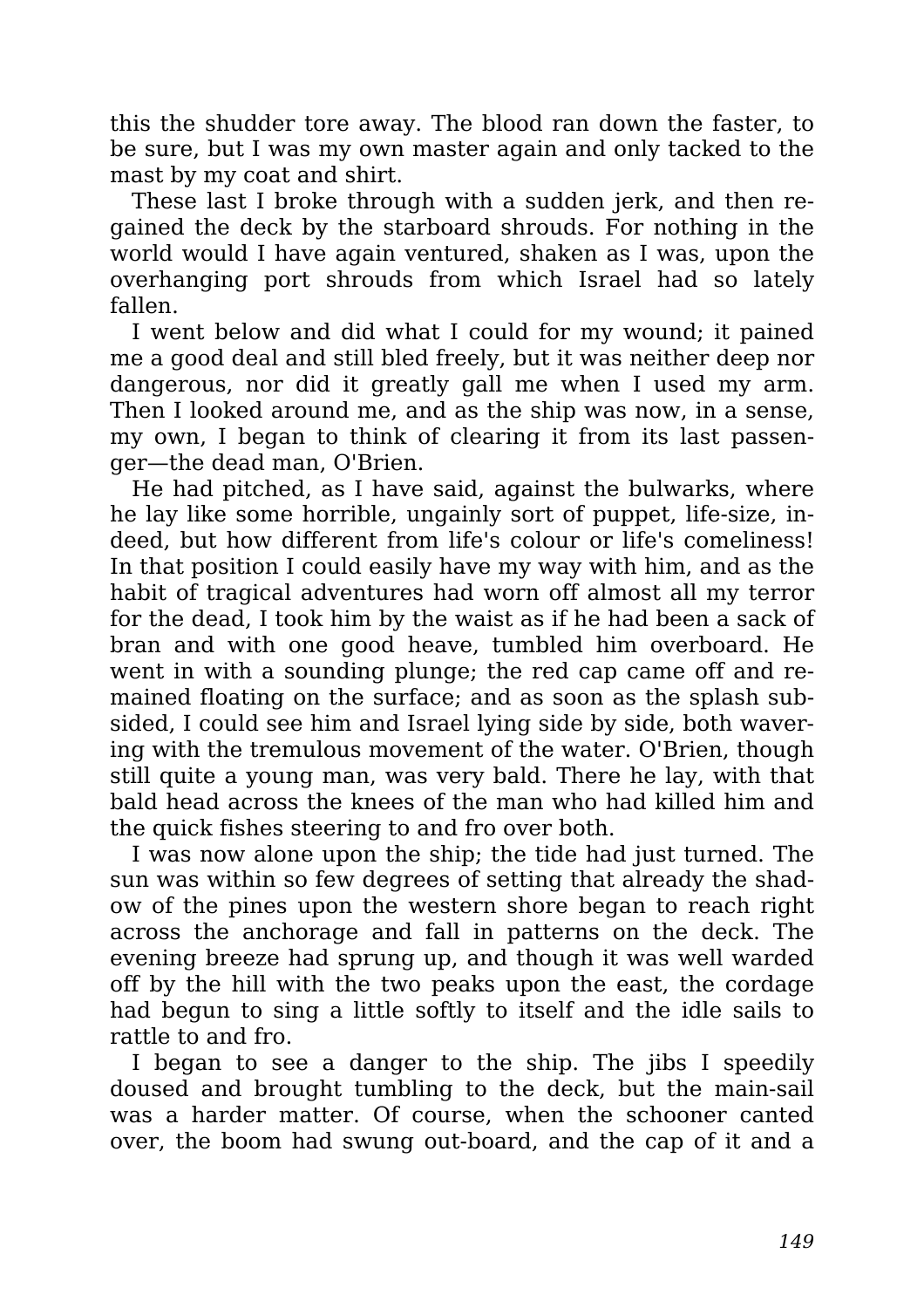this the shudder tore away. The blood ran down the faster, to be sure, but I was my own master again and only tacked to the mast by my coat and shirt.

These last I broke through with a sudden jerk, and then regained the deck by the starboard shrouds. For nothing in the world would I have again ventured, shaken as I was, upon the overhanging port shrouds from which Israel had so lately fallen.

I went below and did what I could for my wound; it pained me a good deal and still bled freely, but it was neither deep nor dangerous, nor did it greatly gall me when I used my arm. Then I looked around me, and as the ship was now, in a sense, my own, I began to think of clearing it from its last passenger—the dead man, O'Brien.

He had pitched, as I have said, against the bulwarks, where he lay like some horrible, ungainly sort of puppet, life-size, indeed, but how different from life's colour or life's comeliness! In that position I could easily have my way with him, and as the habit of tragical adventures had worn off almost all my terror for the dead, I took him by the waist as if he had been a sack of bran and with one good heave, tumbled him overboard. He went in with a sounding plunge; the red cap came off and remained floating on the surface; and as soon as the splash subsided, I could see him and Israel lying side by side, both wavering with the tremulous movement of the water. O'Brien, though still quite a young man, was very bald. There he lay, with that bald head across the knees of the man who had killed him and the quick fishes steering to and fro over both.

I was now alone upon the ship; the tide had just turned. The sun was within so few degrees of setting that already the shadow of the pines upon the western shore began to reach right across the anchorage and fall in patterns on the deck. The evening breeze had sprung up, and though it was well warded off by the hill with the two peaks upon the east, the cordage had begun to sing a little softly to itself and the idle sails to rattle to and fro.

I began to see a danger to the ship. The jibs I speedily doused and brought tumbling to the deck, but the main-sail was a harder matter. Of course, when the schooner canted over, the boom had swung out-board, and the cap of it and a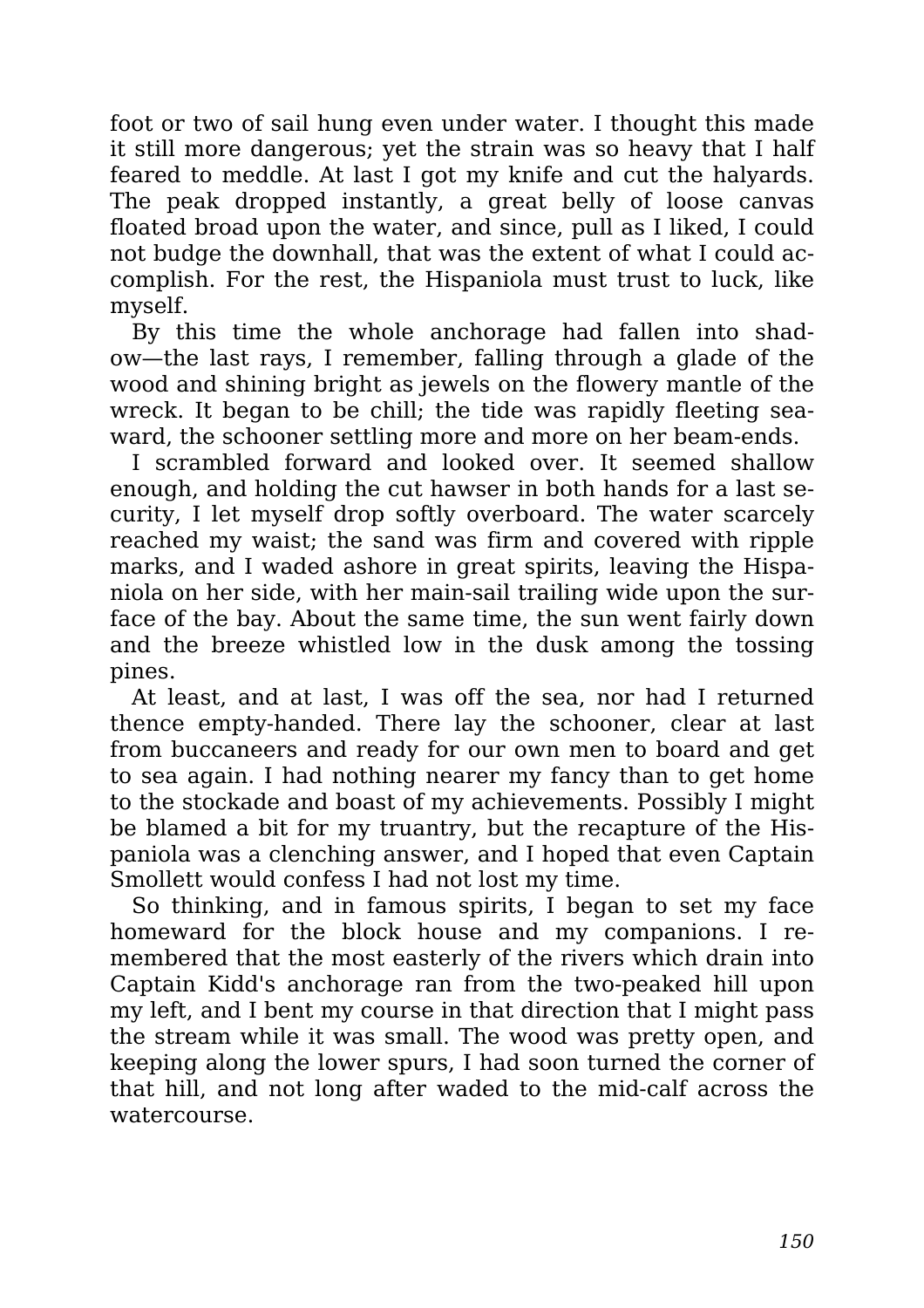foot or two of sail hung even under water. I thought this made it still more dangerous; yet the strain was so heavy that I half feared to meddle. At last I got my knife and cut the halyards. The peak dropped instantly, a great belly of loose canvas floated broad upon the water, and since, pull as I liked, I could not budge the downhall, that was the extent of what I could accomplish. For the rest, the Hispaniola must trust to luck, like myself.

By this time the whole anchorage had fallen into shadow—the last rays, I remember, falling through a glade of the wood and shining bright as jewels on the flowery mantle of the wreck. It began to be chill; the tide was rapidly fleeting seaward, the schooner settling more and more on her beam-ends.

I scrambled forward and looked over. It seemed shallow enough, and holding the cut hawser in both hands for a last security, I let myself drop softly overboard. The water scarcely reached my waist; the sand was firm and covered with ripple marks, and I waded ashore in great spirits, leaving the Hispaniola on her side, with her main-sail trailing wide upon the surface of the bay. About the same time, the sun went fairly down and the breeze whistled low in the dusk among the tossing pines.

At least, and at last, I was off the sea, nor had I returned thence empty-handed. There lay the schooner, clear at last from buccaneers and ready for our own men to board and get to sea again. I had nothing nearer my fancy than to get home to the stockade and boast of my achievements. Possibly I might be blamed a bit for my truantry, but the recapture of the Hispaniola was a clenching answer, and I hoped that even Captain Smollett would confess I had not lost my time.

So thinking, and in famous spirits, I began to set my face homeward for the block house and my companions. I remembered that the most easterly of the rivers which drain into Captain Kidd's anchorage ran from the two-peaked hill upon my left, and I bent my course in that direction that I might pass the stream while it was small. The wood was pretty open, and keeping along the lower spurs, I had soon turned the corner of that hill, and not long after waded to the mid-calf across the watercourse.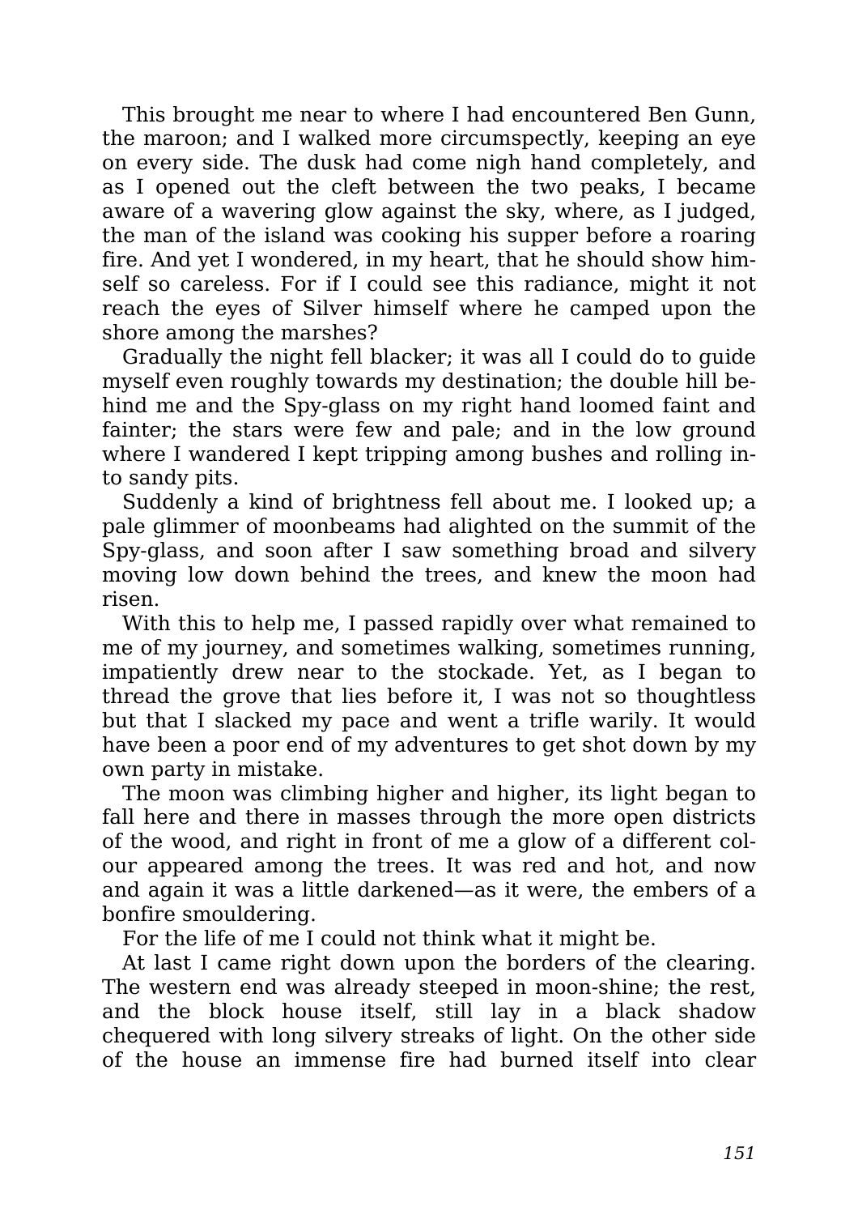This brought me near to where I had encountered Ben Gunn, the maroon; and I walked more circumspectly, keeping an eye on every side. The dusk had come nigh hand completely, and as I opened out the cleft between the two peaks, I became aware of a wavering glow against the sky, where, as I judged, the man of the island was cooking his supper before a roaring fire. And yet I wondered, in my heart, that he should show himself so careless. For if I could see this radiance, might it not reach the eyes of Silver himself where he camped upon the shore among the marshes?

Gradually the night fell blacker; it was all I could do to guide myself even roughly towards my destination; the double hill behind me and the Spy-glass on my right hand loomed faint and fainter; the stars were few and pale; and in the low ground where I wandered I kept tripping among bushes and rolling into sandy pits.

Suddenly a kind of brightness fell about me. I looked up; a pale glimmer of moonbeams had alighted on the summit of the Spy-glass, and soon after I saw something broad and silvery moving low down behind the trees, and knew the moon had risen.

With this to help me, I passed rapidly over what remained to me of my journey, and sometimes walking, sometimes running, impatiently drew near to the stockade. Yet, as I began to thread the grove that lies before it, I was not so thoughtless but that I slacked my pace and went a trifle warily. It would have been a poor end of my adventures to get shot down by my own party in mistake.

The moon was climbing higher and higher, its light began to fall here and there in masses through the more open districts of the wood, and right in front of me a glow of a different colour appeared among the trees. It was red and hot, and now and again it was a little darkened—as it were, the embers of a bonfire smouldering.

For the life of me I could not think what it might be.

At last I came right down upon the borders of the clearing. The western end was already steeped in moon-shine; the rest, and the block house itself, still lay in a black shadow chequered with long silvery streaks of light. On the other side of the house an immense fire had burned itself into clear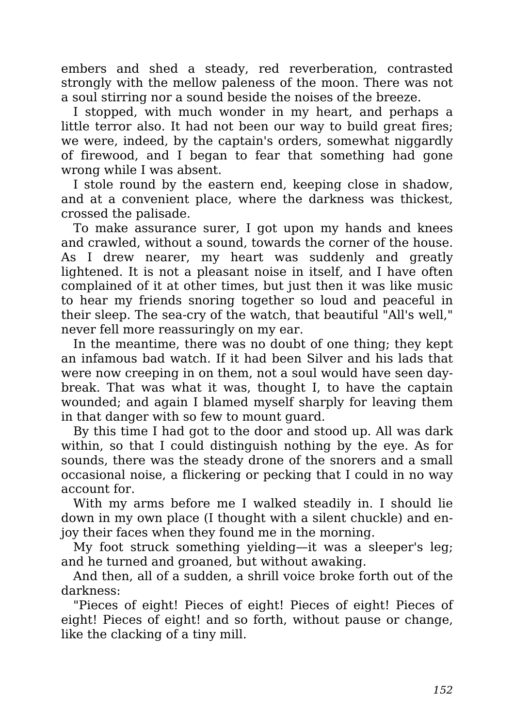embers and shed a steady, red reverberation, contrasted strongly with the mellow paleness of the moon. There was not a soul stirring nor a sound beside the noises of the breeze.

I stopped, with much wonder in my heart, and perhaps a little terror also. It had not been our way to build great fires; we were, indeed, by the captain's orders, somewhat niggardly of firewood, and I began to fear that something had gone wrong while I was absent.

I stole round by the eastern end, keeping close in shadow, and at a convenient place, where the darkness was thickest, crossed the palisade.

To make assurance surer, I got upon my hands and knees and crawled, without a sound, towards the corner of the house. As I drew nearer, my heart was suddenly and greatly lightened. It is not a pleasant noise in itself, and I have often complained of it at other times, but just then it was like music to hear my friends snoring together so loud and peaceful in their sleep. The sea-cry of the watch, that beautiful "All's well," never fell more reassuringly on my ear.

In the meantime, there was no doubt of one thing; they kept an infamous bad watch. If it had been Silver and his lads that were now creeping in on them, not a soul would have seen day-break. That was what it was, thought I, to have the captain wounded; and again I blamed myself sharply for leaving them in that danger with so few to mount guard.

By this time I had got to the door and stood up. All was dark within, so that I could distinguish nothing by the eye. As for sounds, there was the steady drone of the snorers and a small occasional noise, a flickering or pecking that I could in no way account for.

With my arms before me I walked steadily in. I should lie down in my own place (I thought with a silent chuckle) and enjoy their faces when they found me in the morning.

My foot struck something yielding—it was a sleeper's leg; and he turned and groaned, but without awaking.

And then, all of a sudden, a shrill voice broke forth out of the darkness:

"Pieces of eight! Pieces of eight! Pieces of eight! Pieces of eight! Pieces of eight! and so forth, without pause or change, like the clacking of a tiny mill.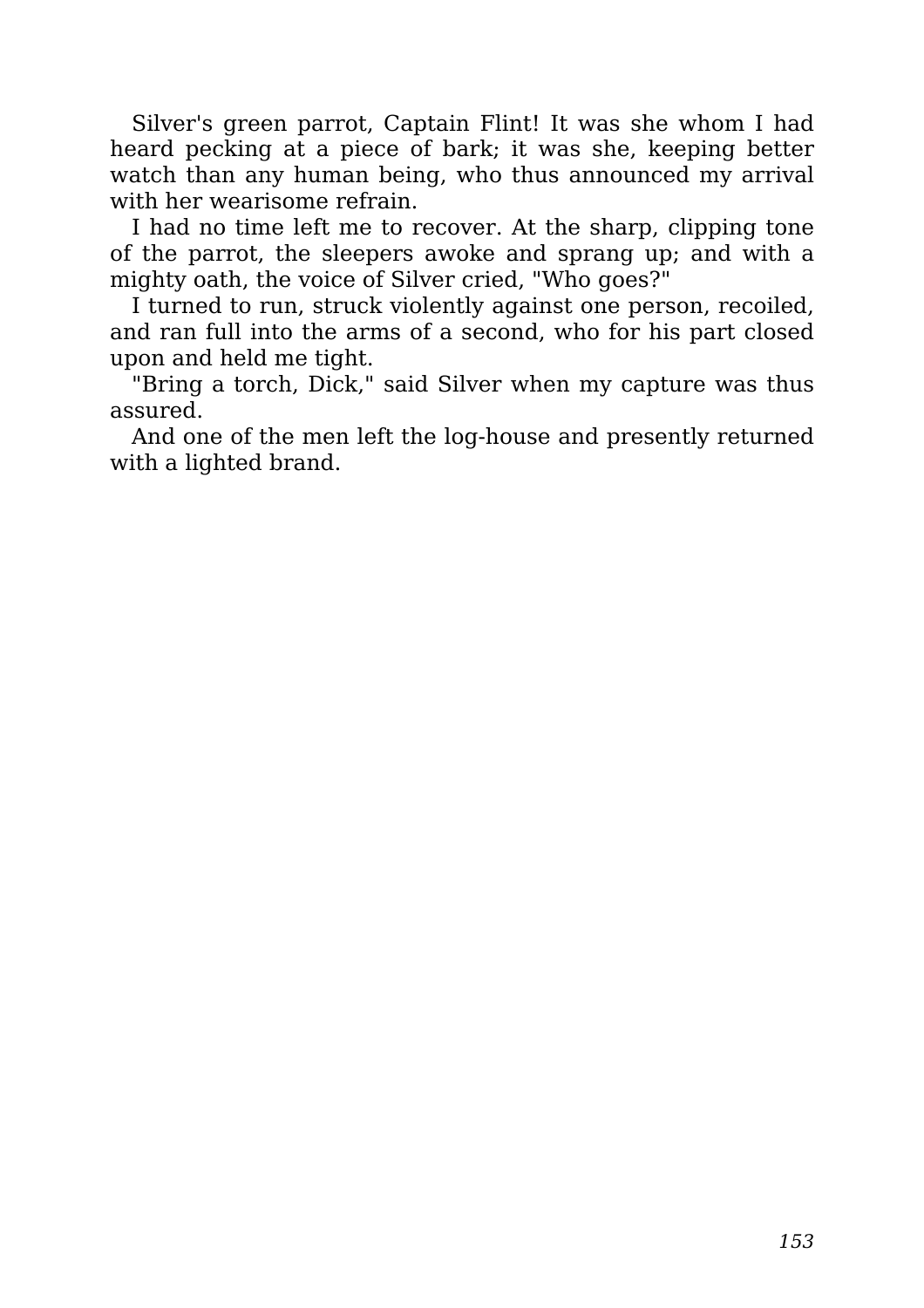Silver's green parrot, Captain Flint! It was she whom I had heard pecking at a piece of bark; it was she, keeping better watch than any human being, who thus announced my arrival with her wearisome refrain.

I had no time left me to recover. At the sharp, clipping tone of the parrot, the sleepers awoke and sprang up; and with a mighty oath, the voice of Silver cried, "Who goes?"

I turned to run, struck violently against one person, recoiled, and ran full into the arms of a second, who for his part closed upon and held me tight.

"Bring a torch, Dick," said Silver when my capture was thus assured.

And one of the men left the log-house and presently returned with a lighted brand.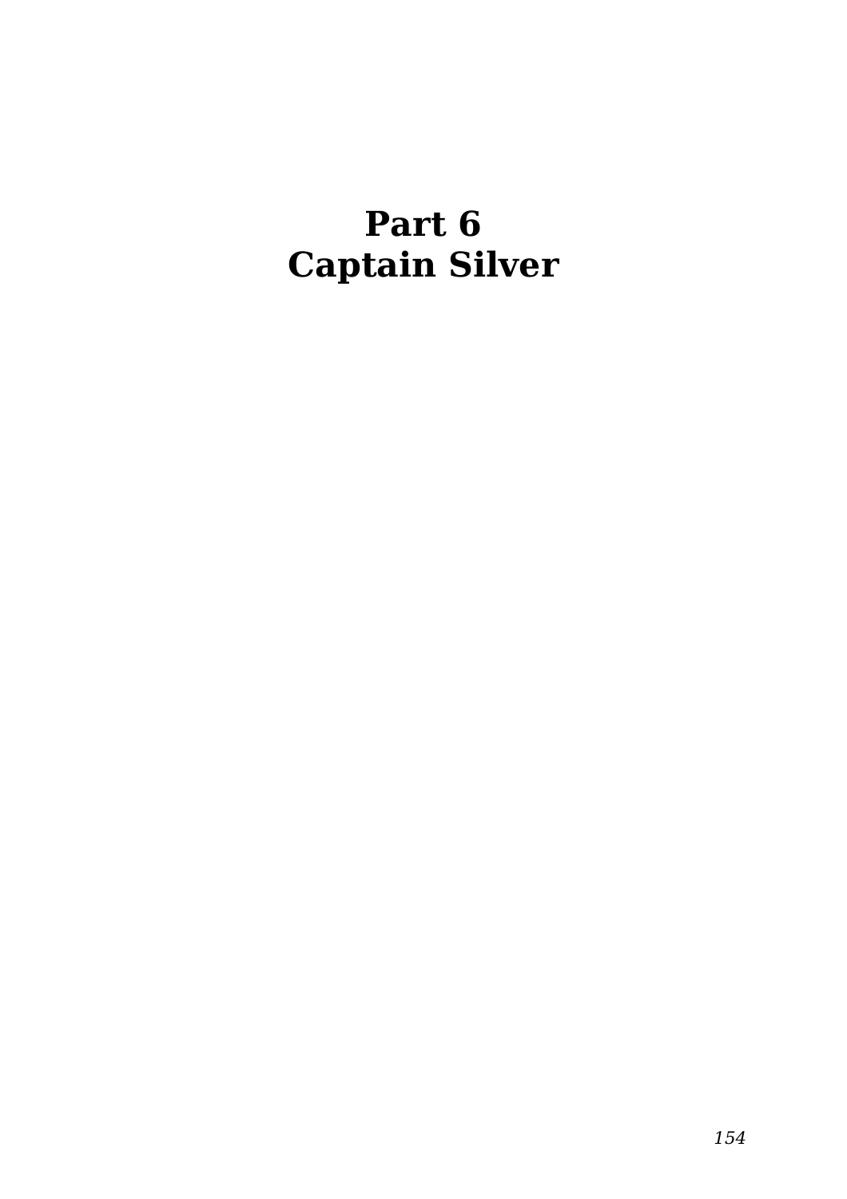# Part 6
# Captain Silver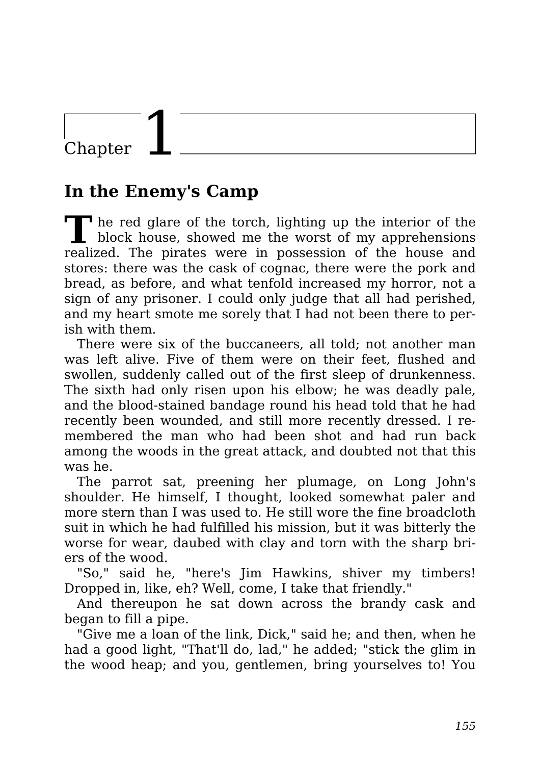# Chapter 1

## In the Enemy's Camp

The red glare of the torch, lighting up the interior of the block house, showed me the worst of my apprehensions realized. The pirates were in possession of the house and stores: there was the cask of cognac, there were the pork and bread, as before, and what tenfold increased my horror, not a sign of any prisoner. I could only judge that all had perished, and my heart smote me sorely that I had not been there to perish with them.

There were six of the buccaneers, all told; not another man was left alive. Five of them were on their feet, flushed and swollen, suddenly called out of the first sleep of drunkenness. The sixth had only risen upon his elbow; he was deadly pale, and the blood-stained bandage round his head told that he had recently been wounded, and still more recently dressed. I remembered the man who had been shot and had run back among the woods in the great attack, and doubted not that this was he.

The parrot sat, preening her plumage, on Long John's shoulder. He himself, I thought, looked somewhat paler and more stern than I was used to. He still wore the fine broadcloth suit in which he had fulfilled his mission, but it was bitterly the worse for wear, daubed with clay and torn with the sharp briers of the wood.

"So," said he, "here's Jim Hawkins, shiver my timbers! Dropped in, like, eh? Well, come, I take that friendly."

And thereupon he sat down across the brandy cask and began to fill a pipe.

"Give me a loan of the link, Dick," said he; and then, when he had a good light, "That'll do, lad," he added; "stick the glim in the wood heap; and you, gentlemen, bring yourselves to! You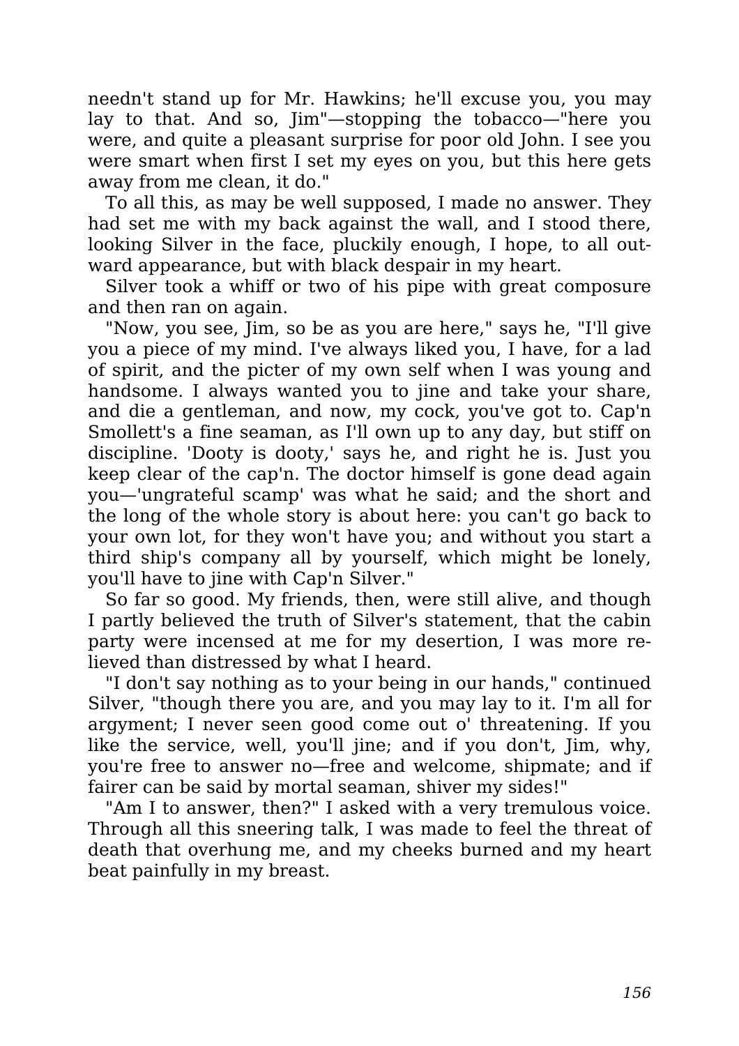needn't stand up for Mr. Hawkins; he'll excuse you, you may lay to that. And so, Jim"—stopping the tobacco—"here you were, and quite a pleasant surprise for poor old John. I see you were smart when first I set my eyes on you, but this here gets away from me clean, it do."

To all this, as may be well supposed, I made no answer. They had set me with my back against the wall, and I stood there, looking Silver in the face, pluckily enough, I hope, to all outward appearance, but with black despair in my heart.

Silver took a whiff or two of his pipe with great composure and then ran on again.

"Now, you see, Jim, so be as you are here," says he, "I'll give you a piece of my mind. I've always liked you, I have, for a lad of spirit, and the picter of my own self when I was young and handsome. I always wanted you to jine and take your share, and die a gentleman, and now, my cock, you've got to. Cap'n Smollett's a fine seaman, as I'll own up to any day, but stiff on discipline. 'Dooty is dooty,' says he, and right he is. Just you keep clear of the cap'n. The doctor himself is gone dead again you—'ungrateful scamp' was what he said; and the short and the long of the whole story is about here: you can't go back to your own lot, for they won't have you; and without you start a third ship's company all by yourself, which might be lonely, you'll have to jine with Cap'n Silver."

So far so good. My friends, then, were still alive, and though I partly believed the truth of Silver's statement, that the cabin party were incensed at me for my desertion, I was more relieved than distressed by what I heard.

"I don't say nothing as to your being in our hands," continued Silver, "though there you are, and you may lay to it. I'm all for argyment; I never seen good come out o' threatening. If you like the service, well, you'll jine; and if you don't, Jim, why, you're free to answer no—free and welcome, shipmate; and if fairer can be said by mortal seaman, shiver my sides!"

"Am I to answer, then?" I asked with a very tremulous voice. Through all this sneering talk, I was made to feel the threat of death that overhung me, and my cheeks burned and my heart beat painfully in my breast.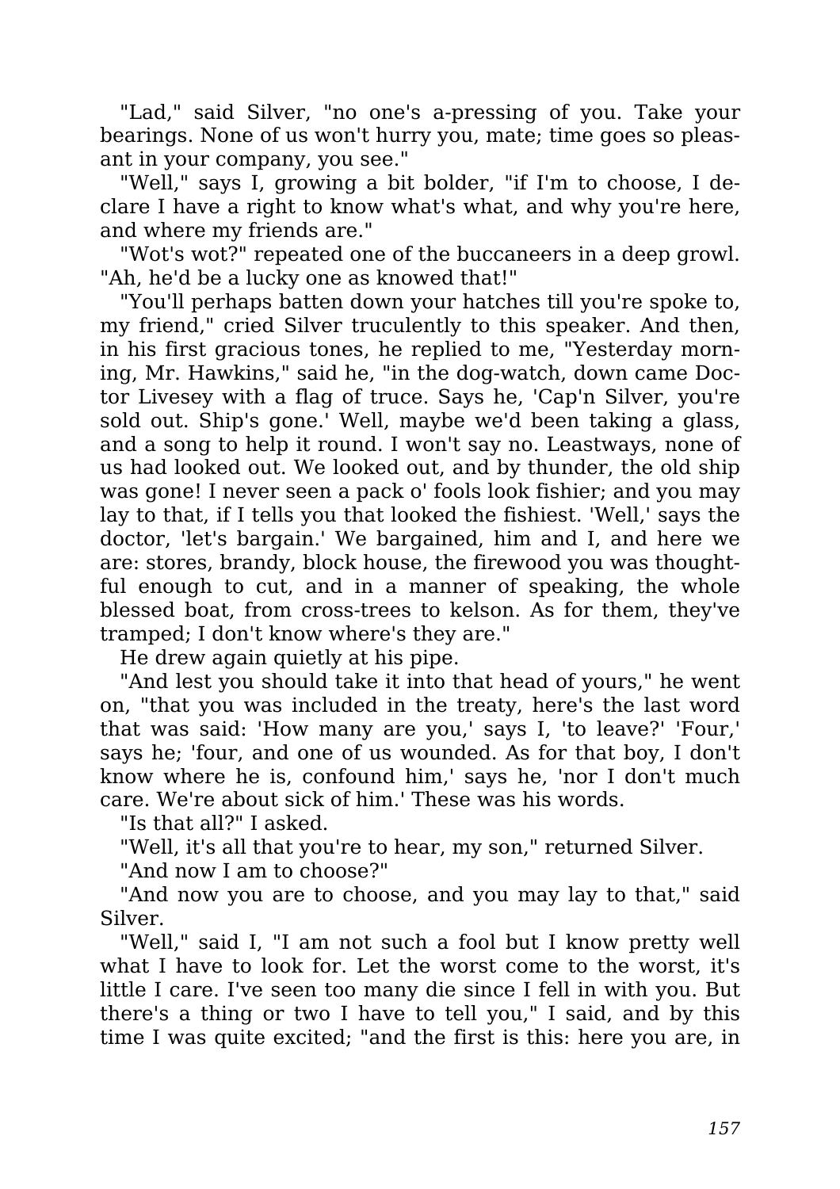"Lad," said Silver, "no one's a-pressing of you. Take your bearings. None of us won't hurry you, mate; time goes so pleasant in your company, you see."

"Well," says I, growing a bit bolder, "if I'm to choose, I declare I have a right to know what's what, and why you're here, and where my friends are."

"Wot's wot?" repeated one of the buccaneers in a deep growl. "Ah, he'd be a lucky one as knowed that!"

"You'll perhaps batten down your hatches till you're spoke to, my friend," cried Silver truculently to this speaker. And then, in his first gracious tones, he replied to me, "Yesterday morning, Mr. Hawkins," said he, "in the dog-watch, down came Doctor Livesey with a flag of truce. Says he, 'Cap'n Silver, you're sold out. Ship's gone.' Well, maybe we'd been taking a glass, and a song to help it round. I won't say no. Leastways, none of us had looked out. We looked out, and by thunder, the old ship was gone! I never seen a pack o' fools look fishier; and you may lay to that, if I tells you that looked the fishiest. 'Well,' says the doctor, 'let's bargain.' We bargained, him and I, and here we are: stores, brandy, block house, the firewood you was thoughtful enough to cut, and in a manner of speaking, the whole blessed boat, from cross-trees to kelson. As for them, they've tramped; I don't know where's they are."

He drew again quietly at his pipe.

"And lest you should take it into that head of yours," he went on, "that you was included in the treaty, here's the last word that was said: 'How many are you,' says I, 'to leave?' 'Four,' says he; 'four, and one of us wounded. As for that boy, I don't know where he is, confound him,' says he, 'nor I don't much care. We're about sick of him.' These was his words.

"Is that all?" I asked.

"Well, it's all that you're to hear, my son," returned Silver.

"And now I am to choose?"

"And now you are to choose, and you may lay to that," said Silver.

"Well," said I, "I am not such a fool but I know pretty well what I have to look for. Let the worst come to the worst, it's little I care. I've seen too many die since I fell in with you. But there's a thing or two I have to tell you," I said, and by this time I was quite excited; "and the first is this: here you are, in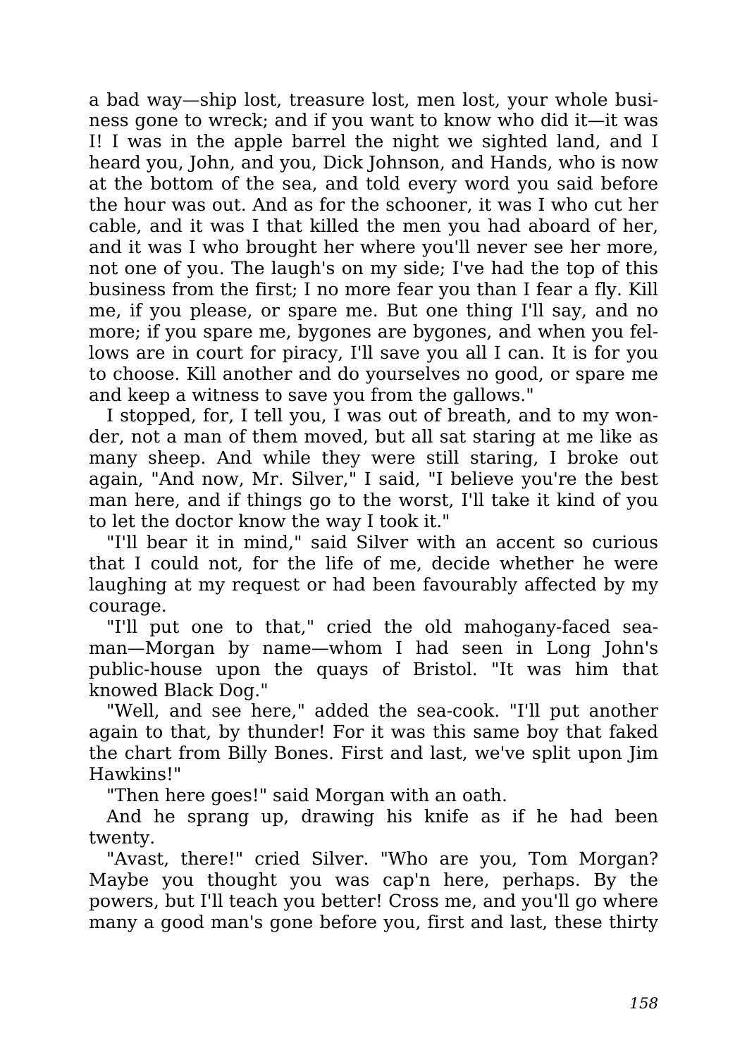a bad way—ship lost, treasure lost, men lost, your whole business gone to wreck; and if you want to know who did it—it was I! I was in the apple barrel the night we sighted land, and I heard you, John, and you, Dick Johnson, and Hands, who is now at the bottom of the sea, and told every word you said before the hour was out. And as for the schooner, it was I who cut her cable, and it was I that killed the men you had aboard of her, and it was I who brought her where you'll never see her more, not one of you. The laugh's on my side; I've had the top of this business from the first; I no more fear you than I fear a fly. Kill me, if you please, or spare me. But one thing I'll say, and no more; if you spare me, bygones are bygones, and when you fellows are in court for piracy, I'll save you all I can. It is for you to choose. Kill another and do yourselves no good, or spare me and keep a witness to save you from the gallows."

I stopped, for, I tell you, I was out of breath, and to my wonder, not a man of them moved, but all sat staring at me like as many sheep. And while they were still staring, I broke out again, "And now, Mr. Silver," I said, "I believe you're the best man here, and if things go to the worst, I'll take it kind of you to let the doctor know the way I took it."

"I'll bear it in mind," said Silver with an accent so curious that I could not, for the life of me, decide whether he were laughing at my request or had been favourably affected by my courage.

"I'll put one to that," cried the old mahogany-faced seaman—Morgan by name—whom I had seen in Long John's public-house upon the quays of Bristol. "It was him that knowed Black Dog."

"Well, and see here," added the sea-cook. "I'll put another again to that, by thunder! For it was this same boy that faked the chart from Billy Bones. First and last, we've split upon Jim Hawkins!"

"Then here goes!" said Morgan with an oath.

And he sprang up, drawing his knife as if he had been twenty.

"Avast, there!" cried Silver. "Who are you, Tom Morgan? Maybe you thought you was cap'n here, perhaps. By the powers, but I'll teach you better! Cross me, and you'll go where many a good man's gone before you, first and last, these thirty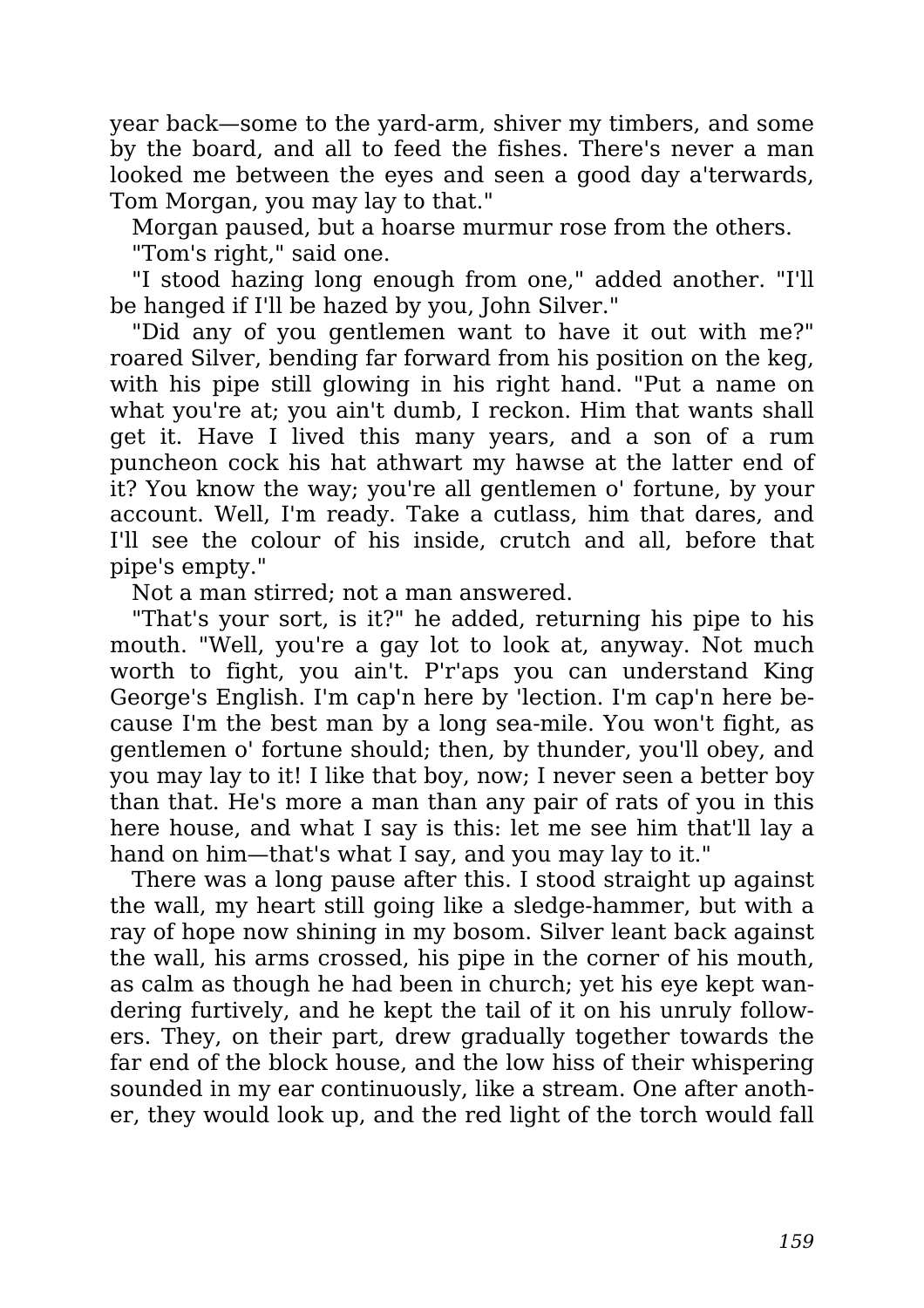year back—some to the yard-arm, shiver my timbers, and some by the board, and all to feed the fishes. There's never a man looked me between the eyes and seen a good day a'terwards, Tom Morgan, you may lay to that."

Morgan paused, but a hoarse murmur rose from the others.

"Tom's right," said one.

"I stood hazing long enough from one," added another. "I'll be hanged if I'll be hazed by you, John Silver."

"Did any of you gentlemen want to have it out with me?" roared Silver, bending far forward from his position on the keg, with his pipe still glowing in his right hand. "Put a name on what you're at; you ain't dumb, I reckon. Him that wants shall get it. Have I lived this many years, and a son of a rum puncheon cock his hat athwart my hawse at the latter end of it? You know the way; you're all gentlemen o' fortune, by your account. Well, I'm ready. Take a cutlass, him that dares, and I'll see the colour of his inside, crutch and all, before that pipe's empty."

Not a man stirred; not a man answered.

"That's your sort, is it?" he added, returning his pipe to his mouth. "Well, you're a gay lot to look at, anyway. Not much worth to fight, you ain't. P'r'aps you can understand King George's English. I'm cap'n here by 'lection. I'm cap'n here because I'm the best man by a long sea-mile. You won't fight, as gentlemen o' fortune should; then, by thunder, you'll obey, and you may lay to it! I like that boy, now; I never seen a better boy than that. He's more a man than any pair of rats of you in this here house, and what I say is this: let me see him that'll lay a hand on him—that's what I say, and you may lay to it."

There was a long pause after this. I stood straight up against the wall, my heart still going like a sledge-hammer, but with a ray of hope now shining in my bosom. Silver leant back against the wall, his arms crossed, his pipe in the corner of his mouth, as calm as though he had been in church; yet his eye kept wandering furtively, and he kept the tail of it on his unruly followers. They, on their part, drew gradually together towards the far end of the block house, and the low hiss of their whispering sounded in my ear continuously, like a stream. One after another, they would look up, and the red light of the torch would fall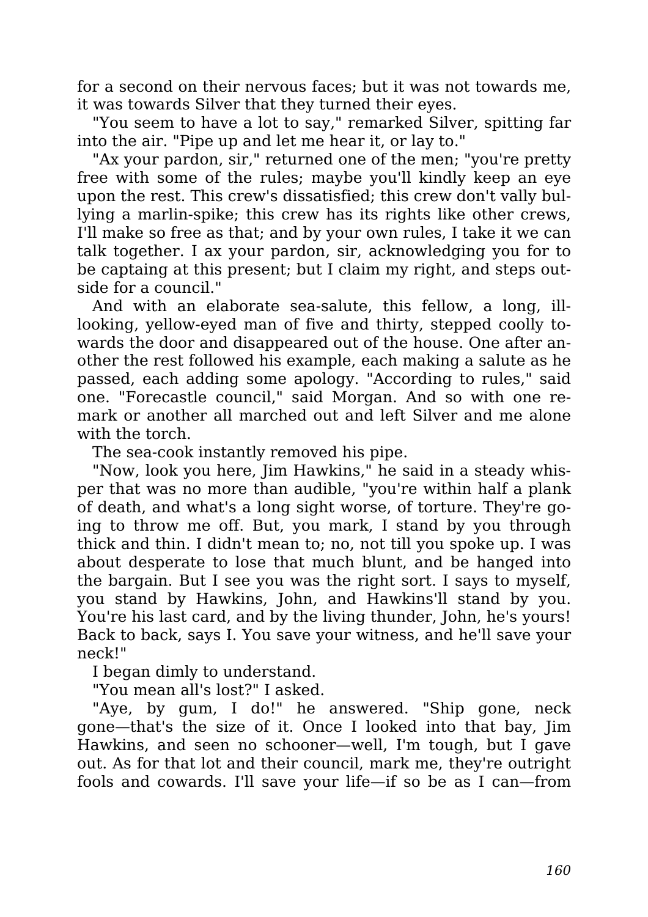for a second on their nervous faces; but it was not towards me, it was towards Silver that they turned their eyes.

"You seem to have a lot to say," remarked Silver, spitting far into the air. "Pipe up and let me hear it, or lay to."

"Ax your pardon, sir," returned one of the men; "you're pretty free with some of the rules; maybe you'll kindly keep an eye upon the rest. This crew's dissatisfied; this crew don't vally bullying a marlin-spike; this crew has its rights like other crews, I'll make so free as that; and by your own rules, I take it we can talk together. I ax your pardon, sir, acknowledging you for to be captaing at this present; but I claim my right, and steps outside for a council."

And with an elaborate sea-salute, this fellow, a long, ill-looking, yellow-eyed man of five and thirty, stepped coolly towards the door and disappeared out of the house. One after another the rest followed his example, each making a salute as he passed, each adding some apology. "According to rules," said one. "Forecastle council," said Morgan. And so with one remark or another all marched out and left Silver and me alone with the torch.

The sea-cook instantly removed his pipe.

"Now, look you here, Jim Hawkins," he said in a steady whisper that was no more than audible, "you're within half a plank of death, and what's a long sight worse, of torture. They're going to throw me off. But, you mark, I stand by you through thick and thin. I didn't mean to; no, not till you spoke up. I was about desperate to lose that much blunt, and be hanged into the bargain. But I see you was the right sort. I says to myself, you stand by Hawkins, John, and Hawkins'll stand by you. You're his last card, and by the living thunder, John, he's yours! Back to back, says I. You save your witness, and he'll save your neck!"

I began dimly to understand.

"You mean all's lost?" I asked.

"Aye, by gum, I do!" he answered. "Ship gone, neck gone—that's the size of it. Once I looked into that bay, Jim Hawkins, and seen no schooner—well, I'm tough, but I gave out. As for that lot and their council, mark me, they're outright fools and cowards. I'll save your life—if so be as I can—from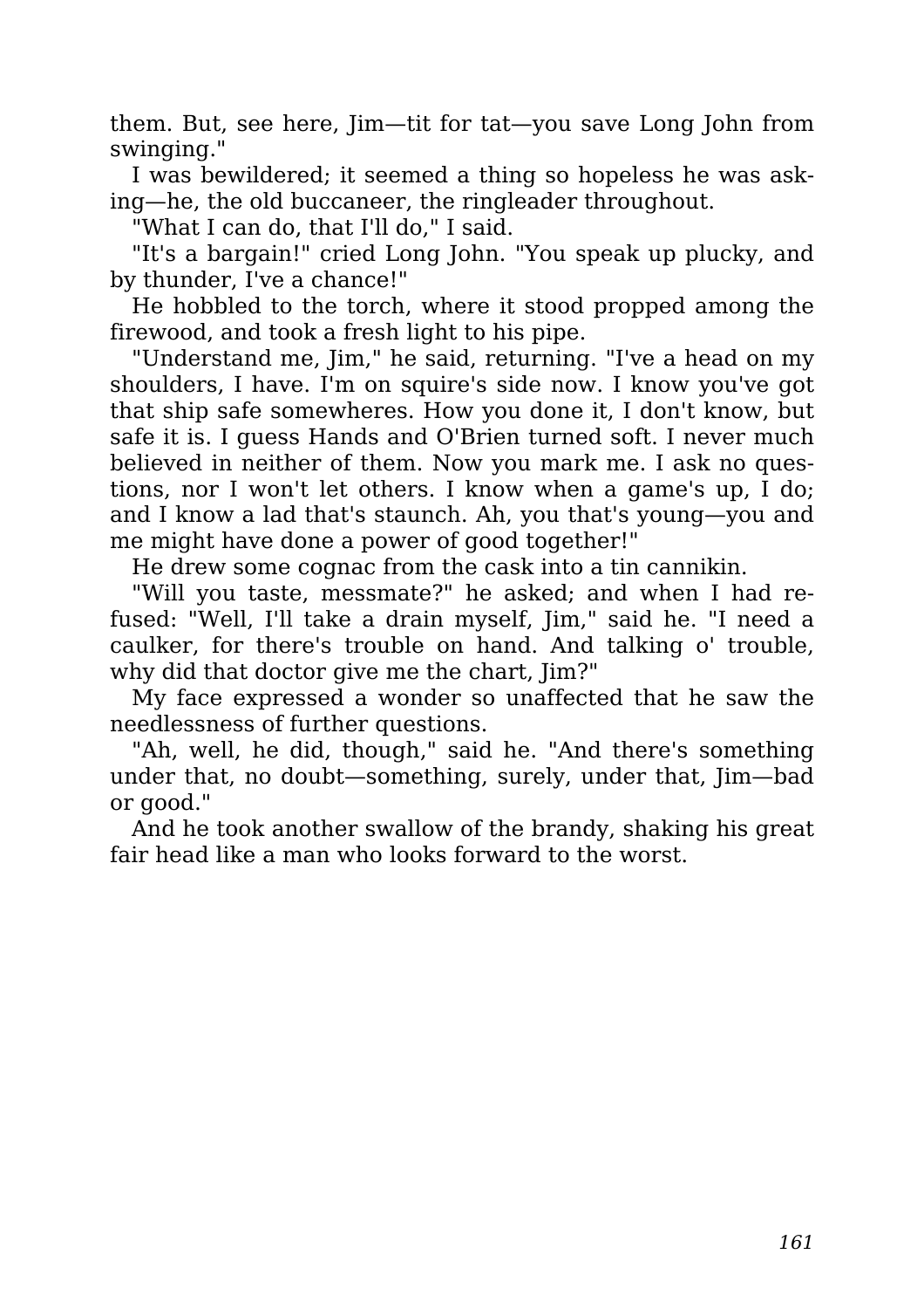them. But, see here, Jim—tit for tat—you save Long John from swinging."

I was bewildered; it seemed a thing so hopeless he was asking—he, the old buccaneer, the ringleader throughout.

"What I can do, that I'll do," I said.

"It's a bargain!" cried Long John. "You speak up plucky, and by thunder, I've a chance!"

He hobbled to the torch, where it stood propped among the firewood, and took a fresh light to his pipe.

"Understand me, Jim," he said, returning. "I've a head on my shoulders, I have. I'm on squire's side now. I know you've got that ship safe somewheres. How you done it, I don't know, but safe it is. I guess Hands and O'Brien turned soft. I never much believed in neither of them. Now you mark me. I ask no questions, nor I won't let others. I know when a game's up, I do; and I know a lad that's staunch. Ah, you that's young—you and me might have done a power of good together!"

He drew some cognac from the cask into a tin cannikin.

"Will you taste, messmate?" he asked; and when I had refused: "Well, I'll take a drain myself, Jim," said he. "I need a caulker, for there's trouble on hand. And talking o' trouble, why did that doctor give me the chart, Jim?"

My face expressed a wonder so unaffected that he saw the needlessness of further questions.

"Ah, well, he did, though," said he. "And there's something under that, no doubt—something, surely, under that, Jim—bad or good."

And he took another swallow of the brandy, shaking his great fair head like a man who looks forward to the worst.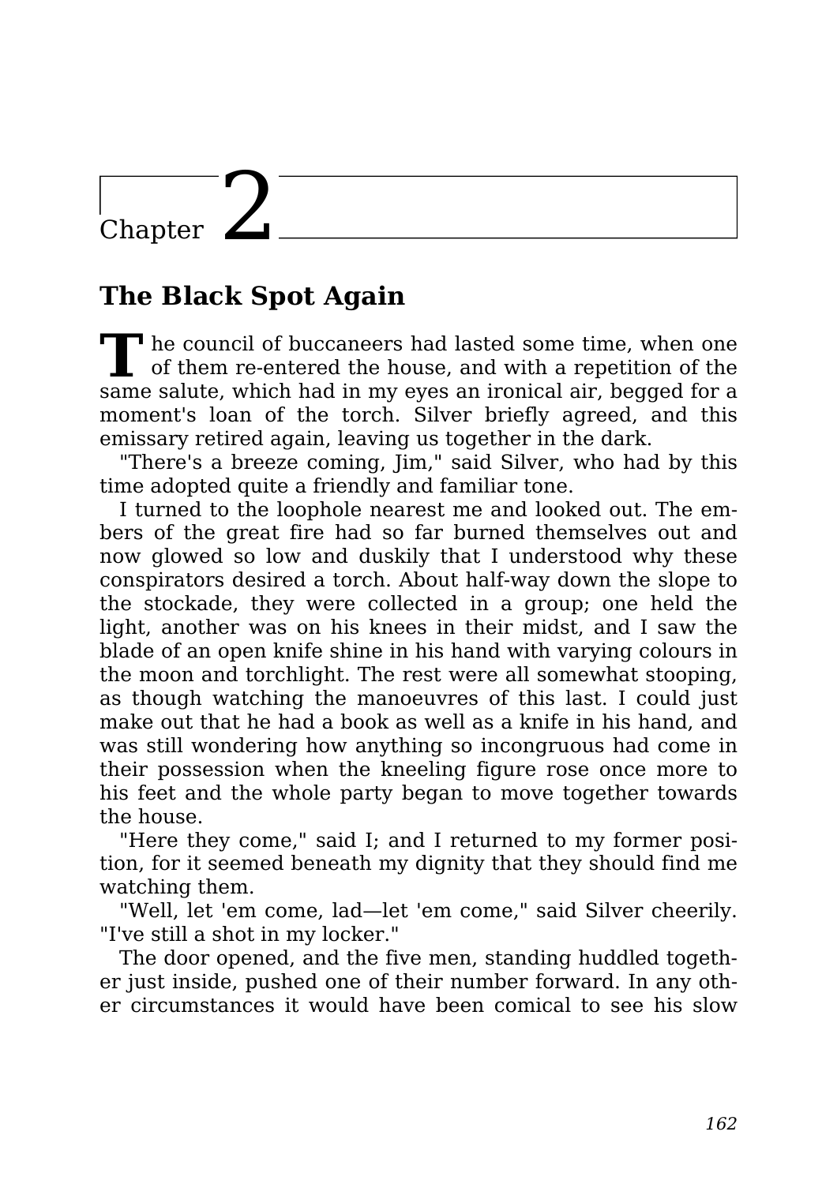# Chapter 2

## The Black Spot Again

The council of buccaneers had lasted some time, when one of them re-entered the house, and with a repetition of the same salute, which had in my eyes an ironical air, begged for a moment's loan of the torch. Silver briefly agreed, and this emissary retired again, leaving us together in the dark.

"There's a breeze coming, Jim," said Silver, who had by this time adopted quite a friendly and familiar tone.

I turned to the loophole nearest me and looked out. The embers of the great fire had so far burned themselves out and now glowed so low and duskily that I understood why these conspirators desired a torch. About half-way down the slope to the stockade, they were collected in a group; one held the light, another was on his knees in their midst, and I saw the blade of an open knife shine in his hand with varying colours in the moon and torchlight. The rest were all somewhat stooping, as though watching the manoeuvres of this last. I could just make out that he had a book as well as a knife in his hand, and was still wondering how anything so incongruous had come in their possession when the kneeling figure rose once more to his feet and the whole party began to move together towards the house.

"Here they come," said I; and I returned to my former position, for it seemed beneath my dignity that they should find me watching them.

"Well, let 'em come, lad—let 'em come," said Silver cheerily. "I've still a shot in my locker."

The door opened, and the five men, standing huddled together just inside, pushed one of their number forward. In any other circumstances it would have been comical to see his slow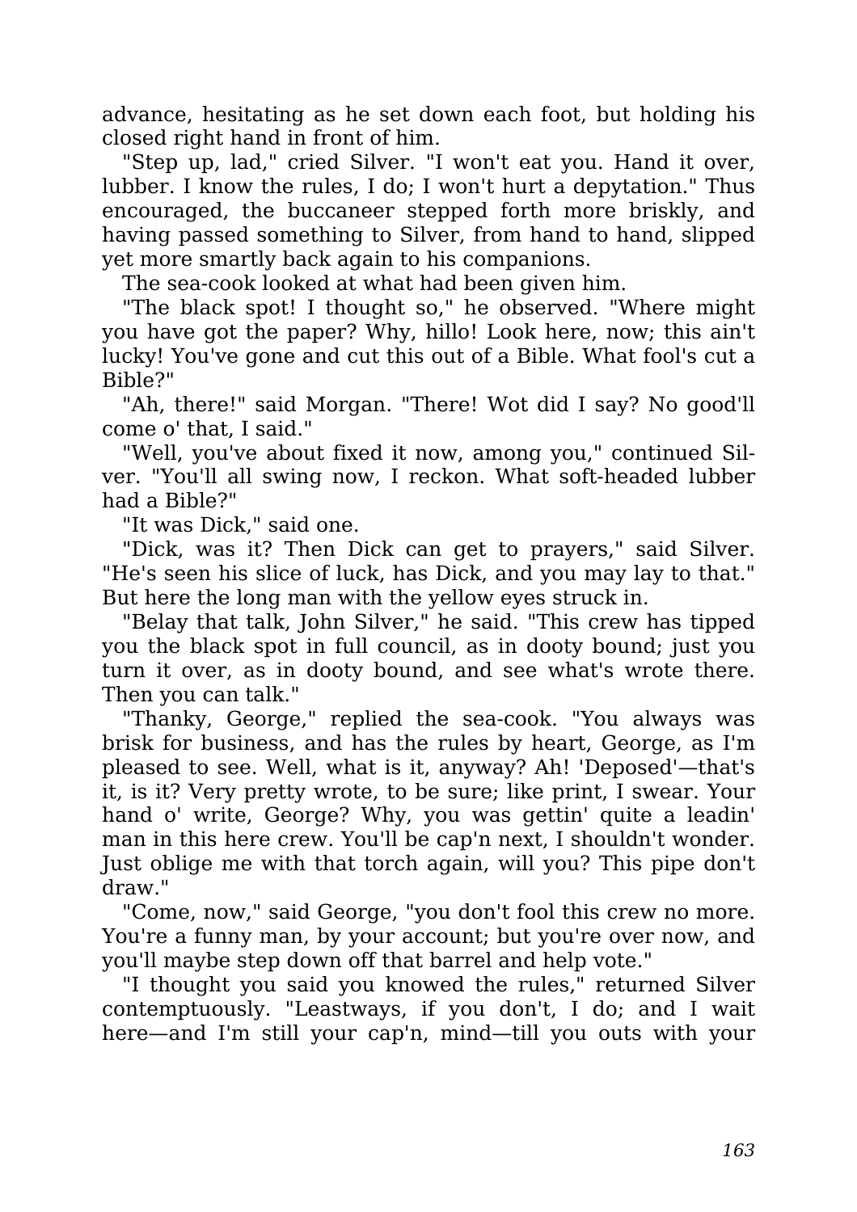advance, hesitating as he set down each foot, but holding his closed right hand in front of him.

"Step up, lad," cried Silver. "I won't eat you. Hand it over, lubber. I know the rules, I do; I won't hurt a depytation." Thus encouraged, the buccaneer stepped forth more briskly, and having passed something to Silver, from hand to hand, slipped yet more smartly back again to his companions.

The sea-cook looked at what had been given him.

"The black spot! I thought so," he observed. "Where might you have got the paper? Why, hillo! Look here, now; this ain't lucky! You've gone and cut this out of a Bible. What fool's cut a Bible?"

"Ah, there!" said Morgan. "There! Wot did I say? No good'll come o' that, I said."

"Well, you've about fixed it now, among you," continued Silver. "You'll all swing now, I reckon. What soft-headed lubber had a Bible?"

"It was Dick," said one.

"Dick, was it? Then Dick can get to prayers," said Silver. "He's seen his slice of luck, has Dick, and you may lay to that." But here the long man with the yellow eyes struck in.

"Belay that talk, John Silver," he said. "This crew has tipped you the black spot in full council, as in dooty bound; just you turn it over, as in dooty bound, and see what's wrote there. Then you can talk."

"Thanky, George," replied the sea-cook. "You always was brisk for business, and has the rules by heart, George, as I'm pleased to see. Well, what is it, anyway? Ah! 'Deposed'—that's it, is it? Very pretty wrote, to be sure; like print, I swear. Your hand o' write, George? Why, you was gettin' quite a leadin' man in this here crew. You'll be cap'n next, I shouldn't wonder. Just oblige me with that torch again, will you? This pipe don't draw."

"Come, now," said George, "you don't fool this crew no more. You're a funny man, by your account; but you're over now, and you'll maybe step down off that barrel and help vote."

"I thought you said you knowed the rules," returned Silver contemptuously. "Leastways, if you don't, I do; and I wait here—and I'm still your cap'n, mind—till you outs with your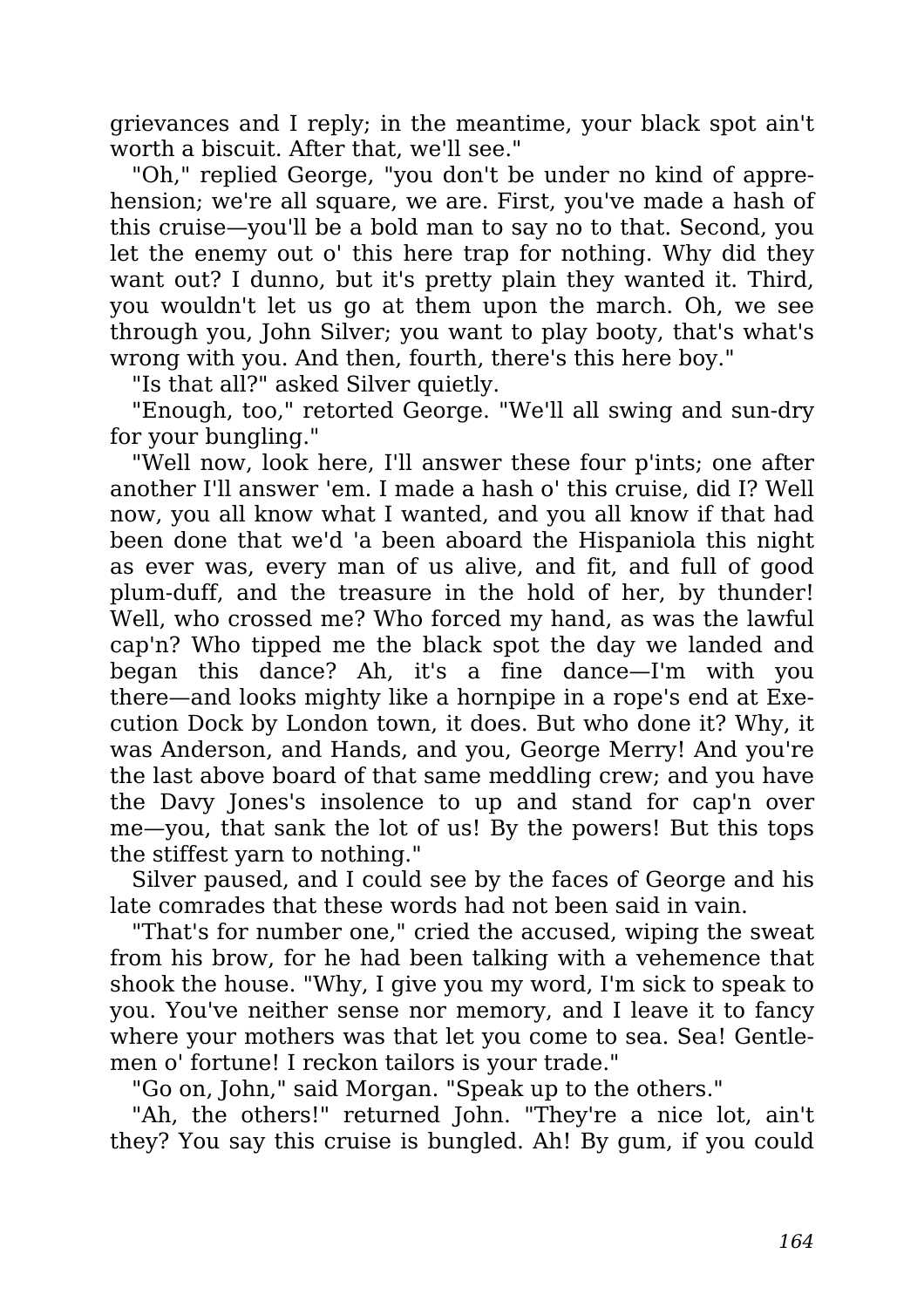grievances and I reply; in the meantime, your black spot ain't worth a biscuit. After that, we'll see."

"Oh," replied George, "you don't be under no kind of apprehension; we're all square, we are. First, you've made a hash of this cruise—you'll be a bold man to say no to that. Second, you let the enemy out o' this here trap for nothing. Why did they want out? I dunno, but it's pretty plain they wanted it. Third, you wouldn't let us go at them upon the march. Oh, we see through you, John Silver; you want to play booty, that's what's wrong with you. And then, fourth, there's this here boy."

"Is that all?" asked Silver quietly.

"Enough, too," retorted George. "We'll all swing and sun-dry for your bungling."

"Well now, look here, I'll answer these four p'ints; one after another I'll answer 'em. I made a hash o' this cruise, did I? Well now, you all know what I wanted, and you all know if that had been done that we'd 'a been aboard the Hispaniola this night as ever was, every man of us alive, and fit, and full of good plum-duff, and the treasure in the hold of her, by thunder! Well, who crossed me? Who forced my hand, as was the lawful cap'n? Who tipped me the black spot the day we landed and began this dance? Ah, it's a fine dance—I'm with you there—and looks mighty like a hornpipe in a rope's end at Execution Dock by London town, it does. But who done it? Why, it was Anderson, and Hands, and you, George Merry! And you're the last above board of that same meddling crew; and you have the Davy Jones's insolence to up and stand for cap'n over me—you, that sank the lot of us! By the powers! But this tops the stiffest yarn to nothing."

Silver paused, and I could see by the faces of George and his late comrades that these words had not been said in vain.

"That's for number one," cried the accused, wiping the sweat from his brow, for he had been talking with a vehemence that shook the house. "Why, I give you my word, I'm sick to speak to you. You've neither sense nor memory, and I leave it to fancy where your mothers was that let you come to sea. Sea! Gentlemen o' fortune! I reckon tailors is your trade."

"Go on, John," said Morgan. "Speak up to the others."

"Ah, the others!" returned John. "They're a nice lot, ain't they? You say this cruise is bungled. Ah! By gum, if you could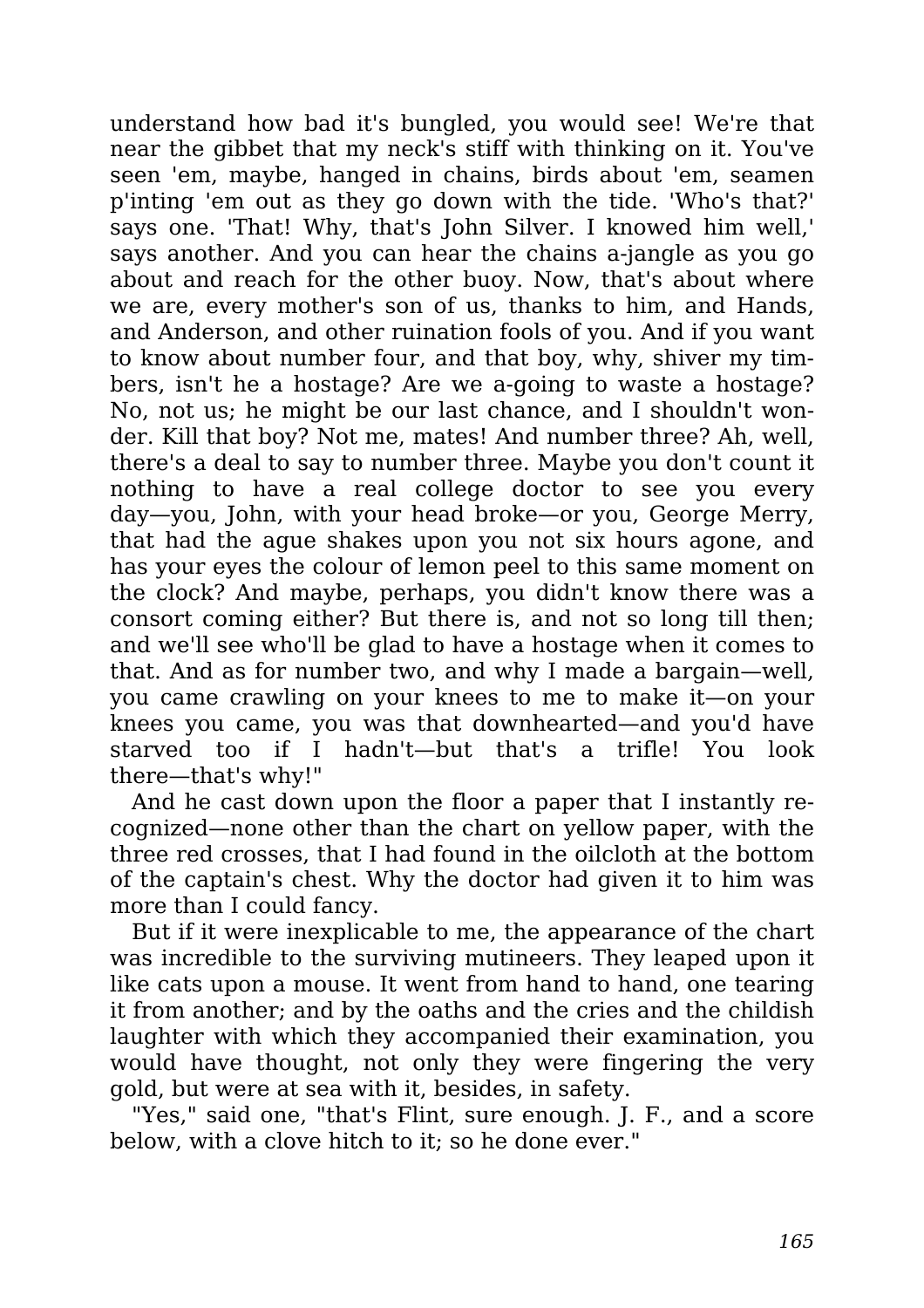understand how bad it's bungled, you would see! We're that near the gibbet that my neck's stiff with thinking on it. You've seen 'em, maybe, hanged in chains, birds about 'em, seamen p'inting 'em out as they go down with the tide. 'Who's that?' says one. 'That! Why, that's John Silver. I knowed him well,' says another. And you can hear the chains a-jangle as you go about and reach for the other buoy. Now, that's about where we are, every mother's son of us, thanks to him, and Hands, and Anderson, and other ruination fools of you. And if you want to know about number four, and that boy, why, shiver my timbers, isn't he a hostage? Are we a-going to waste a hostage? No, not us; he might be our last chance, and I shouldn't wonder. Kill that boy? Not me, mates! And number three? Ah, well, there's a deal to say to number three. Maybe you don't count it nothing to have a real college doctor to see you every day—you, John, with your head broke—or you, George Merry, that had the ague shakes upon you not six hours agone, and has your eyes the colour of lemon peel to this same moment on the clock? And maybe, perhaps, you didn't know there was a consort coming either? But there is, and not so long till then; and we'll see who'll be glad to have a hostage when it comes to that. And as for number two, and why I made a bargain—well, you came crawling on your knees to me to make it—on your knees you came, you was that downhearted—and you'd have starved too if I hadn't—but that's a trifle! You look there—that's why!"

And he cast down upon the floor a paper that I instantly recognized—none other than the chart on yellow paper, with the three red crosses, that I had found in the oilcloth at the bottom of the captain's chest. Why the doctor had given it to him was more than I could fancy.

But if it were inexplicable to me, the appearance of the chart was incredible to the surviving mutineers. They leaped upon it like cats upon a mouse. It went from hand to hand, one tearing it from another; and by the oaths and the cries and the childish laughter with which they accompanied their examination, you would have thought, not only they were fingering the very gold, but were at sea with it, besides, in safety.

"Yes," said one, "that's Flint, sure enough. J. F., and a score below, with a clove hitch to it; so he done ever."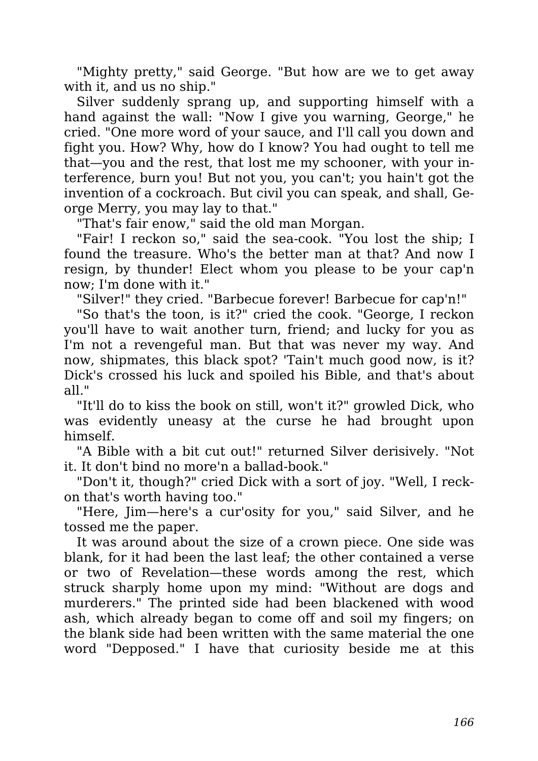"Mighty pretty," said George. "But how are we to get away with it, and us no ship."

Silver suddenly sprang up, and supporting himself with a hand against the wall: "Now I give you warning, George," he cried. "One more word of your sauce, and I'll call you down and fight you. How? Why, how do I know? You had ought to tell me that—you and the rest, that lost me my schooner, with your interference, burn you! But not you, you can't; you hain't got the invention of a cockroach. But civil you can speak, and shall, George Merry, you may lay to that."

"That's fair enow," said the old man Morgan.

"Fair! I reckon so," said the sea-cook. "You lost the ship; I found the treasure. Who's the better man at that? And now I resign, by thunder! Elect whom you please to be your cap'n now; I'm done with it."

"Silver!" they cried. "Barbecue forever! Barbecue for cap'n!"

"So that's the toon, is it?" cried the cook. "George, I reckon you'll have to wait another turn, friend; and lucky for you as I'm not a revengeful man. But that was never my way. And now, shipmates, this black spot? 'Tain't much good now, is it? Dick's crossed his luck and spoiled his Bible, and that's about all."

"It'll do to kiss the book on still, won't it?" growled Dick, who was evidently uneasy at the curse he had brought upon himself.

"A Bible with a bit cut out!" returned Silver derisively. "Not it. It don't bind no more'n a ballad-book."

"Don't it, though?" cried Dick with a sort of joy. "Well, I reckon that's worth having too."

"Here, Jim—here's a cur'osity for you," said Silver, and he tossed me the paper.

It was around about the size of a crown piece. One side was blank, for it had been the last leaf; the other contained a verse or two of Revelation—these words among the rest, which struck sharply home upon my mind: "Without are dogs and murderers." The printed side had been blackened with wood ash, which already began to come off and soil my fingers; on the blank side had been written with the same material the one word "Depposed." I have that curiosity beside me at this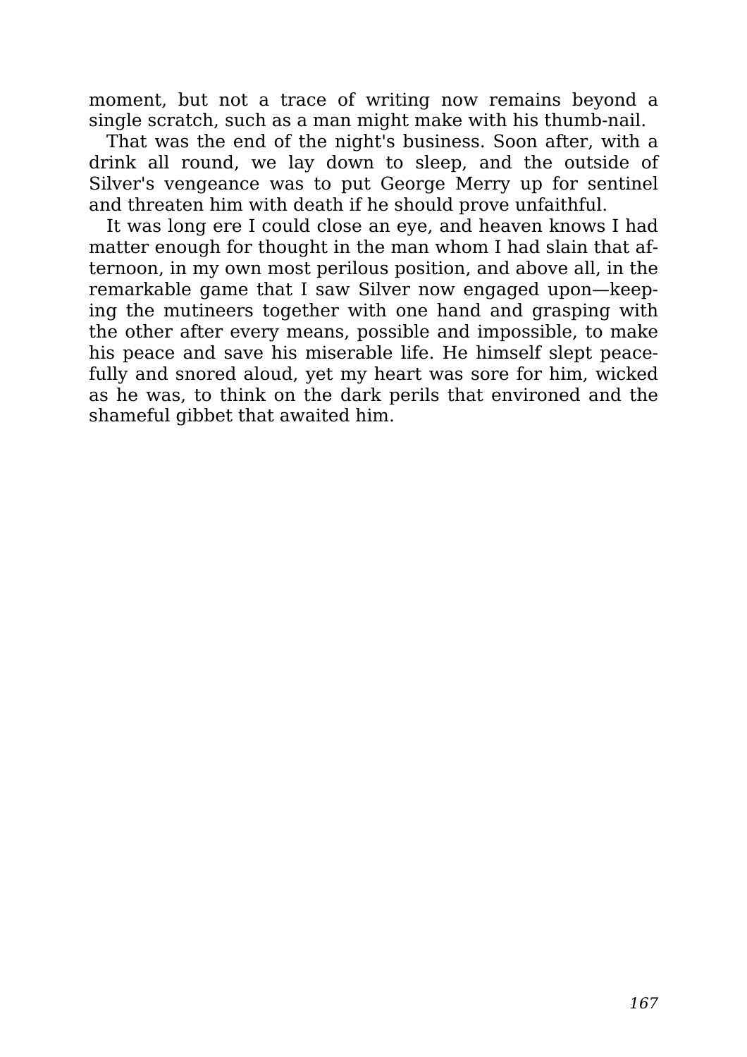moment, but not a trace of writing now remains beyond a single scratch, such as a man might make with his thumb-nail.

That was the end of the night's business. Soon after, with a drink all round, we lay down to sleep, and the outside of Silver's vengeance was to put George Merry up for sentinel and threaten him with death if he should prove unfaithful.

It was long ere I could close an eye, and heaven knows I had matter enough for thought in the man whom I had slain that afternoon, in my own most perilous position, and above all, in the remarkable game that I saw Silver now engaged upon—keeping the mutineers together with one hand and grasping with the other after every means, possible and impossible, to make his peace and save his miserable life. He himself slept peacefully and snored aloud, yet my heart was sore for him, wicked as he was, to think on the dark perils that environed and the shameful gibbet that awaited him.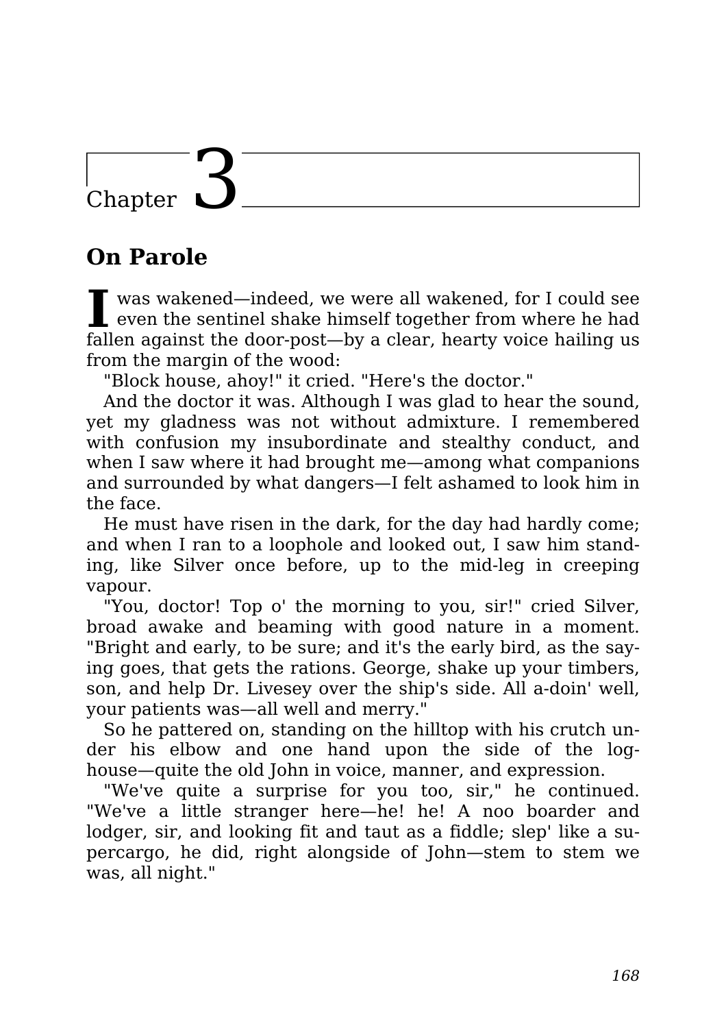# Chapter 3

## On Parole

I was wakened—indeed, we were all wakened, for I could see even the sentinel shake himself together from where he had fallen against the door-post—by a clear, hearty voice hailing us from the margin of the wood:

"Block house, ahoy!" it cried. "Here's the doctor."

And the doctor it was. Although I was glad to hear the sound, yet my gladness was not without admixture. I remembered with confusion my insubordinate and stealthy conduct, and when I saw where it had brought me—among what companions and surrounded by what dangers—I felt ashamed to look him in the face.

He must have risen in the dark, for the day had hardly come; and when I ran to a loophole and looked out, I saw him standing, like Silver once before, up to the mid-leg in creeping vapour.

"You, doctor! Top o' the morning to you, sir!" cried Silver, broad awake and beaming with good nature in a moment. "Bright and early, to be sure; and it's the early bird, as the saying goes, that gets the rations. George, shake up your timbers, son, and help Dr. Livesey over the ship's side. All a-doin' well, your patients was—all well and merry."

So he pattered on, standing on the hilltop with his crutch under his elbow and one hand upon the side of the log-house—quite the old John in voice, manner, and expression.

"We've quite a surprise for you too, sir," he continued. "We've a little stranger here—he! he! A noo boarder and lodger, sir, and looking fit and taut as a fiddle; slep' like a supercargo, he did, right alongside of John—stem to stem we was, all night."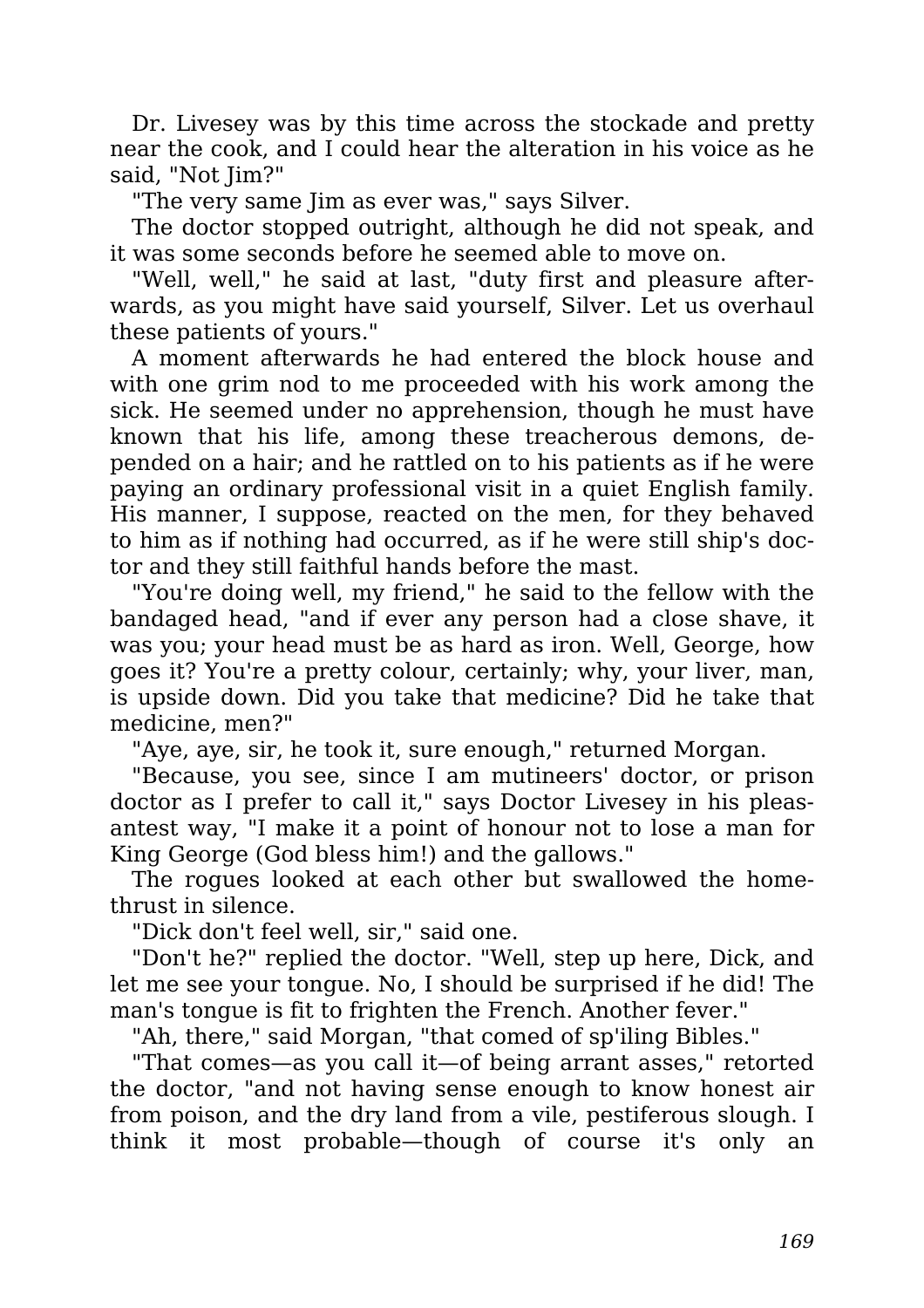Dr. Livesey was by this time across the stockade and pretty near the cook, and I could hear the alteration in his voice as he said, "Not Jim?"

"The very same Jim as ever was," says Silver.

The doctor stopped outright, although he did not speak, and it was some seconds before he seemed able to move on.

"Well, well," he said at last, "duty first and pleasure afterwards, as you might have said yourself, Silver. Let us overhaul these patients of yours."

A moment afterwards he had entered the block house and with one grim nod to me proceeded with his work among the sick. He seemed under no apprehension, though he must have known that his life, among these treacherous demons, depended on a hair; and he rattled on to his patients as if he were paying an ordinary professional visit in a quiet English family. His manner, I suppose, reacted on the men, for they behaved to him as if nothing had occurred, as if he were still ship's doctor and they still faithful hands before the mast.

"You're doing well, my friend," he said to the fellow with the bandaged head, "and if ever any person had a close shave, it was you; your head must be as hard as iron. Well, George, how goes it? You're a pretty colour, certainly; why, your liver, man, is upside down. Did you take that medicine? Did he take that medicine, men?"

"Aye, aye, sir, he took it, sure enough," returned Morgan.

"Because, you see, since I am mutineers' doctor, or prison doctor as I prefer to call it," says Doctor Livesey in his pleasantest way, "I make it a point of honour not to lose a man for King George (God bless him!) and the gallows."

The rogues looked at each other but swallowed the home-thrust in silence.

"Dick don't feel well, sir," said one.

"Don't he?" replied the doctor. "Well, step up here, Dick, and let me see your tongue. No, I should be surprised if he did! The man's tongue is fit to frighten the French. Another fever."

"Ah, there," said Morgan, "that comed of sp'iling Bibles."

"That comes—as you call it—of being arrant asses," retorted the doctor, "and not having sense enough to know honest air from poison, and the dry land from a vile, pestiferous slough. I think it most probable—though of course it's only an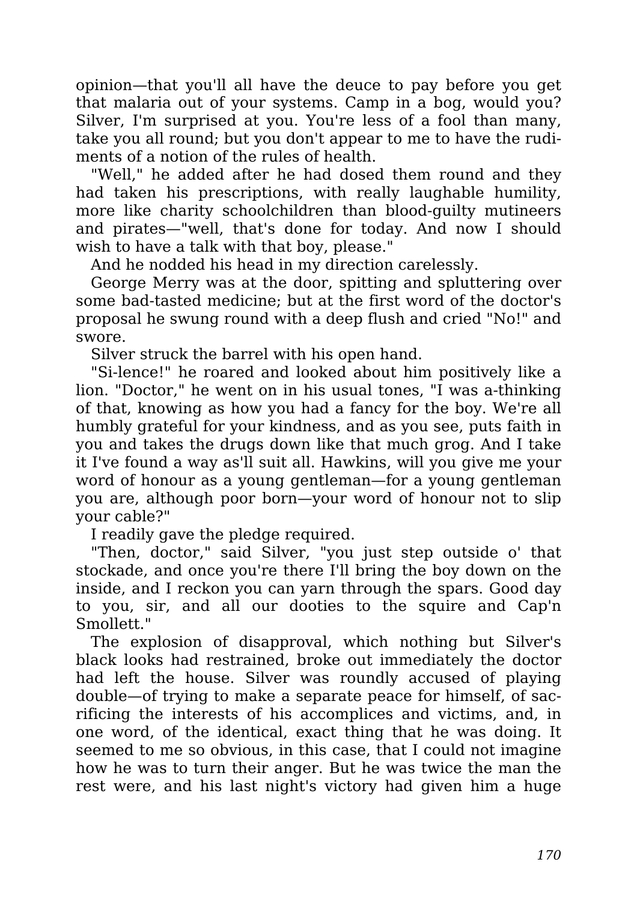opinion—that you'll all have the deuce to pay before you get that malaria out of your systems. Camp in a bog, would you? Silver, I'm surprised at you. You're less of a fool than many, take you all round; but you don't appear to me to have the rudiments of a notion of the rules of health.

"Well," he added after he had dosed them round and they had taken his prescriptions, with really laughable humility, more like charity schoolchildren than blood-guilty mutineers and pirates—"well, that's done for today. And now I should wish to have a talk with that boy, please."

And he nodded his head in my direction carelessly.

George Merry was at the door, spitting and spluttering over some bad-tasted medicine; but at the first word of the doctor's proposal he swung round with a deep flush and cried "No!" and swore.

Silver struck the barrel with his open hand.

"Si-lence!" he roared and looked about him positively like a lion. "Doctor," he went on in his usual tones, "I was a-thinking of that, knowing as how you had a fancy for the boy. We're all humbly grateful for your kindness, and as you see, puts faith in you and takes the drugs down like that much grog. And I take it I've found a way as'll suit all. Hawkins, will you give me your word of honour as a young gentleman—for a young gentleman you are, although poor born—your word of honour not to slip your cable?"

I readily gave the pledge required.

"Then, doctor," said Silver, "you just step outside o' that stockade, and once you're there I'll bring the boy down on the inside, and I reckon you can yarn through the spars. Good day to you, sir, and all our dooties to the squire and Cap'n Smollett."

The explosion of disapproval, which nothing but Silver's black looks had restrained, broke out immediately the doctor had left the house. Silver was roundly accused of playing double—of trying to make a separate peace for himself, of sacrificing the interests of his accomplices and victims, and, in one word, of the identical, exact thing that he was doing. It seemed to me so obvious, in this case, that I could not imagine how he was to turn their anger. But he was twice the man the rest were, and his last night's victory had given him a huge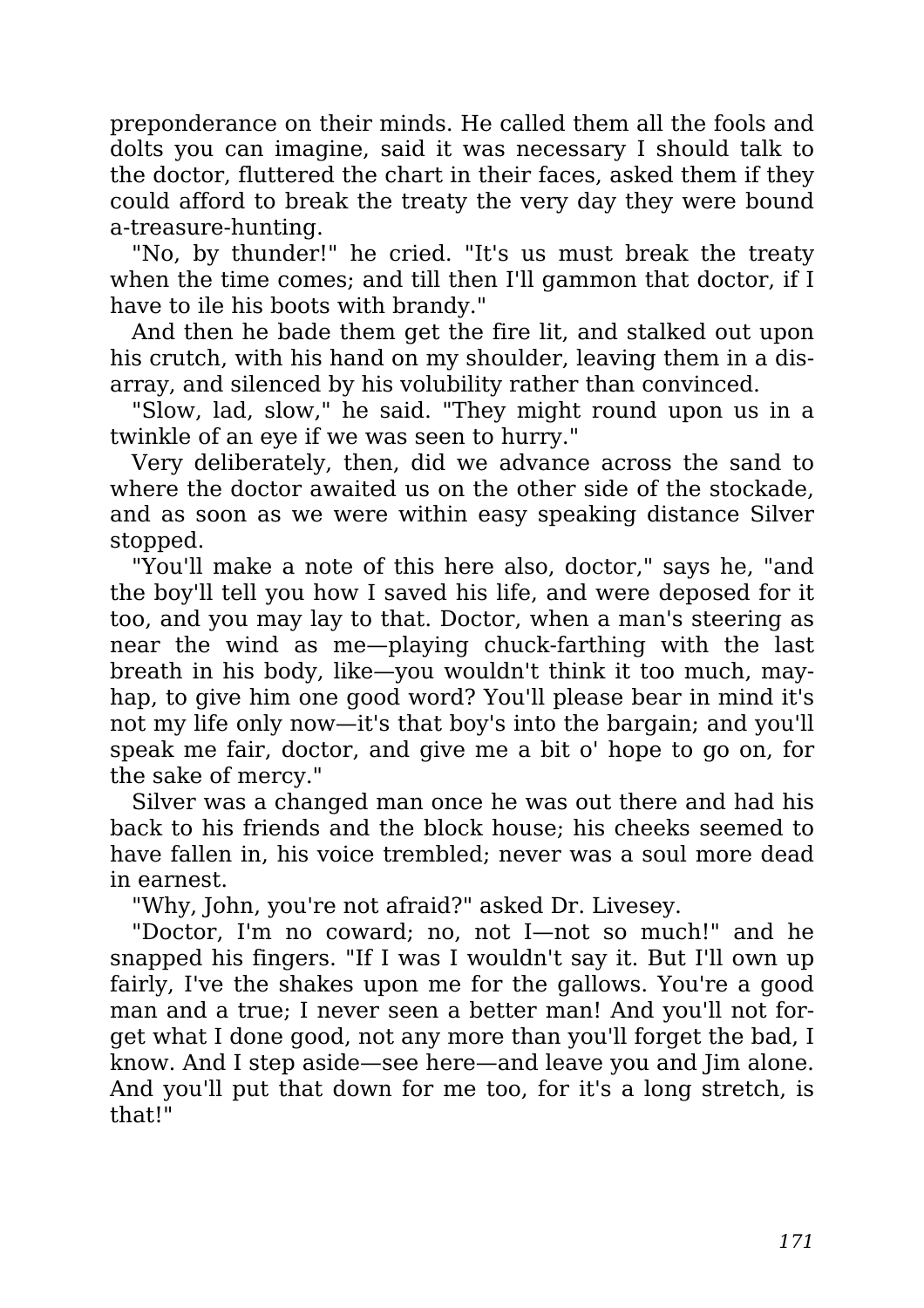preponderance on their minds. He called them all the fools and dolts you can imagine, said it was necessary I should talk to the doctor, fluttered the chart in their faces, asked them if they could afford to break the treaty the very day they were bound a-treasure-hunting.

"No, by thunder!" he cried. "It's us must break the treaty when the time comes; and till then I'll gammon that doctor, if I have to ile his boots with brandy."

And then he bade them get the fire lit, and stalked out upon his crutch, with his hand on my shoulder, leaving them in a disarray, and silenced by his volubility rather than convinced.

"Slow, lad, slow," he said. "They might round upon us in a twinkle of an eye if we was seen to hurry."

Very deliberately, then, did we advance across the sand to where the doctor awaited us on the other side of the stockade, and as soon as we were within easy speaking distance Silver stopped.

"You'll make a note of this here also, doctor," says he, "and the boy'll tell you how I saved his life, and were deposed for it too, and you may lay to that. Doctor, when a man's steering as near the wind as me—playing chuck-farthing with the last breath in his body, like—you wouldn't think it too much, mayhap, to give him one good word? You'll please bear in mind it's not my life only now—it's that boy's into the bargain; and you'll speak me fair, doctor, and give me a bit o' hope to go on, for the sake of mercy."

Silver was a changed man once he was out there and had his back to his friends and the block house; his cheeks seemed to have fallen in, his voice trembled; never was a soul more dead in earnest.

"Why, John, you're not afraid?" asked Dr. Livesey.

"Doctor, I'm no coward; no, not I—not so much!" and he snapped his fingers. "If I was I wouldn't say it. But I'll own up fairly, I've the shakes upon me for the gallows. You're a good man and a true; I never seen a better man! And you'll not forget what I done good, not any more than you'll forget the bad, I know. And I step aside—see here—and leave you and Jim alone. And you'll put that down for me too, for it's a long stretch, is that!"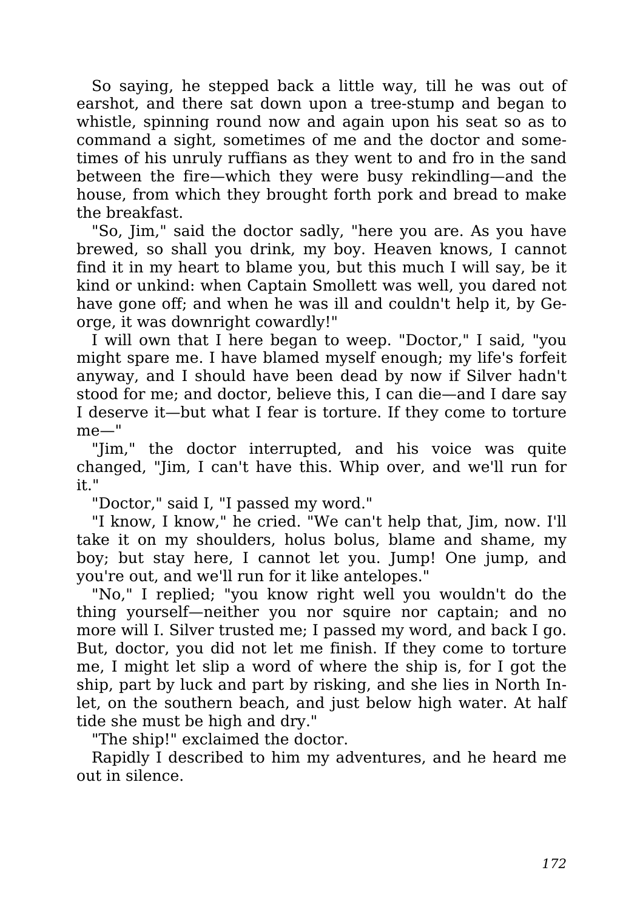So saying, he stepped back a little way, till he was out of earshot, and there sat down upon a tree-stump and began to whistle, spinning round now and again upon his seat so as to command a sight, sometimes of me and the doctor and sometimes of his unruly ruffians as they went to and fro in the sand between the fire—which they were busy rekindling—and the house, from which they brought forth pork and bread to make the breakfast.

"So, Jim," said the doctor sadly, "here you are. As you have brewed, so shall you drink, my boy. Heaven knows, I cannot find it in my heart to blame you, but this much I will say, be it kind or unkind: when Captain Smollett was well, you dared not have gone off; and when he was ill and couldn't help it, by George, it was downright cowardly!"

I will own that I here began to weep. "Doctor," I said, "you might spare me. I have blamed myself enough; my life's forfeit anyway, and I should have been dead by now if Silver hadn't stood for me; and doctor, believe this, I can die—and I dare say I deserve it—but what I fear is torture. If they come to torture me—"

"Jim," the doctor interrupted, and his voice was quite changed, "Jim, I can't have this. Whip over, and we'll run for it."

"Doctor," said I, "I passed my word."

"I know, I know," he cried. "We can't help that, Jim, now. I'll take it on my shoulders, holus bolus, blame and shame, my boy; but stay here, I cannot let you. Jump! One jump, and you're out, and we'll run for it like antelopes."

"No," I replied; "you know right well you wouldn't do the thing yourself—neither you nor squire nor captain; and no more will I. Silver trusted me; I passed my word, and back I go. But, doctor, you did not let me finish. If they come to torture me, I might let slip a word of where the ship is, for I got the ship, part by luck and part by risking, and she lies in North Inlet, on the southern beach, and just below high water. At half tide she must be high and dry."

"The ship!" exclaimed the doctor.

Rapidly I described to him my adventures, and he heard me out in silence.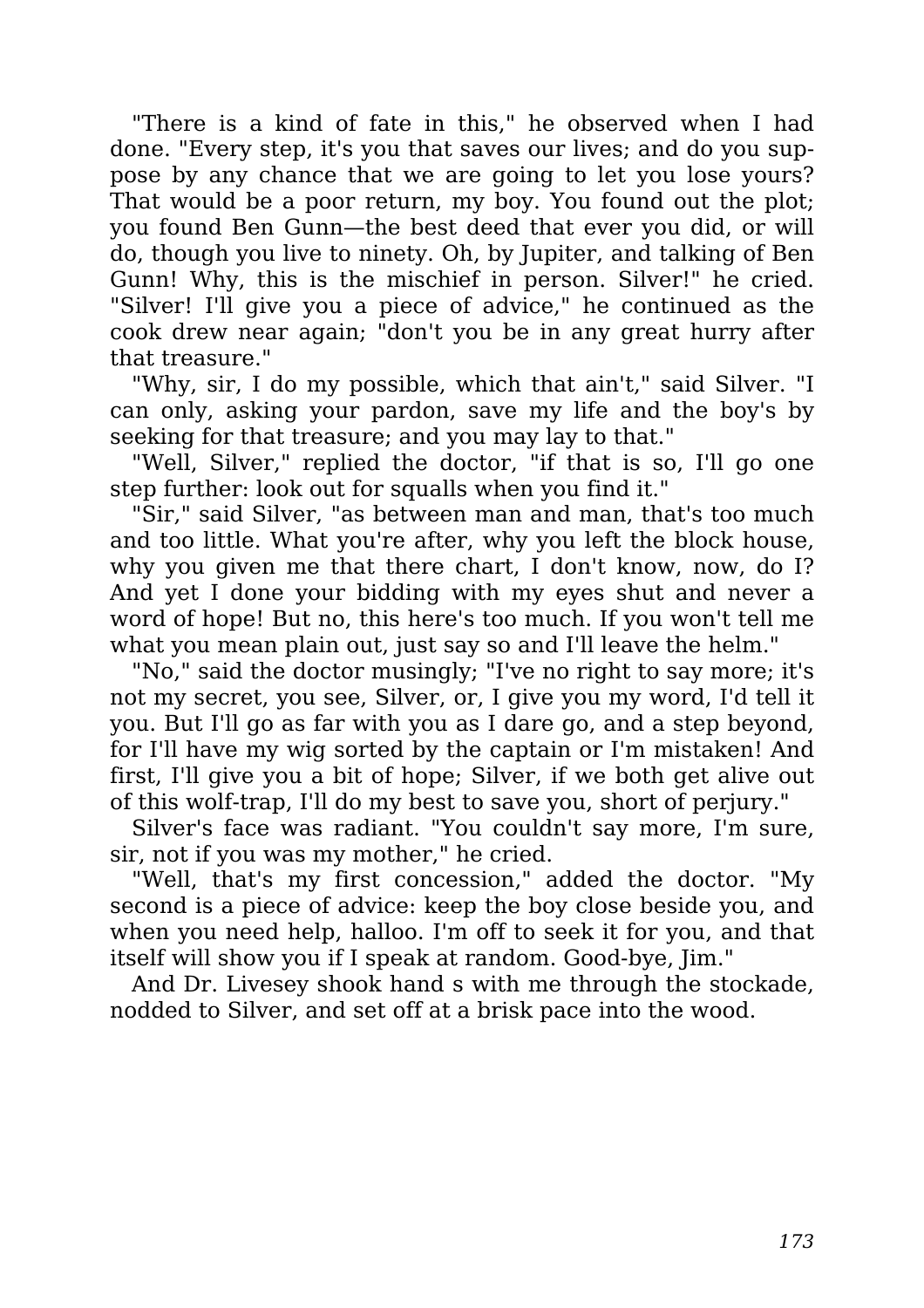"There is a kind of fate in this," he observed when I had done. "Every step, it's you that saves our lives; and do you suppose by any chance that we are going to let you lose yours? That would be a poor return, my boy. You found out the plot; you found Ben Gunn—the best deed that ever you did, or will do, though you live to ninety. Oh, by Jupiter, and talking of Ben Gunn! Why, this is the mischief in person. Silver!" he cried. "Silver! I'll give you a piece of advice," he continued as the cook drew near again; "don't you be in any great hurry after that treasure."

"Why, sir, I do my possible, which that ain't," said Silver. "I can only, asking your pardon, save my life and the boy's by seeking for that treasure; and you may lay to that."

"Well, Silver," replied the doctor, "if that is so, I'll go one step further: look out for squalls when you find it."

"Sir," said Silver, "as between man and man, that's too much and too little. What you're after, why you left the block house, why you given me that there chart, I don't know, now, do I? And yet I done your bidding with my eyes shut and never a word of hope! But no, this here's too much. If you won't tell me what you mean plain out, just say so and I'll leave the helm."

"No," said the doctor musingly; "I've no right to say more; it's not my secret, you see, Silver, or, I give you my word, I'd tell it you. But I'll go as far with you as I dare go, and a step beyond, for I'll have my wig sorted by the captain or I'm mistaken! And first, I'll give you a bit of hope; Silver, if we both get alive out of this wolf-trap, I'll do my best to save you, short of perjury."

Silver's face was radiant. "You couldn't say more, I'm sure, sir, not if you was my mother," he cried.

"Well, that's my first concession," added the doctor. "My second is a piece of advice: keep the boy close beside you, and when you need help, halloo. I'm off to seek it for you, and that itself will show you if I speak at random. Good-bye, Jim."

And Dr. Livesey shook hand s with me through the stockade, nodded to Silver, and set off at a brisk pace into the wood.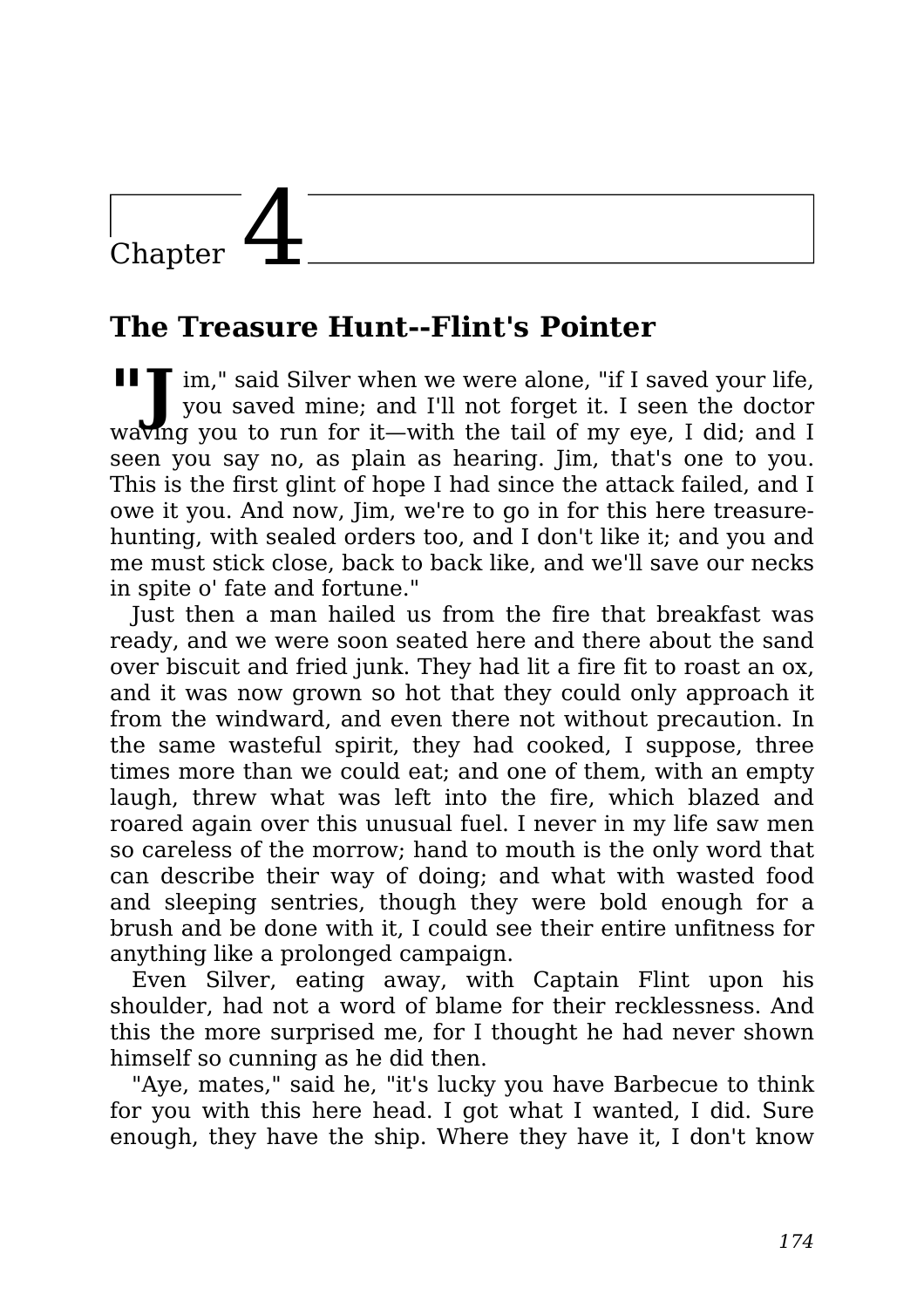# Chapter 4

## The Treasure Hunt--Flint's Pointer

"Jim," said Silver when we were alone, "if I saved your life, you saved mine; and I'll not forget it. I seen the doctor waving you to run for it—with the tail of my eye, I did; and I seen you say no, as plain as hearing. Jim, that's one to you. This is the first glint of hope I had since the attack failed, and I owe it you. And now, Jim, we're to go in for this here treasure-hunting, with sealed orders too, and I don't like it; and you and me must stick close, back to back like, and we'll save our necks in spite o' fate and fortune."

Just then a man hailed us from the fire that breakfast was ready, and we were soon seated here and there about the sand over biscuit and fried junk. They had lit a fire fit to roast an ox, and it was now grown so hot that they could only approach it from the windward, and even there not without precaution. In the same wasteful spirit, they had cooked, I suppose, three times more than we could eat; and one of them, with an empty laugh, threw what was left into the fire, which blazed and roared again over this unusual fuel. I never in my life saw men so careless of the morrow; hand to mouth is the only word that can describe their way of doing; and what with wasted food and sleeping sentries, though they were bold enough for a brush and be done with it, I could see their entire unfitness for anything like a prolonged campaign.

Even Silver, eating away, with Captain Flint upon his shoulder, had not a word of blame for their recklessness. And this the more surprised me, for I thought he had never shown himself so cunning as he did then.

"Aye, mates," said he, "it's lucky you have Barbecue to think for you with this here head. I got what I wanted, I did. Sure enough, they have the ship. Where they have it, I don't know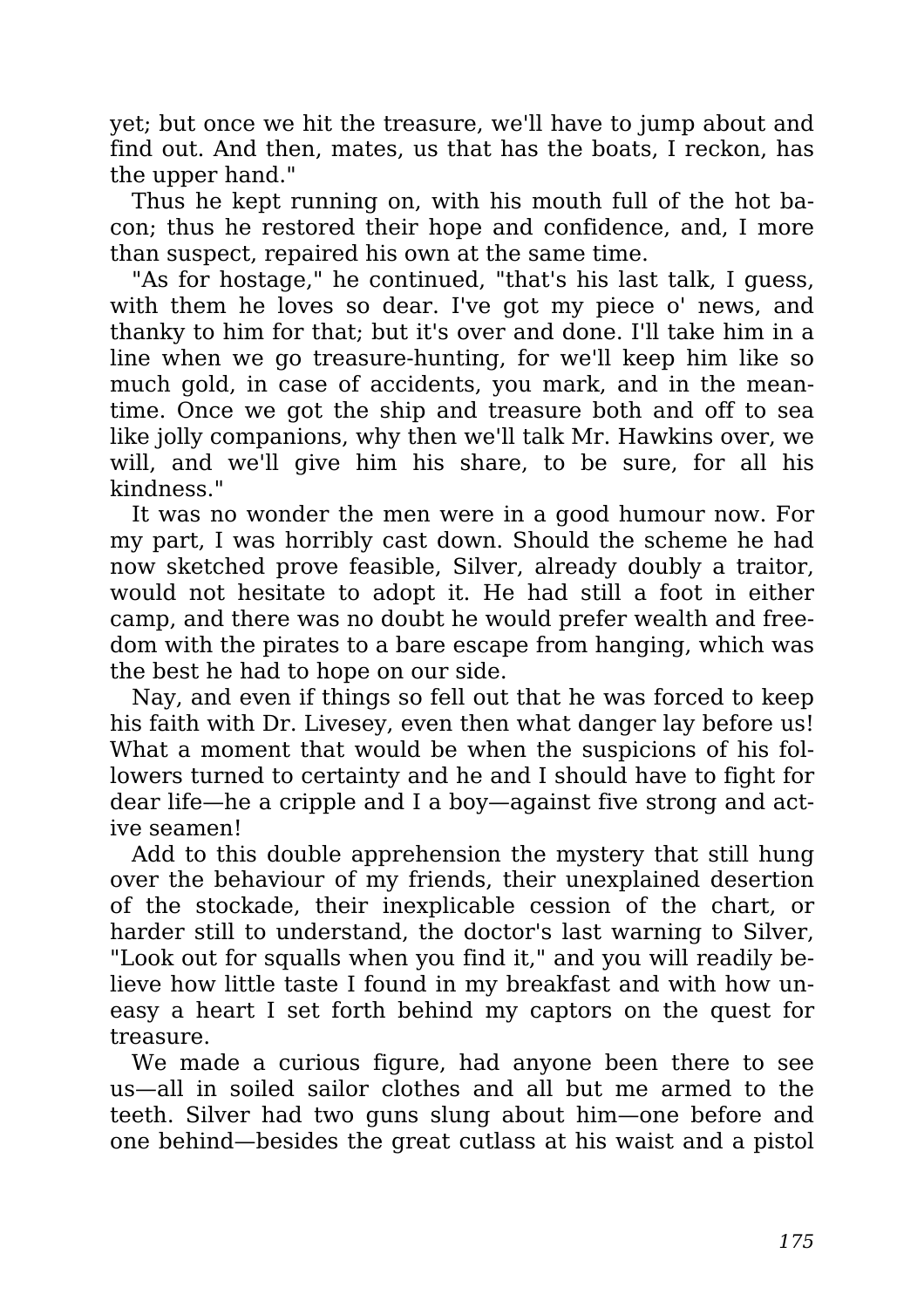yet; but once we hit the treasure, we'll have to jump about and find out. And then, mates, us that has the boats, I reckon, has the upper hand."

Thus he kept running on, with his mouth full of the hot bacon; thus he restored their hope and confidence, and, I more than suspect, repaired his own at the same time.

"As for hostage," he continued, "that's his last talk, I guess, with them he loves so dear. I've got my piece o' news, and thanky to him for that; but it's over and done. I'll take him in a line when we go treasure-hunting, for we'll keep him like so much gold, in case of accidents, you mark, and in the meantime. Once we got the ship and treasure both and off to sea like jolly companions, why then we'll talk Mr. Hawkins over, we will, and we'll give him his share, to be sure, for all his kindness."

It was no wonder the men were in a good humour now. For my part, I was horribly cast down. Should the scheme he had now sketched prove feasible, Silver, already doubly a traitor, would not hesitate to adopt it. He had still a foot in either camp, and there was no doubt he would prefer wealth and freedom with the pirates to a bare escape from hanging, which was the best he had to hope on our side.

Nay, and even if things so fell out that he was forced to keep his faith with Dr. Livesey, even then what danger lay before us! What a moment that would be when the suspicions of his followers turned to certainty and he and I should have to fight for dear life—he a cripple and I a boy—against five strong and active seamen!

Add to this double apprehension the mystery that still hung over the behaviour of my friends, their unexplained desertion of the stockade, their inexplicable cession of the chart, or harder still to understand, the doctor's last warning to Silver, "Look out for squalls when you find it," and you will readily believe how little taste I found in my breakfast and with how uneasy a heart I set forth behind my captors on the quest for treasure.

We made a curious figure, had anyone been there to see us—all in soiled sailor clothes and all but me armed to the teeth. Silver had two guns slung about him—one before and one behind—besides the great cutlass at his waist and a pistol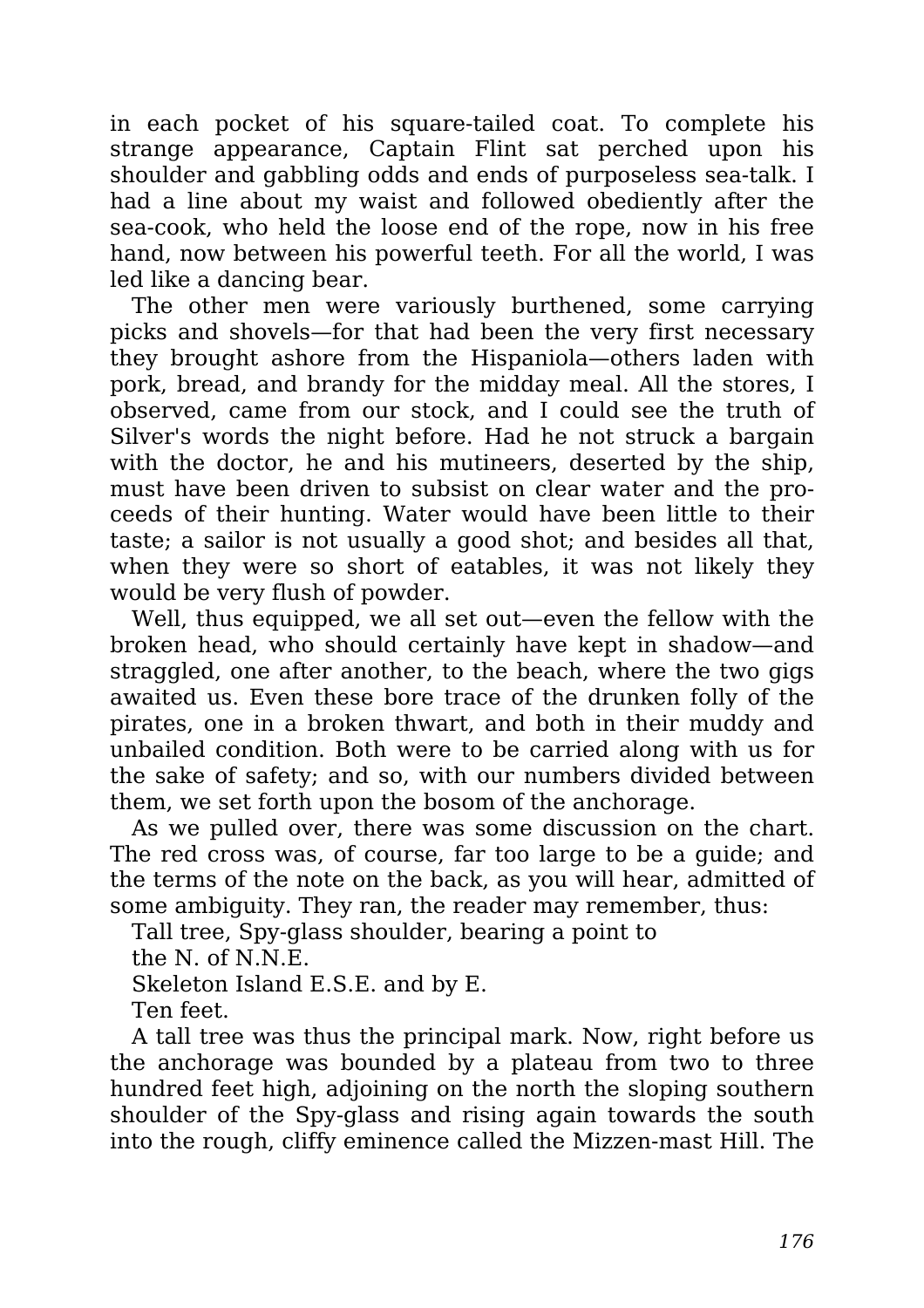in each pocket of his square-tailed coat. To complete his strange appearance, Captain Flint sat perched upon his shoulder and gabbling odds and ends of purposeless sea-talk. I had a line about my waist and followed obediently after the sea-cook, who held the loose end of the rope, now in his free hand, now between his powerful teeth. For all the world, I was led like a dancing bear.

The other men were variously burthened, some carrying picks and shovels—for that had been the very first necessary they brought ashore from the Hispaniola—others laden with pork, bread, and brandy for the midday meal. All the stores, I observed, came from our stock, and I could see the truth of Silver's words the night before. Had he not struck a bargain with the doctor, he and his mutineers, deserted by the ship, must have been driven to subsist on clear water and the proceeds of their hunting. Water would have been little to their taste; a sailor is not usually a good shot; and besides all that, when they were so short of eatables, it was not likely they would be very flush of powder.

Well, thus equipped, we all set out—even the fellow with the broken head, who should certainly have kept in shadow—and straggled, one after another, to the beach, where the two gigs awaited us. Even these bore trace of the drunken folly of the pirates, one in a broken thwart, and both in their muddy and unbailed condition. Both were to be carried along with us for the sake of safety; and so, with our numbers divided between them, we set forth upon the bosom of the anchorage.

As we pulled over, there was some discussion on the chart. The red cross was, of course, far too large to be a guide; and the terms of the note on the back, as you will hear, admitted of some ambiguity. They ran, the reader may remember, thus:

Tall tree, Spy-glass shoulder, bearing a point to
the N. of N.N.E.
Skeleton Island E.S.E. and by E.
Ten feet.

A tall tree was thus the principal mark. Now, right before us the anchorage was bounded by a plateau from two to three hundred feet high, adjoining on the north the sloping southern shoulder of the Spy-glass and rising again towards the south into the rough, cliffy eminence called the Mizzen-mast Hill. The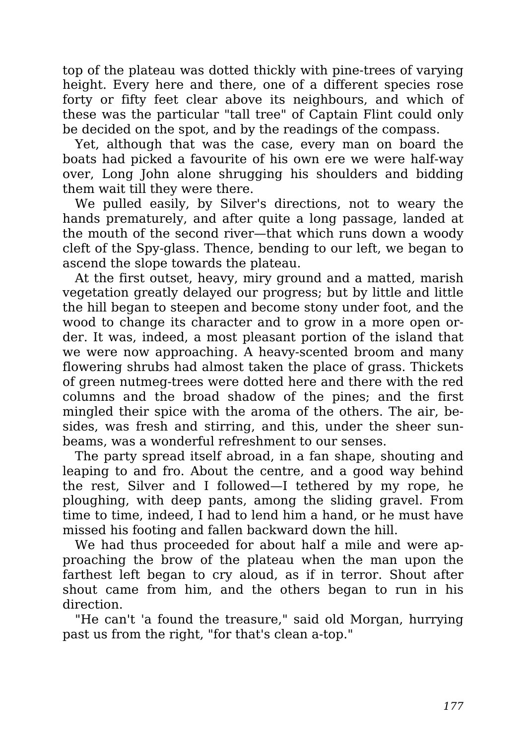top of the plateau was dotted thickly with pine-trees of varying height. Every here and there, one of a different species rose forty or fifty feet clear above its neighbours, and which of these was the particular "tall tree" of Captain Flint could only be decided on the spot, and by the readings of the compass.

Yet, although that was the case, every man on board the boats had picked a favourite of his own ere we were half-way over, Long John alone shrugging his shoulders and bidding them wait till they were there.

We pulled easily, by Silver's directions, not to weary the hands prematurely, and after quite a long passage, landed at the mouth of the second river—that which runs down a woody cleft of the Spy-glass. Thence, bending to our left, we began to ascend the slope towards the plateau.

At the first outset, heavy, miry ground and a matted, marish vegetation greatly delayed our progress; but by little and little the hill began to steepen and become stony under foot, and the wood to change its character and to grow in a more open order. It was, indeed, a most pleasant portion of the island that we were now approaching. A heavy-scented broom and many flowering shrubs had almost taken the place of grass. Thickets of green nutmeg-trees were dotted here and there with the red columns and the broad shadow of the pines; and the first mingled their spice with the aroma of the others. The air, besides, was fresh and stirring, and this, under the sheer sunbeams, was a wonderful refreshment to our senses.

The party spread itself abroad, in a fan shape, shouting and leaping to and fro. About the centre, and a good way behind the rest, Silver and I followed—I tethered by my rope, he ploughing, with deep pants, among the sliding gravel. From time to time, indeed, I had to lend him a hand, or he must have missed his footing and fallen backward down the hill.

We had thus proceeded for about half a mile and were approaching the brow of the plateau when the man upon the farthest left began to cry aloud, as if in terror. Shout after shout came from him, and the others began to run in his direction.

"He can't 'a found the treasure," said old Morgan, hurrying past us from the right, "for that's clean a-top."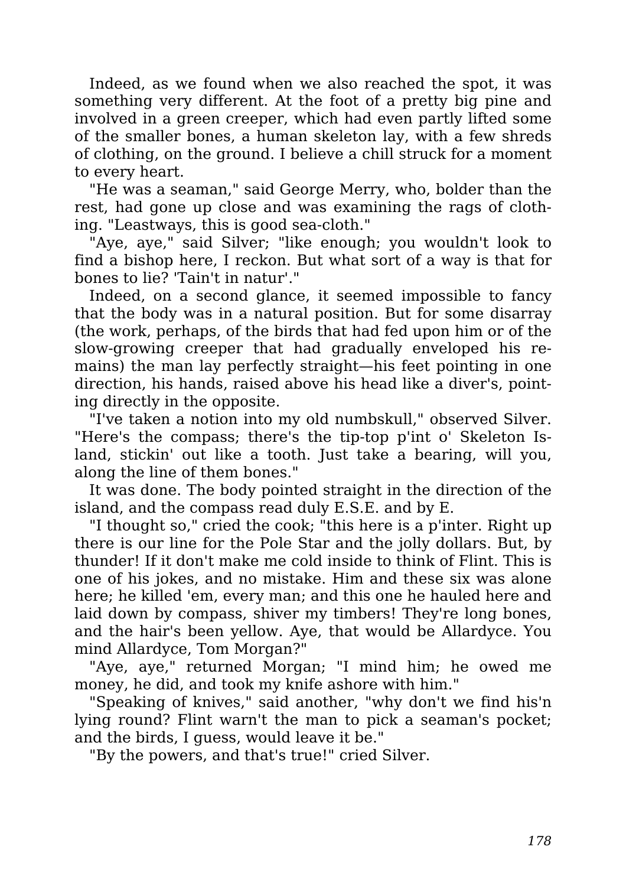Indeed, as we found when we also reached the spot, it was something very different. At the foot of a pretty big pine and involved in a green creeper, which had even partly lifted some of the smaller bones, a human skeleton lay, with a few shreds of clothing, on the ground. I believe a chill struck for a moment to every heart.

"He was a seaman," said George Merry, who, bolder than the rest, had gone up close and was examining the rags of clothing. "Leastways, this is good sea-cloth."

"Aye, aye," said Silver; "like enough; you wouldn't look to find a bishop here, I reckon. But what sort of a way is that for bones to lie? 'Tain't in natur'."

Indeed, on a second glance, it seemed impossible to fancy that the body was in a natural position. But for some disarray (the work, perhaps, of the birds that had fed upon him or of the slow-growing creeper that had gradually enveloped his remains) the man lay perfectly straight—his feet pointing in one direction, his hands, raised above his head like a diver's, pointing directly in the opposite.

"I've taken a notion into my old numbskull," observed Silver. "Here's the compass; there's the tip-top p'int o' Skeleton Island, stickin' out like a tooth. Just take a bearing, will you, along the line of them bones."

It was done. The body pointed straight in the direction of the island, and the compass read duly E.S.E. and by E.

"I thought so," cried the cook; "this here is a p'inter. Right up there is our line for the Pole Star and the jolly dollars. But, by thunder! If it don't make me cold inside to think of Flint. This is one of his jokes, and no mistake. Him and these six was alone here; he killed 'em, every man; and this one he hauled here and laid down by compass, shiver my timbers! They're long bones, and the hair's been yellow. Aye, that would be Allardyce. You mind Allardyce, Tom Morgan?"

"Aye, aye," returned Morgan; "I mind him; he owed me money, he did, and took my knife ashore with him."

"Speaking of knives," said another, "why don't we find his'n lying round? Flint warn't the man to pick a seaman's pocket; and the birds, I guess, would leave it be."

"By the powers, and that's true!" cried Silver.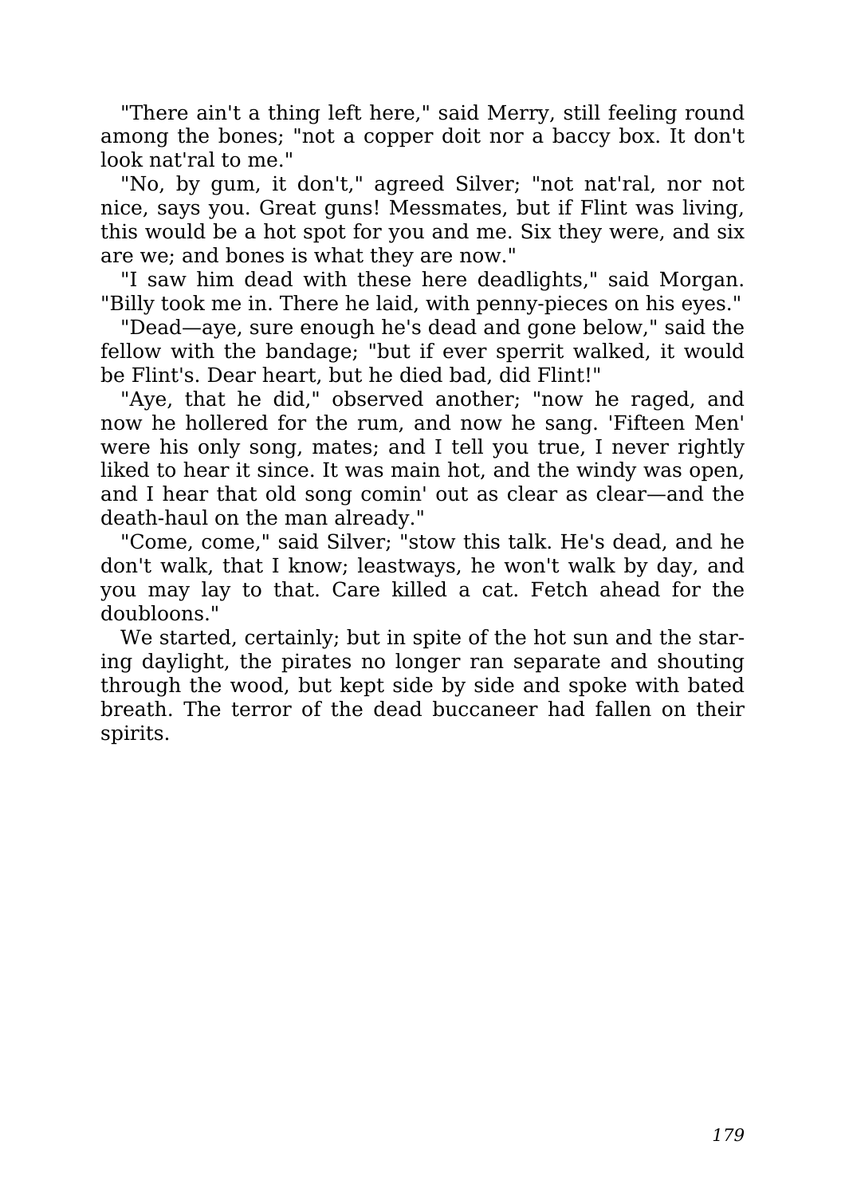"There ain't a thing left here," said Merry, still feeling round among the bones; "not a copper doit nor a baccy box. It don't look nat'ral to me."

"No, by gum, it don't," agreed Silver; "not nat'ral, nor not nice, says you. Great guns! Messmates, but if Flint was living, this would be a hot spot for you and me. Six they were, and six are we; and bones is what they are now."

"I saw him dead with these here deadlights," said Morgan. "Billy took me in. There he laid, with penny-pieces on his eyes."

"Dead—aye, sure enough he's dead and gone below," said the fellow with the bandage; "but if ever sperrit walked, it would be Flint's. Dear heart, but he died bad, did Flint!"

"Aye, that he did," observed another; "now he raged, and now he hollered for the rum, and now he sang. 'Fifteen Men' were his only song, mates; and I tell you true, I never rightly liked to hear it since. It was main hot, and the windy was open, and I hear that old song comin' out as clear as clear—and the death-haul on the man already."

"Come, come," said Silver; "stow this talk. He's dead, and he don't walk, that I know; leastways, he won't walk by day, and you may lay to that. Care killed a cat. Fetch ahead for the doubloons."

We started, certainly; but in spite of the hot sun and the staring daylight, the pirates no longer ran separate and shouting through the wood, but kept side by side and spoke with bated breath. The terror of the dead buccaneer had fallen on their spirits.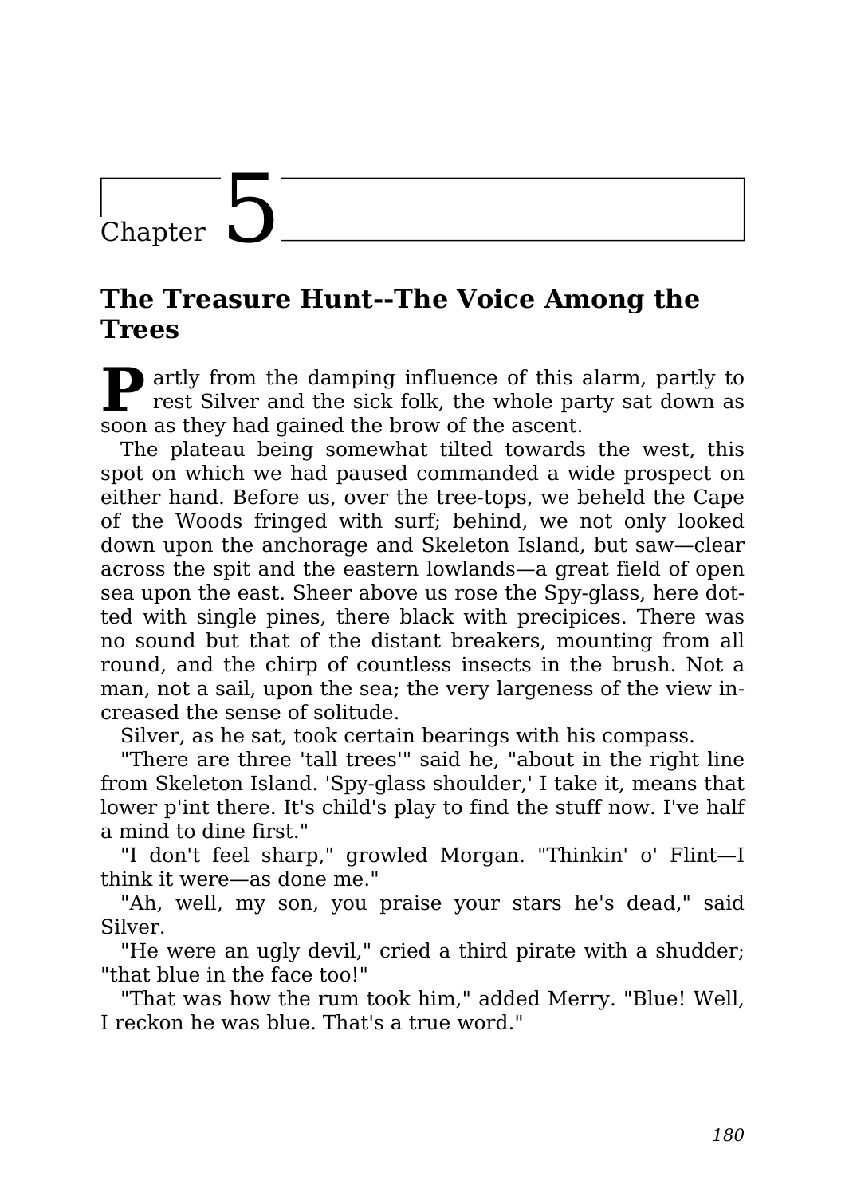# Chapter 5

## The Treasure Hunt--The Voice Among the Trees

Partly from the damping influence of this alarm, partly to rest Silver and the sick folk, the whole party sat down as soon as they had gained the brow of the ascent.

The plateau being somewhat tilted towards the west, this spot on which we had paused commanded a wide prospect on either hand. Before us, over the tree-tops, we beheld the Cape of the Woods fringed with surf; behind, we not only looked down upon the anchorage and Skeleton Island, but saw—clear across the spit and the eastern lowlands—a great field of open sea upon the east. Sheer above us rose the Spy-glass, here dotted with single pines, there black with precipices. There was no sound but that of the distant breakers, mounting from all round, and the chirp of countless insects in the brush. Not a man, not a sail, upon the sea; the very largeness of the view increased the sense of solitude.

Silver, as he sat, took certain bearings with his compass.

"There are three 'tall trees'" said he, "about in the right line from Skeleton Island. 'Spy-glass shoulder,' I take it, means that lower p'int there. It's child's play to find the stuff now. I've half a mind to dine first."

"I don't feel sharp," growled Morgan. "Thinkin' o' Flint—I think it were—as done me."

"Ah, well, my son, you praise your stars he's dead," said Silver.

"He were an ugly devil," cried a third pirate with a shudder; "that blue in the face too!"

"That was how the rum took him," added Merry. "Blue! Well, I reckon he was blue. That's a true word."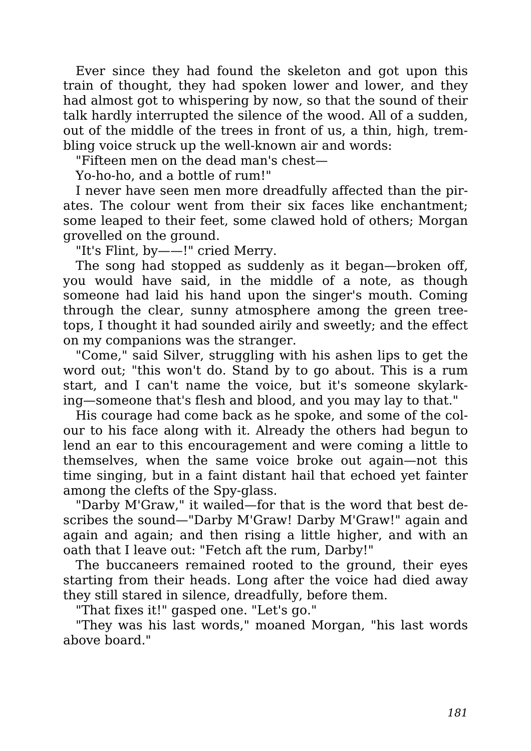Ever since they had found the skeleton and got upon this train of thought, they had spoken lower and lower, and they had almost got to whispering by now, so that the sound of their talk hardly interrupted the silence of the wood. All of a sudden, out of the middle of the trees in front of us, a thin, high, trembling voice struck up the well-known air and words:

"Fifteen men on the dead man's chest—

Yo-ho-ho, and a bottle of rum!"

I never have seen men more dreadfully affected than the pirates. The colour went from their six faces like enchantment; some leaped to their feet, some clawed hold of others; Morgan grovelled on the ground.

"It's Flint, by——!" cried Merry.

The song had stopped as suddenly as it began—broken off, you would have said, in the middle of a note, as though someone had laid his hand upon the singer's mouth. Coming through the clear, sunny atmosphere among the green treetops, I thought it had sounded airily and sweetly; and the effect on my companions was the stranger.

"Come," said Silver, struggling with his ashen lips to get the word out; "this won't do. Stand by to go about. This is a rum start, and I can't name the voice, but it's someone skylarking—someone that's flesh and blood, and you may lay to that."

His courage had come back as he spoke, and some of the colour to his face along with it. Already the others had begun to lend an ear to this encouragement and were coming a little to themselves, when the same voice broke out again—not this time singing, but in a faint distant hail that echoed yet fainter among the clefts of the Spy-glass.

"Darby M'Graw," it wailed—for that is the word that best describes the sound—"Darby M'Graw! Darby M'Graw!" again and again and again; and then rising a little higher, and with an oath that I leave out: "Fetch aft the rum, Darby!"

The buccaneers remained rooted to the ground, their eyes starting from their heads. Long after the voice had died away they still stared in silence, dreadfully, before them.

"That fixes it!" gasped one. "Let's go."

"They was his last words," moaned Morgan, "his last words above board."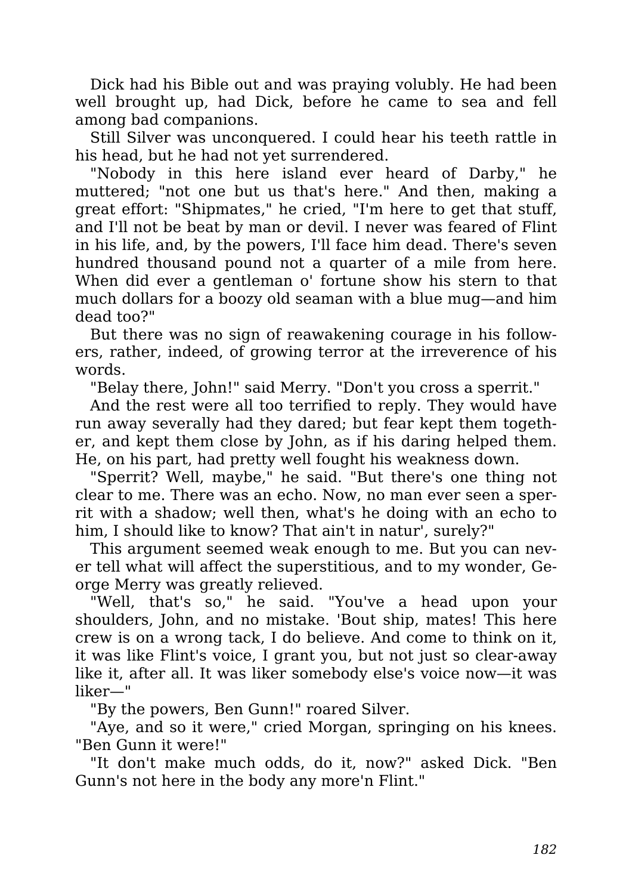Dick had his Bible out and was praying volubly. He had been well brought up, had Dick, before he came to sea and fell among bad companions.

Still Silver was unconquered. I could hear his teeth rattle in his head, but he had not yet surrendered.

"Nobody in this here island ever heard of Darby," he muttered; "not one but us that's here." And then, making a great effort: "Shipmates," he cried, "I'm here to get that stuff, and I'll not be beat by man or devil. I never was feared of Flint in his life, and, by the powers, I'll face him dead. There's seven hundred thousand pound not a quarter of a mile from here. When did ever a gentleman o' fortune show his stern to that much dollars for a boozy old seaman with a blue mug—and him dead too?"

But there was no sign of reawakening courage in his followers, rather, indeed, of growing terror at the irreverence of his words.

"Belay there, John!" said Merry. "Don't you cross a sperrit."

And the rest were all too terrified to reply. They would have run away severally had they dared; but fear kept them together, and kept them close by John, as if his daring helped them. He, on his part, had pretty well fought his weakness down.

"Sperrit? Well, maybe," he said. "But there's one thing not clear to me. There was an echo. Now, no man ever seen a sperrit with a shadow; well then, what's he doing with an echo to him, I should like to know? That ain't in natur', surely?"

This argument seemed weak enough to me. But you can never tell what will affect the superstitious, and to my wonder, George Merry was greatly relieved.

"Well, that's so," he said. "You've a head upon your shoulders, John, and no mistake. 'Bout ship, mates! This here crew is on a wrong tack, I do believe. And come to think on it, it was like Flint's voice, I grant you, but not just so clear-away like it, after all. It was liker somebody else's voice now—it was liker—"

"By the powers, Ben Gunn!" roared Silver.

"Aye, and so it were," cried Morgan, springing on his knees. "Ben Gunn it were!"

"It don't make much odds, do it, now?" asked Dick. "Ben Gunn's not here in the body any more'n Flint."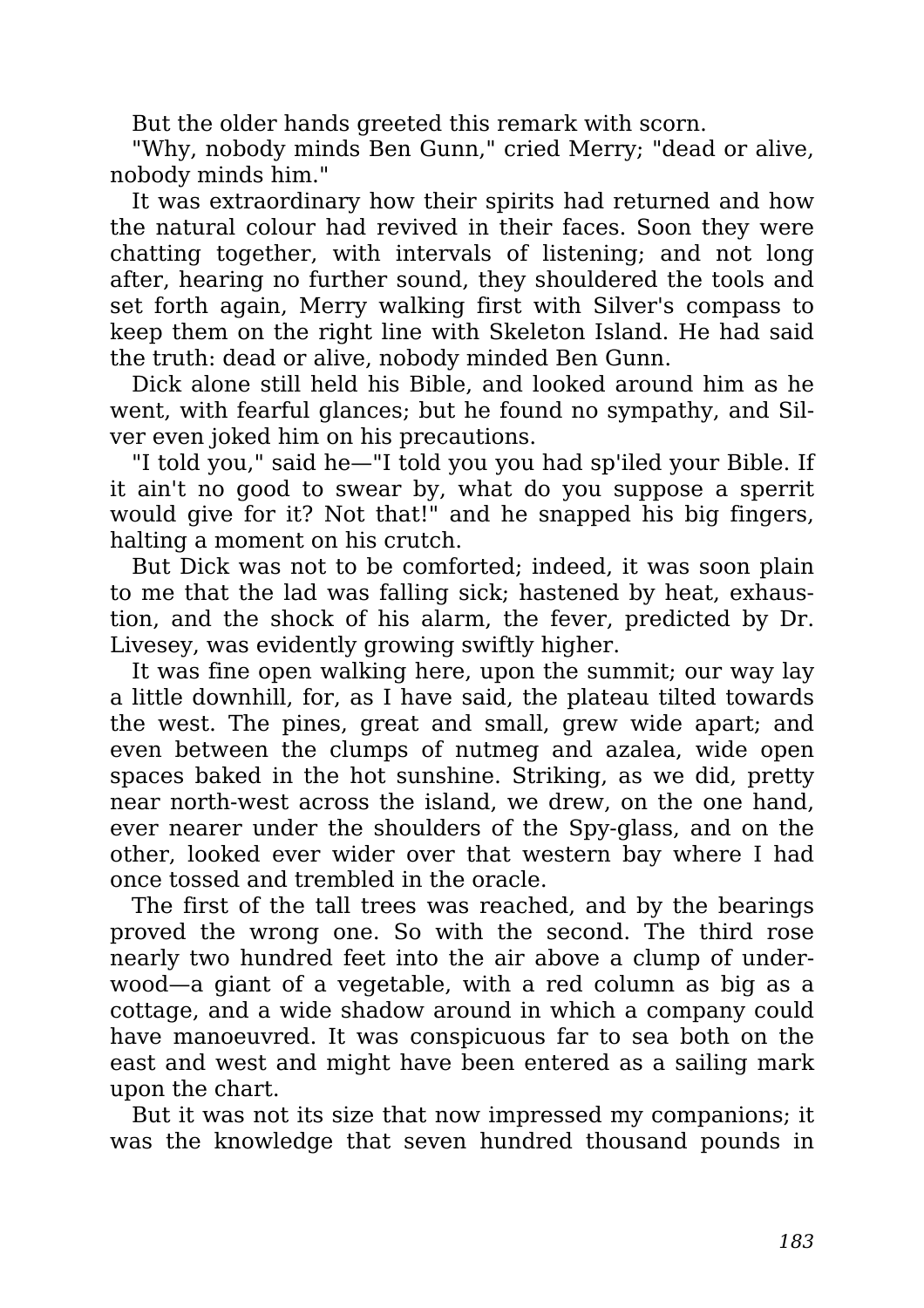But the older hands greeted this remark with scorn.

"Why, nobody minds Ben Gunn," cried Merry; "dead or alive, nobody minds him."

It was extraordinary how their spirits had returned and how the natural colour had revived in their faces. Soon they were chatting together, with intervals of listening; and not long after, hearing no further sound, they shouldered the tools and set forth again, Merry walking first with Silver's compass to keep them on the right line with Skeleton Island. He had said the truth: dead or alive, nobody minded Ben Gunn.

Dick alone still held his Bible, and looked around him as he went, with fearful glances; but he found no sympathy, and Silver even joked him on his precautions.

"I told you," said he—"I told you you had sp'iled your Bible. If it ain't no good to swear by, what do you suppose a sperrit would give for it? Not that!" and he snapped his big fingers, halting a moment on his crutch.

But Dick was not to be comforted; indeed, it was soon plain to me that the lad was falling sick; hastened by heat, exhaustion, and the shock of his alarm, the fever, predicted by Dr. Livesey, was evidently growing swiftly higher.

It was fine open walking here, upon the summit; our way lay a little downhill, for, as I have said, the plateau tilted towards the west. The pines, great and small, grew wide apart; and even between the clumps of nutmeg and azalea, wide open spaces baked in the hot sunshine. Striking, as we did, pretty near north-west across the island, we drew, on the one hand, ever nearer under the shoulders of the Spy-glass, and on the other, looked ever wider over that western bay where I had once tossed and trembled in the oracle.

The first of the tall trees was reached, and by the bearings proved the wrong one. So with the second. The third rose nearly two hundred feet into the air above a clump of underwood—a giant of a vegetable, with a red column as big as a cottage, and a wide shadow around in which a company could have manoeuvred. It was conspicuous far to sea both on the east and west and might have been entered as a sailing mark upon the chart.

But it was not its size that now impressed my companions; it was the knowledge that seven hundred thousand pounds in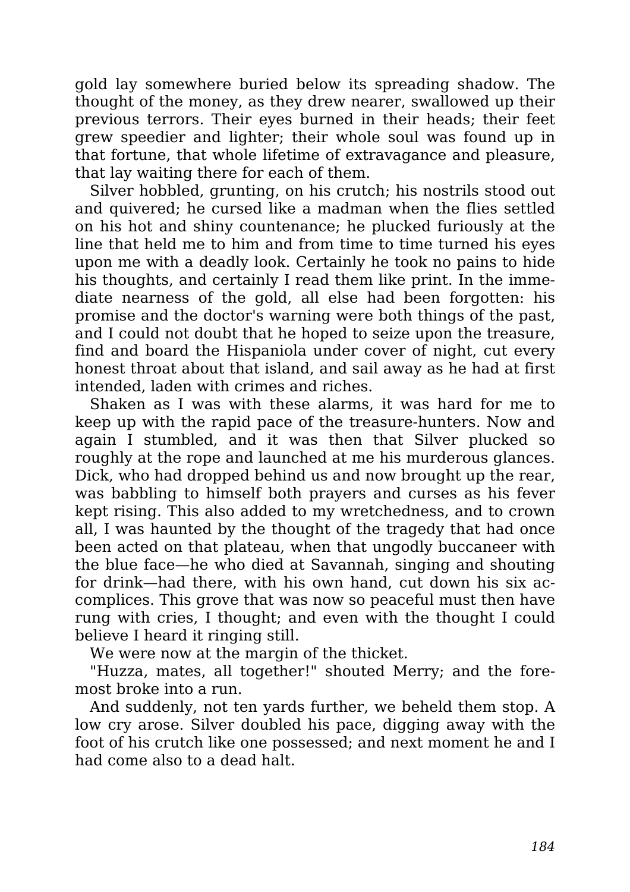gold lay somewhere buried below its spreading shadow. The thought of the money, as they drew nearer, swallowed up their previous terrors. Their eyes burned in their heads; their feet grew speedier and lighter; their whole soul was found up in that fortune, that whole lifetime of extravagance and pleasure, that lay waiting there for each of them.

Silver hobbled, grunting, on his crutch; his nostrils stood out and quivered; he cursed like a madman when the flies settled on his hot and shiny countenance; he plucked furiously at the line that held me to him and from time to time turned his eyes upon me with a deadly look. Certainly he took no pains to hide his thoughts, and certainly I read them like print. In the immediate nearness of the gold, all else had been forgotten: his promise and the doctor's warning were both things of the past, and I could not doubt that he hoped to seize upon the treasure, find and board the Hispaniola under cover of night, cut every honest throat about that island, and sail away as he had at first intended, laden with crimes and riches.

Shaken as I was with these alarms, it was hard for me to keep up with the rapid pace of the treasure-hunters. Now and again I stumbled, and it was then that Silver plucked so roughly at the rope and launched at me his murderous glances. Dick, who had dropped behind us and now brought up the rear, was babbling to himself both prayers and curses as his fever kept rising. This also added to my wretchedness, and to crown all, I was haunted by the thought of the tragedy that had once been acted on that plateau, when that ungodly buccaneer with the blue face—he who died at Savannah, singing and shouting for drink—had there, with his own hand, cut down his six accomplices. This grove that was now so peaceful must then have rung with cries, I thought; and even with the thought I could believe I heard it ringing still.

We were now at the margin of the thicket.

"Huzza, mates, all together!" shouted Merry; and the foremost broke into a run.

And suddenly, not ten yards further, we beheld them stop. A low cry arose. Silver doubled his pace, digging away with the foot of his crutch like one possessed; and next moment he and I had come also to a dead halt.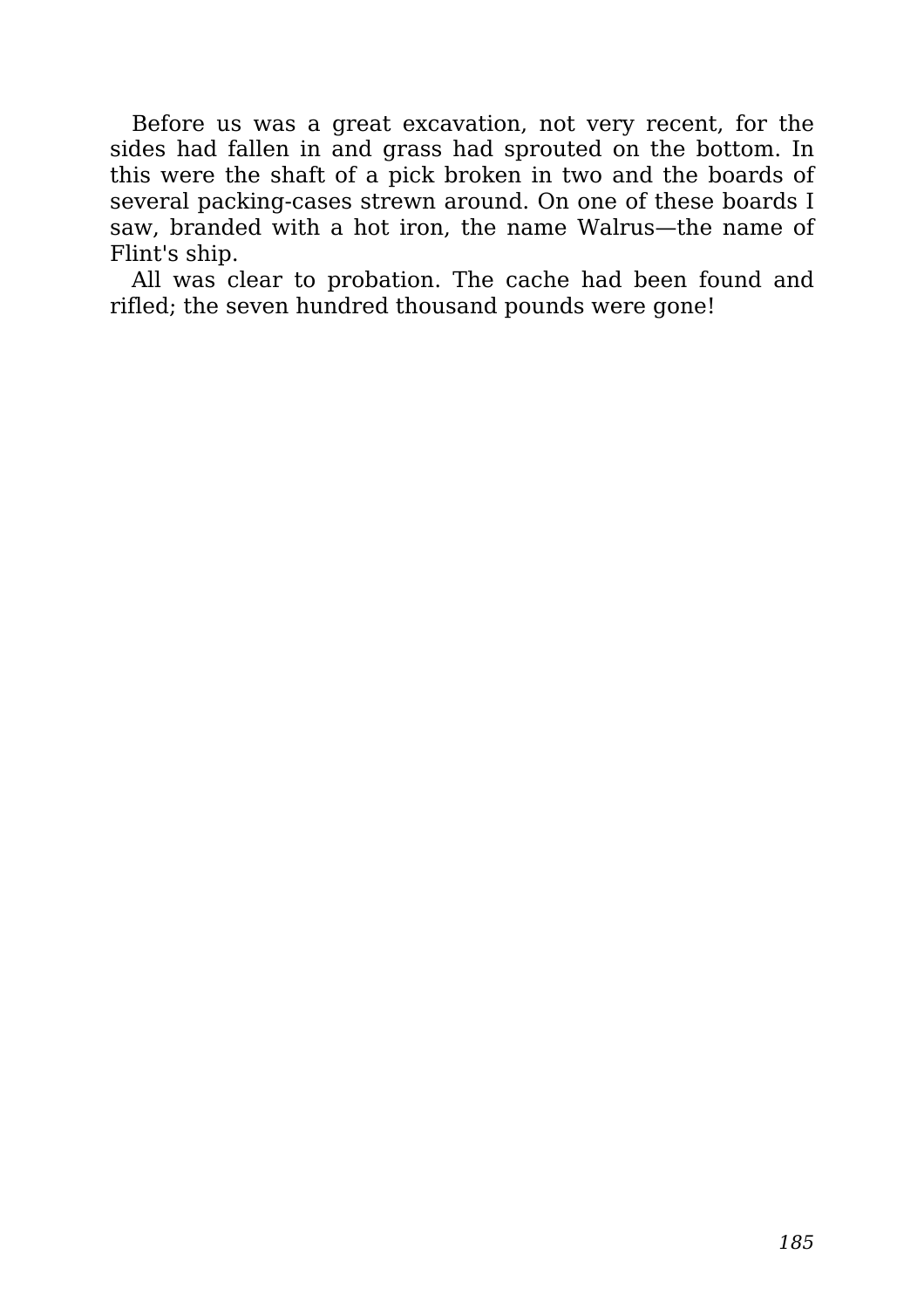Before us was a great excavation, not very recent, for the sides had fallen in and grass had sprouted on the bottom. In this were the shaft of a pick broken in two and the boards of several packing-cases strewn around. On one of these boards I saw, branded with a hot iron, the name Walrus—the name of Flint's ship.

All was clear to probation. The cache had been found and rifled; the seven hundred thousand pounds were gone!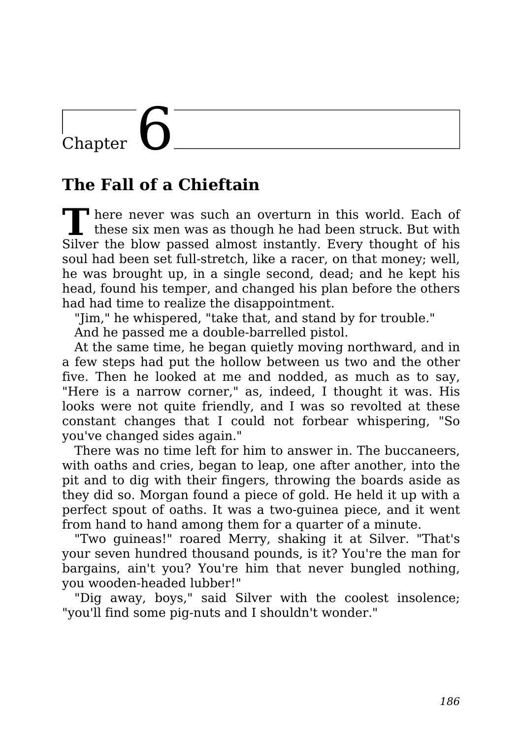# Chapter 6

## The Fall of a Chieftain

There never was such an overturn in this world. Each of these six men was as though he had been struck. But with Silver the blow passed almost instantly. Every thought of his soul had been set full-stretch, like a racer, on that money; well, he was brought up, in a single second, dead; and he kept his head, found his temper, and changed his plan before the others had had time to realize the disappointment.

"Jim," he whispered, "take that, and stand by for trouble."

And he passed me a double-barrelled pistol.

At the same time, he began quietly moving northward, and in a few steps had put the hollow between us two and the other five. Then he looked at me and nodded, as much as to say, "Here is a narrow corner," as, indeed, I thought it was. His looks were not quite friendly, and I was so revolted at these constant changes that I could not forbear whispering, "So you've changed sides again."

There was no time left for him to answer in. The buccaneers, with oaths and cries, began to leap, one after another, into the pit and to dig with their fingers, throwing the boards aside as they did so. Morgan found a piece of gold. He held it up with a perfect spout of oaths. It was a two-guinea piece, and it went from hand to hand among them for a quarter of a minute.

"Two guineas!" roared Merry, shaking it at Silver. "That's your seven hundred thousand pounds, is it? You're the man for bargains, ain't you? You're him that never bungled nothing, you wooden-headed lubber!"

"Dig away, boys," said Silver with the coolest insolence; "you'll find some pig-nuts and I shouldn't wonder."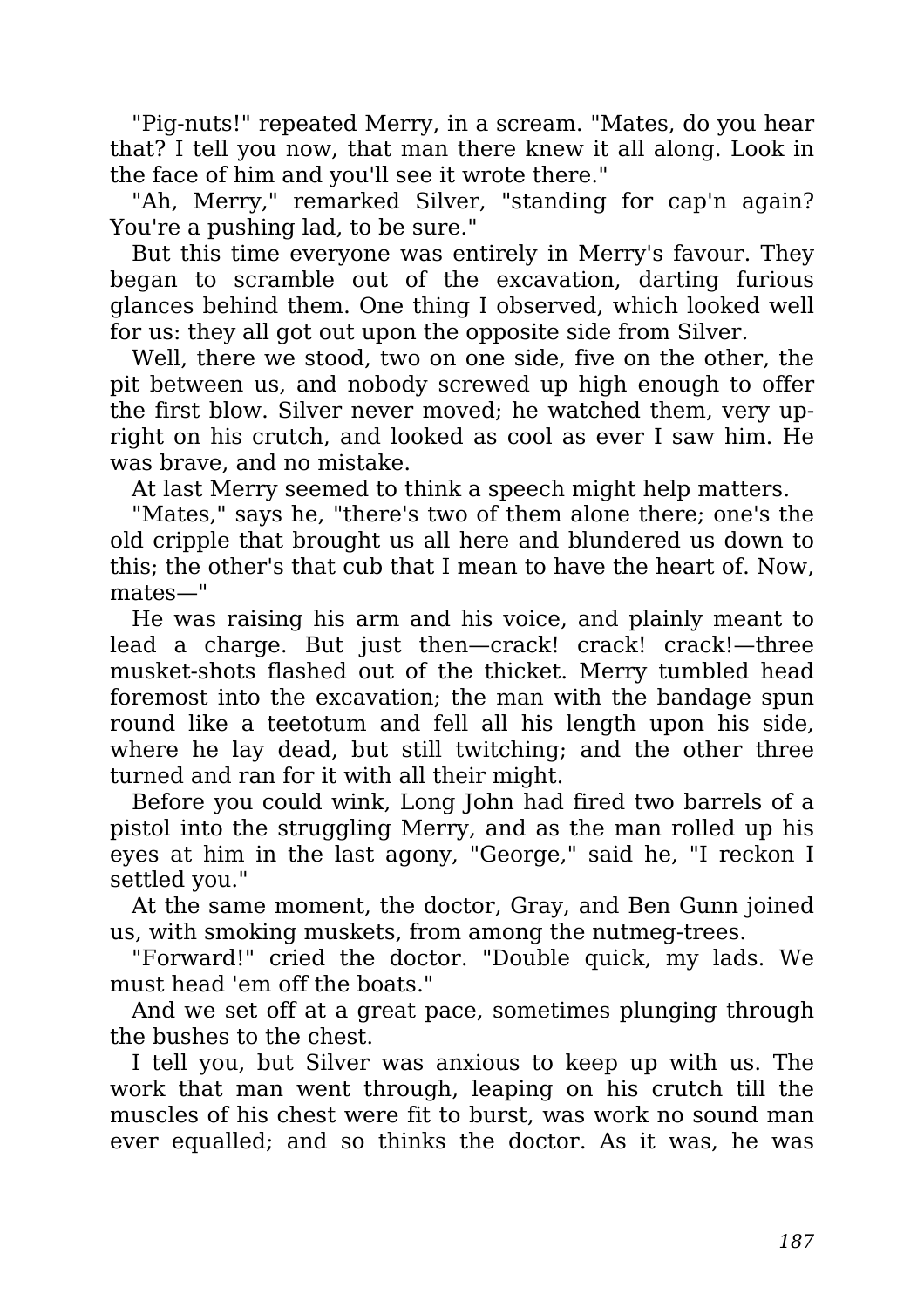"Pig-nuts!" repeated Merry, in a scream. "Mates, do you hear that? I tell you now, that man there knew it all along. Look in the face of him and you'll see it wrote there."

"Ah, Merry," remarked Silver, "standing for cap'n again? You're a pushing lad, to be sure."

But this time everyone was entirely in Merry's favour. They began to scramble out of the excavation, darting furious glances behind them. One thing I observed, which looked well for us: they all got out upon the opposite side from Silver.

Well, there we stood, two on one side, five on the other, the pit between us, and nobody screwed up high enough to offer the first blow. Silver never moved; he watched them, very upright on his crutch, and looked as cool as ever I saw him. He was brave, and no mistake.

At last Merry seemed to think a speech might help matters.

"Mates," says he, "there's two of them alone there; one's the old cripple that brought us all here and blundered us down to this; the other's that cub that I mean to have the heart of. Now, mates—"

He was raising his arm and his voice, and plainly meant to lead a charge. But just then—crack! crack! crack!—three musket-shots flashed out of the thicket. Merry tumbled head foremost into the excavation; the man with the bandage spun round like a teetotum and fell all his length upon his side, where he lay dead, but still twitching; and the other three turned and ran for it with all their might.

Before you could wink, Long John had fired two barrels of a pistol into the struggling Merry, and as the man rolled up his eyes at him in the last agony, "George," said he, "I reckon I settled you."

At the same moment, the doctor, Gray, and Ben Gunn joined us, with smoking muskets, from among the nutmeg-trees.

"Forward!" cried the doctor. "Double quick, my lads. We must head 'em off the boats."

And we set off at a great pace, sometimes plunging through the bushes to the chest.

I tell you, but Silver was anxious to keep up with us. The work that man went through, leaping on his crutch till the muscles of his chest were fit to burst, was work no sound man ever equalled; and so thinks the doctor. As it was, he was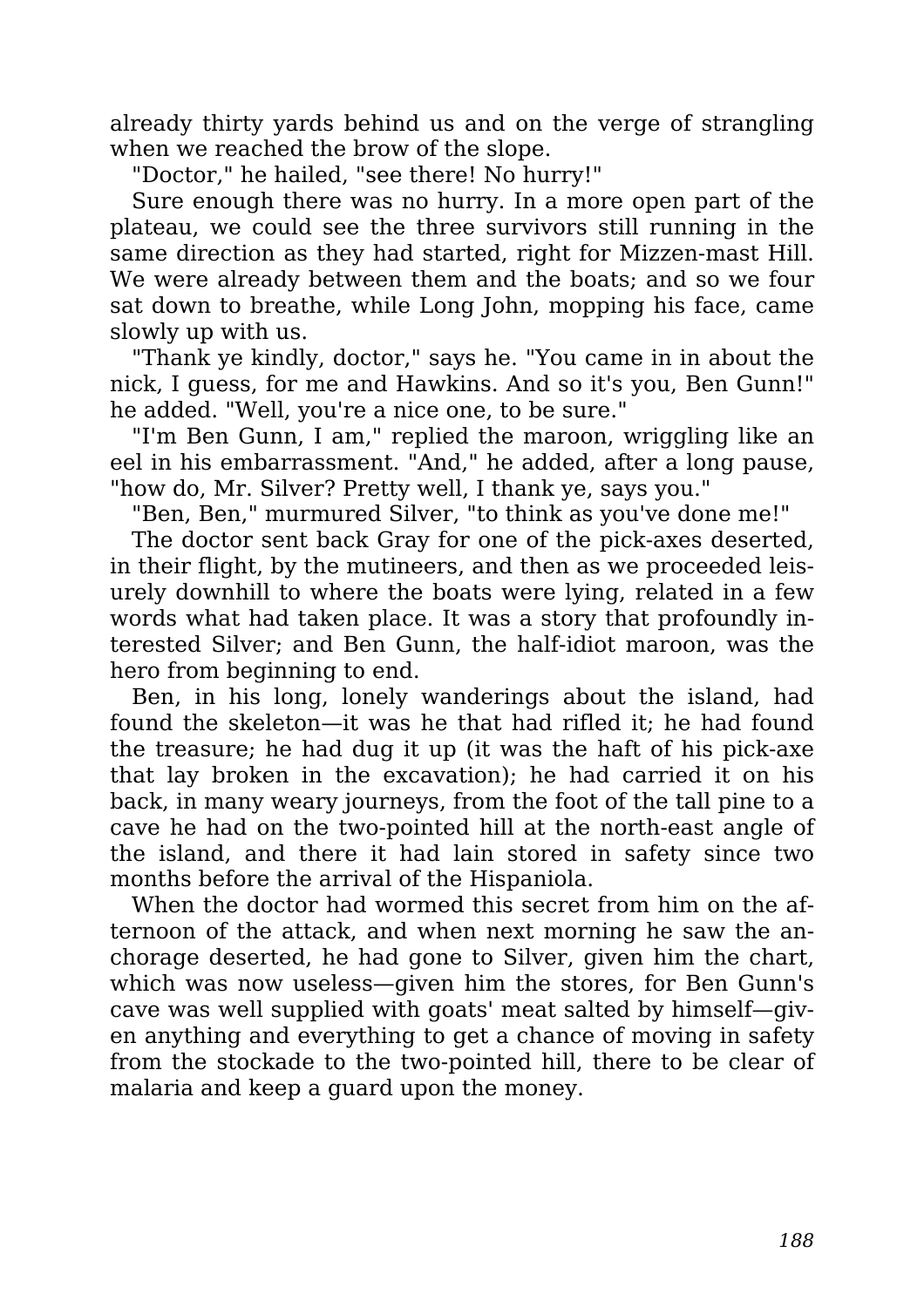already thirty yards behind us and on the verge of strangling when we reached the brow of the slope.

"Doctor," he hailed, "see there! No hurry!"

Sure enough there was no hurry. In a more open part of the plateau, we could see the three survivors still running in the same direction as they had started, right for Mizzen-mast Hill. We were already between them and the boats; and so we four sat down to breathe, while Long John, mopping his face, came slowly up with us.

"Thank ye kindly, doctor," says he. "You came in in about the nick, I guess, for me and Hawkins. And so it's you, Ben Gunn!" he added. "Well, you're a nice one, to be sure."

"I'm Ben Gunn, I am," replied the maroon, wriggling like an eel in his embarrassment. "And," he added, after a long pause, "how do, Mr. Silver? Pretty well, I thank ye, says you."

"Ben, Ben," murmured Silver, "to think as you've done me!"

The doctor sent back Gray for one of the pick-axes deserted, in their flight, by the mutineers, and then as we proceeded leisurely downhill to where the boats were lying, related in a few words what had taken place. It was a story that profoundly interested Silver; and Ben Gunn, the half-idiot maroon, was the hero from beginning to end.

Ben, in his long, lonely wanderings about the island, had found the skeleton—it was he that had rifled it; he had found the treasure; he had dug it up (it was the haft of his pick-axe that lay broken in the excavation); he had carried it on his back, in many weary journeys, from the foot of the tall pine to a cave he had on the two-pointed hill at the north-east angle of the island, and there it had lain stored in safety since two months before the arrival of the Hispaniola.

When the doctor had wormed this secret from him on the afternoon of the attack, and when next morning he saw the anchorage deserted, he had gone to Silver, given him the chart, which was now useless—given him the stores, for Ben Gunn's cave was well supplied with goats' meat salted by himself—given anything and everything to get a chance of moving in safety from the stockade to the two-pointed hill, there to be clear of malaria and keep a guard upon the money.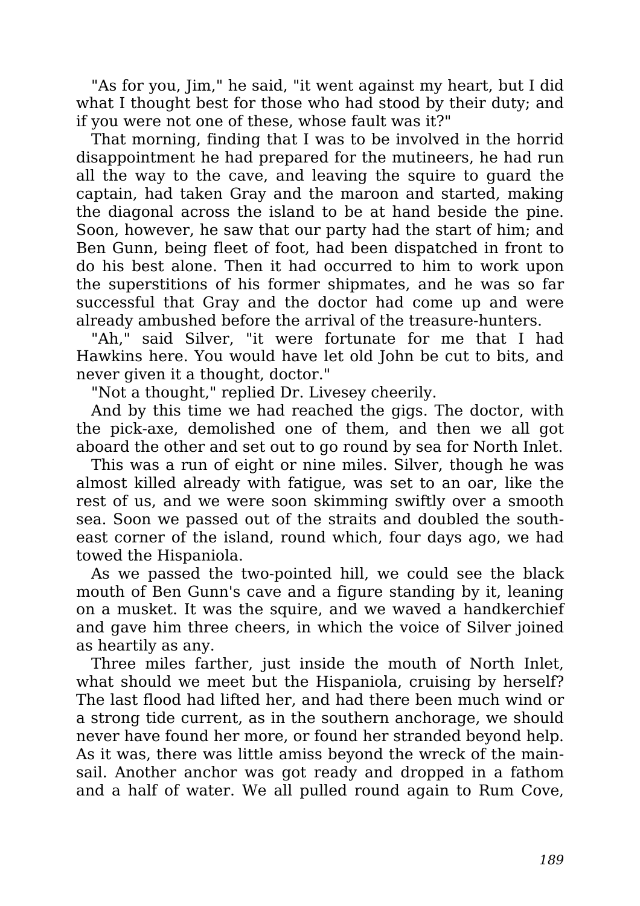"As for you, Jim," he said, "it went against my heart, but I did what I thought best for those who had stood by their duty; and if you were not one of these, whose fault was it?"

That morning, finding that I was to be involved in the horrid disappointment he had prepared for the mutineers, he had run all the way to the cave, and leaving the squire to guard the captain, had taken Gray and the maroon and started, making the diagonal across the island to be at hand beside the pine. Soon, however, he saw that our party had the start of him; and Ben Gunn, being fleet of foot, had been dispatched in front to do his best alone. Then it had occurred to him to work upon the superstitions of his former shipmates, and he was so far successful that Gray and the doctor had come up and were already ambushed before the arrival of the treasure-hunters.

"Ah," said Silver, "it were fortunate for me that I had Hawkins here. You would have let old John be cut to bits, and never given it a thought, doctor."

"Not a thought," replied Dr. Livesey cheerily.

And by this time we had reached the gigs. The doctor, with the pick-axe, demolished one of them, and then we all got aboard the other and set out to go round by sea for North Inlet.

This was a run of eight or nine miles. Silver, though he was almost killed already with fatigue, was set to an oar, like the rest of us, and we were soon skimming swiftly over a smooth sea. Soon we passed out of the straits and doubled the south-east corner of the island, round which, four days ago, we had towed the Hispaniola.

As we passed the two-pointed hill, we could see the black mouth of Ben Gunn's cave and a figure standing by it, leaning on a musket. It was the squire, and we waved a handkerchief and gave him three cheers, in which the voice of Silver joined as heartily as any.

Three miles farther, just inside the mouth of North Inlet, what should we meet but the Hispaniola, cruising by herself? The last flood had lifted her, and had there been much wind or a strong tide current, as in the southern anchorage, we should never have found her more, or found her stranded beyond help. As it was, there was little amiss beyond the wreck of the main-sail. Another anchor was got ready and dropped in a fathom and a half of water. We all pulled round again to Rum Cove,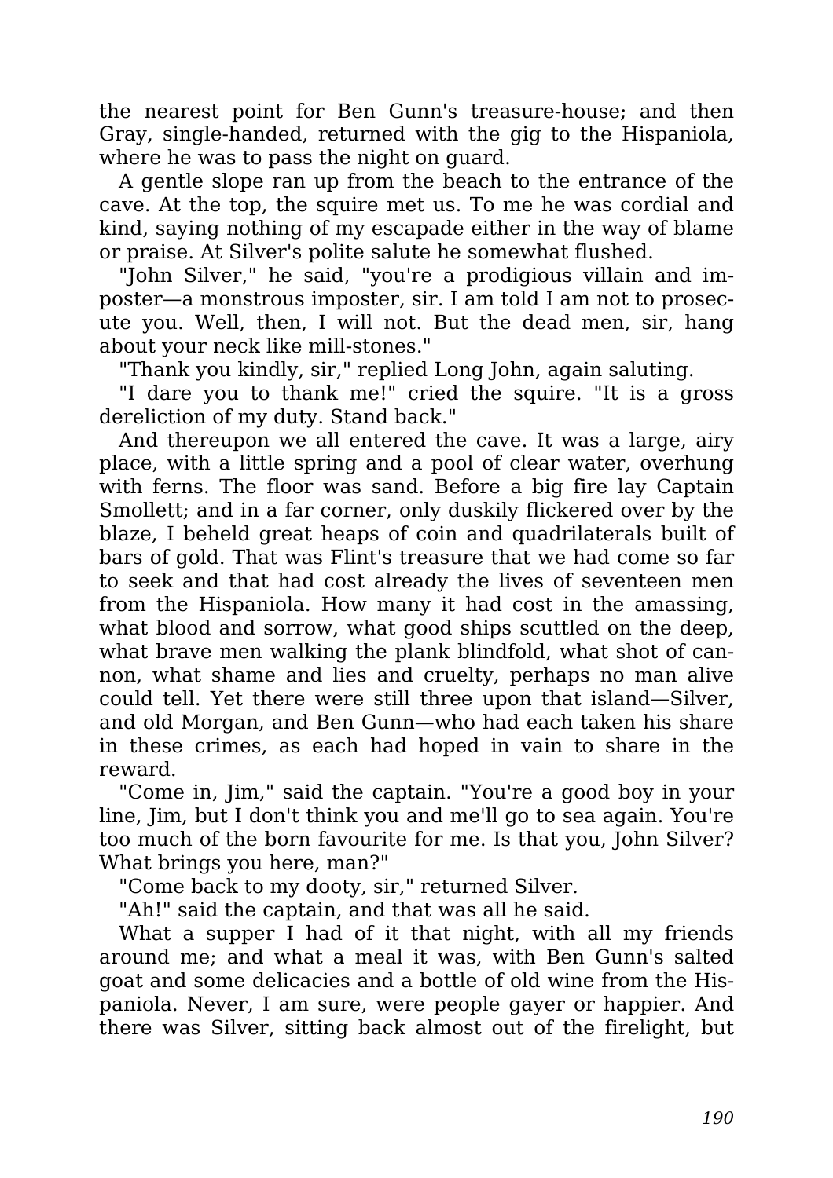the nearest point for Ben Gunn's treasure-house; and then Gray, single-handed, returned with the gig to the Hispaniola, where he was to pass the night on guard.

A gentle slope ran up from the beach to the entrance of the cave. At the top, the squire met us. To me he was cordial and kind, saying nothing of my escapade either in the way of blame or praise. At Silver's polite salute he somewhat flushed.

"John Silver," he said, "you're a prodigious villain and imposter—a monstrous imposter, sir. I am told I am not to prosecute you. Well, then, I will not. But the dead men, sir, hang about your neck like mill-stones."

"Thank you kindly, sir," replied Long John, again saluting.

"I dare you to thank me!" cried the squire. "It is a gross dereliction of my duty. Stand back."

And thereupon we all entered the cave. It was a large, airy place, with a little spring and a pool of clear water, overhung with ferns. The floor was sand. Before a big fire lay Captain Smollett; and in a far corner, only duskily flickered over by the blaze, I beheld great heaps of coin and quadrilaterals built of bars of gold. That was Flint's treasure that we had come so far to seek and that had cost already the lives of seventeen men from the Hispaniola. How many it had cost in the amassing, what blood and sorrow, what good ships scuttled on the deep, what brave men walking the plank blindfold, what shot of cannon, what shame and lies and cruelty, perhaps no man alive could tell. Yet there were still three upon that island—Silver, and old Morgan, and Ben Gunn—who had each taken his share in these crimes, as each had hoped in vain to share in the reward.

"Come in, Jim," said the captain. "You're a good boy in your line, Jim, but I don't think you and me'll go to sea again. You're too much of the born favourite for me. Is that you, John Silver? What brings you here, man?"

"Come back to my dooty, sir," returned Silver.

"Ah!" said the captain, and that was all he said.

What a supper I had of it that night, with all my friends around me; and what a meal it was, with Ben Gunn's salted goat and some delicacies and a bottle of old wine from the Hispaniola. Never, I am sure, were people gayer or happier. And there was Silver, sitting back almost out of the firelight, but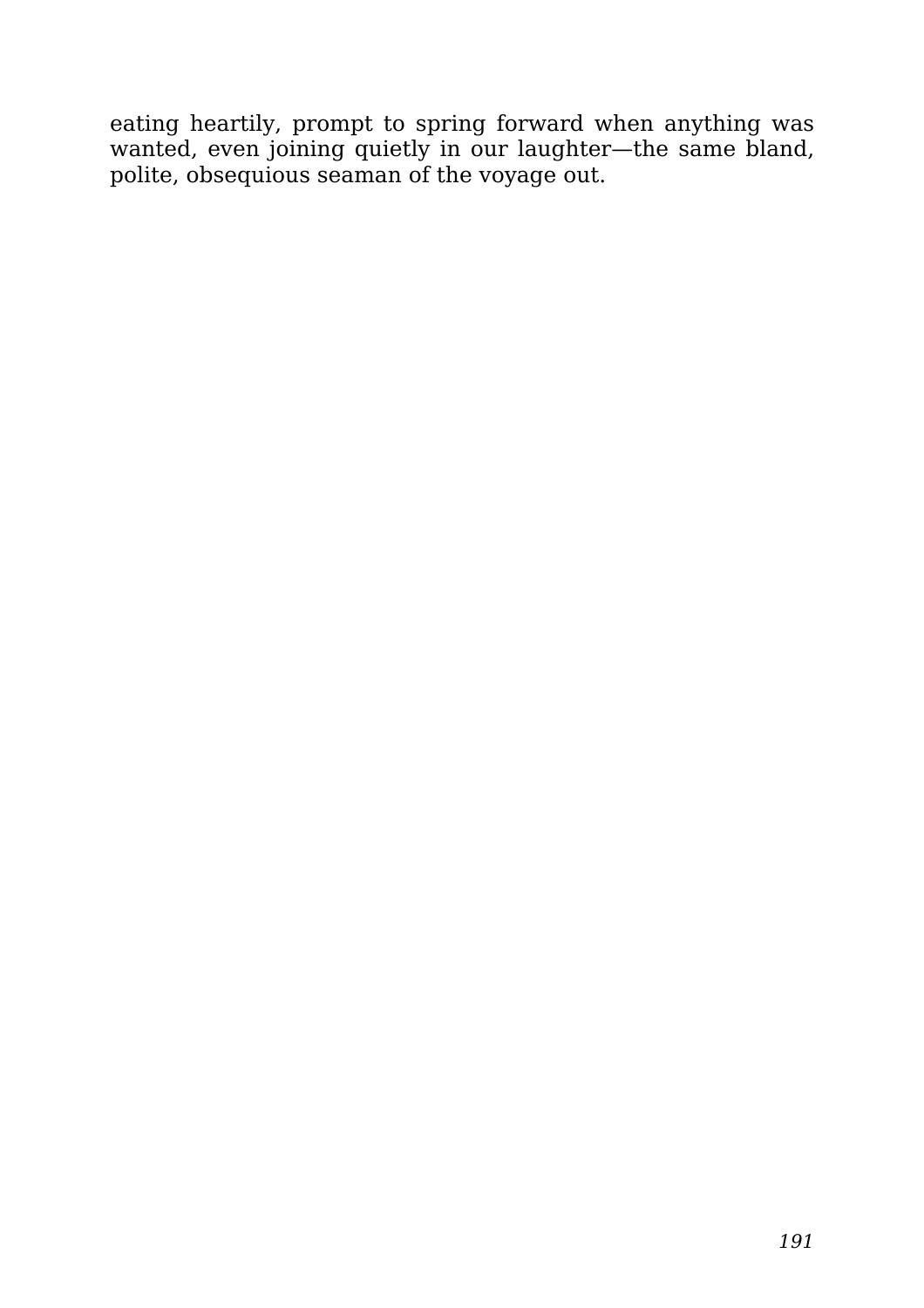eating heartily, prompt to spring forward when anything was wanted, even joining quietly in our laughter—the same bland, polite, obsequious seaman of the voyage out.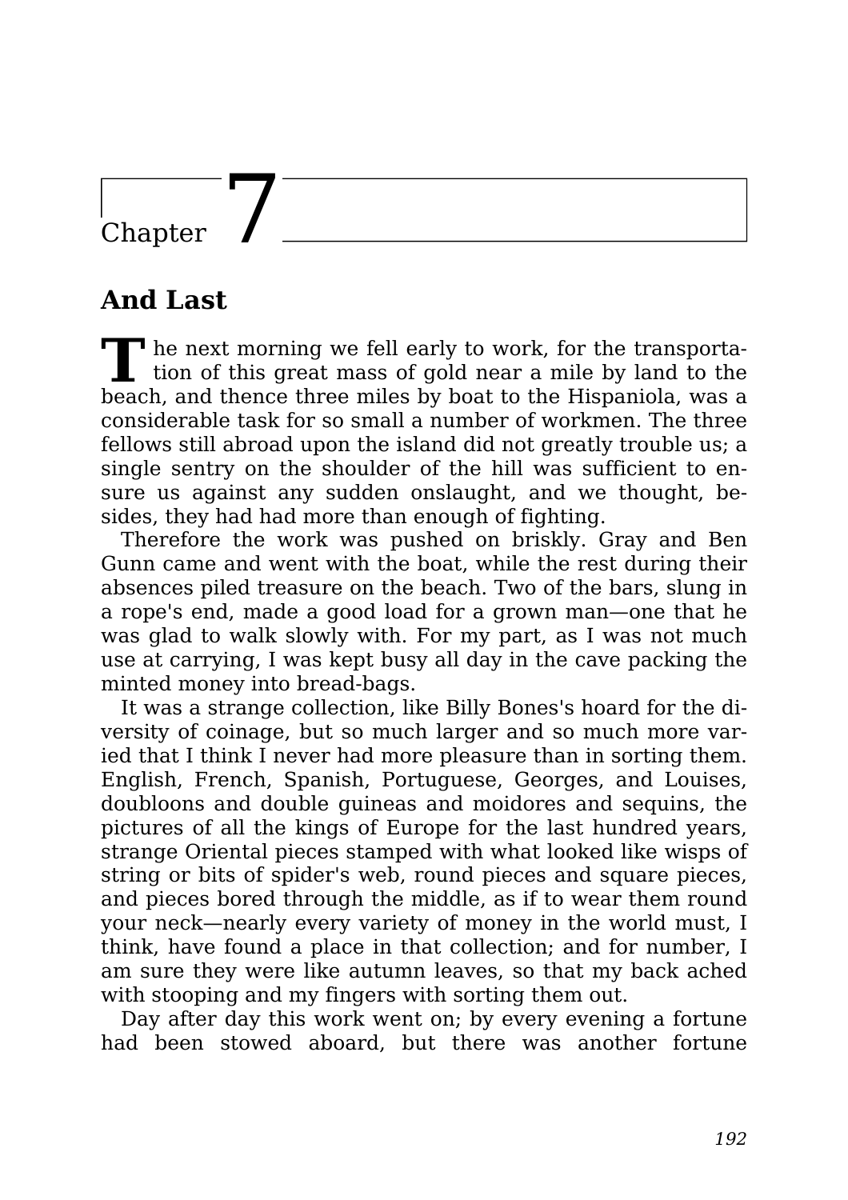# Chapter 7

## And Last

The next morning we fell early to work, for the transportation of this great mass of gold near a mile by land to the beach, and thence three miles by boat to the Hispaniola, was a considerable task for so small a number of workmen. The three fellows still abroad upon the island did not greatly trouble us; a single sentry on the shoulder of the hill was sufficient to ensure us against any sudden onslaught, and we thought, besides, they had had more than enough of fighting.

Therefore the work was pushed on briskly. Gray and Ben Gunn came and went with the boat, while the rest during their absences piled treasure on the beach. Two of the bars, slung in a rope's end, made a good load for a grown man—one that he was glad to walk slowly with. For my part, as I was not much use at carrying, I was kept busy all day in the cave packing the minted money into bread-bags.

It was a strange collection, like Billy Bones's hoard for the diversity of coinage, but so much larger and so much more varied that I think I never had more pleasure than in sorting them. English, French, Spanish, Portuguese, Georges, and Louises, doubloons and double guineas and moidores and sequins, the pictures of all the kings of Europe for the last hundred years, strange Oriental pieces stamped with what looked like wisps of string or bits of spider's web, round pieces and square pieces, and pieces bored through the middle, as if to wear them round your neck—nearly every variety of money in the world must, I think, have found a place in that collection; and for number, I am sure they were like autumn leaves, so that my back ached with stooping and my fingers with sorting them out.

Day after day this work went on; by every evening a fortune had been stowed aboard, but there was another fortune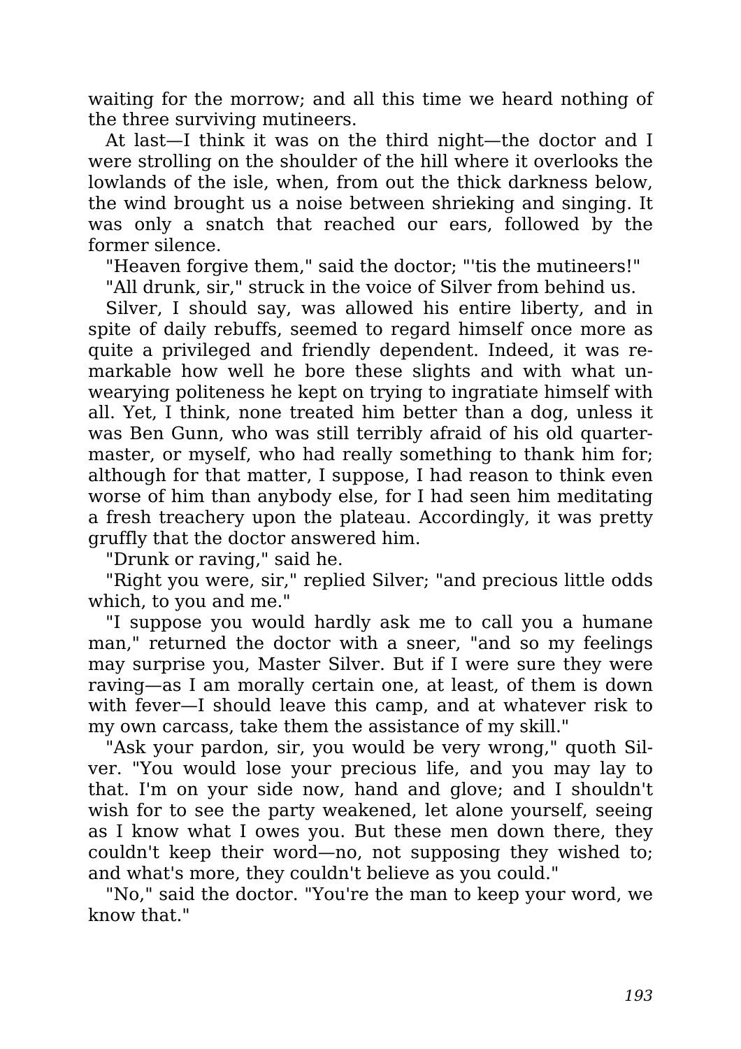waiting for the morrow; and all this time we heard nothing of the three surviving mutineers.

At last—I think it was on the third night—the doctor and I were strolling on the shoulder of the hill where it overlooks the lowlands of the isle, when, from out the thick darkness below, the wind brought us a noise between shrieking and singing. It was only a snatch that reached our ears, followed by the former silence.

"Heaven forgive them," said the doctor; "'tis the mutineers!"

"All drunk, sir," struck in the voice of Silver from behind us.

Silver, I should say, was allowed his entire liberty, and in spite of daily rebuffs, seemed to regard himself once more as quite a privileged and friendly dependent. Indeed, it was remarkable how well he bore these slights and with what unwearying politeness he kept on trying to ingratiate himself with all. Yet, I think, none treated him better than a dog, unless it was Ben Gunn, who was still terribly afraid of his old quartermaster, or myself, who had really something to thank him for; although for that matter, I suppose, I had reason to think even worse of him than anybody else, for I had seen him meditating a fresh treachery upon the plateau. Accordingly, it was pretty gruffly that the doctor answered him.

"Drunk or raving," said he.

"Right you were, sir," replied Silver; "and precious little odds which, to you and me."

"I suppose you would hardly ask me to call you a humane man," returned the doctor with a sneer, "and so my feelings may surprise you, Master Silver. But if I were sure they were raving—as I am morally certain one, at least, of them is down with fever—I should leave this camp, and at whatever risk to my own carcass, take them the assistance of my skill."

"Ask your pardon, sir, you would be very wrong," quoth Silver. "You would lose your precious life, and you may lay to that. I'm on your side now, hand and glove; and I shouldn't wish for to see the party weakened, let alone yourself, seeing as I know what I owes you. But these men down there, they couldn't keep their word—no, not supposing they wished to; and what's more, they couldn't believe as you could."

"No," said the doctor. "You're the man to keep your word, we know that."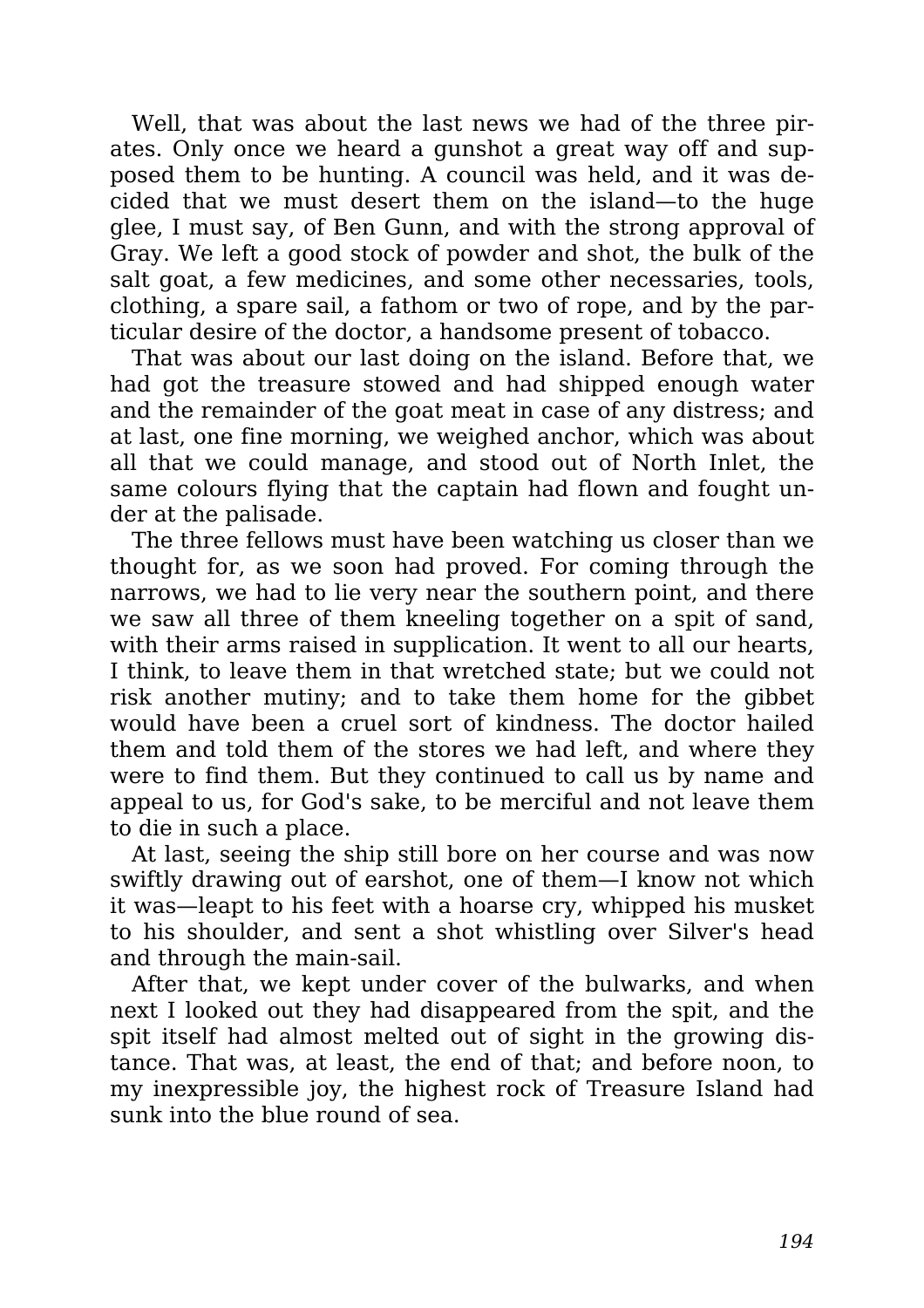Well, that was about the last news we had of the three pirates. Only once we heard a gunshot a great way off and supposed them to be hunting. A council was held, and it was decided that we must desert them on the island—to the huge glee, I must say, of Ben Gunn, and with the strong approval of Gray. We left a good stock of powder and shot, the bulk of the salt goat, a few medicines, and some other necessaries, tools, clothing, a spare sail, a fathom or two of rope, and by the particular desire of the doctor, a handsome present of tobacco.

That was about our last doing on the island. Before that, we had got the treasure stowed and had shipped enough water and the remainder of the goat meat in case of any distress; and at last, one fine morning, we weighed anchor, which was about all that we could manage, and stood out of North Inlet, the same colours flying that the captain had flown and fought under at the palisade.

The three fellows must have been watching us closer than we thought for, as we soon had proved. For coming through the narrows, we had to lie very near the southern point, and there we saw all three of them kneeling together on a spit of sand, with their arms raised in supplication. It went to all our hearts, I think, to leave them in that wretched state; but we could not risk another mutiny; and to take them home for the gibbet would have been a cruel sort of kindness. The doctor hailed them and told them of the stores we had left, and where they were to find them. But they continued to call us by name and appeal to us, for God's sake, to be merciful and not leave them to die in such a place.

At last, seeing the ship still bore on her course and was now swiftly drawing out of earshot, one of them—I know not which it was—leapt to his feet with a hoarse cry, whipped his musket to his shoulder, and sent a shot whistling over Silver's head and through the main-sail.

After that, we kept under cover of the bulwarks, and when next I looked out they had disappeared from the spit, and the spit itself had almost melted out of sight in the growing distance. That was, at least, the end of that; and before noon, to my inexpressible joy, the highest rock of Treasure Island had sunk into the blue round of sea.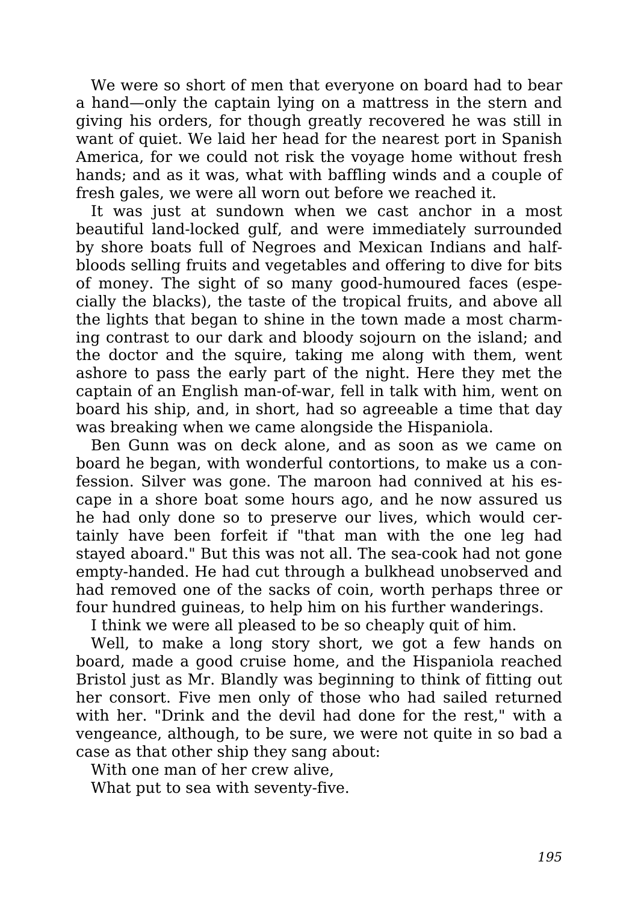We were so short of men that everyone on board had to bear a hand—only the captain lying on a mattress in the stern and giving his orders, for though greatly recovered he was still in want of quiet. We laid her head for the nearest port in Spanish America, for we could not risk the voyage home without fresh hands; and as it was, what with baffling winds and a couple of fresh gales, we were all worn out before we reached it.

It was just at sundown when we cast anchor in a most beautiful land-locked gulf, and were immediately surrounded by shore boats full of Negroes and Mexican Indians and half-bloods selling fruits and vegetables and offering to dive for bits of money. The sight of so many good-humoured faces (especially the blacks), the taste of the tropical fruits, and above all the lights that began to shine in the town made a most charming contrast to our dark and bloody sojourn on the island; and the doctor and the squire, taking me along with them, went ashore to pass the early part of the night. Here they met the captain of an English man-of-war, fell in talk with him, went on board his ship, and, in short, had so agreeable a time that day was breaking when we came alongside the Hispaniola.

Ben Gunn was on deck alone, and as soon as we came on board he began, with wonderful contortions, to make us a confession. Silver was gone. The maroon had connived at his escape in a shore boat some hours ago, and he now assured us he had only done so to preserve our lives, which would certainly have been forfeit if "that man with the one leg had stayed aboard." But this was not all. The sea-cook had not gone empty-handed. He had cut through a bulkhead unobserved and had removed one of the sacks of coin, worth perhaps three or four hundred guineas, to help him on his further wanderings.

I think we were all pleased to be so cheaply quit of him.

Well, to make a long story short, we got a few hands on board, made a good cruise home, and the Hispaniola reached Bristol just as Mr. Blandly was beginning to think of fitting out her consort. Five men only of those who had sailed returned with her. "Drink and the devil had done for the rest," with a vengeance, although, to be sure, we were not quite in so bad a case as that other ship they sang about:

With one man of her crew alive,  
What put to sea with seventy-five.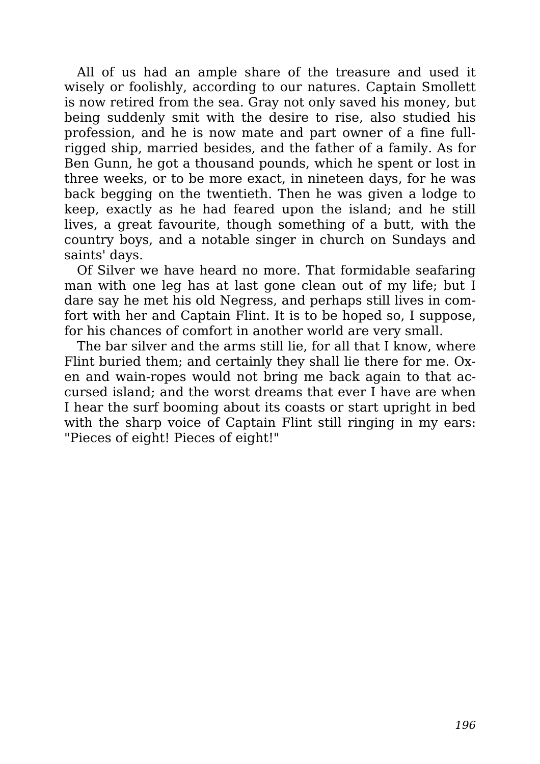All of us had an ample share of the treasure and used it wisely or foolishly, according to our natures. Captain Smollett is now retired from the sea. Gray not only saved his money, but being suddenly smit with the desire to rise, also studied his profession, and he is now mate and part owner of a fine full-rigged ship, married besides, and the father of a family. As for Ben Gunn, he got a thousand pounds, which he spent or lost in three weeks, or to be more exact, in nineteen days, for he was back begging on the twentieth. Then he was given a lodge to keep, exactly as he had feared upon the island; and he still lives, a great favourite, though something of a butt, with the country boys, and a notable singer in church on Sundays and saints' days.

Of Silver we have heard no more. That formidable seafaring man with one leg has at last gone clean out of my life; but I dare say he met his old Negress, and perhaps still lives in comfort with her and Captain Flint. It is to be hoped so, I suppose, for his chances of comfort in another world are very small.

The bar silver and the arms still lie, for all that I know, where Flint buried them; and certainly they shall lie there for me. Oxen and wain-ropes would not bring me back again to that accursed island; and the worst dreams that ever I have are when I hear the surf booming about its coasts or start upright in bed with the sharp voice of Captain Flint still ringing in my ears: "Pieces of eight! Pieces of eight!"